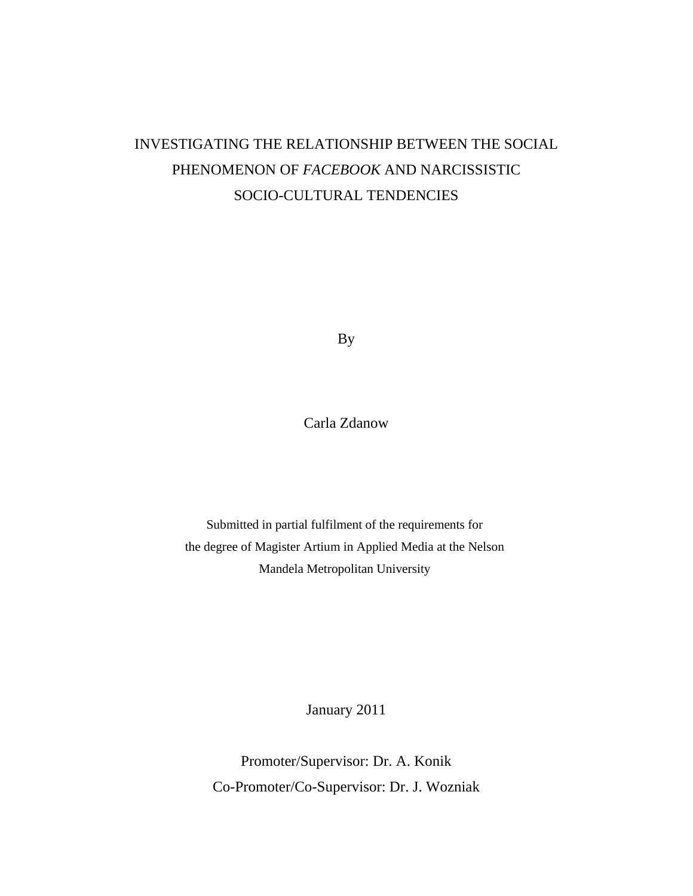# INVESTIGATING THE RELATIONSHIP BETWEEN THE SOCIAL PHENOMENON OF *FACEBOOK* AND NARCISSISTIC SOCIO-CULTURAL TENDENCIES

By

Carla Zdanow

Submitted in partial fulfilment of the requirements for the degree of Magister Artium in Applied Media at the Nelson Mandela Metropolitan University

January 2011

Promoter/Supervisor: Dr. A. Konik

Co-Promoter/Co-Supervisor: Dr. J. Wozniak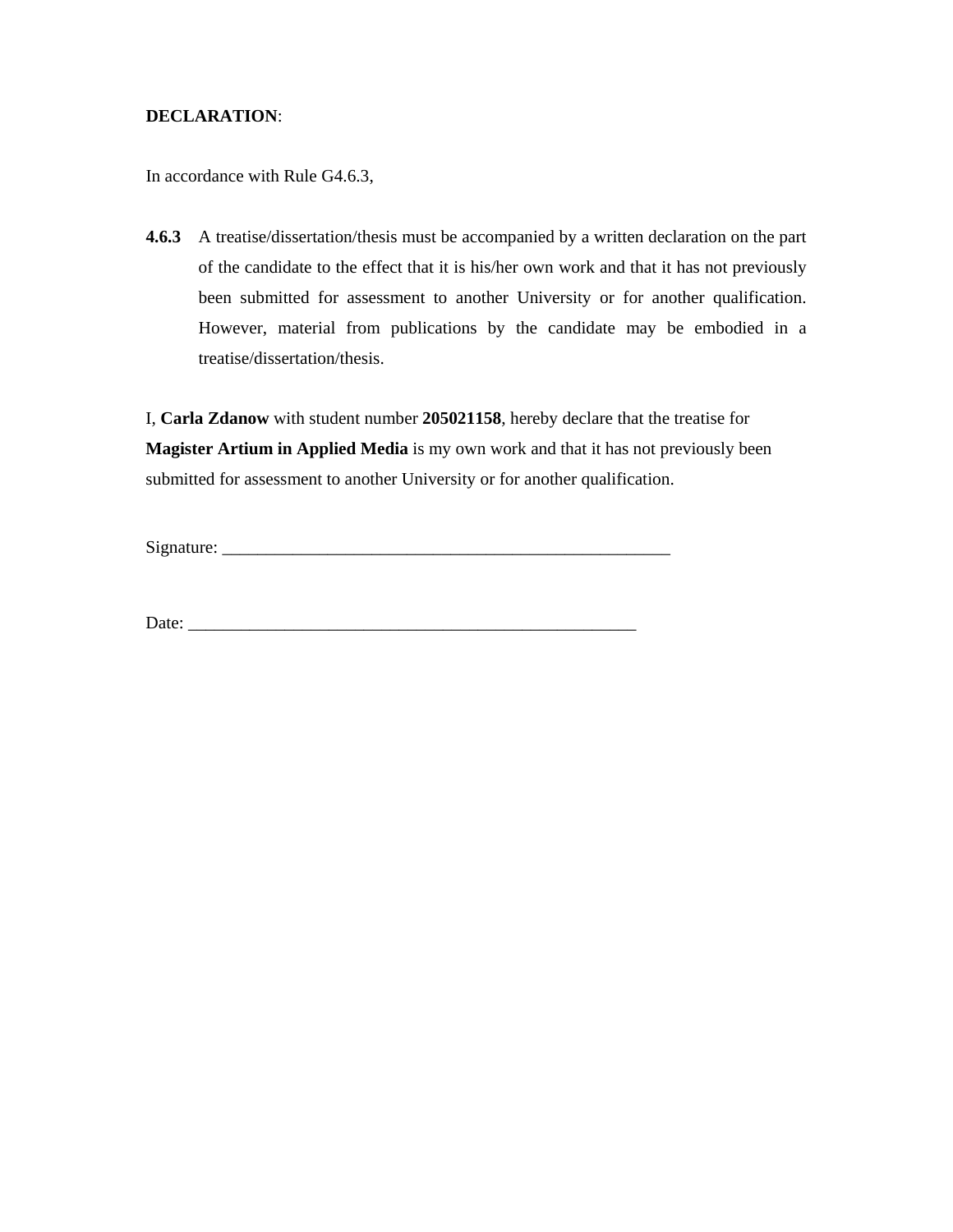**DECLARATION**:

In accordance with Rule G4.6.3,

**4.6.3** A treatise/dissertation/thesis must be accompanied by a written declaration on the part of the candidate to the effect that it is his/her own work and that it has not previously been submitted for assessment to another University or for another qualification. However, material from publications by the candidate may be embodied in a treatise/dissertation/thesis.

I, **Carla Zdanow** with student number **205021158**, hereby declare that the treatise for **Magister Artium in Applied Media** is my own work and that it has not previously been submitted for assessment to another University or for another qualification.

Signature: ____________________________________________________

Date: ____________________________________________________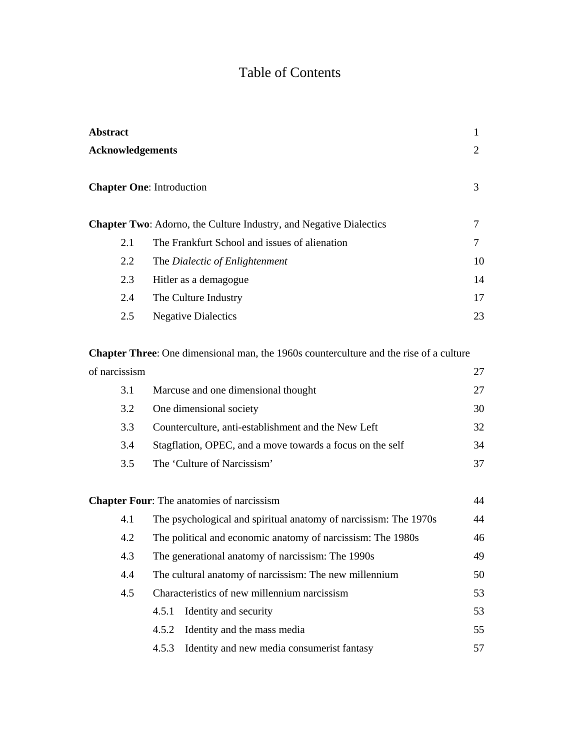# Table of Contents

| | |
|---|---|
| **Abstract** | 1 |
| **Acknowledgements** | 2 |
| | |
| **Chapter One**: Introduction | 3 |
| | |
| **Chapter Two**: Adorno, the Culture Industry, and Negative Dialectics | 7 |
| 2.1 The Frankfurt School and issues of alienation | 7 |
| 2.2 The *Dialectic of Enlightenment* | 10 |
| 2.3 Hitler as a demagogue | 14 |
| 2.4 The Culture Industry | 17 |
| 2.5 Negative Dialectics | 23 |
| | |
| **Chapter Three**: One dimensional man, the 1960s counterculture and the rise of a culture of narcissism | 27 |
| 3.1 Marcuse and one dimensional thought | 27 |
| 3.2 One dimensional society | 30 |
| 3.3 Counterculture, anti-establishment and the New Left | 32 |
| 3.4 Stagflation, OPEC, and a move towards a focus on the self | 34 |
| 3.5 The 'Culture of Narcissism' | 37 |
| | |
| **Chapter Four**: The anatomies of narcissism | 44 |
| 4.1 The psychological and spiritual anatomy of narcissism: The 1970s | 44 |
| 4.2 The political and economic anatomy of narcissism: The 1980s | 46 |
| 4.3 The generational anatomy of narcissism: The 1990s | 49 |
| 4.4 The cultural anatomy of narcissism: The new millennium | 50 |
| 4.5 Characteristics of new millennium narcissism | 53 |
| 4.5.1 Identity and security | 53 |
| 4.5.2 Identity and the mass media | 55 |
| 4.5.3 Identity and new media consumerist fantasy | 57 |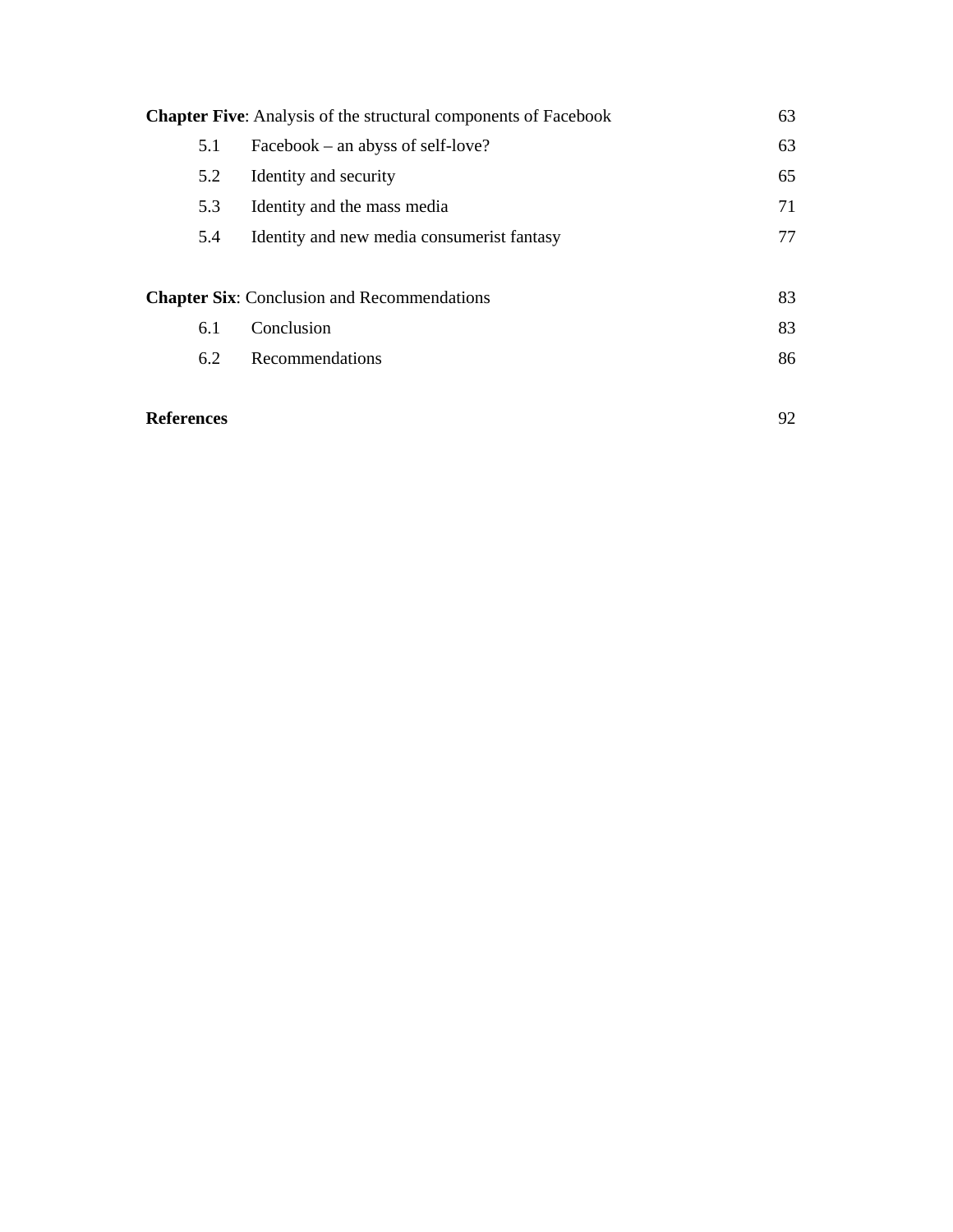| | | |
|---|---|---|
| **Chapter Five**: Analysis of the structural components of Facebook | | 63 |
| 5.1 | Facebook – an abyss of self-love? | 63 |
| 5.2 | Identity and security | 65 |
| 5.3 | Identity and the mass media | 71 |
| 5.4 | Identity and new media consumerist fantasy | 77 |
| **Chapter Six**: Conclusion and Recommendations | | 83 |
| 6.1 | Conclusion | 83 |
| 6.2 | Recommendations | 86 |
| **References** | | 92 |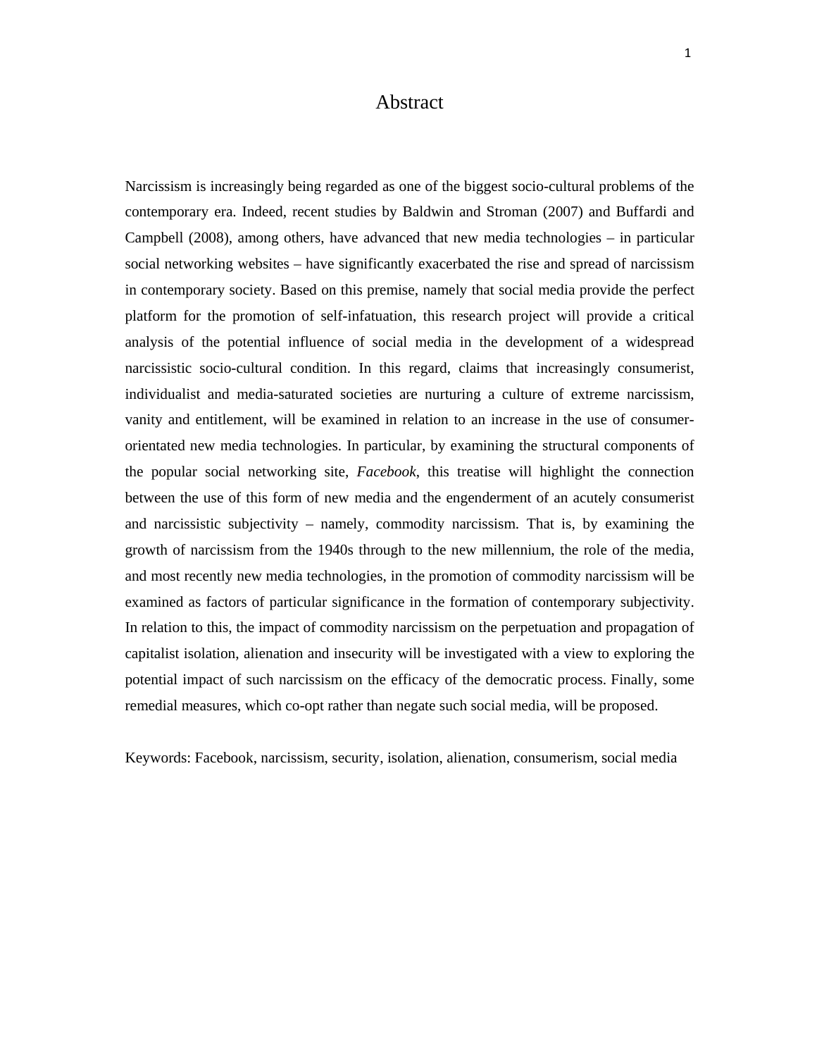# Abstract

Narcissism is increasingly being regarded as one of the biggest socio-cultural problems of the contemporary era. Indeed, recent studies by Baldwin and Stroman (2007) and Buffardi and Campbell (2008), among others, have advanced that new media technologies – in particular social networking websites – have significantly exacerbated the rise and spread of narcissism in contemporary society. Based on this premise, namely that social media provide the perfect platform for the promotion of self-infatuation, this research project will provide a critical analysis of the potential influence of social media in the development of a widespread narcissistic socio-cultural condition. In this regard, claims that increasingly consumerist, individualist and media-saturated societies are nurturing a culture of extreme narcissism, vanity and entitlement, will be examined in relation to an increase in the use of consumer-orientated new media technologies. In particular, by examining the structural components of the popular social networking site, *Facebook*, this treatise will highlight the connection between the use of this form of new media and the engenderment of an acutely consumerist and narcissistic subjectivity – namely, commodity narcissism. That is, by examining the growth of narcissism from the 1940s through to the new millennium, the role of the media, and most recently new media technologies, in the promotion of commodity narcissism will be examined as factors of particular significance in the formation of contemporary subjectivity. In relation to this, the impact of commodity narcissism on the perpetuation and propagation of capitalist isolation, alienation and insecurity will be investigated with a view to exploring the potential impact of such narcissism on the efficacy of the democratic process. Finally, some remedial measures, which co-opt rather than negate such social media, will be proposed.

Keywords: Facebook, narcissism, security, isolation, alienation, consumerism, social media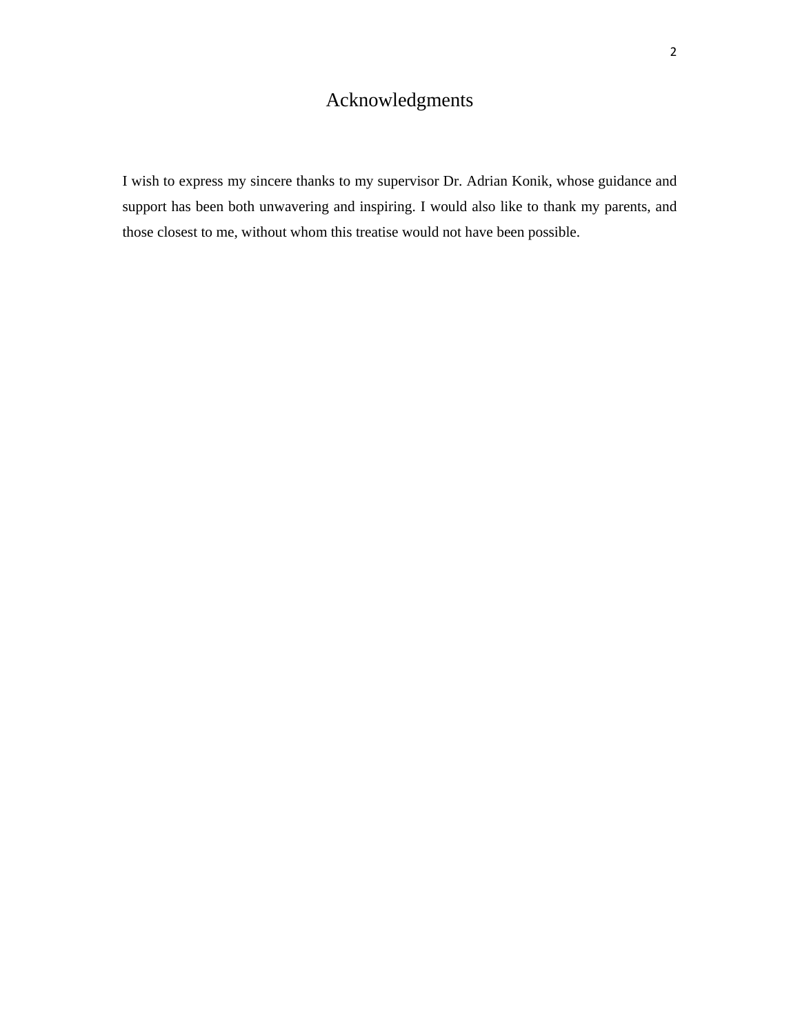# Acknowledgments

I wish to express my sincere thanks to my supervisor Dr. Adrian Konik, whose guidance and support has been both unwavering and inspiring. I would also like to thank my parents, and those closest to me, without whom this treatise would not have been possible.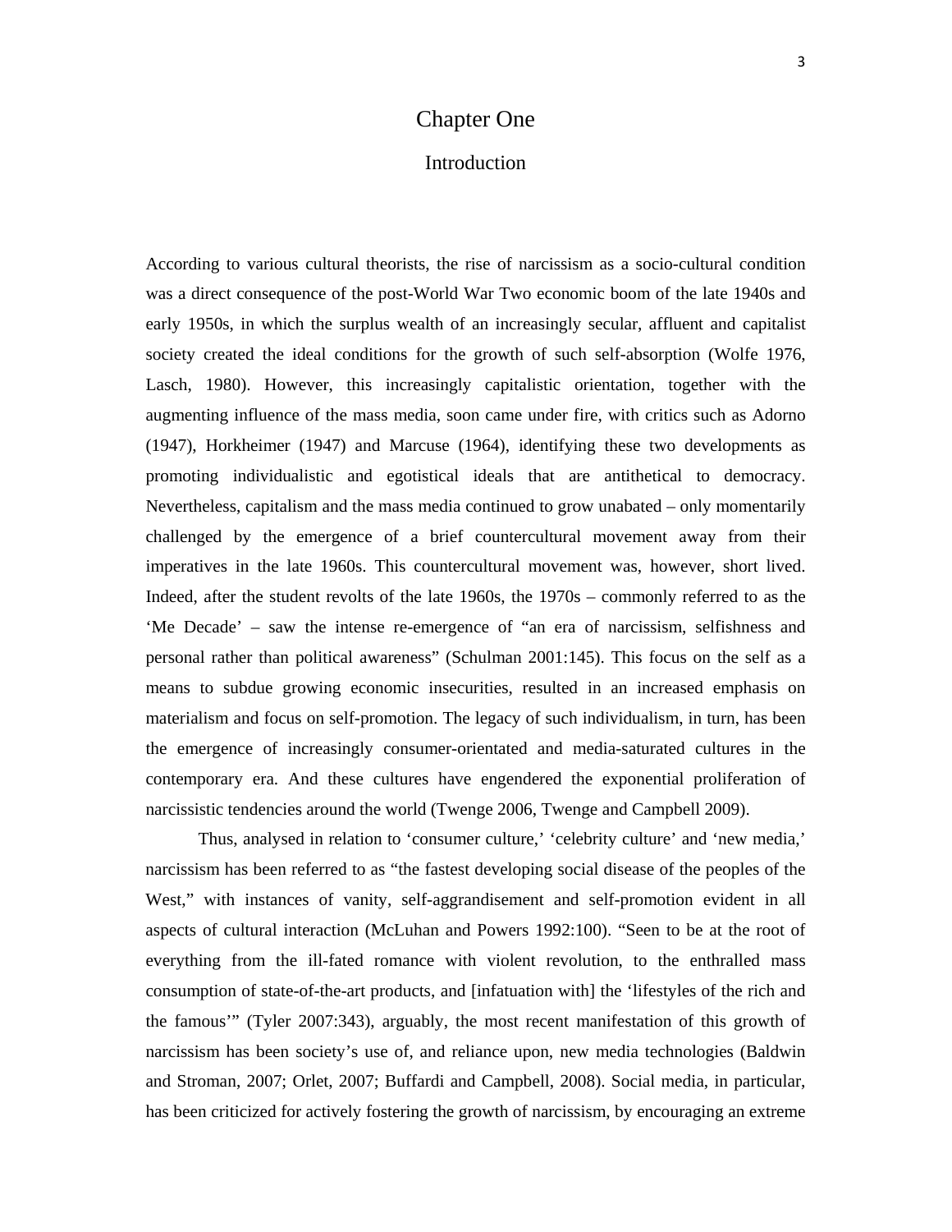# Chapter One

## Introduction

According to various cultural theorists, the rise of narcissism as a socio-cultural condition was a direct consequence of the post-World War Two economic boom of the late 1940s and early 1950s, in which the surplus wealth of an increasingly secular, affluent and capitalist society created the ideal conditions for the growth of such self-absorption (Wolfe 1976, Lasch, 1980). However, this increasingly capitalistic orientation, together with the augmenting influence of the mass media, soon came under fire, with critics such as Adorno (1947), Horkheimer (1947) and Marcuse (1964), identifying these two developments as promoting individualistic and egotistical ideals that are antithetical to democracy. Nevertheless, capitalism and the mass media continued to grow unabated – only momentarily challenged by the emergence of a brief countercultural movement away from their imperatives in the late 1960s. This countercultural movement was, however, short lived. Indeed, after the student revolts of the late 1960s, the 1970s – commonly referred to as the 'Me Decade' – saw the intense re-emergence of "an era of narcissism, selfishness and personal rather than political awareness" (Schulman 2001:145). This focus on the self as a means to subdue growing economic insecurities, resulted in an increased emphasis on materialism and focus on self-promotion. The legacy of such individualism, in turn, has been the emergence of increasingly consumer-orientated and media-saturated cultures in the contemporary era. And these cultures have engendered the exponential proliferation of narcissistic tendencies around the world (Twenge 2006, Twenge and Campbell 2009).

Thus, analysed in relation to 'consumer culture,' 'celebrity culture' and 'new media,' narcissism has been referred to as "the fastest developing social disease of the peoples of the West," with instances of vanity, self-aggrandisement and self-promotion evident in all aspects of cultural interaction (McLuhan and Powers 1992:100). "Seen to be at the root of everything from the ill-fated romance with violent revolution, to the enthralled mass consumption of state-of-the-art products, and [infatuation with] the 'lifestyles of the rich and the famous'" (Tyler 2007:343), arguably, the most recent manifestation of this growth of narcissism has been society's use of, and reliance upon, new media technologies (Baldwin and Stroman, 2007; Orlet, 2007; Buffardi and Campbell, 2008). Social media, in particular, has been criticized for actively fostering the growth of narcissism, by encouraging an extreme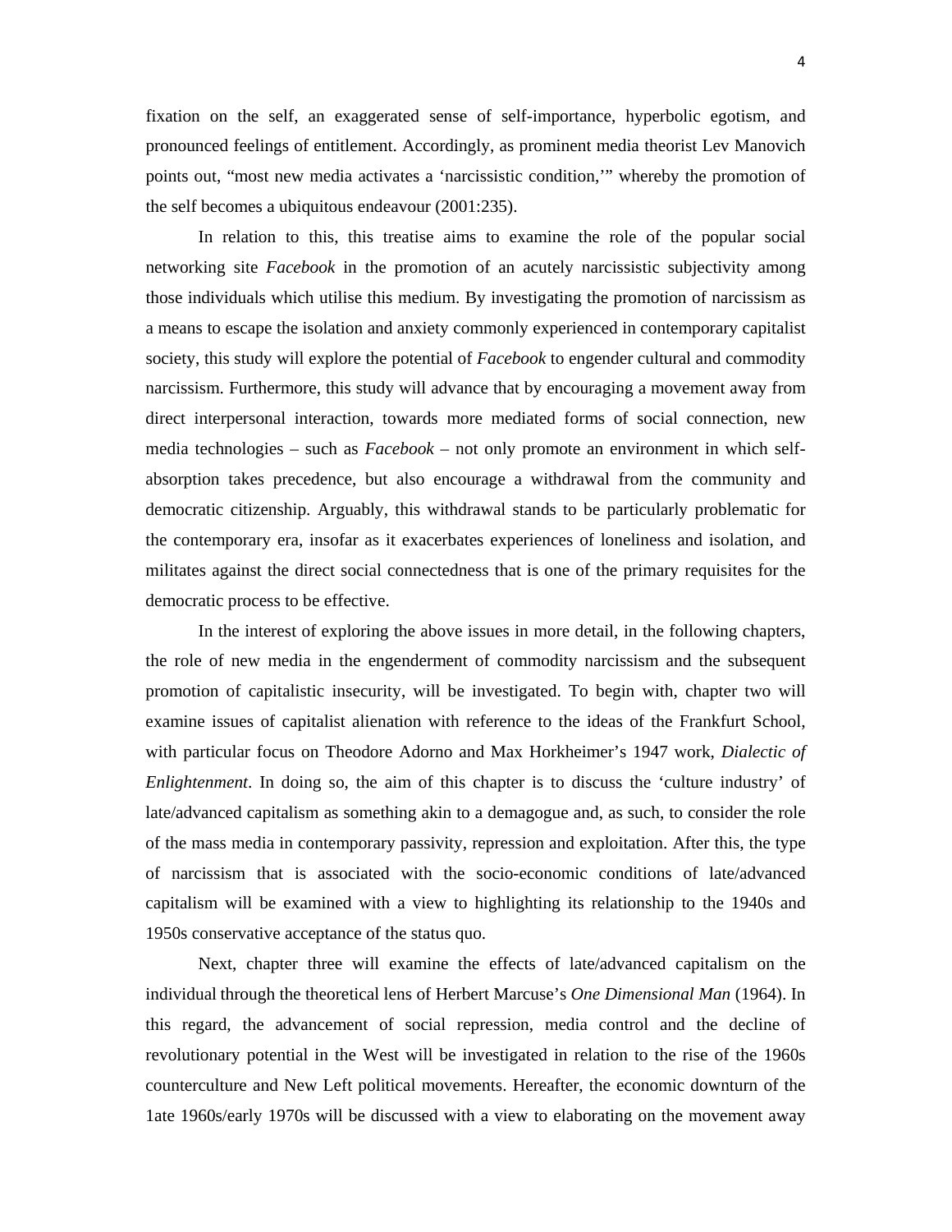fixation on the self, an exaggerated sense of self-importance, hyperbolic egotism, and pronounced feelings of entitlement. Accordingly, as prominent media theorist Lev Manovich points out, "most new media activates a 'narcissistic condition,'" whereby the promotion of the self becomes a ubiquitous endeavour (2001:235).

In relation to this, this treatise aims to examine the role of the popular social networking site *Facebook* in the promotion of an acutely narcissistic subjectivity among those individuals which utilise this medium. By investigating the promotion of narcissism as a means to escape the isolation and anxiety commonly experienced in contemporary capitalist society, this study will explore the potential of *Facebook* to engender cultural and commodity narcissism. Furthermore, this study will advance that by encouraging a movement away from direct interpersonal interaction, towards more mediated forms of social connection, new media technologies – such as *Facebook* – not only promote an environment in which self-absorption takes precedence, but also encourage a withdrawal from the community and democratic citizenship. Arguably, this withdrawal stands to be particularly problematic for the contemporary era, insofar as it exacerbates experiences of loneliness and isolation, and militates against the direct social connectedness that is one of the primary requisites for the democratic process to be effective.

In the interest of exploring the above issues in more detail, in the following chapters, the role of new media in the engenderment of commodity narcissism and the subsequent promotion of capitalistic insecurity, will be investigated. To begin with, chapter two will examine issues of capitalist alienation with reference to the ideas of the Frankfurt School, with particular focus on Theodore Adorno and Max Horkheimer's 1947 work, *Dialectic of Enlightenment*. In doing so, the aim of this chapter is to discuss the 'culture industry' of late/advanced capitalism as something akin to a demagogue and, as such, to consider the role of the mass media in contemporary passivity, repression and exploitation. After this, the type of narcissism that is associated with the socio-economic conditions of late/advanced capitalism will be examined with a view to highlighting its relationship to the 1940s and 1950s conservative acceptance of the status quo.

Next, chapter three will examine the effects of late/advanced capitalism on the individual through the theoretical lens of Herbert Marcuse's *One Dimensional Man* (1964). In this regard, the advancement of social repression, media control and the decline of revolutionary potential in the West will be investigated in relation to the rise of the 1960s counterculture and New Left political movements. Hereafter, the economic downturn of the 1ate 1960s/early 1970s will be discussed with a view to elaborating on the movement away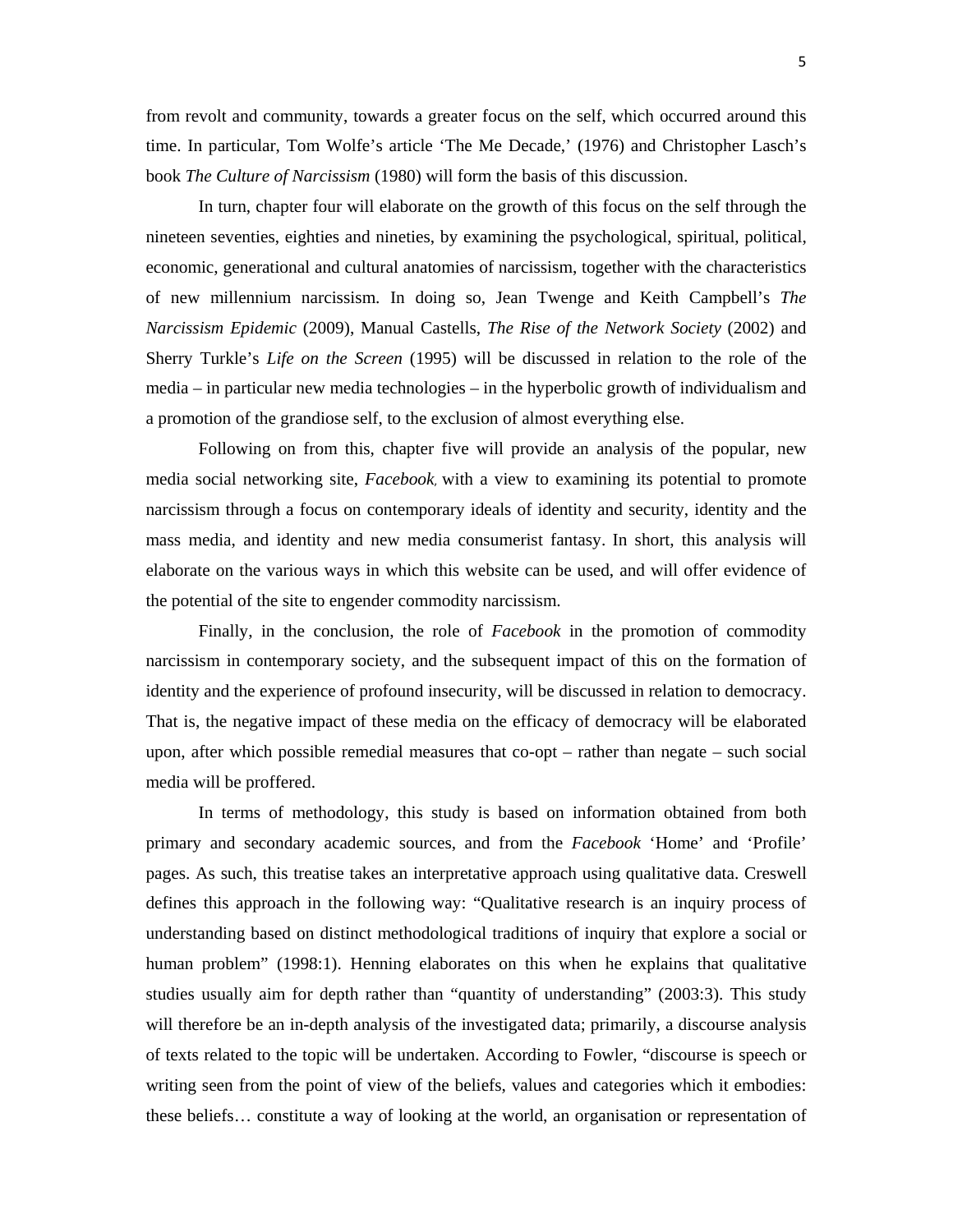from revolt and community, towards a greater focus on the self, which occurred around this time. In particular, Tom Wolfe's article 'The Me Decade,' (1976) and Christopher Lasch's book *The Culture of Narcissism* (1980) will form the basis of this discussion.

In turn, chapter four will elaborate on the growth of this focus on the self through the nineteen seventies, eighties and nineties, by examining the psychological, spiritual, political, economic, generational and cultural anatomies of narcissism, together with the characteristics of new millennium narcissism. In doing so, Jean Twenge and Keith Campbell's *The Narcissism Epidemic* (2009), Manual Castells, *The Rise of the Network Society* (2002) and Sherry Turkle's *Life on the Screen* (1995) will be discussed in relation to the role of the media – in particular new media technologies – in the hyperbolic growth of individualism and a promotion of the grandiose self, to the exclusion of almost everything else.

Following on from this, chapter five will provide an analysis of the popular, new media social networking site, *Facebook*, with a view to examining its potential to promote narcissism through a focus on contemporary ideals of identity and security, identity and the mass media, and identity and new media consumerist fantasy. In short, this analysis will elaborate on the various ways in which this website can be used, and will offer evidence of the potential of the site to engender commodity narcissism.

Finally, in the conclusion, the role of *Facebook* in the promotion of commodity narcissism in contemporary society, and the subsequent impact of this on the formation of identity and the experience of profound insecurity, will be discussed in relation to democracy. That is, the negative impact of these media on the efficacy of democracy will be elaborated upon, after which possible remedial measures that co-opt – rather than negate – such social media will be proffered.

In terms of methodology, this study is based on information obtained from both primary and secondary academic sources, and from the *Facebook* 'Home' and 'Profile' pages. As such, this treatise takes an interpretative approach using qualitative data. Creswell defines this approach in the following way: "Qualitative research is an inquiry process of understanding based on distinct methodological traditions of inquiry that explore a social or human problem" (1998:1). Henning elaborates on this when he explains that qualitative studies usually aim for depth rather than "quantity of understanding" (2003:3). This study will therefore be an in-depth analysis of the investigated data; primarily, a discourse analysis of texts related to the topic will be undertaken. According to Fowler, "discourse is speech or writing seen from the point of view of the beliefs, values and categories which it embodies: these beliefs… constitute a way of looking at the world, an organisation or representation of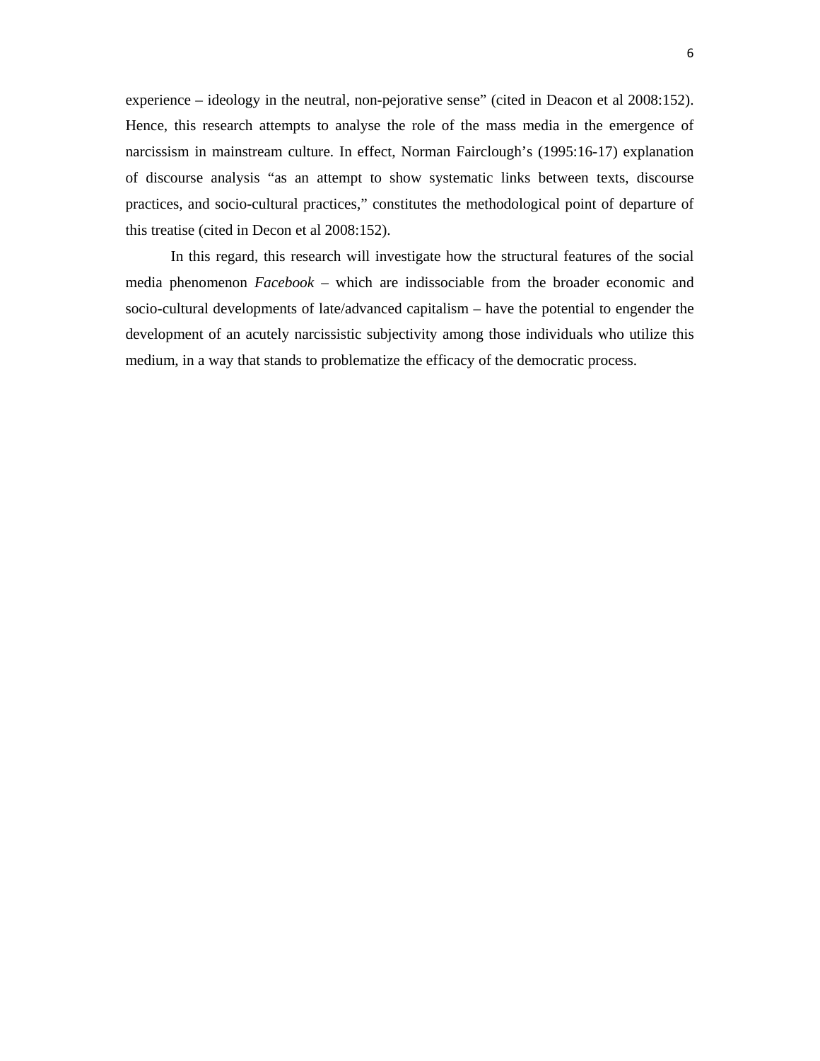experience – ideology in the neutral, non-pejorative sense" (cited in Deacon et al 2008:152). Hence, this research attempts to analyse the role of the mass media in the emergence of narcissism in mainstream culture. In effect, Norman Fairclough's (1995:16-17) explanation of discourse analysis "as an attempt to show systematic links between texts, discourse practices, and socio-cultural practices," constitutes the methodological point of departure of this treatise (cited in Decon et al 2008:152).

In this regard, this research will investigate how the structural features of the social media phenomenon *Facebook* – which are indissociable from the broader economic and socio-cultural developments of late/advanced capitalism – have the potential to engender the development of an acutely narcissistic subjectivity among those individuals who utilize this medium, in a way that stands to problematize the efficacy of the democratic process.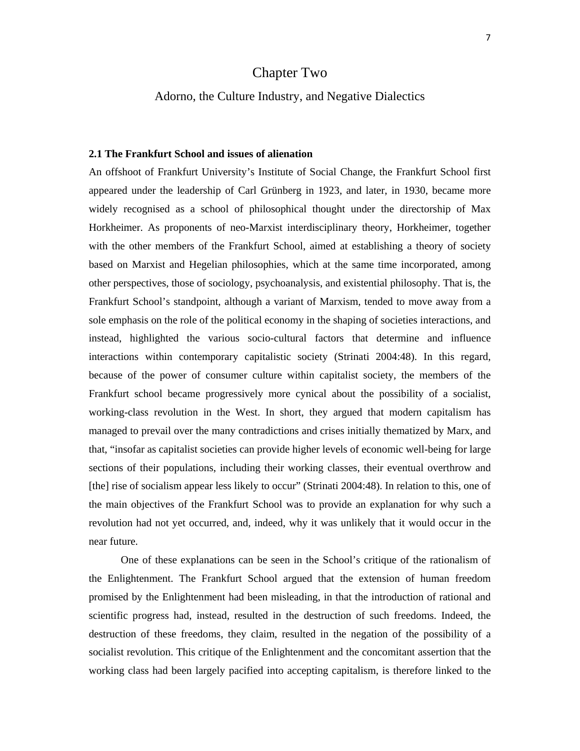# Chapter Two

## Adorno, the Culture Industry, and Negative Dialectics

### 2.1 The Frankfurt School and issues of alienation

An offshoot of Frankfurt University's Institute of Social Change, the Frankfurt School first appeared under the leadership of Carl Grünberg in 1923, and later, in 1930, became more widely recognised as a school of philosophical thought under the directorship of Max Horkheimer. As proponents of neo-Marxist interdisciplinary theory, Horkheimer, together with the other members of the Frankfurt School, aimed at establishing a theory of society based on Marxist and Hegelian philosophies, which at the same time incorporated, among other perspectives, those of sociology, psychoanalysis, and existential philosophy. That is, the Frankfurt School's standpoint, although a variant of Marxism, tended to move away from a sole emphasis on the role of the political economy in the shaping of societies interactions, and instead, highlighted the various socio-cultural factors that determine and influence interactions within contemporary capitalistic society (Strinati 2004:48). In this regard, because of the power of consumer culture within capitalist society, the members of the Frankfurt school became progressively more cynical about the possibility of a socialist, working-class revolution in the West. In short, they argued that modern capitalism has managed to prevail over the many contradictions and crises initially thematized by Marx, and that, "insofar as capitalist societies can provide higher levels of economic well-being for large sections of their populations, including their working classes, their eventual overthrow and [the] rise of socialism appear less likely to occur" (Strinati 2004:48). In relation to this, one of the main objectives of the Frankfurt School was to provide an explanation for why such a revolution had not yet occurred, and, indeed, why it was unlikely that it would occur in the near future.

One of these explanations can be seen in the School's critique of the rationalism of the Enlightenment. The Frankfurt School argued that the extension of human freedom promised by the Enlightenment had been misleading, in that the introduction of rational and scientific progress had, instead, resulted in the destruction of such freedoms. Indeed, the destruction of these freedoms, they claim, resulted in the negation of the possibility of a socialist revolution. This critique of the Enlightenment and the concomitant assertion that the working class had been largely pacified into accepting capitalism, is therefore linked to the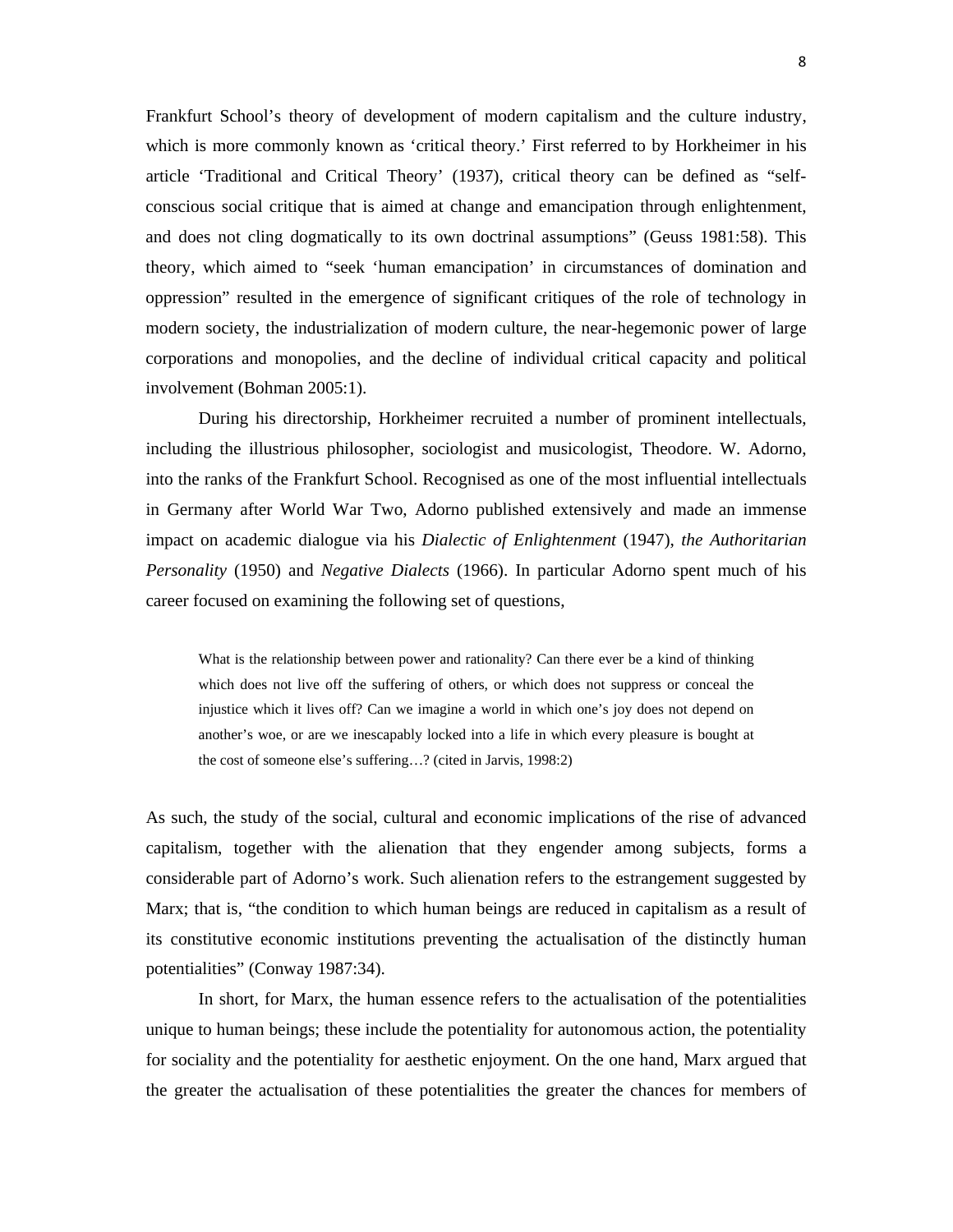Frankfurt School's theory of development of modern capitalism and the culture industry, which is more commonly known as 'critical theory.' First referred to by Horkheimer in his article 'Traditional and Critical Theory' (1937), critical theory can be defined as "self-conscious social critique that is aimed at change and emancipation through enlightenment, and does not cling dogmatically to its own doctrinal assumptions" (Geuss 1981:58). This theory, which aimed to "seek 'human emancipation' in circumstances of domination and oppression" resulted in the emergence of significant critiques of the role of technology in modern society, the industrialization of modern culture, the near-hegemonic power of large corporations and monopolies, and the decline of individual critical capacity and political involvement (Bohman 2005:1).

During his directorship, Horkheimer recruited a number of prominent intellectuals, including the illustrious philosopher, sociologist and musicologist, Theodore. W. Adorno, into the ranks of the Frankfurt School. Recognised as one of the most influential intellectuals in Germany after World War Two, Adorno published extensively and made an immense impact on academic dialogue via his *Dialectic of Enlightenment* (1947), *the Authoritarian Personality* (1950) and *Negative Dialects* (1966). In particular Adorno spent much of his career focused on examining the following set of questions,

> What is the relationship between power and rationality? Can there ever be a kind of thinking which does not live off the suffering of others, or which does not suppress or conceal the injustice which it lives off? Can we imagine a world in which one's joy does not depend on another's woe, or are we inescapably locked into a life in which every pleasure is bought at the cost of someone else's suffering…? (cited in Jarvis, 1998:2)

As such, the study of the social, cultural and economic implications of the rise of advanced capitalism, together with the alienation that they engender among subjects, forms a considerable part of Adorno's work. Such alienation refers to the estrangement suggested by Marx; that is, "the condition to which human beings are reduced in capitalism as a result of its constitutive economic institutions preventing the actualisation of the distinctly human potentialities" (Conway 1987:34).

In short, for Marx, the human essence refers to the actualisation of the potentialities unique to human beings; these include the potentiality for autonomous action, the potentiality for sociality and the potentiality for aesthetic enjoyment. On the one hand, Marx argued that the greater the actualisation of these potentialities the greater the chances for members of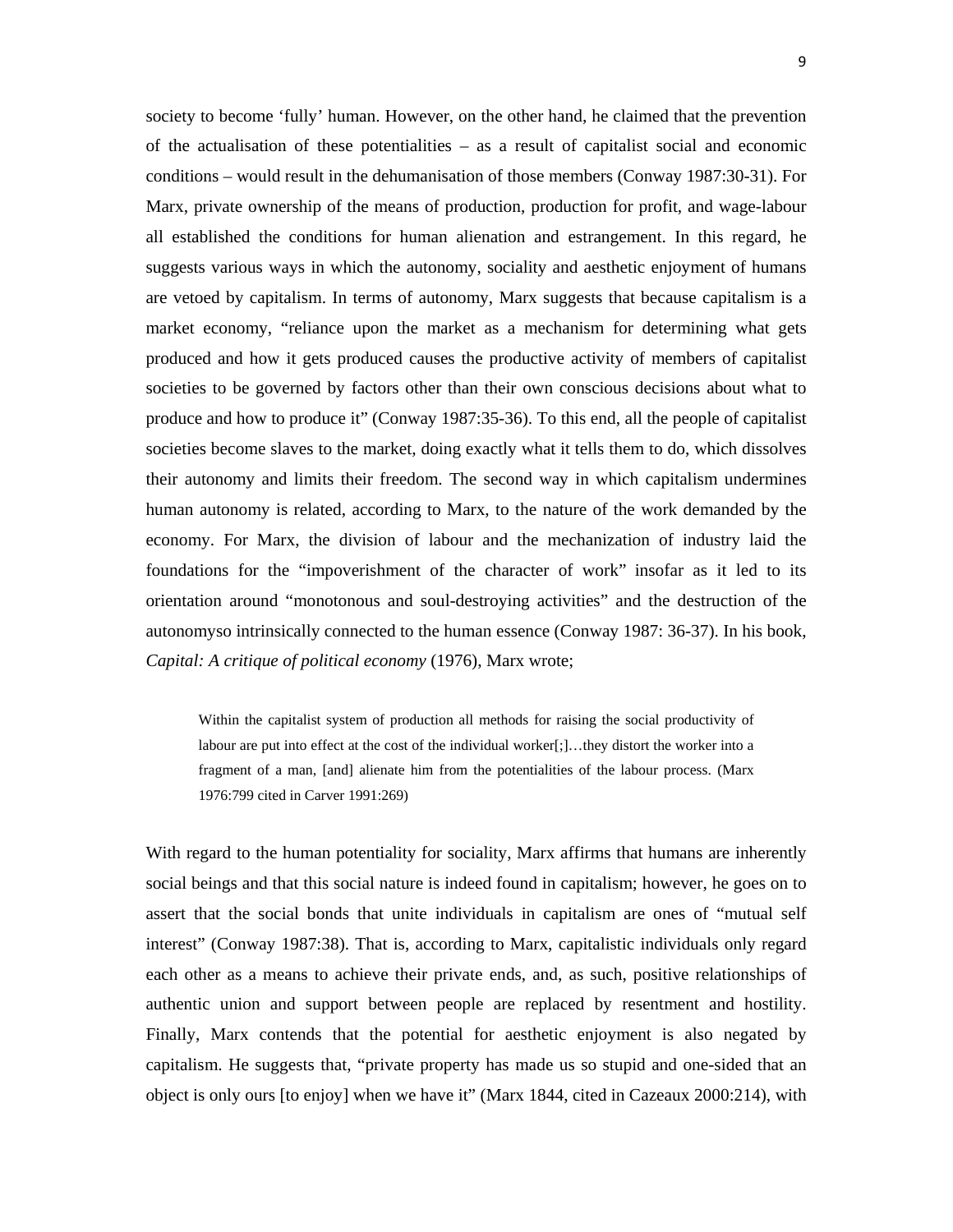society to become 'fully' human. However, on the other hand, he claimed that the prevention of the actualisation of these potentialities – as a result of capitalist social and economic conditions – would result in the dehumanisation of those members (Conway 1987:30-31). For Marx, private ownership of the means of production, production for profit, and wage-labour all established the conditions for human alienation and estrangement. In this regard, he suggests various ways in which the autonomy, sociality and aesthetic enjoyment of humans are vetoed by capitalism. In terms of autonomy, Marx suggests that because capitalism is a market economy, "reliance upon the market as a mechanism for determining what gets produced and how it gets produced causes the productive activity of members of capitalist societies to be governed by factors other than their own conscious decisions about what to produce and how to produce it" (Conway 1987:35-36). To this end, all the people of capitalist societies become slaves to the market, doing exactly what it tells them to do, which dissolves their autonomy and limits their freedom. The second way in which capitalism undermines human autonomy is related, according to Marx, to the nature of the work demanded by the economy. For Marx, the division of labour and the mechanization of industry laid the foundations for the "impoverishment of the character of work" insofar as it led to its orientation around "monotonous and soul-destroying activities" and the destruction of the autonomyso intrinsically connected to the human essence (Conway 1987: 36-37). In his book, *Capital: A critique of political economy* (1976), Marx wrote;

> Within the capitalist system of production all methods for raising the social productivity of labour are put into effect at the cost of the individual worker[;]…they distort the worker into a fragment of a man, [and] alienate him from the potentialities of the labour process. (Marx 1976:799 cited in Carver 1991:269)

With regard to the human potentiality for sociality, Marx affirms that humans are inherently social beings and that this social nature is indeed found in capitalism; however, he goes on to assert that the social bonds that unite individuals in capitalism are ones of "mutual self interest" (Conway 1987:38). That is, according to Marx, capitalistic individuals only regard each other as a means to achieve their private ends, and, as such, positive relationships of authentic union and support between people are replaced by resentment and hostility. Finally, Marx contends that the potential for aesthetic enjoyment is also negated by capitalism. He suggests that, "private property has made us so stupid and one-sided that an object is only ours [to enjoy] when we have it" (Marx 1844, cited in Cazeaux 2000:214), with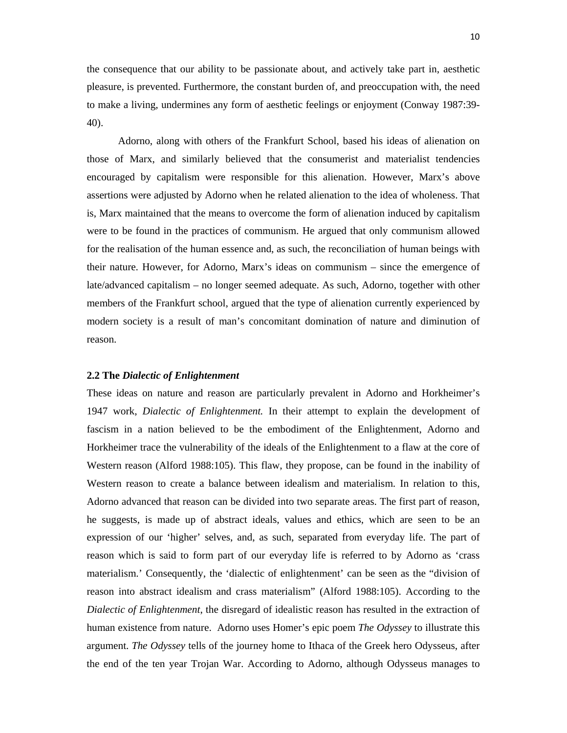the consequence that our ability to be passionate about, and actively take part in, aesthetic pleasure, is prevented. Furthermore, the constant burden of, and preoccupation with, the need to make a living, undermines any form of aesthetic feelings or enjoyment (Conway 1987:39-40).

Adorno, along with others of the Frankfurt School, based his ideas of alienation on those of Marx, and similarly believed that the consumerist and materialist tendencies encouraged by capitalism were responsible for this alienation. However, Marx's above assertions were adjusted by Adorno when he related alienation to the idea of wholeness. That is, Marx maintained that the means to overcome the form of alienation induced by capitalism were to be found in the practices of communism. He argued that only communism allowed for the realisation of the human essence and, as such, the reconciliation of human beings with their nature. However, for Adorno, Marx's ideas on communism – since the emergence of late/advanced capitalism – no longer seemed adequate. As such, Adorno, together with other members of the Frankfurt school, argued that the type of alienation currently experienced by modern society is a result of man's concomitant domination of nature and diminution of reason.

### 2.2 The *Dialectic of Enlightenment*

These ideas on nature and reason are particularly prevalent in Adorno and Horkheimer's 1947 work, *Dialectic of Enlightenment.* In their attempt to explain the development of fascism in a nation believed to be the embodiment of the Enlightenment, Adorno and Horkheimer trace the vulnerability of the ideals of the Enlightenment to a flaw at the core of Western reason (Alford 1988:105). This flaw, they propose, can be found in the inability of Western reason to create a balance between idealism and materialism. In relation to this, Adorno advanced that reason can be divided into two separate areas. The first part of reason, he suggests, is made up of abstract ideals, values and ethics, which are seen to be an expression of our 'higher' selves, and, as such, separated from everyday life. The part of reason which is said to form part of our everyday life is referred to by Adorno as 'crass materialism.' Consequently, the 'dialectic of enlightenment' can be seen as the "division of reason into abstract idealism and crass materialism" (Alford 1988:105). According to the *Dialectic of Enlightenment*, the disregard of idealistic reason has resulted in the extraction of human existence from nature. Adorno uses Homer's epic poem *The Odyssey* to illustrate this argument. *The Odyssey* tells of the journey home to Ithaca of the Greek hero Odysseus, after the end of the ten year Trojan War. According to Adorno, although Odysseus manages to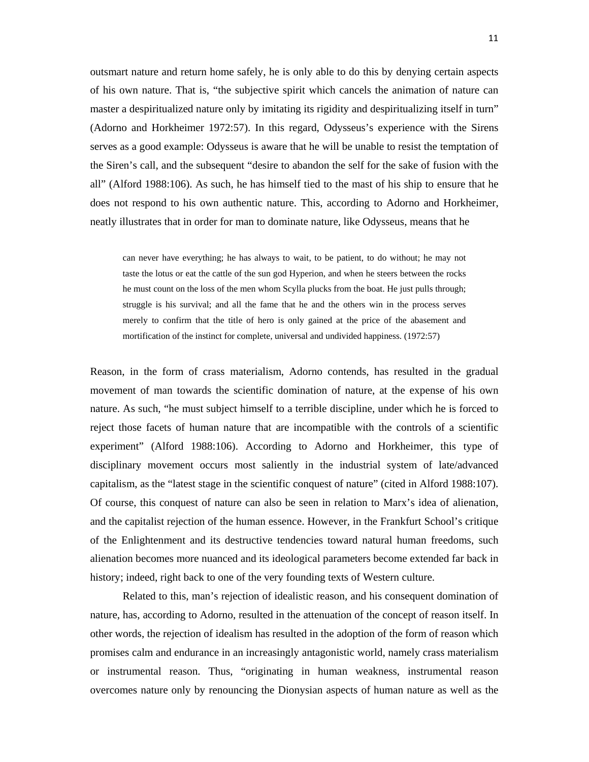outsmart nature and return home safely, he is only able to do this by denying certain aspects of his own nature. That is, "the subjective spirit which cancels the animation of nature can master a despiritualized nature only by imitating its rigidity and despiritualizing itself in turn" (Adorno and Horkheimer 1972:57). In this regard, Odysseus's experience with the Sirens serves as a good example: Odysseus is aware that he will be unable to resist the temptation of the Siren's call, and the subsequent "desire to abandon the self for the sake of fusion with the all" (Alford 1988:106). As such, he has himself tied to the mast of his ship to ensure that he does not respond to his own authentic nature. This, according to Adorno and Horkheimer, neatly illustrates that in order for man to dominate nature, like Odysseus, means that he

> can never have everything; he has always to wait, to be patient, to do without; he may not taste the lotus or eat the cattle of the sun god Hyperion, and when he steers between the rocks he must count on the loss of the men whom Scylla plucks from the boat. He just pulls through; struggle is his survival; and all the fame that he and the others win in the process serves merely to confirm that the title of hero is only gained at the price of the abasement and mortification of the instinct for complete, universal and undivided happiness. (1972:57)

Reason, in the form of crass materialism, Adorno contends, has resulted in the gradual movement of man towards the scientific domination of nature, at the expense of his own nature. As such, "he must subject himself to a terrible discipline, under which he is forced to reject those facets of human nature that are incompatible with the controls of a scientific experiment" (Alford 1988:106). According to Adorno and Horkheimer, this type of disciplinary movement occurs most saliently in the industrial system of late/advanced capitalism, as the "latest stage in the scientific conquest of nature" (cited in Alford 1988:107). Of course, this conquest of nature can also be seen in relation to Marx's idea of alienation, and the capitalist rejection of the human essence. However, in the Frankfurt School's critique of the Enlightenment and its destructive tendencies toward natural human freedoms, such alienation becomes more nuanced and its ideological parameters become extended far back in history; indeed, right back to one of the very founding texts of Western culture.

Related to this, man's rejection of idealistic reason, and his consequent domination of nature, has, according to Adorno, resulted in the attenuation of the concept of reason itself. In other words, the rejection of idealism has resulted in the adoption of the form of reason which promises calm and endurance in an increasingly antagonistic world, namely crass materialism or instrumental reason. Thus, "originating in human weakness, instrumental reason overcomes nature only by renouncing the Dionysian aspects of human nature as well as the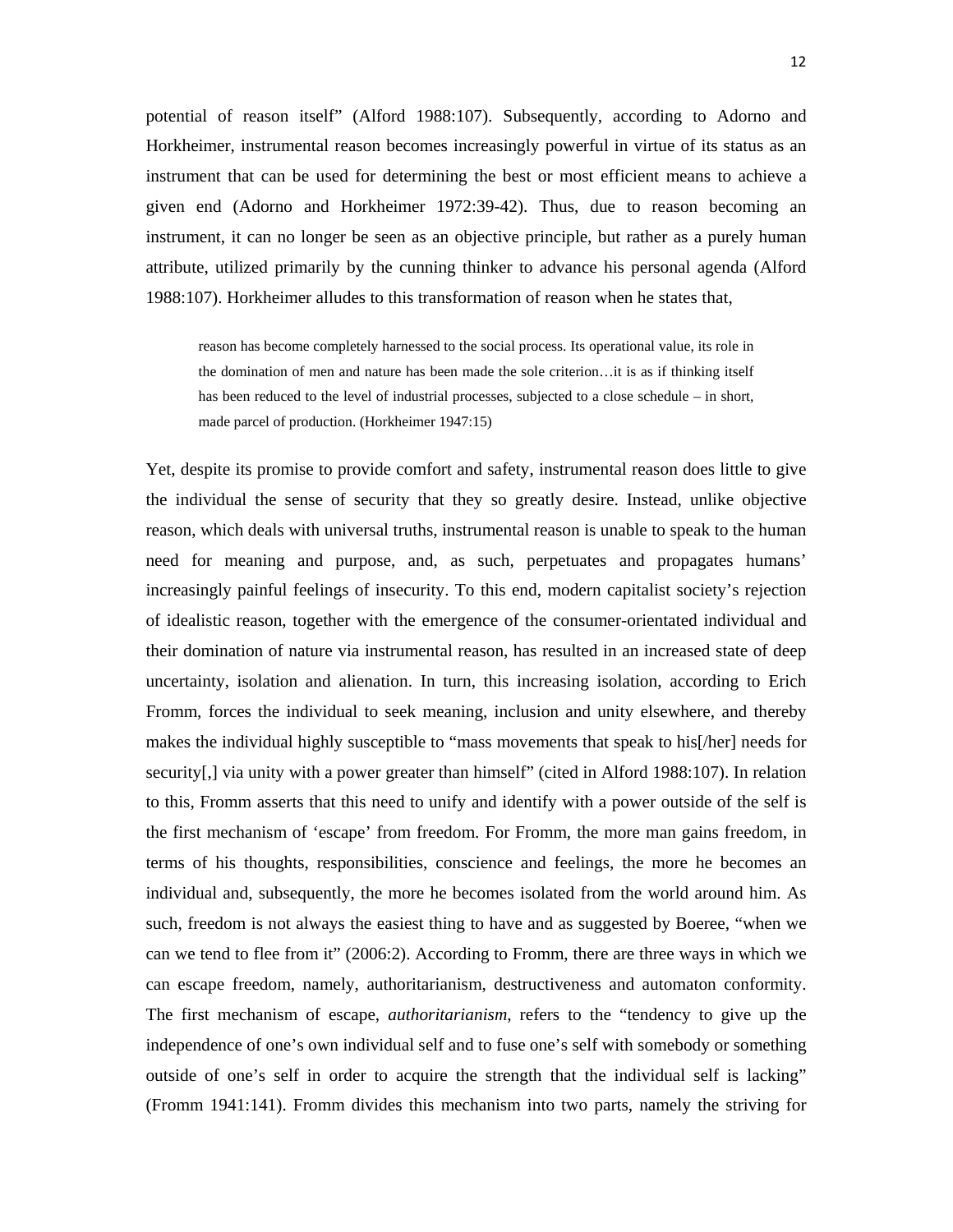potential of reason itself" (Alford 1988:107). Subsequently, according to Adorno and Horkheimer, instrumental reason becomes increasingly powerful in virtue of its status as an instrument that can be used for determining the best or most efficient means to achieve a given end (Adorno and Horkheimer 1972:39-42). Thus, due to reason becoming an instrument, it can no longer be seen as an objective principle, but rather as a purely human attribute, utilized primarily by the cunning thinker to advance his personal agenda (Alford 1988:107). Horkheimer alludes to this transformation of reason when he states that,

> reason has become completely harnessed to the social process. Its operational value, its role in the domination of men and nature has been made the sole criterion…it is as if thinking itself has been reduced to the level of industrial processes, subjected to a close schedule – in short, made parcel of production. (Horkheimer 1947:15)

Yet, despite its promise to provide comfort and safety, instrumental reason does little to give the individual the sense of security that they so greatly desire. Instead, unlike objective reason, which deals with universal truths, instrumental reason is unable to speak to the human need for meaning and purpose, and, as such, perpetuates and propagates humans' increasingly painful feelings of insecurity. To this end, modern capitalist society's rejection of idealistic reason, together with the emergence of the consumer-orientated individual and their domination of nature via instrumental reason, has resulted in an increased state of deep uncertainty, isolation and alienation. In turn, this increasing isolation, according to Erich Fromm, forces the individual to seek meaning, inclusion and unity elsewhere, and thereby makes the individual highly susceptible to "mass movements that speak to his[/her] needs for security[,] via unity with a power greater than himself" (cited in Alford 1988:107). In relation to this, Fromm asserts that this need to unify and identify with a power outside of the self is the first mechanism of 'escape' from freedom. For Fromm, the more man gains freedom, in terms of his thoughts, responsibilities, conscience and feelings, the more he becomes an individual and, subsequently, the more he becomes isolated from the world around him. As such, freedom is not always the easiest thing to have and as suggested by Boeree, "when we can we tend to flee from it" (2006:2). According to Fromm, there are three ways in which we can escape freedom, namely, authoritarianism, destructiveness and automaton conformity. The first mechanism of escape, *authoritarianism*, refers to the "tendency to give up the independence of one's own individual self and to fuse one's self with somebody or something outside of one's self in order to acquire the strength that the individual self is lacking" (Fromm 1941:141). Fromm divides this mechanism into two parts, namely the striving for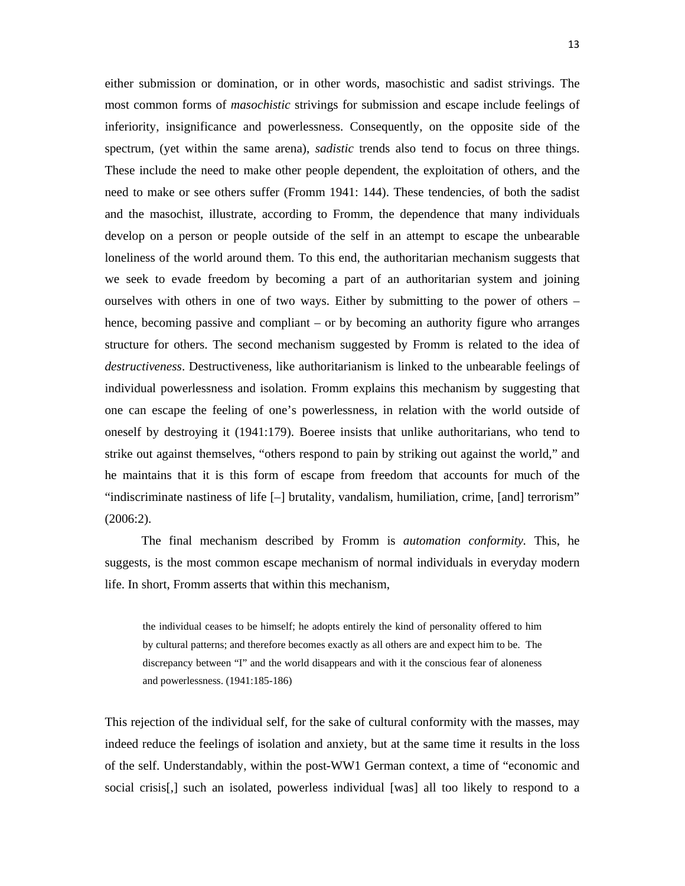either submission or domination, or in other words, masochistic and sadist strivings. The most common forms of *masochistic* strivings for submission and escape include feelings of inferiority, insignificance and powerlessness. Consequently, on the opposite side of the spectrum, (yet within the same arena), *sadistic* trends also tend to focus on three things. These include the need to make other people dependent, the exploitation of others, and the need to make or see others suffer (Fromm 1941: 144). These tendencies, of both the sadist and the masochist, illustrate, according to Fromm, the dependence that many individuals develop on a person or people outside of the self in an attempt to escape the unbearable loneliness of the world around them. To this end, the authoritarian mechanism suggests that we seek to evade freedom by becoming a part of an authoritarian system and joining ourselves with others in one of two ways. Either by submitting to the power of others – hence, becoming passive and compliant – or by becoming an authority figure who arranges structure for others. The second mechanism suggested by Fromm is related to the idea of *destructiveness*. Destructiveness, like authoritarianism is linked to the unbearable feelings of individual powerlessness and isolation. Fromm explains this mechanism by suggesting that one can escape the feeling of one's powerlessness, in relation with the world outside of oneself by destroying it (1941:179). Boeree insists that unlike authoritarians, who tend to strike out against themselves, "others respond to pain by striking out against the world," and he maintains that it is this form of escape from freedom that accounts for much of the "indiscriminate nastiness of life [–] brutality, vandalism, humiliation, crime, [and] terrorism" (2006:2).

The final mechanism described by Fromm is *automation conformity*. This, he suggests, is the most common escape mechanism of normal individuals in everyday modern life. In short, Fromm asserts that within this mechanism,

> the individual ceases to be himself; he adopts entirely the kind of personality offered to him by cultural patterns; and therefore becomes exactly as all others are and expect him to be. The discrepancy between "I" and the world disappears and with it the conscious fear of aloneness and powerlessness. (1941:185-186)

This rejection of the individual self, for the sake of cultural conformity with the masses, may indeed reduce the feelings of isolation and anxiety, but at the same time it results in the loss of the self. Understandably, within the post-WW1 German context, a time of "economic and social crisis[,] such an isolated, powerless individual [was] all too likely to respond to a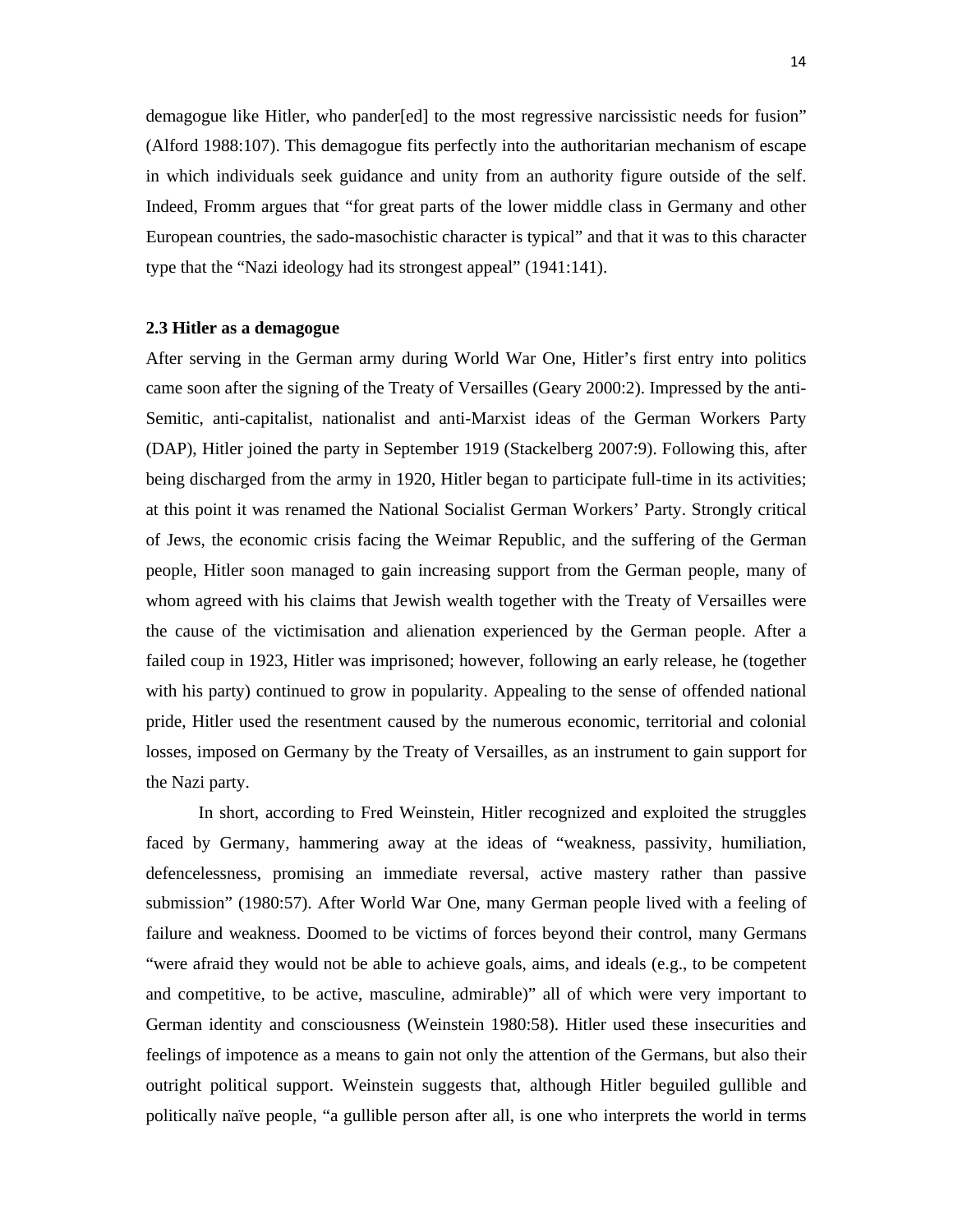demagogue like Hitler, who pander[ed] to the most regressive narcissistic needs for fusion" (Alford 1988:107). This demagogue fits perfectly into the authoritarian mechanism of escape in which individuals seek guidance and unity from an authority figure outside of the self. Indeed, Fromm argues that "for great parts of the lower middle class in Germany and other European countries, the sado-masochistic character is typical" and that it was to this character type that the "Nazi ideology had its strongest appeal" (1941:141).

### 2.3 Hitler as a demagogue

After serving in the German army during World War One, Hitler's first entry into politics came soon after the signing of the Treaty of Versailles (Geary 2000:2). Impressed by the anti-Semitic, anti-capitalist, nationalist and anti-Marxist ideas of the German Workers Party (DAP), Hitler joined the party in September 1919 (Stackelberg 2007:9). Following this, after being discharged from the army in 1920, Hitler began to participate full-time in its activities; at this point it was renamed the National Socialist German Workers' Party. Strongly critical of Jews, the economic crisis facing the Weimar Republic, and the suffering of the German people, Hitler soon managed to gain increasing support from the German people, many of whom agreed with his claims that Jewish wealth together with the Treaty of Versailles were the cause of the victimisation and alienation experienced by the German people. After a failed coup in 1923, Hitler was imprisoned; however, following an early release, he (together with his party) continued to grow in popularity. Appealing to the sense of offended national pride, Hitler used the resentment caused by the numerous economic, territorial and colonial losses, imposed on Germany by the Treaty of Versailles, as an instrument to gain support for the Nazi party.

In short, according to Fred Weinstein, Hitler recognized and exploited the struggles faced by Germany, hammering away at the ideas of "weakness, passivity, humiliation, defencelessness, promising an immediate reversal, active mastery rather than passive submission" (1980:57). After World War One, many German people lived with a feeling of failure and weakness. Doomed to be victims of forces beyond their control, many Germans "were afraid they would not be able to achieve goals, aims, and ideals (e.g., to be competent and competitive, to be active, masculine, admirable)" all of which were very important to German identity and consciousness (Weinstein 1980:58). Hitler used these insecurities and feelings of impotence as a means to gain not only the attention of the Germans, but also their outright political support. Weinstein suggests that, although Hitler beguiled gullible and politically naïve people, "a gullible person after all, is one who interprets the world in terms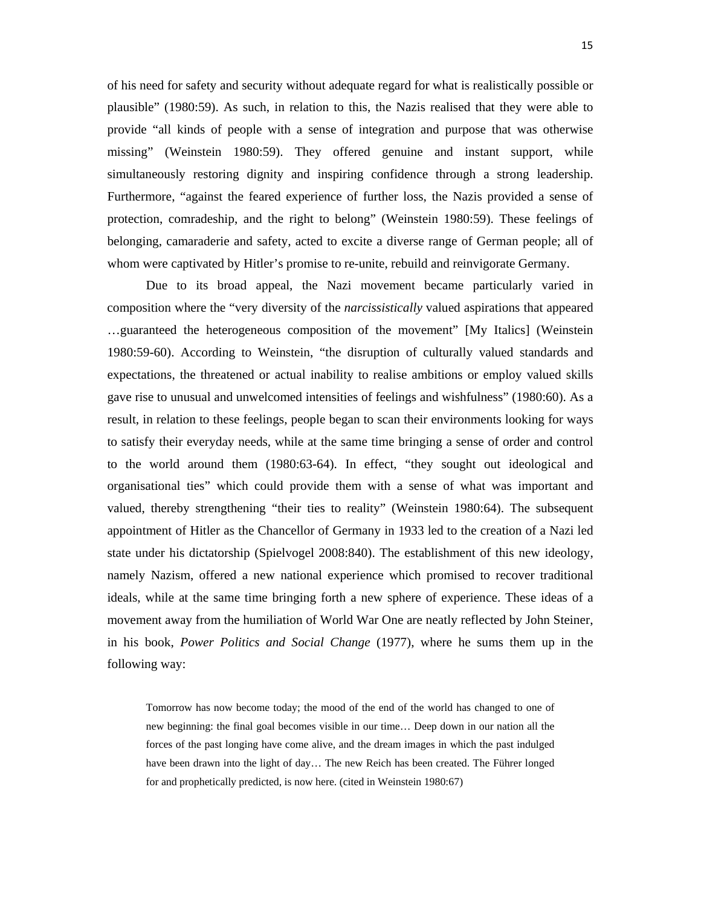of his need for safety and security without adequate regard for what is realistically possible or plausible" (1980:59). As such, in relation to this, the Nazis realised that they were able to provide "all kinds of people with a sense of integration and purpose that was otherwise missing" (Weinstein 1980:59). They offered genuine and instant support, while simultaneously restoring dignity and inspiring confidence through a strong leadership. Furthermore, "against the feared experience of further loss, the Nazis provided a sense of protection, comradeship, and the right to belong" (Weinstein 1980:59). These feelings of belonging, camaraderie and safety, acted to excite a diverse range of German people; all of whom were captivated by Hitler's promise to re-unite, rebuild and reinvigorate Germany.

Due to its broad appeal, the Nazi movement became particularly varied in composition where the "very diversity of the *narcissistically* valued aspirations that appeared …guaranteed the heterogeneous composition of the movement" [My Italics] (Weinstein 1980:59-60). According to Weinstein, "the disruption of culturally valued standards and expectations, the threatened or actual inability to realise ambitions or employ valued skills gave rise to unusual and unwelcomed intensities of feelings and wishfulness" (1980:60). As a result, in relation to these feelings, people began to scan their environments looking for ways to satisfy their everyday needs, while at the same time bringing a sense of order and control to the world around them (1980:63-64). In effect, "they sought out ideological and organisational ties" which could provide them with a sense of what was important and valued, thereby strengthening "their ties to reality" (Weinstein 1980:64). The subsequent appointment of Hitler as the Chancellor of Germany in 1933 led to the creation of a Nazi led state under his dictatorship (Spielvogel 2008:840). The establishment of this new ideology, namely Nazism, offered a new national experience which promised to recover traditional ideals, while at the same time bringing forth a new sphere of experience. These ideas of a movement away from the humiliation of World War One are neatly reflected by John Steiner, in his book, *Power Politics and Social Change* (1977), where he sums them up in the following way:

> Tomorrow has now become today; the mood of the end of the world has changed to one of new beginning: the final goal becomes visible in our time… Deep down in our nation all the forces of the past longing have come alive, and the dream images in which the past indulged have been drawn into the light of day… The new Reich has been created. The Führer longed for and prophetically predicted, is now here. (cited in Weinstein 1980:67)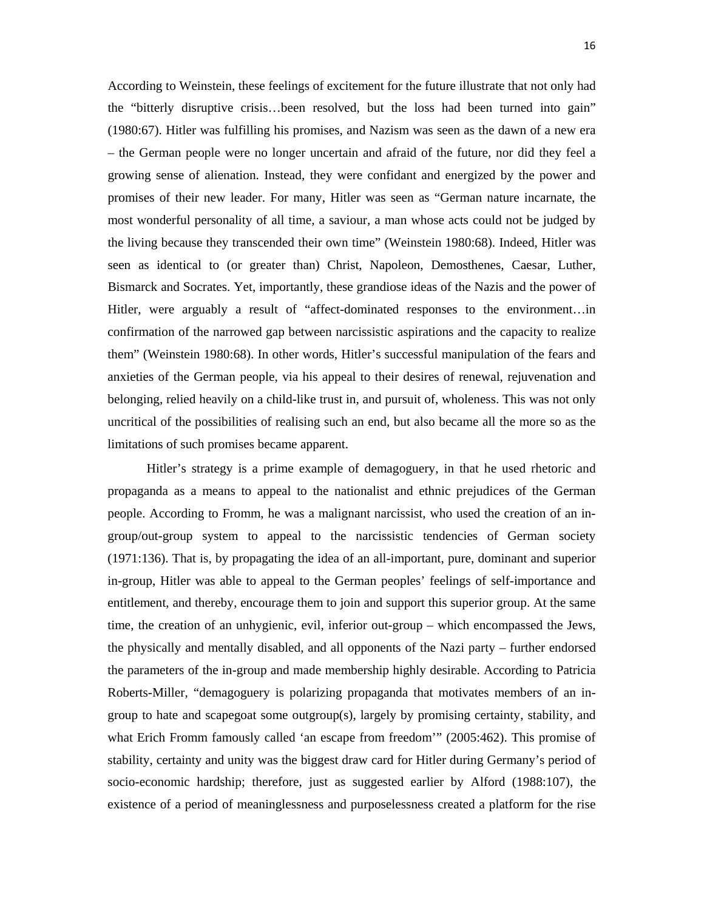According to Weinstein, these feelings of excitement for the future illustrate that not only had the "bitterly disruptive crisis…been resolved, but the loss had been turned into gain" (1980:67). Hitler was fulfilling his promises, and Nazism was seen as the dawn of a new era – the German people were no longer uncertain and afraid of the future, nor did they feel a growing sense of alienation. Instead, they were confidant and energized by the power and promises of their new leader. For many, Hitler was seen as "German nature incarnate, the most wonderful personality of all time, a saviour, a man whose acts could not be judged by the living because they transcended their own time" (Weinstein 1980:68). Indeed, Hitler was seen as identical to (or greater than) Christ, Napoleon, Demosthenes, Caesar, Luther, Bismarck and Socrates. Yet, importantly, these grandiose ideas of the Nazis and the power of Hitler, were arguably a result of "affect-dominated responses to the environment…in confirmation of the narrowed gap between narcissistic aspirations and the capacity to realize them" (Weinstein 1980:68). In other words, Hitler's successful manipulation of the fears and anxieties of the German people, via his appeal to their desires of renewal, rejuvenation and belonging, relied heavily on a child-like trust in, and pursuit of, wholeness. This was not only uncritical of the possibilities of realising such an end, but also became all the more so as the limitations of such promises became apparent.

Hitler's strategy is a prime example of demagoguery, in that he used rhetoric and propaganda as a means to appeal to the nationalist and ethnic prejudices of the German people. According to Fromm, he was a malignant narcissist, who used the creation of an in-group/out-group system to appeal to the narcissistic tendencies of German society (1971:136). That is, by propagating the idea of an all-important, pure, dominant and superior in-group, Hitler was able to appeal to the German peoples' feelings of self-importance and entitlement, and thereby, encourage them to join and support this superior group. At the same time, the creation of an unhygienic, evil, inferior out-group – which encompassed the Jews, the physically and mentally disabled, and all opponents of the Nazi party – further endorsed the parameters of the in-group and made membership highly desirable. According to Patricia Roberts-Miller, "demagoguery is polarizing propaganda that motivates members of an in-group to hate and scapegoat some outgroup(s), largely by promising certainty, stability, and what Erich Fromm famously called 'an escape from freedom'" (2005:462). This promise of stability, certainty and unity was the biggest draw card for Hitler during Germany's period of socio-economic hardship; therefore, just as suggested earlier by Alford (1988:107), the existence of a period of meaninglessness and purposelessness created a platform for the rise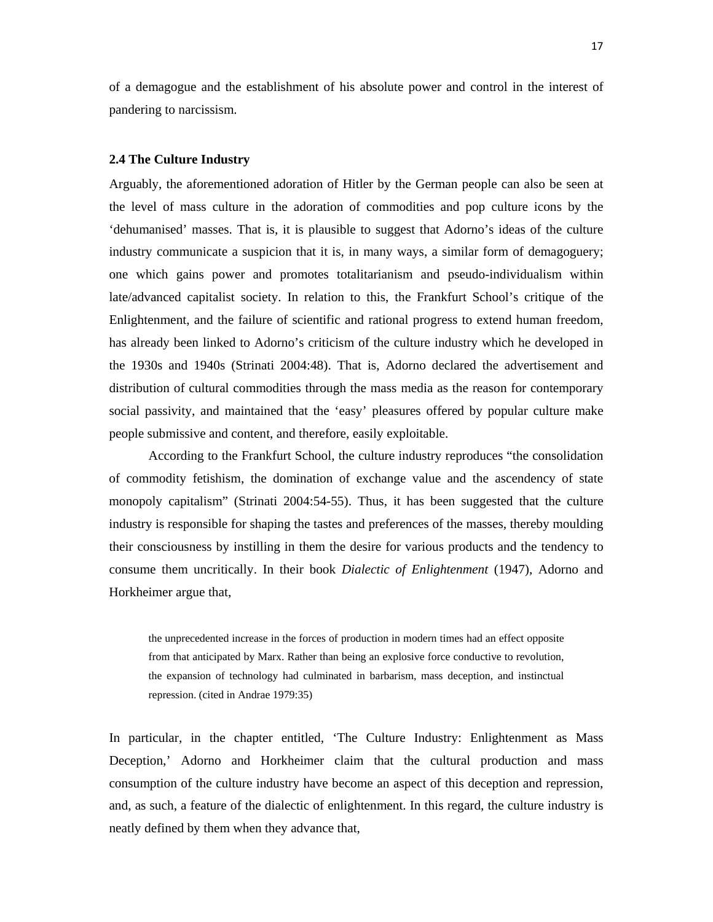of a demagogue and the establishment of his absolute power and control in the interest of pandering to narcissism.

### 2.4 The Culture Industry

Arguably, the aforementioned adoration of Hitler by the German people can also be seen at the level of mass culture in the adoration of commodities and pop culture icons by the 'dehumanised' masses. That is, it is plausible to suggest that Adorno's ideas of the culture industry communicate a suspicion that it is, in many ways, a similar form of demagoguery; one which gains power and promotes totalitarianism and pseudo-individualism within late/advanced capitalist society. In relation to this, the Frankfurt School's critique of the Enlightenment, and the failure of scientific and rational progress to extend human freedom, has already been linked to Adorno's criticism of the culture industry which he developed in the 1930s and 1940s (Strinati 2004:48). That is, Adorno declared the advertisement and distribution of cultural commodities through the mass media as the reason for contemporary social passivity, and maintained that the 'easy' pleasures offered by popular culture make people submissive and content, and therefore, easily exploitable.

According to the Frankfurt School, the culture industry reproduces "the consolidation of commodity fetishism, the domination of exchange value and the ascendency of state monopoly capitalism" (Strinati 2004:54-55). Thus, it has been suggested that the culture industry is responsible for shaping the tastes and preferences of the masses, thereby moulding their consciousness by instilling in them the desire for various products and the tendency to consume them uncritically. In their book *Dialectic of Enlightenment* (1947), Adorno and Horkheimer argue that,

> the unprecedented increase in the forces of production in modern times had an effect opposite from that anticipated by Marx. Rather than being an explosive force conductive to revolution, the expansion of technology had culminated in barbarism, mass deception, and instinctual repression. (cited in Andrae 1979:35)

In particular, in the chapter entitled, 'The Culture Industry: Enlightenment as Mass Deception,' Adorno and Horkheimer claim that the cultural production and mass consumption of the culture industry have become an aspect of this deception and repression, and, as such, a feature of the dialectic of enlightenment. In this regard, the culture industry is neatly defined by them when they advance that,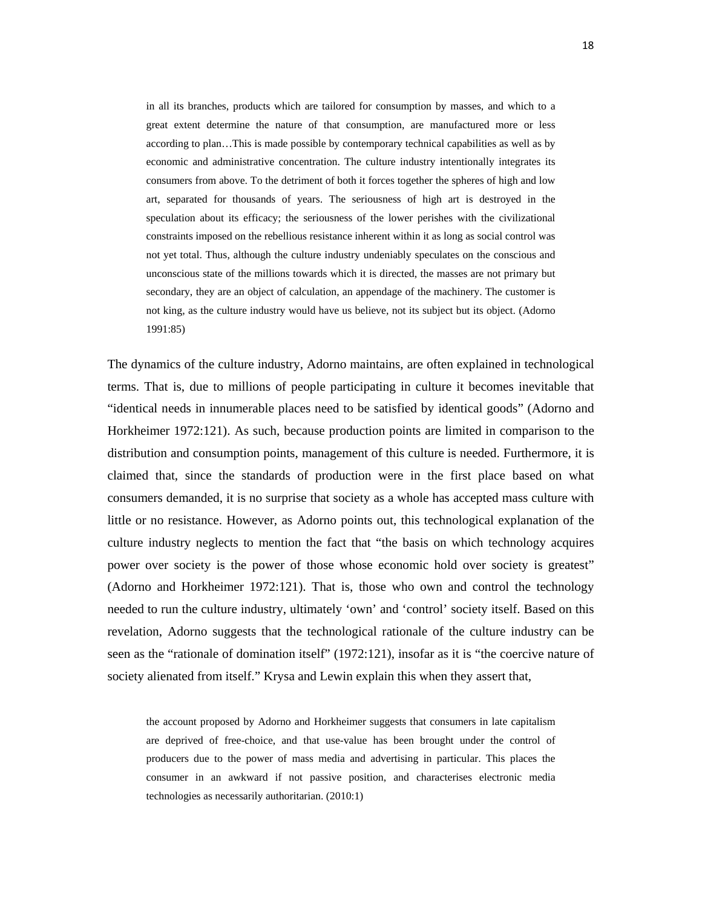> in all its branches, products which are tailored for consumption by masses, and which to a great extent determine the nature of that consumption, are manufactured more or less according to plan…This is made possible by contemporary technical capabilities as well as by economic and administrative concentration. The culture industry intentionally integrates its consumers from above. To the detriment of both it forces together the spheres of high and low art, separated for thousands of years. The seriousness of high art is destroyed in the speculation about its efficacy; the seriousness of the lower perishes with the civilizational constraints imposed on the rebellious resistance inherent within it as long as social control was not yet total. Thus, although the culture industry undeniably speculates on the conscious and unconscious state of the millions towards which it is directed, the masses are not primary but secondary, they are an object of calculation, an appendage of the machinery. The customer is not king, as the culture industry would have us believe, not its subject but its object. (Adorno 1991:85)

The dynamics of the culture industry, Adorno maintains, are often explained in technological terms. That is, due to millions of people participating in culture it becomes inevitable that "identical needs in innumerable places need to be satisfied by identical goods" (Adorno and Horkheimer 1972:121). As such, because production points are limited in comparison to the distribution and consumption points, management of this culture is needed. Furthermore, it is claimed that, since the standards of production were in the first place based on what consumers demanded, it is no surprise that society as a whole has accepted mass culture with little or no resistance. However, as Adorno points out, this technological explanation of the culture industry neglects to mention the fact that "the basis on which technology acquires power over society is the power of those whose economic hold over society is greatest" (Adorno and Horkheimer 1972:121). That is, those who own and control the technology needed to run the culture industry, ultimately 'own' and 'control' society itself. Based on this revelation, Adorno suggests that the technological rationale of the culture industry can be seen as the "rationale of domination itself" (1972:121), insofar as it is "the coercive nature of society alienated from itself." Krysa and Lewin explain this when they assert that,

> the account proposed by Adorno and Horkheimer suggests that consumers in late capitalism are deprived of free-choice, and that use-value has been brought under the control of producers due to the power of mass media and advertising in particular. This places the consumer in an awkward if not passive position, and characterises electronic media technologies as necessarily authoritarian. (2010:1)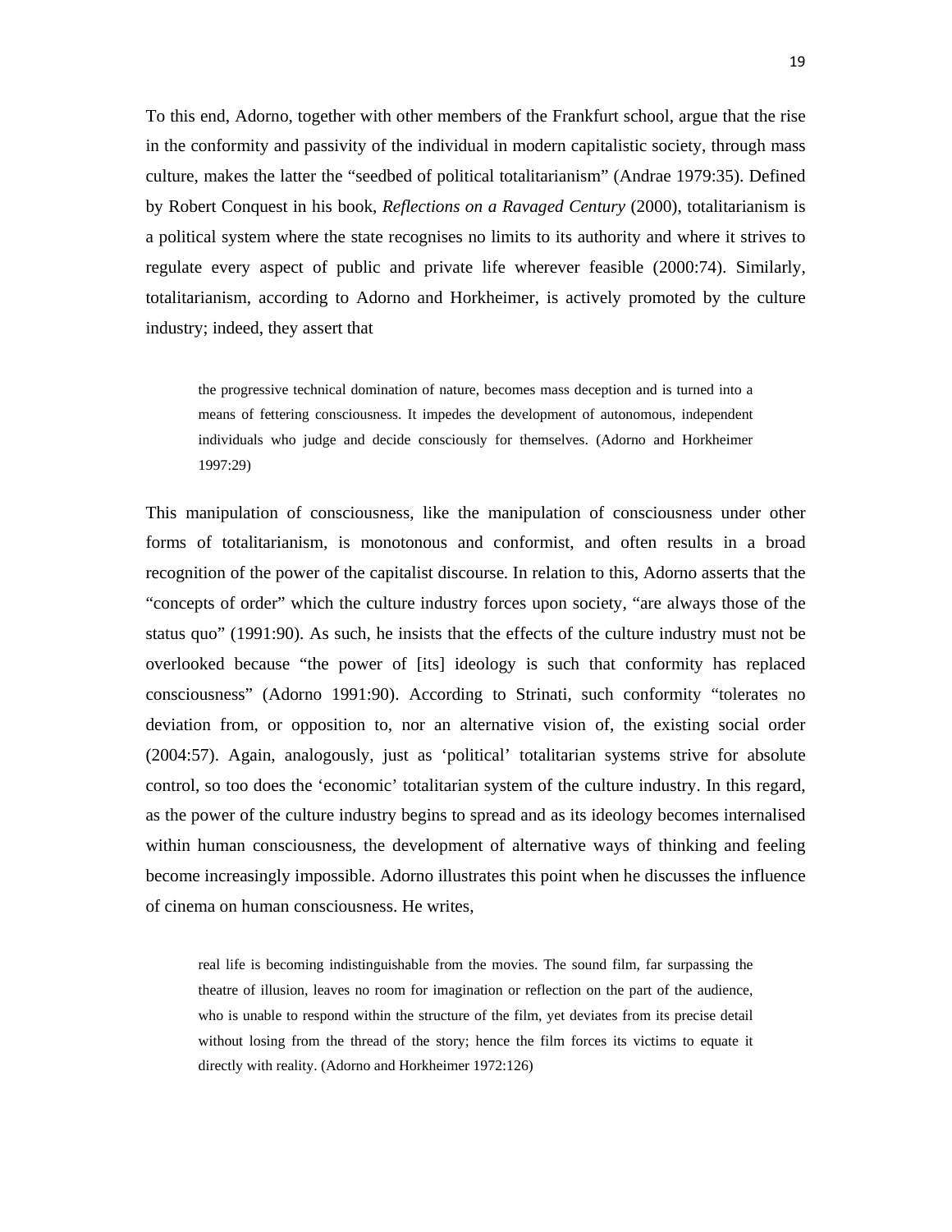To this end, Adorno, together with other members of the Frankfurt school, argue that the rise in the conformity and passivity of the individual in modern capitalistic society, through mass culture, makes the latter the "seedbed of political totalitarianism" (Andrae 1979:35). Defined by Robert Conquest in his book, *Reflections on a Ravaged Century* (2000), totalitarianism is a political system where the state recognises no limits to its authority and where it strives to regulate every aspect of public and private life wherever feasible (2000:74). Similarly, totalitarianism, according to Adorno and Horkheimer, is actively promoted by the culture industry; indeed, they assert that

> the progressive technical domination of nature, becomes mass deception and is turned into a means of fettering consciousness. It impedes the development of autonomous, independent individuals who judge and decide consciously for themselves. (Adorno and Horkheimer 1997:29)

This manipulation of consciousness, like the manipulation of consciousness under other forms of totalitarianism, is monotonous and conformist, and often results in a broad recognition of the power of the capitalist discourse. In relation to this, Adorno asserts that the "concepts of order" which the culture industry forces upon society, "are always those of the status quo" (1991:90). As such, he insists that the effects of the culture industry must not be overlooked because "the power of [its] ideology is such that conformity has replaced consciousness" (Adorno 1991:90). According to Strinati, such conformity "tolerates no deviation from, or opposition to, nor an alternative vision of, the existing social order (2004:57). Again, analogously, just as 'political' totalitarian systems strive for absolute control, so too does the 'economic' totalitarian system of the culture industry. In this regard, as the power of the culture industry begins to spread and as its ideology becomes internalised within human consciousness, the development of alternative ways of thinking and feeling become increasingly impossible. Adorno illustrates this point when he discusses the influence of cinema on human consciousness. He writes,

> real life is becoming indistinguishable from the movies. The sound film, far surpassing the theatre of illusion, leaves no room for imagination or reflection on the part of the audience, who is unable to respond within the structure of the film, yet deviates from its precise detail without losing from the thread of the story; hence the film forces its victims to equate it directly with reality. (Adorno and Horkheimer 1972:126)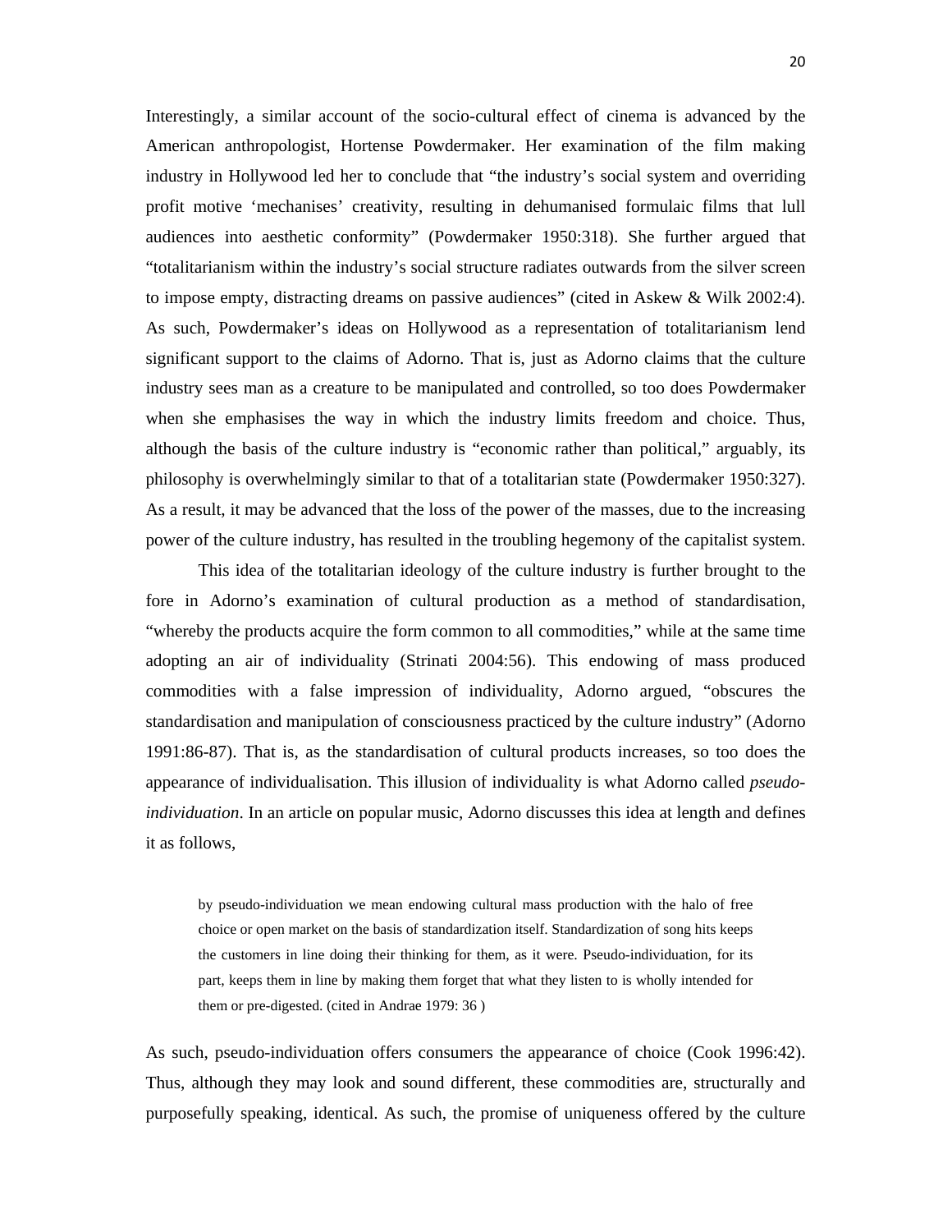Interestingly, a similar account of the socio-cultural effect of cinema is advanced by the American anthropologist, Hortense Powdermaker. Her examination of the film making industry in Hollywood led her to conclude that "the industry's social system and overriding profit motive 'mechanises' creativity, resulting in dehumanised formulaic films that lull audiences into aesthetic conformity" (Powdermaker 1950:318). She further argued that "totalitarianism within the industry's social structure radiates outwards from the silver screen to impose empty, distracting dreams on passive audiences" (cited in Askew & Wilk 2002:4). As such, Powdermaker's ideas on Hollywood as a representation of totalitarianism lend significant support to the claims of Adorno. That is, just as Adorno claims that the culture industry sees man as a creature to be manipulated and controlled, so too does Powdermaker when she emphasises the way in which the industry limits freedom and choice. Thus, although the basis of the culture industry is "economic rather than political," arguably, its philosophy is overwhelmingly similar to that of a totalitarian state (Powdermaker 1950:327). As a result, it may be advanced that the loss of the power of the masses, due to the increasing power of the culture industry, has resulted in the troubling hegemony of the capitalist system.

This idea of the totalitarian ideology of the culture industry is further brought to the fore in Adorno's examination of cultural production as a method of standardisation, "whereby the products acquire the form common to all commodities," while at the same time adopting an air of individuality (Strinati 2004:56). This endowing of mass produced commodities with a false impression of individuality, Adorno argued, "obscures the standardisation and manipulation of consciousness practiced by the culture industry" (Adorno 1991:86-87). That is, as the standardisation of cultural products increases, so too does the appearance of individualisation. This illusion of individuality is what Adorno called *pseudo-individuation*. In an article on popular music, Adorno discusses this idea at length and defines it as follows,

> by pseudo-individuation we mean endowing cultural mass production with the halo of free choice or open market on the basis of standardization itself. Standardization of song hits keeps the customers in line doing their thinking for them, as it were. Pseudo-individuation, for its part, keeps them in line by making them forget that what they listen to is wholly intended for them or pre-digested. (cited in Andrae 1979: 36 )

As such, pseudo-individuation offers consumers the appearance of choice (Cook 1996:42). Thus, although they may look and sound different, these commodities are, structurally and purposefully speaking, identical. As such, the promise of uniqueness offered by the culture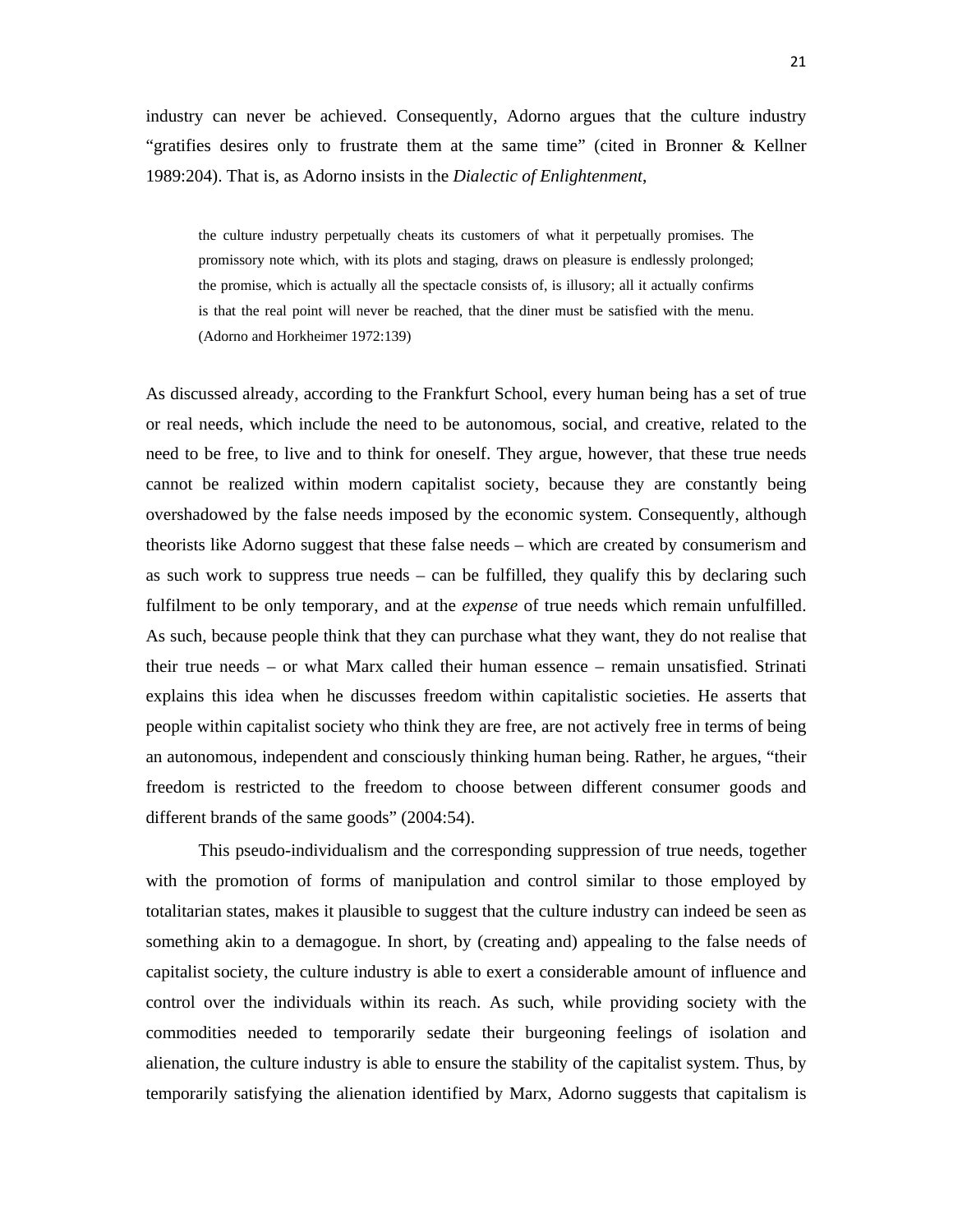industry can never be achieved. Consequently, Adorno argues that the culture industry "gratifies desires only to frustrate them at the same time" (cited in Bronner & Kellner 1989:204). That is, as Adorno insists in the *Dialectic of Enlightenment*,

> the culture industry perpetually cheats its customers of what it perpetually promises. The promissory note which, with its plots and staging, draws on pleasure is endlessly prolonged; the promise, which is actually all the spectacle consists of, is illusory; all it actually confirms is that the real point will never be reached, that the diner must be satisfied with the menu. (Adorno and Horkheimer 1972:139)

As discussed already, according to the Frankfurt School, every human being has a set of true or real needs, which include the need to be autonomous, social, and creative, related to the need to be free, to live and to think for oneself. They argue, however, that these true needs cannot be realized within modern capitalist society, because they are constantly being overshadowed by the false needs imposed by the economic system. Consequently, although theorists like Adorno suggest that these false needs – which are created by consumerism and as such work to suppress true needs – can be fulfilled, they qualify this by declaring such fulfilment to be only temporary, and at the *expense* of true needs which remain unfulfilled. As such, because people think that they can purchase what they want, they do not realise that their true needs – or what Marx called their human essence – remain unsatisfied. Strinati explains this idea when he discusses freedom within capitalistic societies. He asserts that people within capitalist society who think they are free, are not actively free in terms of being an autonomous, independent and consciously thinking human being. Rather, he argues, "their freedom is restricted to the freedom to choose between different consumer goods and different brands of the same goods" (2004:54).

This pseudo-individualism and the corresponding suppression of true needs, together with the promotion of forms of manipulation and control similar to those employed by totalitarian states, makes it plausible to suggest that the culture industry can indeed be seen as something akin to a demagogue. In short, by (creating and) appealing to the false needs of capitalist society, the culture industry is able to exert a considerable amount of influence and control over the individuals within its reach. As such, while providing society with the commodities needed to temporarily sedate their burgeoning feelings of isolation and alienation, the culture industry is able to ensure the stability of the capitalist system. Thus, by temporarily satisfying the alienation identified by Marx, Adorno suggests that capitalism is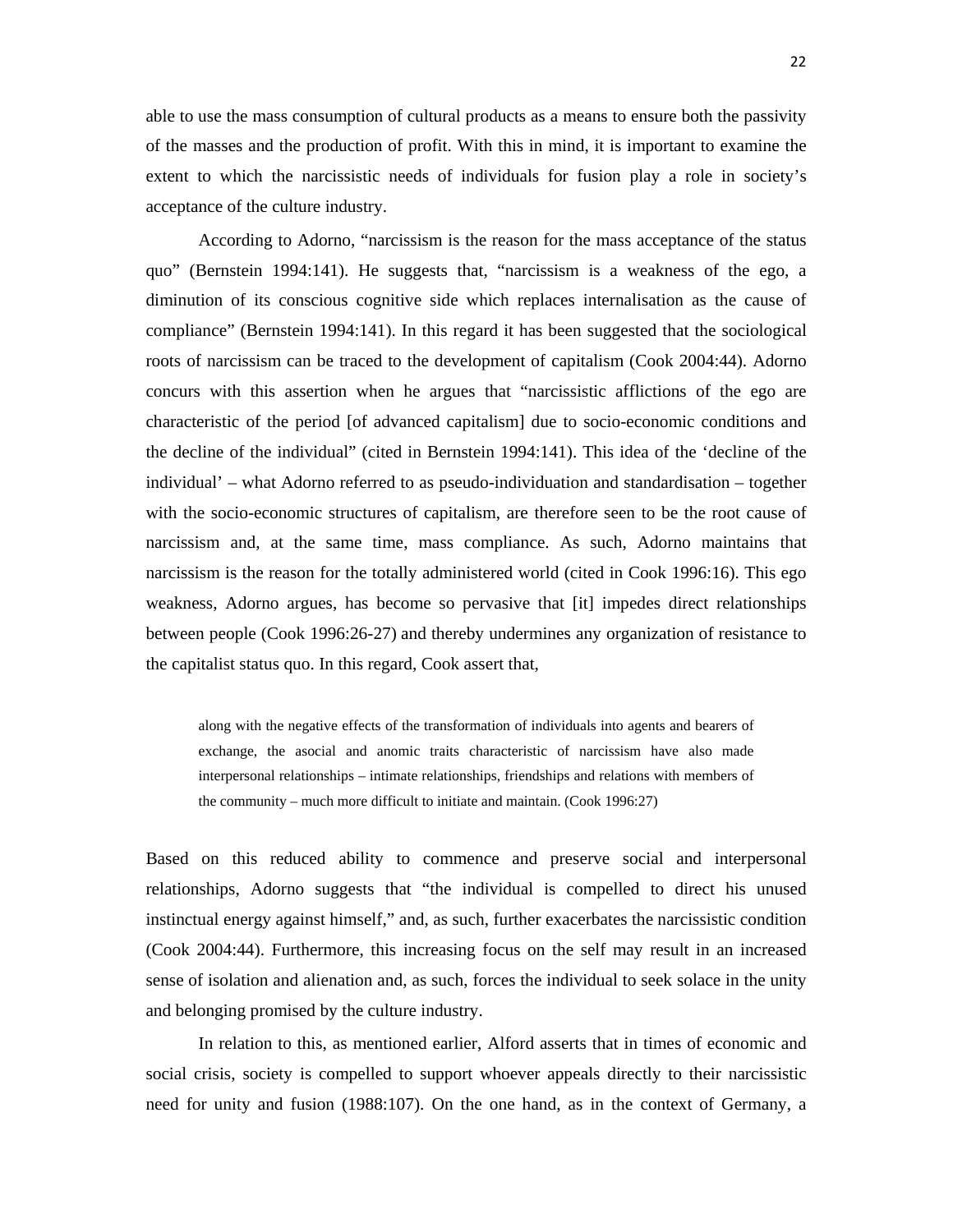able to use the mass consumption of cultural products as a means to ensure both the passivity of the masses and the production of profit. With this in mind, it is important to examine the extent to which the narcissistic needs of individuals for fusion play a role in society's acceptance of the culture industry.

According to Adorno, "narcissism is the reason for the mass acceptance of the status quo" (Bernstein 1994:141). He suggests that, "narcissism is a weakness of the ego, a diminution of its conscious cognitive side which replaces internalisation as the cause of compliance" (Bernstein 1994:141). In this regard it has been suggested that the sociological roots of narcissism can be traced to the development of capitalism (Cook 2004:44). Adorno concurs with this assertion when he argues that "narcissistic afflictions of the ego are characteristic of the period [of advanced capitalism] due to socio-economic conditions and the decline of the individual" (cited in Bernstein 1994:141). This idea of the 'decline of the individual' – what Adorno referred to as pseudo-individuation and standardisation – together with the socio-economic structures of capitalism, are therefore seen to be the root cause of narcissism and, at the same time, mass compliance. As such, Adorno maintains that narcissism is the reason for the totally administered world (cited in Cook 1996:16). This ego weakness, Adorno argues, has become so pervasive that [it] impedes direct relationships between people (Cook 1996:26-27) and thereby undermines any organization of resistance to the capitalist status quo. In this regard, Cook assert that,

> along with the negative effects of the transformation of individuals into agents and bearers of exchange, the asocial and anomic traits characteristic of narcissism have also made interpersonal relationships – intimate relationships, friendships and relations with members of the community – much more difficult to initiate and maintain. (Cook 1996:27)

Based on this reduced ability to commence and preserve social and interpersonal relationships, Adorno suggests that "the individual is compelled to direct his unused instinctual energy against himself," and, as such, further exacerbates the narcissistic condition (Cook 2004:44). Furthermore, this increasing focus on the self may result in an increased sense of isolation and alienation and, as such, forces the individual to seek solace in the unity and belonging promised by the culture industry.

In relation to this, as mentioned earlier, Alford asserts that in times of economic and social crisis, society is compelled to support whoever appeals directly to their narcissistic need for unity and fusion (1988:107). On the one hand, as in the context of Germany, a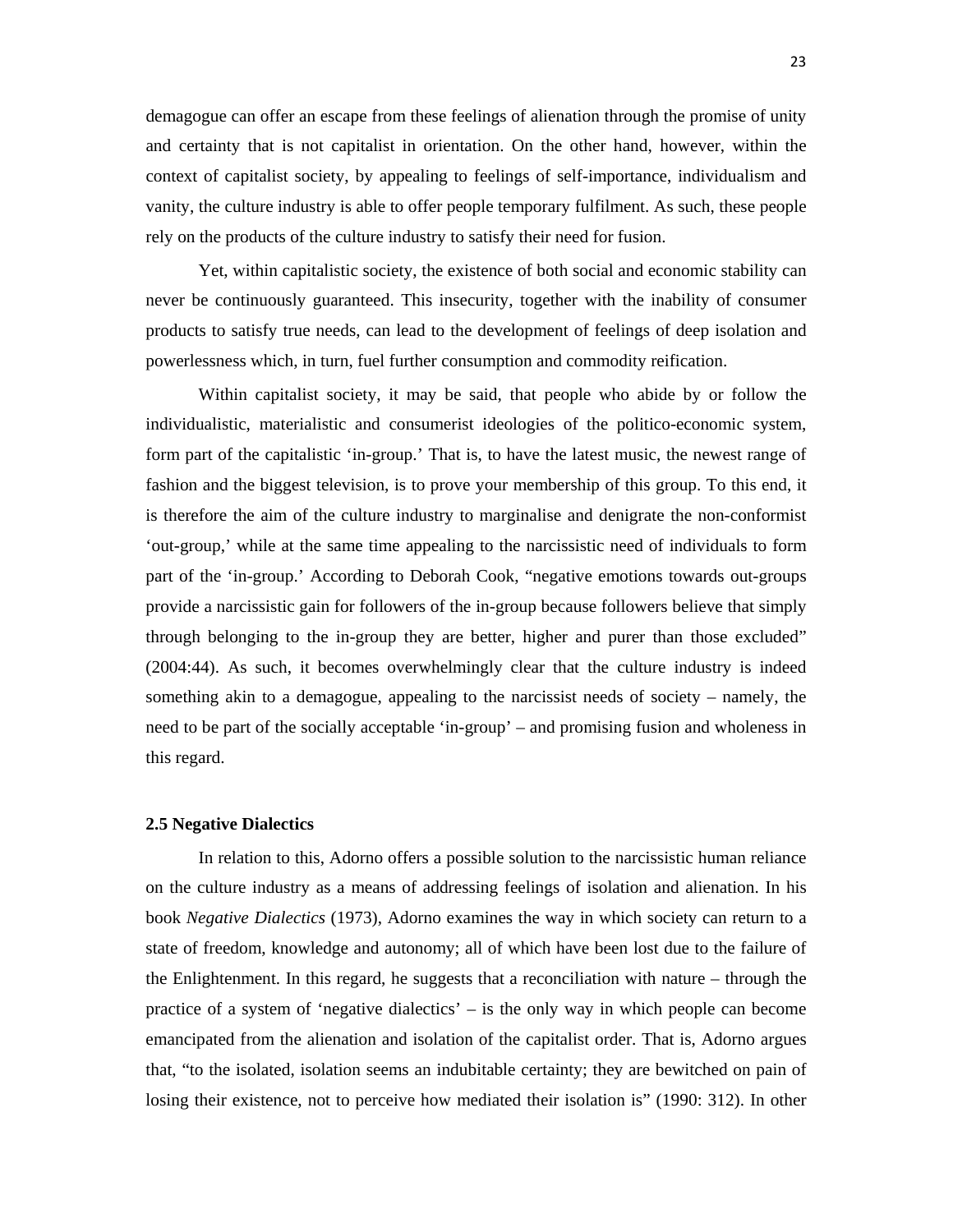demagogue can offer an escape from these feelings of alienation through the promise of unity and certainty that is not capitalist in orientation. On the other hand, however, within the context of capitalist society, by appealing to feelings of self-importance, individualism and vanity, the culture industry is able to offer people temporary fulfilment. As such, these people rely on the products of the culture industry to satisfy their need for fusion.

Yet, within capitalistic society, the existence of both social and economic stability can never be continuously guaranteed. This insecurity, together with the inability of consumer products to satisfy true needs, can lead to the development of feelings of deep isolation and powerlessness which, in turn, fuel further consumption and commodity reification.

Within capitalist society, it may be said, that people who abide by or follow the individualistic, materialistic and consumerist ideologies of the politico-economic system, form part of the capitalistic 'in-group.' That is, to have the latest music, the newest range of fashion and the biggest television, is to prove your membership of this group. To this end, it is therefore the aim of the culture industry to marginalise and denigrate the non-conformist 'out-group,' while at the same time appealing to the narcissistic need of individuals to form part of the 'in-group.' According to Deborah Cook, "negative emotions towards out-groups provide a narcissistic gain for followers of the in-group because followers believe that simply through belonging to the in-group they are better, higher and purer than those excluded" (2004:44). As such, it becomes overwhelmingly clear that the culture industry is indeed something akin to a demagogue, appealing to the narcissist needs of society – namely, the need to be part of the socially acceptable 'in-group' – and promising fusion and wholeness in this regard.

### 2.5 Negative Dialectics

In relation to this, Adorno offers a possible solution to the narcissistic human reliance on the culture industry as a means of addressing feelings of isolation and alienation. In his book *Negative Dialectics* (1973), Adorno examines the way in which society can return to a state of freedom, knowledge and autonomy; all of which have been lost due to the failure of the Enlightenment. In this regard, he suggests that a reconciliation with nature – through the practice of a system of 'negative dialectics' – is the only way in which people can become emancipated from the alienation and isolation of the capitalist order. That is, Adorno argues that, "to the isolated, isolation seems an indubitable certainty; they are bewitched on pain of losing their existence, not to perceive how mediated their isolation is" (1990: 312). In other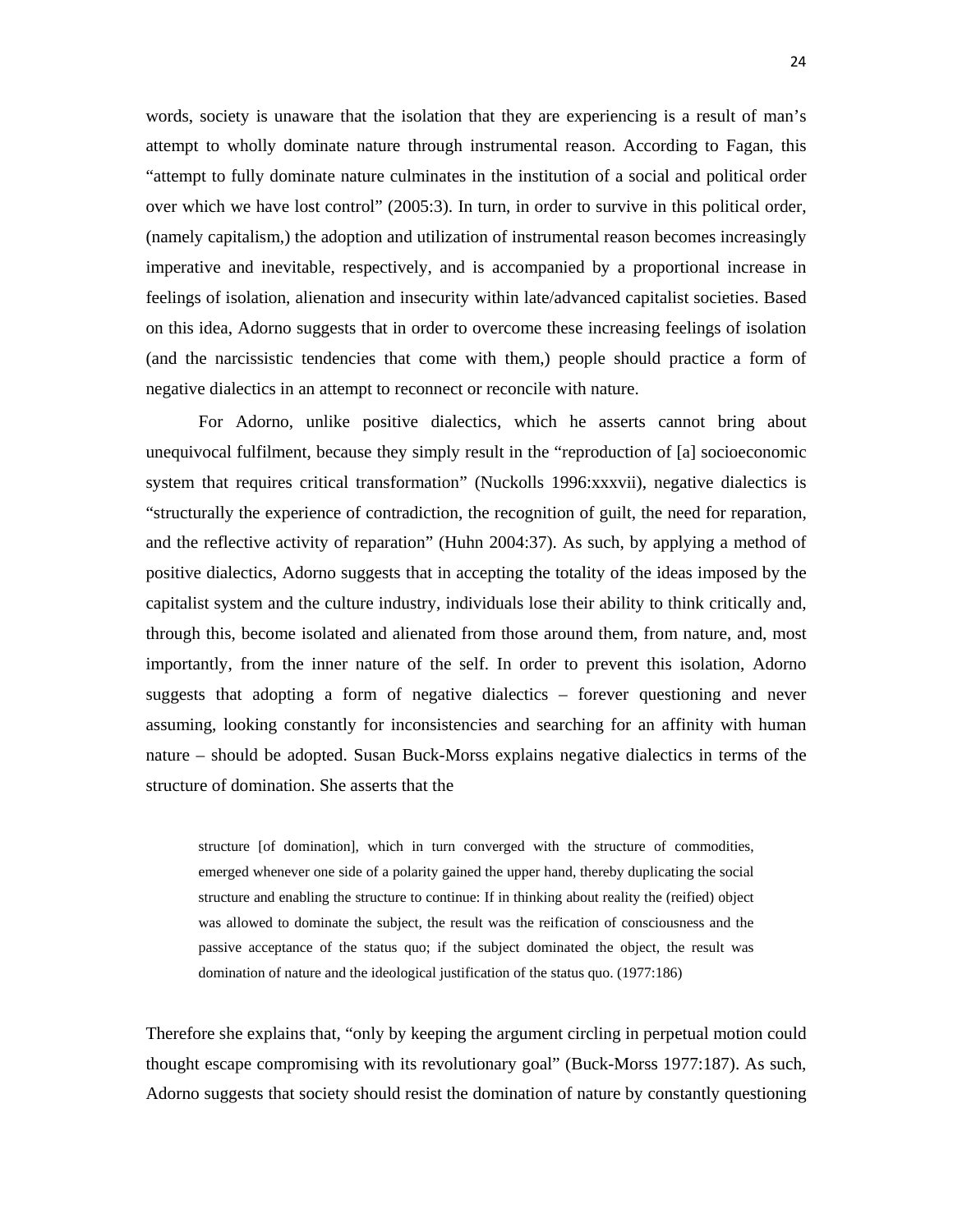words, society is unaware that the isolation that they are experiencing is a result of man's attempt to wholly dominate nature through instrumental reason. According to Fagan, this "attempt to fully dominate nature culminates in the institution of a social and political order over which we have lost control" (2005:3). In turn, in order to survive in this political order, (namely capitalism,) the adoption and utilization of instrumental reason becomes increasingly imperative and inevitable, respectively, and is accompanied by a proportional increase in feelings of isolation, alienation and insecurity within late/advanced capitalist societies. Based on this idea, Adorno suggests that in order to overcome these increasing feelings of isolation (and the narcissistic tendencies that come with them,) people should practice a form of negative dialectics in an attempt to reconnect or reconcile with nature.

For Adorno, unlike positive dialectics, which he asserts cannot bring about unequivocal fulfilment, because they simply result in the "reproduction of [a] socioeconomic system that requires critical transformation" (Nuckolls 1996:xxxvii), negative dialectics is "structurally the experience of contradiction, the recognition of guilt, the need for reparation, and the reflective activity of reparation" (Huhn 2004:37). As such, by applying a method of positive dialectics, Adorno suggests that in accepting the totality of the ideas imposed by the capitalist system and the culture industry, individuals lose their ability to think critically and, through this, become isolated and alienated from those around them, from nature, and, most importantly, from the inner nature of the self. In order to prevent this isolation, Adorno suggests that adopting a form of negative dialectics – forever questioning and never assuming, looking constantly for inconsistencies and searching for an affinity with human nature – should be adopted. Susan Buck-Morss explains negative dialectics in terms of the structure of domination. She asserts that the

> structure [of domination], which in turn converged with the structure of commodities, emerged whenever one side of a polarity gained the upper hand, thereby duplicating the social structure and enabling the structure to continue: If in thinking about reality the (reified) object was allowed to dominate the subject, the result was the reification of consciousness and the passive acceptance of the status quo; if the subject dominated the object, the result was domination of nature and the ideological justification of the status quo. (1977:186)

Therefore she explains that, "only by keeping the argument circling in perpetual motion could thought escape compromising with its revolutionary goal" (Buck-Morss 1977:187). As such, Adorno suggests that society should resist the domination of nature by constantly questioning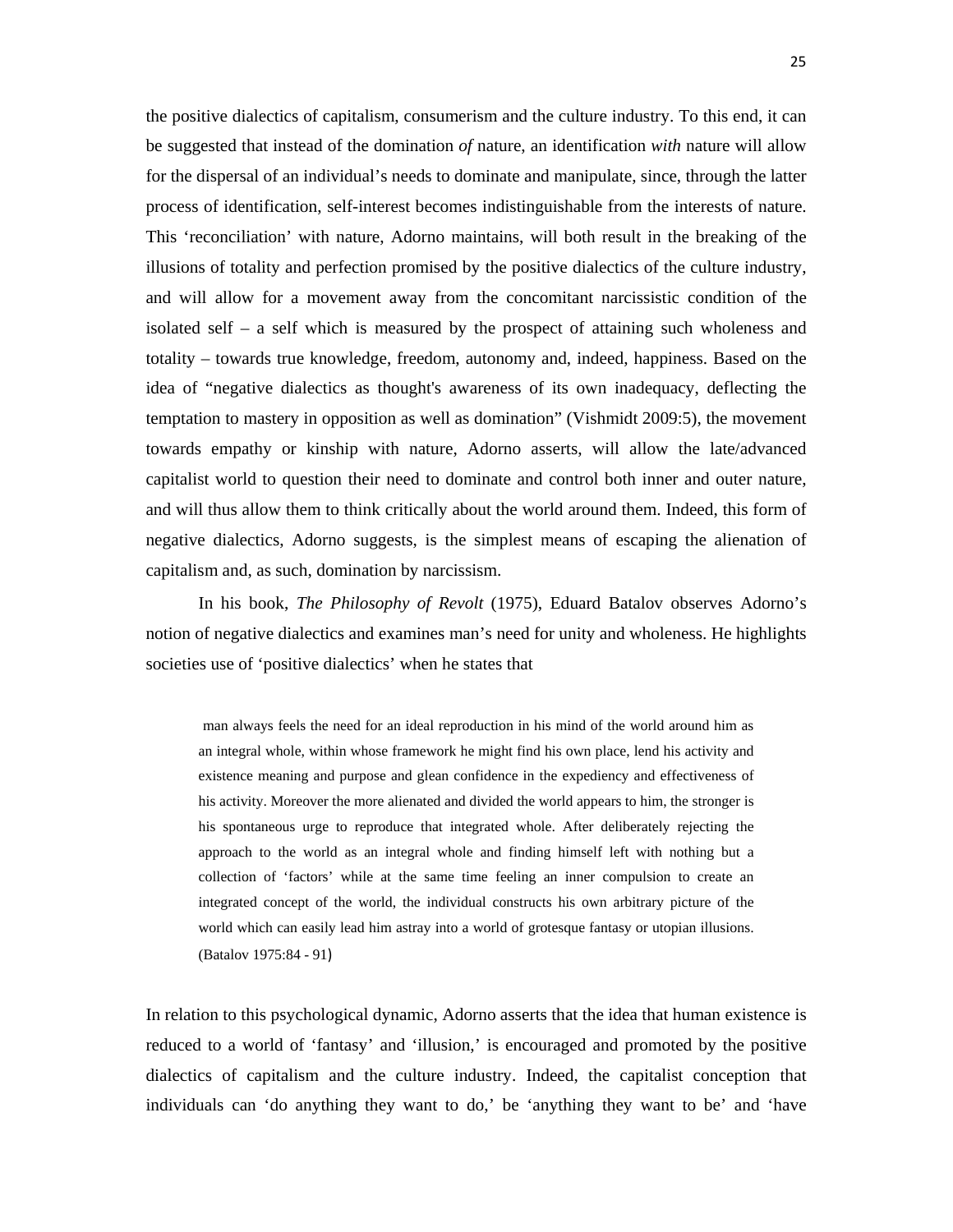the positive dialectics of capitalism, consumerism and the culture industry. To this end, it can be suggested that instead of the domination *of* nature, an identification *with* nature will allow for the dispersal of an individual's needs to dominate and manipulate, since, through the latter process of identification, self-interest becomes indistinguishable from the interests of nature. This 'reconciliation' with nature, Adorno maintains, will both result in the breaking of the illusions of totality and perfection promised by the positive dialectics of the culture industry, and will allow for a movement away from the concomitant narcissistic condition of the isolated self – a self which is measured by the prospect of attaining such wholeness and totality – towards true knowledge, freedom, autonomy and, indeed, happiness. Based on the idea of "negative dialectics as thought's awareness of its own inadequacy, deflecting the temptation to mastery in opposition as well as domination" (Vishmidt 2009:5), the movement towards empathy or kinship with nature, Adorno asserts, will allow the late/advanced capitalist world to question their need to dominate and control both inner and outer nature, and will thus allow them to think critically about the world around them. Indeed, this form of negative dialectics, Adorno suggests, is the simplest means of escaping the alienation of capitalism and, as such, domination by narcissism.

In his book, *The Philosophy of Revolt* (1975), Eduard Batalov observes Adorno's notion of negative dialectics and examines man's need for unity and wholeness. He highlights societies use of 'positive dialectics' when he states that

> man always feels the need for an ideal reproduction in his mind of the world around him as an integral whole, within whose framework he might find his own place, lend his activity and existence meaning and purpose and glean confidence in the expediency and effectiveness of his activity. Moreover the more alienated and divided the world appears to him, the stronger is his spontaneous urge to reproduce that integrated whole. After deliberately rejecting the approach to the world as an integral whole and finding himself left with nothing but a collection of 'factors' while at the same time feeling an inner compulsion to create an integrated concept of the world, the individual constructs his own arbitrary picture of the world which can easily lead him astray into a world of grotesque fantasy or utopian illusions. (Batalov 1975:84 - 91)

In relation to this psychological dynamic, Adorno asserts that the idea that human existence is reduced to a world of 'fantasy' and 'illusion,' is encouraged and promoted by the positive dialectics of capitalism and the culture industry. Indeed, the capitalist conception that individuals can 'do anything they want to do,' be 'anything they want to be' and 'have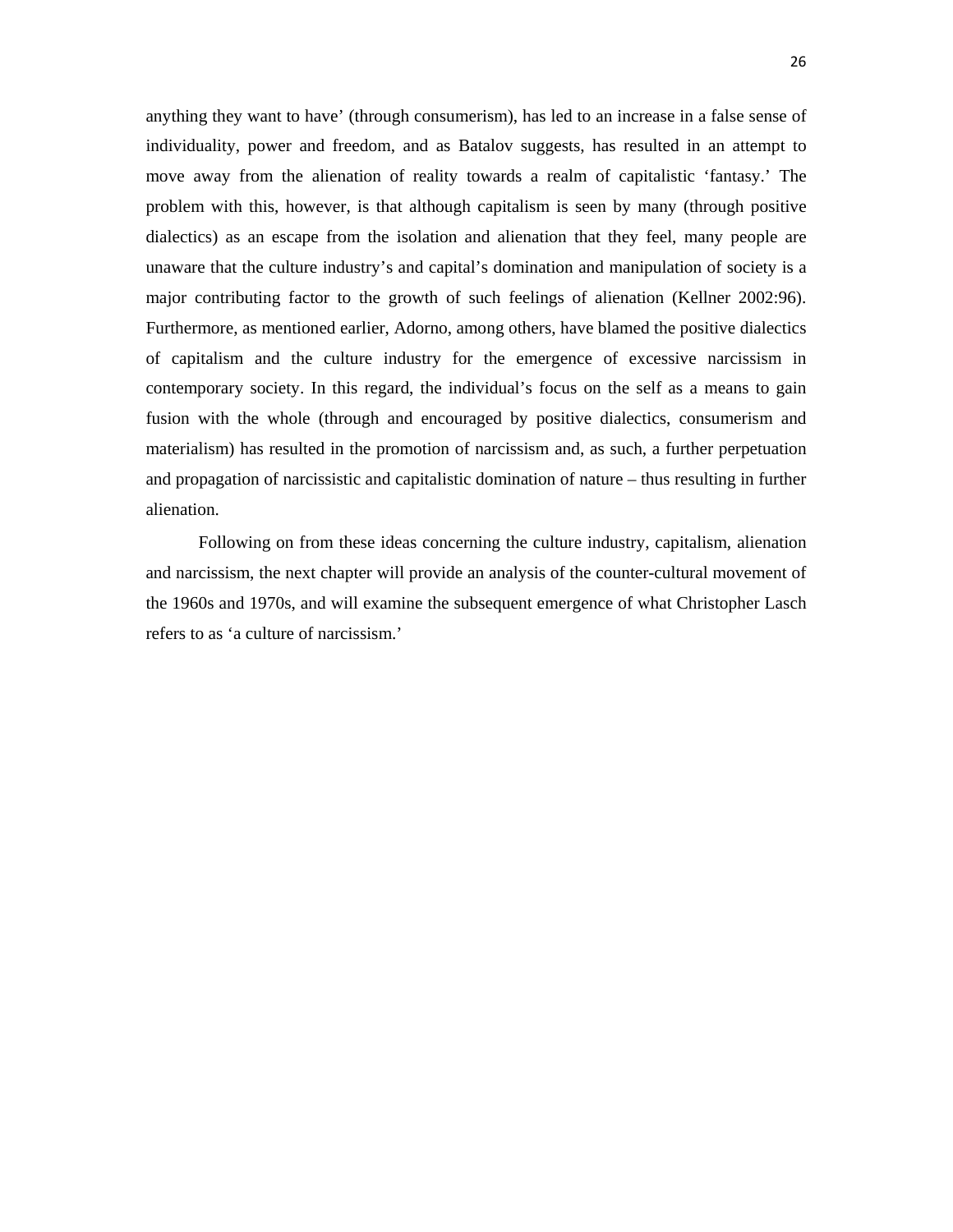anything they want to have' (through consumerism), has led to an increase in a false sense of individuality, power and freedom, and as Batalov suggests, has resulted in an attempt to move away from the alienation of reality towards a realm of capitalistic 'fantasy.' The problem with this, however, is that although capitalism is seen by many (through positive dialectics) as an escape from the isolation and alienation that they feel, many people are unaware that the culture industry's and capital's domination and manipulation of society is a major contributing factor to the growth of such feelings of alienation (Kellner 2002:96). Furthermore, as mentioned earlier, Adorno, among others, have blamed the positive dialectics of capitalism and the culture industry for the emergence of excessive narcissism in contemporary society. In this regard, the individual's focus on the self as a means to gain fusion with the whole (through and encouraged by positive dialectics, consumerism and materialism) has resulted in the promotion of narcissism and, as such, a further perpetuation and propagation of narcissistic and capitalistic domination of nature – thus resulting in further alienation.

Following on from these ideas concerning the culture industry, capitalism, alienation and narcissism, the next chapter will provide an analysis of the counter-cultural movement of the 1960s and 1970s, and will examine the subsequent emergence of what Christopher Lasch refers to as 'a culture of narcissism.'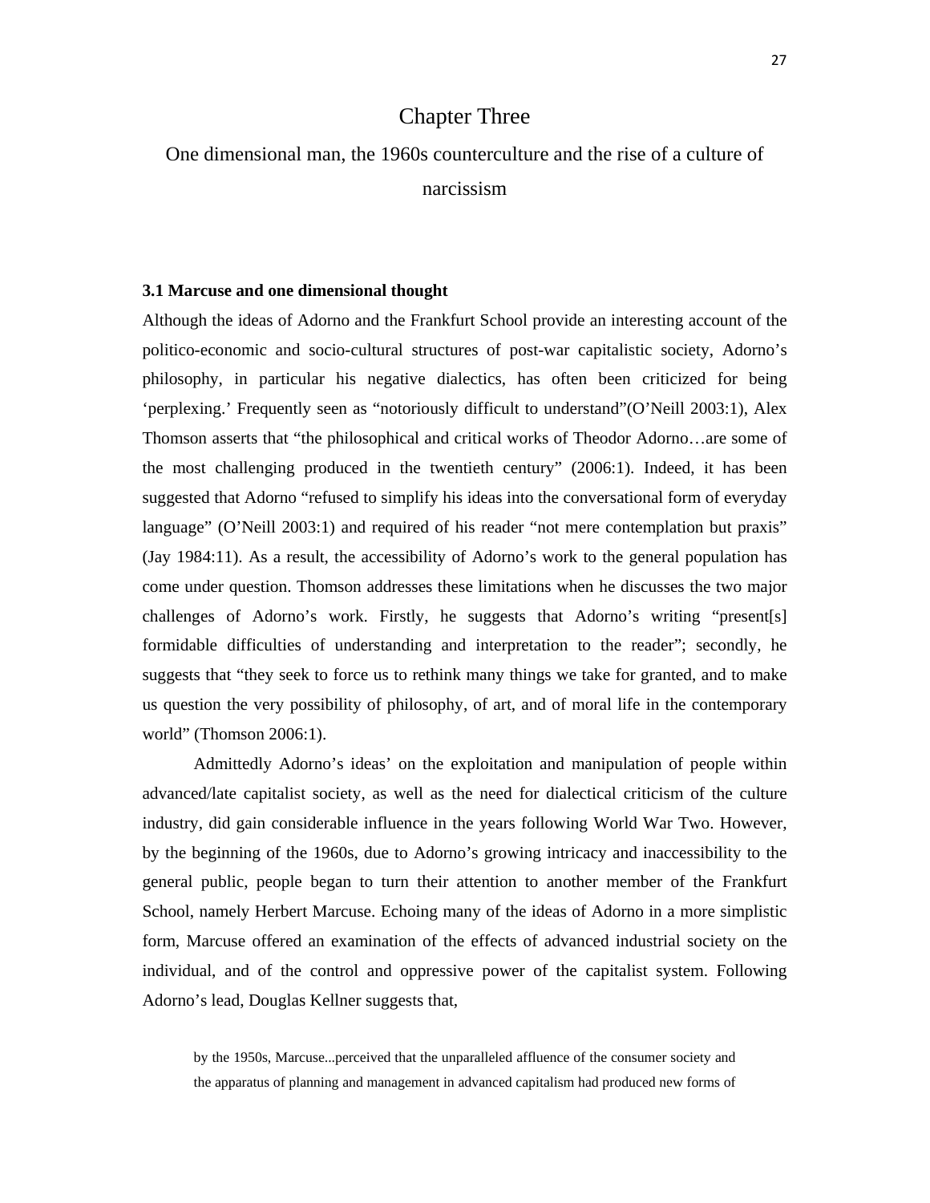# Chapter Three

## One dimensional man, the 1960s counterculture and the rise of a culture of narcissism

### 3.1 Marcuse and one dimensional thought

Although the ideas of Adorno and the Frankfurt School provide an interesting account of the politico-economic and socio-cultural structures of post-war capitalistic society, Adorno's philosophy, in particular his negative dialectics, has often been criticized for being 'perplexing.' Frequently seen as "notoriously difficult to understand"(O'Neill 2003:1), Alex Thomson asserts that "the philosophical and critical works of Theodor Adorno…are some of the most challenging produced in the twentieth century" (2006:1). Indeed, it has been suggested that Adorno "refused to simplify his ideas into the conversational form of everyday language" (O'Neill 2003:1) and required of his reader "not mere contemplation but praxis" (Jay 1984:11). As a result, the accessibility of Adorno's work to the general population has come under question. Thomson addresses these limitations when he discusses the two major challenges of Adorno's work. Firstly, he suggests that Adorno's writing "present[s] formidable difficulties of understanding and interpretation to the reader"; secondly, he suggests that "they seek to force us to rethink many things we take for granted, and to make us question the very possibility of philosophy, of art, and of moral life in the contemporary world" (Thomson 2006:1).

Admittedly Adorno's ideas' on the exploitation and manipulation of people within advanced/late capitalist society, as well as the need for dialectical criticism of the culture industry, did gain considerable influence in the years following World War Two. However, by the beginning of the 1960s, due to Adorno's growing intricacy and inaccessibility to the general public, people began to turn their attention to another member of the Frankfurt School, namely Herbert Marcuse. Echoing many of the ideas of Adorno in a more simplistic form, Marcuse offered an examination of the effects of advanced industrial society on the individual, and of the control and oppressive power of the capitalist system. Following Adorno's lead, Douglas Kellner suggests that,

> by the 1950s, Marcuse...perceived that the unparalleled affluence of the consumer society and the apparatus of planning and management in advanced capitalism had produced new forms of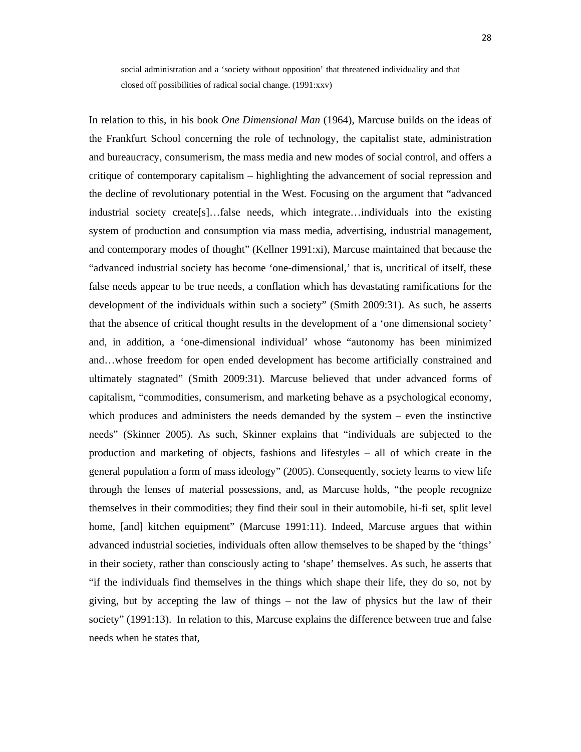> social administration and a 'society without opposition' that threatened individuality and that closed off possibilities of radical social change. (1991:xxv)

In relation to this, in his book *One Dimensional Man* (1964), Marcuse builds on the ideas of the Frankfurt School concerning the role of technology, the capitalist state, administration and bureaucracy, consumerism, the mass media and new modes of social control, and offers a critique of contemporary capitalism – highlighting the advancement of social repression and the decline of revolutionary potential in the West. Focusing on the argument that "advanced industrial society create[s]…false needs, which integrate…individuals into the existing system of production and consumption via mass media, advertising, industrial management, and contemporary modes of thought" (Kellner 1991:xi), Marcuse maintained that because the "advanced industrial society has become 'one-dimensional,' that is, uncritical of itself, these false needs appear to be true needs, a conflation which has devastating ramifications for the development of the individuals within such a society" (Smith 2009:31). As such, he asserts that the absence of critical thought results in the development of a 'one dimensional society' and, in addition, a 'one-dimensional individual' whose "autonomy has been minimized and…whose freedom for open ended development has become artificially constrained and ultimately stagnated" (Smith 2009:31). Marcuse believed that under advanced forms of capitalism, "commodities, consumerism, and marketing behave as a psychological economy, which produces and administers the needs demanded by the system – even the instinctive needs" (Skinner 2005). As such, Skinner explains that "individuals are subjected to the production and marketing of objects, fashions and lifestyles – all of which create in the general population a form of mass ideology" (2005). Consequently, society learns to view life through the lenses of material possessions, and, as Marcuse holds, "the people recognize themselves in their commodities; they find their soul in their automobile, hi-fi set, split level home, [and] kitchen equipment" (Marcuse 1991:11). Indeed, Marcuse argues that within advanced industrial societies, individuals often allow themselves to be shaped by the 'things' in their society, rather than consciously acting to 'shape' themselves. As such, he asserts that "if the individuals find themselves in the things which shape their life, they do so, not by giving, but by accepting the law of things – not the law of physics but the law of their society" (1991:13). In relation to this, Marcuse explains the difference between true and false needs when he states that,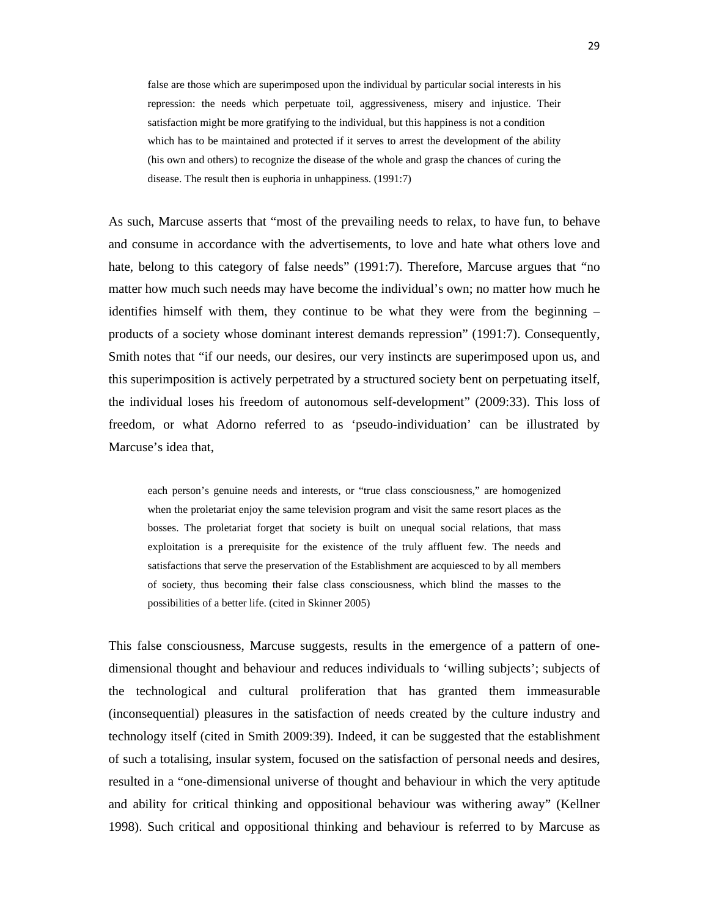> false are those which are superimposed upon the individual by particular social interests in his repression: the needs which perpetuate toil, aggressiveness, misery and injustice. Their satisfaction might be more gratifying to the individual, but this happiness is not a condition which has to be maintained and protected if it serves to arrest the development of the ability (his own and others) to recognize the disease of the whole and grasp the chances of curing the disease. The result then is euphoria in unhappiness. (1991:7)

As such, Marcuse asserts that "most of the prevailing needs to relax, to have fun, to behave and consume in accordance with the advertisements, to love and hate what others love and hate, belong to this category of false needs" (1991:7). Therefore, Marcuse argues that "no matter how much such needs may have become the individual's own; no matter how much he identifies himself with them, they continue to be what they were from the beginning – products of a society whose dominant interest demands repression" (1991:7). Consequently, Smith notes that "if our needs, our desires, our very instincts are superimposed upon us, and this superimposition is actively perpetrated by a structured society bent on perpetuating itself, the individual loses his freedom of autonomous self-development" (2009:33). This loss of freedom, or what Adorno referred to as 'pseudo-individuation' can be illustrated by Marcuse's idea that,

> each person's genuine needs and interests, or "true class consciousness," are homogenized when the proletariat enjoy the same television program and visit the same resort places as the bosses. The proletariat forget that society is built on unequal social relations, that mass exploitation is a prerequisite for the existence of the truly affluent few. The needs and satisfactions that serve the preservation of the Establishment are acquiesced to by all members of society, thus becoming their false class consciousness, which blind the masses to the possibilities of a better life. (cited in Skinner 2005)

This false consciousness, Marcuse suggests, results in the emergence of a pattern of one-dimensional thought and behaviour and reduces individuals to 'willing subjects'; subjects of the technological and cultural proliferation that has granted them immeasurable (inconsequential) pleasures in the satisfaction of needs created by the culture industry and technology itself (cited in Smith 2009:39). Indeed, it can be suggested that the establishment of such a totalising, insular system, focused on the satisfaction of personal needs and desires, resulted in a "one-dimensional universe of thought and behaviour in which the very aptitude and ability for critical thinking and oppositional behaviour was withering away" (Kellner 1998). Such critical and oppositional thinking and behaviour is referred to by Marcuse as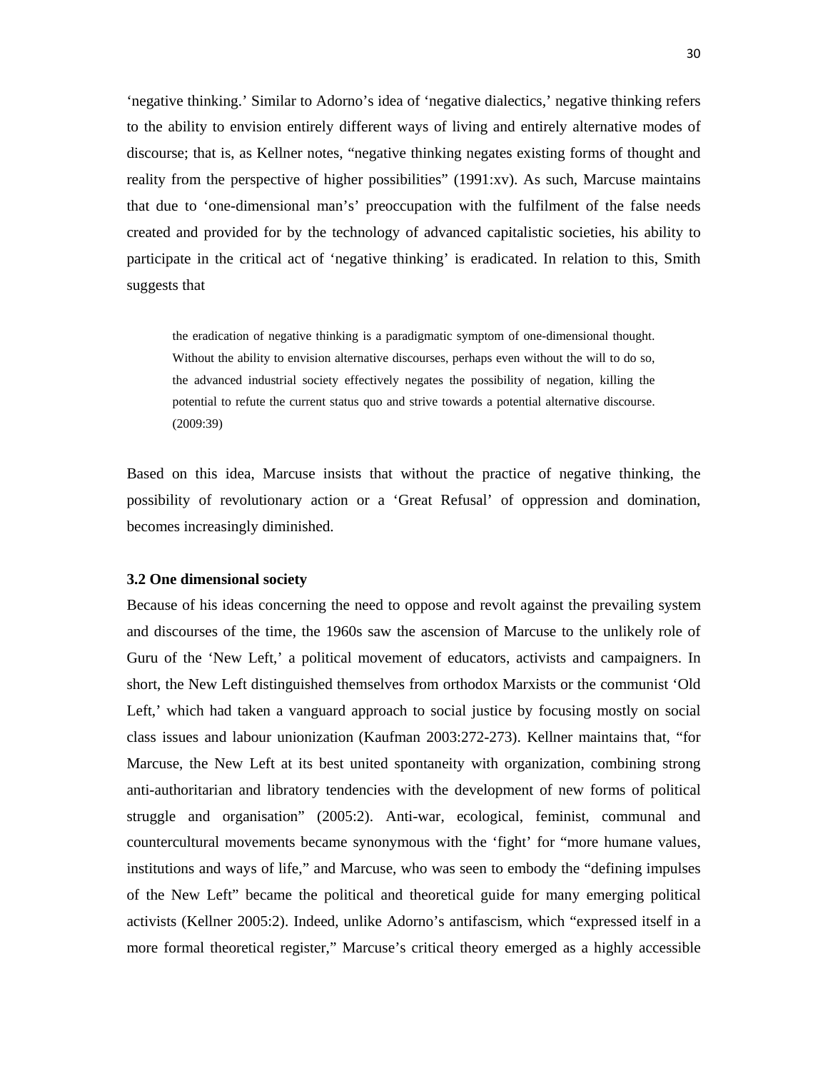'negative thinking.' Similar to Adorno's idea of 'negative dialectics,' negative thinking refers to the ability to envision entirely different ways of living and entirely alternative modes of discourse; that is, as Kellner notes, "negative thinking negates existing forms of thought and reality from the perspective of higher possibilities" (1991:xv). As such, Marcuse maintains that due to 'one-dimensional man's' preoccupation with the fulfilment of the false needs created and provided for by the technology of advanced capitalistic societies, his ability to participate in the critical act of 'negative thinking' is eradicated. In relation to this, Smith suggests that

> the eradication of negative thinking is a paradigmatic symptom of one-dimensional thought. Without the ability to envision alternative discourses, perhaps even without the will to do so, the advanced industrial society effectively negates the possibility of negation, killing the potential to refute the current status quo and strive towards a potential alternative discourse. (2009:39)

Based on this idea, Marcuse insists that without the practice of negative thinking, the possibility of revolutionary action or a 'Great Refusal' of oppression and domination, becomes increasingly diminished.

### 3.2 One dimensional society

Because of his ideas concerning the need to oppose and revolt against the prevailing system and discourses of the time, the 1960s saw the ascension of Marcuse to the unlikely role of Guru of the 'New Left,' a political movement of educators, activists and campaigners. In short, the New Left distinguished themselves from orthodox Marxists or the communist 'Old Left,' which had taken a vanguard approach to social justice by focusing mostly on social class issues and labour unionization (Kaufman 2003:272-273). Kellner maintains that, "for Marcuse, the New Left at its best united spontaneity with organization, combining strong anti-authoritarian and libratory tendencies with the development of new forms of political struggle and organisation" (2005:2). Anti-war, ecological, feminist, communal and countercultural movements became synonymous with the 'fight' for "more humane values, institutions and ways of life," and Marcuse, who was seen to embody the "defining impulses of the New Left" became the political and theoretical guide for many emerging political activists (Kellner 2005:2). Indeed, unlike Adorno's antifascism, which "expressed itself in a more formal theoretical register," Marcuse's critical theory emerged as a highly accessible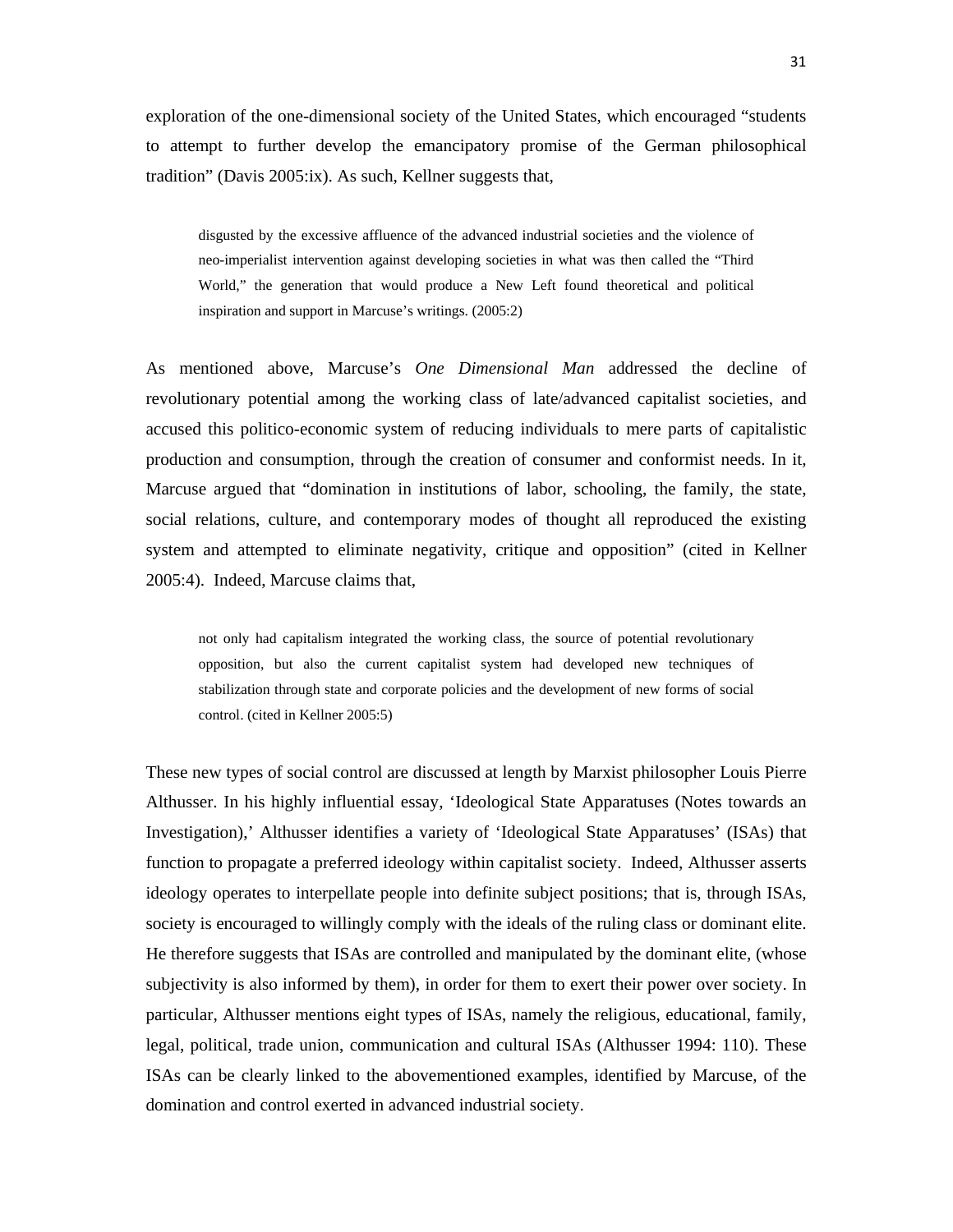exploration of the one-dimensional society of the United States, which encouraged "students to attempt to further develop the emancipatory promise of the German philosophical tradition" (Davis 2005:ix). As such, Kellner suggests that,

> disgusted by the excessive affluence of the advanced industrial societies and the violence of neo-imperialist intervention against developing societies in what was then called the "Third World," the generation that would produce a New Left found theoretical and political inspiration and support in Marcuse's writings. (2005:2)

As mentioned above, Marcuse's *One Dimensional Man* addressed the decline of revolutionary potential among the working class of late/advanced capitalist societies, and accused this politico-economic system of reducing individuals to mere parts of capitalistic production and consumption, through the creation of consumer and conformist needs. In it, Marcuse argued that "domination in institutions of labor, schooling, the family, the state, social relations, culture, and contemporary modes of thought all reproduced the existing system and attempted to eliminate negativity, critique and opposition" (cited in Kellner 2005:4). Indeed, Marcuse claims that,

> not only had capitalism integrated the working class, the source of potential revolutionary opposition, but also the current capitalist system had developed new techniques of stabilization through state and corporate policies and the development of new forms of social control. (cited in Kellner 2005:5)

These new types of social control are discussed at length by Marxist philosopher Louis Pierre Althusser. In his highly influential essay, 'Ideological State Apparatuses (Notes towards an Investigation),' Althusser identifies a variety of 'Ideological State Apparatuses' (ISAs) that function to propagate a preferred ideology within capitalist society. Indeed, Althusser asserts ideology operates to interpellate people into definite subject positions; that is, through ISAs, society is encouraged to willingly comply with the ideals of the ruling class or dominant elite. He therefore suggests that ISAs are controlled and manipulated by the dominant elite, (whose subjectivity is also informed by them), in order for them to exert their power over society. In particular, Althusser mentions eight types of ISAs, namely the religious, educational, family, legal, political, trade union, communication and cultural ISAs (Althusser 1994: 110). These ISAs can be clearly linked to the abovementioned examples, identified by Marcuse, of the domination and control exerted in advanced industrial society.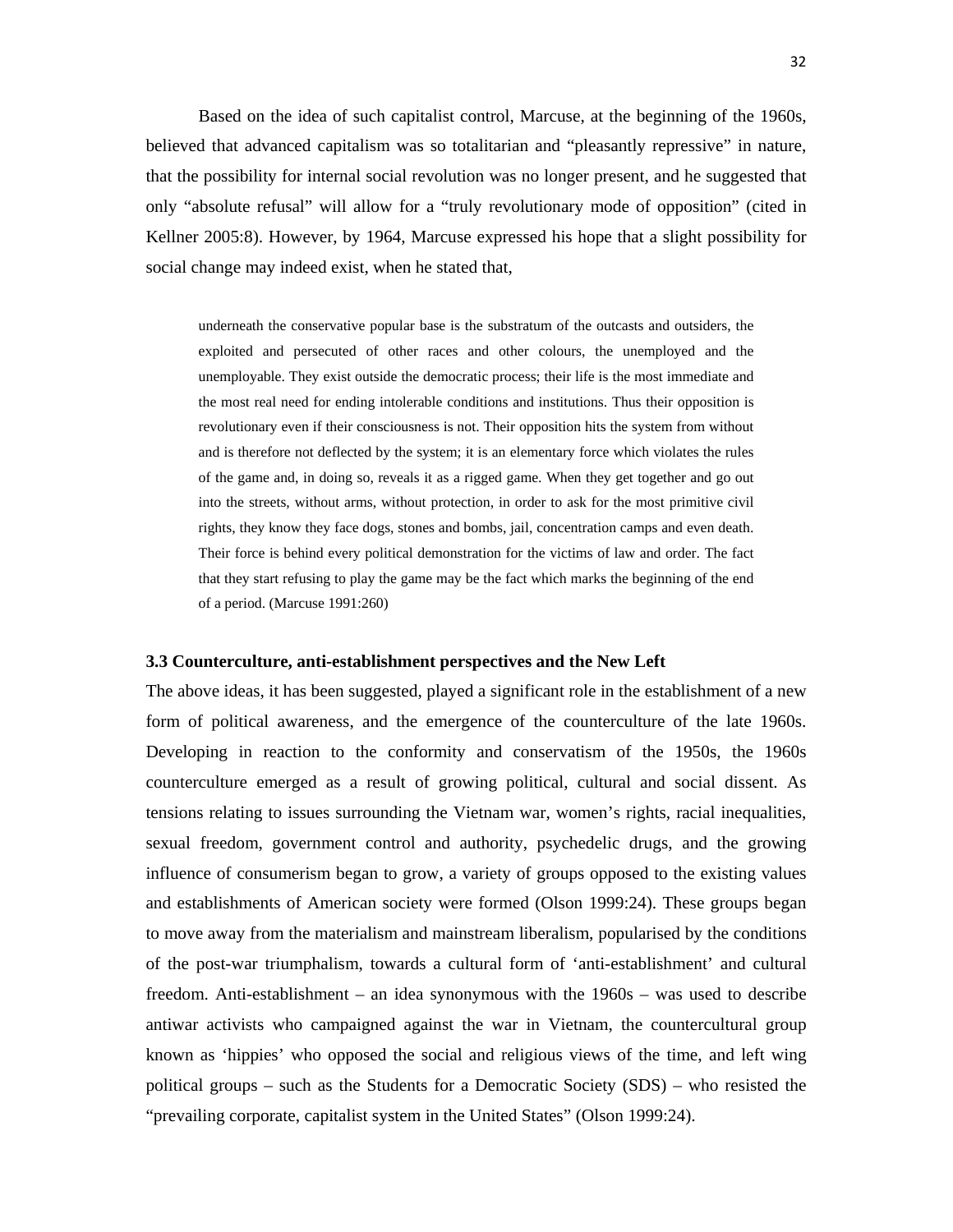Based on the idea of such capitalist control, Marcuse, at the beginning of the 1960s, believed that advanced capitalism was so totalitarian and "pleasantly repressive" in nature, that the possibility for internal social revolution was no longer present, and he suggested that only "absolute refusal" will allow for a "truly revolutionary mode of opposition" (cited in Kellner 2005:8). However, by 1964, Marcuse expressed his hope that a slight possibility for social change may indeed exist, when he stated that,

> underneath the conservative popular base is the substratum of the outcasts and outsiders, the exploited and persecuted of other races and other colours, the unemployed and the unemployable. They exist outside the democratic process; their life is the most immediate and the most real need for ending intolerable conditions and institutions. Thus their opposition is revolutionary even if their consciousness is not. Their opposition hits the system from without and is therefore not deflected by the system; it is an elementary force which violates the rules of the game and, in doing so, reveals it as a rigged game. When they get together and go out into the streets, without arms, without protection, in order to ask for the most primitive civil rights, they know they face dogs, stones and bombs, jail, concentration camps and even death. Their force is behind every political demonstration for the victims of law and order. The fact that they start refusing to play the game may be the fact which marks the beginning of the end of a period. (Marcuse 1991:260)

### 3.3 Counterculture, anti-establishment perspectives and the New Left

The above ideas, it has been suggested, played a significant role in the establishment of a new form of political awareness, and the emergence of the counterculture of the late 1960s. Developing in reaction to the conformity and conservatism of the 1950s, the 1960s counterculture emerged as a result of growing political, cultural and social dissent. As tensions relating to issues surrounding the Vietnam war, women's rights, racial inequalities, sexual freedom, government control and authority, psychedelic drugs, and the growing influence of consumerism began to grow, a variety of groups opposed to the existing values and establishments of American society were formed (Olson 1999:24). These groups began to move away from the materialism and mainstream liberalism, popularised by the conditions of the post-war triumphalism, towards a cultural form of 'anti-establishment' and cultural freedom. Anti-establishment – an idea synonymous with the 1960s – was used to describe antiwar activists who campaigned against the war in Vietnam, the countercultural group known as 'hippies' who opposed the social and religious views of the time, and left wing political groups – such as the Students for a Democratic Society (SDS) – who resisted the "prevailing corporate, capitalist system in the United States" (Olson 1999:24).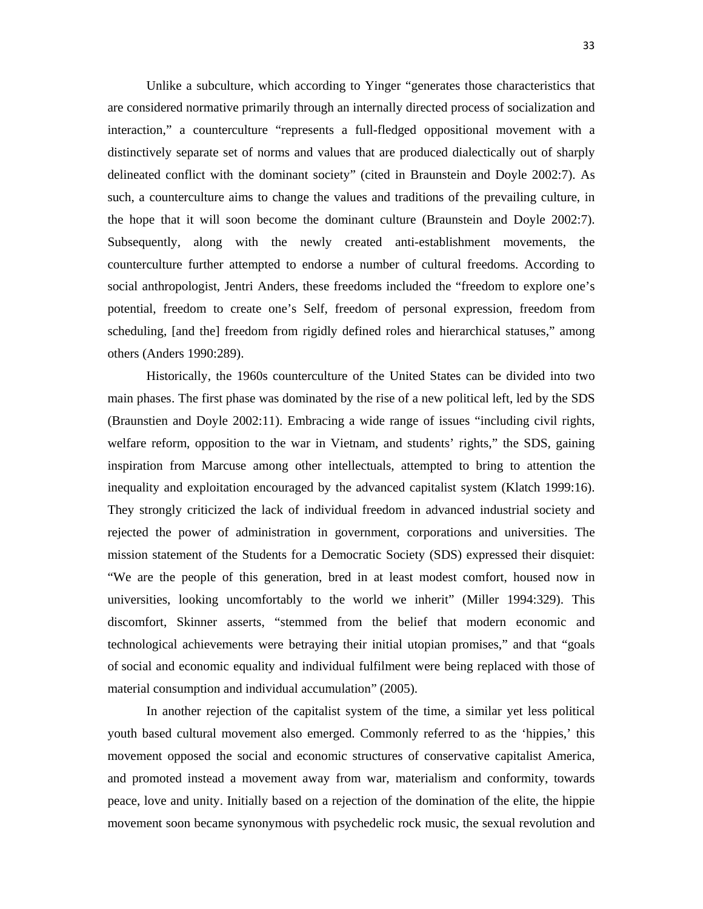Unlike a subculture, which according to Yinger "generates those characteristics that are considered normative primarily through an internally directed process of socialization and interaction," a counterculture "represents a full-fledged oppositional movement with a distinctively separate set of norms and values that are produced dialectically out of sharply delineated conflict with the dominant society" (cited in Braunstein and Doyle 2002:7). As such, a counterculture aims to change the values and traditions of the prevailing culture, in the hope that it will soon become the dominant culture (Braunstein and Doyle 2002:7). Subsequently, along with the newly created anti-establishment movements, the counterculture further attempted to endorse a number of cultural freedoms. According to social anthropologist, Jentri Anders, these freedoms included the "freedom to explore one's potential, freedom to create one's Self, freedom of personal expression, freedom from scheduling, [and the] freedom from rigidly defined roles and hierarchical statuses," among others (Anders 1990:289).

Historically, the 1960s counterculture of the United States can be divided into two main phases. The first phase was dominated by the rise of a new political left, led by the SDS (Braunstien and Doyle 2002:11). Embracing a wide range of issues "including civil rights, welfare reform, opposition to the war in Vietnam, and students' rights," the SDS, gaining inspiration from Marcuse among other intellectuals, attempted to bring to attention the inequality and exploitation encouraged by the advanced capitalist system (Klatch 1999:16). They strongly criticized the lack of individual freedom in advanced industrial society and rejected the power of administration in government, corporations and universities. The mission statement of the Students for a Democratic Society (SDS) expressed their disquiet: "We are the people of this generation, bred in at least modest comfort, housed now in universities, looking uncomfortably to the world we inherit" (Miller 1994:329). This discomfort, Skinner asserts, "stemmed from the belief that modern economic and technological achievements were betraying their initial utopian promises," and that "goals of social and economic equality and individual fulfilment were being replaced with those of material consumption and individual accumulation" (2005).

In another rejection of the capitalist system of the time, a similar yet less political youth based cultural movement also emerged. Commonly referred to as the 'hippies,' this movement opposed the social and economic structures of conservative capitalist America, and promoted instead a movement away from war, materialism and conformity, towards peace, love and unity. Initially based on a rejection of the domination of the elite, the hippie movement soon became synonymous with psychedelic rock music, the sexual revolution and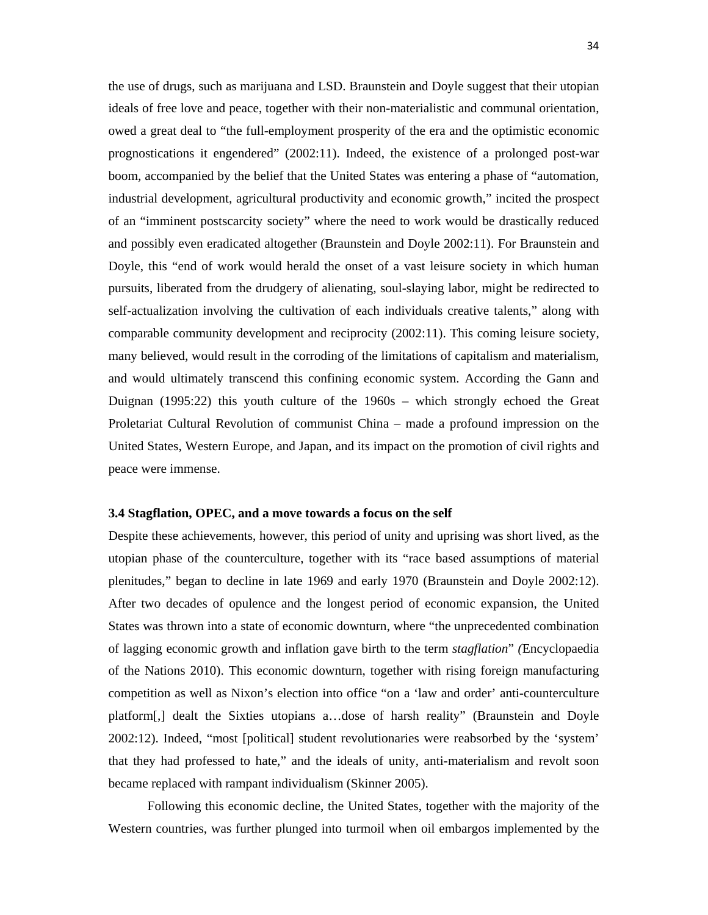the use of drugs, such as marijuana and LSD. Braunstein and Doyle suggest that their utopian ideals of free love and peace, together with their non-materialistic and communal orientation, owed a great deal to "the full-employment prosperity of the era and the optimistic economic prognostications it engendered" (2002:11). Indeed, the existence of a prolonged post-war boom, accompanied by the belief that the United States was entering a phase of "automation, industrial development, agricultural productivity and economic growth," incited the prospect of an "imminent postscarcity society" where the need to work would be drastically reduced and possibly even eradicated altogether (Braunstein and Doyle 2002:11). For Braunstein and Doyle, this "end of work would herald the onset of a vast leisure society in which human pursuits, liberated from the drudgery of alienating, soul-slaying labor, might be redirected to self-actualization involving the cultivation of each individuals creative talents," along with comparable community development and reciprocity (2002:11). This coming leisure society, many believed, would result in the corroding of the limitations of capitalism and materialism, and would ultimately transcend this confining economic system. According the Gann and Duignan (1995:22) this youth culture of the 1960s – which strongly echoed the Great Proletariat Cultural Revolution of communist China – made a profound impression on the United States, Western Europe, and Japan, and its impact on the promotion of civil rights and peace were immense.

### 3.4 Stagflation, OPEC, and a move towards a focus on the self

Despite these achievements, however, this period of unity and uprising was short lived, as the utopian phase of the counterculture, together with its "race based assumptions of material plenitudes," began to decline in late 1969 and early 1970 (Braunstein and Doyle 2002:12). After two decades of opulence and the longest period of economic expansion, the United States was thrown into a state of economic downturn, where "the unprecedented combination of lagging economic growth and inflation gave birth to the term *stagflation*" *(*Encyclopaedia of the Nations 2010). This economic downturn, together with rising foreign manufacturing competition as well as Nixon's election into office "on a 'law and order' anti-counterculture platform[,] dealt the Sixties utopians a…dose of harsh reality" (Braunstein and Doyle 2002:12). Indeed, "most [political] student revolutionaries were reabsorbed by the 'system' that they had professed to hate," and the ideals of unity, anti-materialism and revolt soon became replaced with rampant individualism (Skinner 2005).

Following this economic decline, the United States, together with the majority of the Western countries, was further plunged into turmoil when oil embargos implemented by the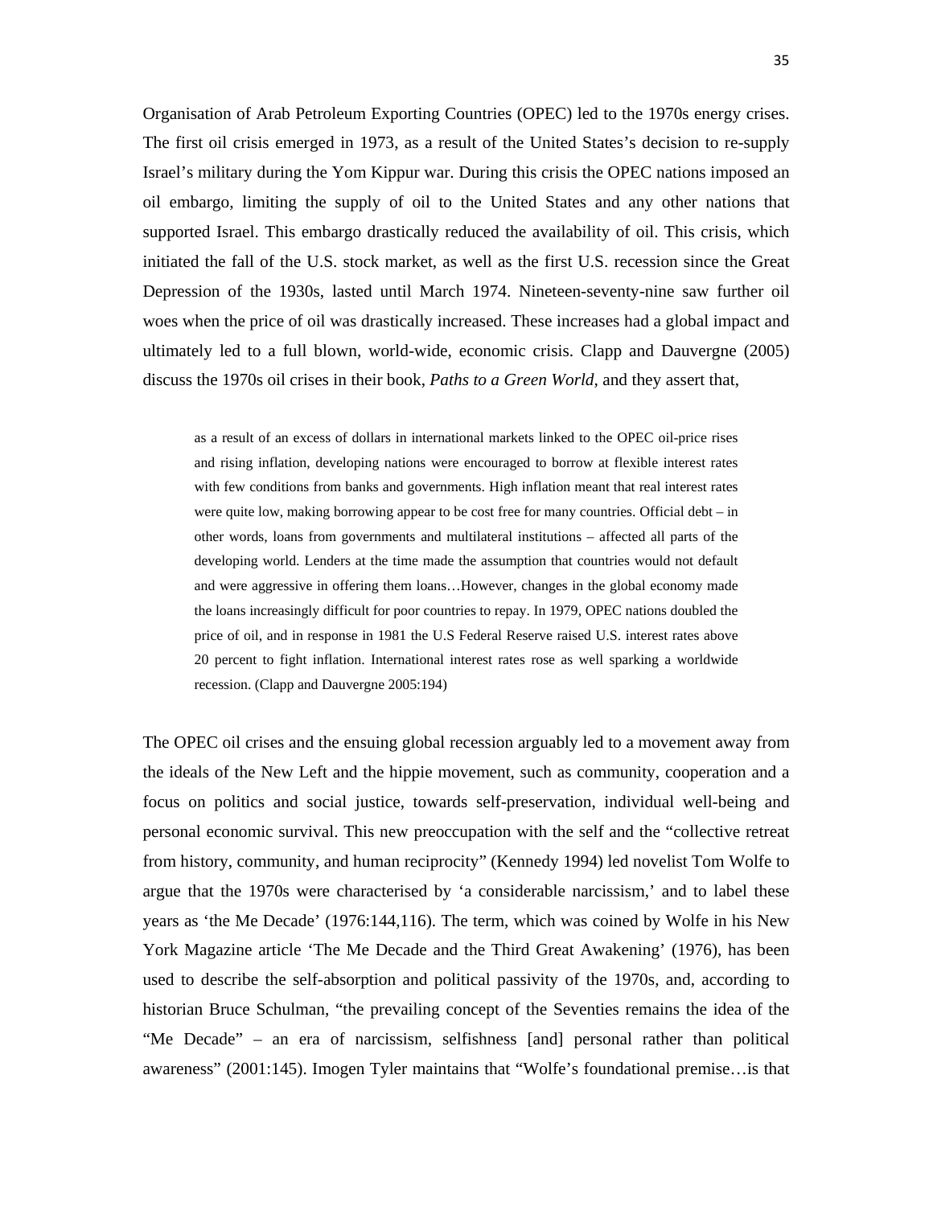Organisation of Arab Petroleum Exporting Countries (OPEC) led to the 1970s energy crises. The first oil crisis emerged in 1973, as a result of the United States's decision to re-supply Israel's military during the Yom Kippur war. During this crisis the OPEC nations imposed an oil embargo, limiting the supply of oil to the United States and any other nations that supported Israel. This embargo drastically reduced the availability of oil. This crisis, which initiated the fall of the U.S. stock market, as well as the first U.S. recession since the Great Depression of the 1930s, lasted until March 1974. Nineteen-seventy-nine saw further oil woes when the price of oil was drastically increased. These increases had a global impact and ultimately led to a full blown, world-wide, economic crisis. Clapp and Dauvergne (2005) discuss the 1970s oil crises in their book, *Paths to a Green World*, and they assert that,

> as a result of an excess of dollars in international markets linked to the OPEC oil-price rises and rising inflation, developing nations were encouraged to borrow at flexible interest rates with few conditions from banks and governments. High inflation meant that real interest rates were quite low, making borrowing appear to be cost free for many countries. Official debt – in other words, loans from governments and multilateral institutions – affected all parts of the developing world. Lenders at the time made the assumption that countries would not default and were aggressive in offering them loans…However, changes in the global economy made the loans increasingly difficult for poor countries to repay. In 1979, OPEC nations doubled the price of oil, and in response in 1981 the U.S Federal Reserve raised U.S. interest rates above 20 percent to fight inflation. International interest rates rose as well sparking a worldwide recession. (Clapp and Dauvergne 2005:194)

The OPEC oil crises and the ensuing global recession arguably led to a movement away from the ideals of the New Left and the hippie movement, such as community, cooperation and a focus on politics and social justice, towards self-preservation, individual well-being and personal economic survival. This new preoccupation with the self and the "collective retreat from history, community, and human reciprocity" (Kennedy 1994) led novelist Tom Wolfe to argue that the 1970s were characterised by 'a considerable narcissism,' and to label these years as 'the Me Decade' (1976:144,116). The term, which was coined by Wolfe in his New York Magazine article 'The Me Decade and the Third Great Awakening' (1976), has been used to describe the self-absorption and political passivity of the 1970s, and, according to historian Bruce Schulman, "the prevailing concept of the Seventies remains the idea of the "Me Decade" – an era of narcissism, selfishness [and] personal rather than political awareness" (2001:145). Imogen Tyler maintains that "Wolfe's foundational premise…is that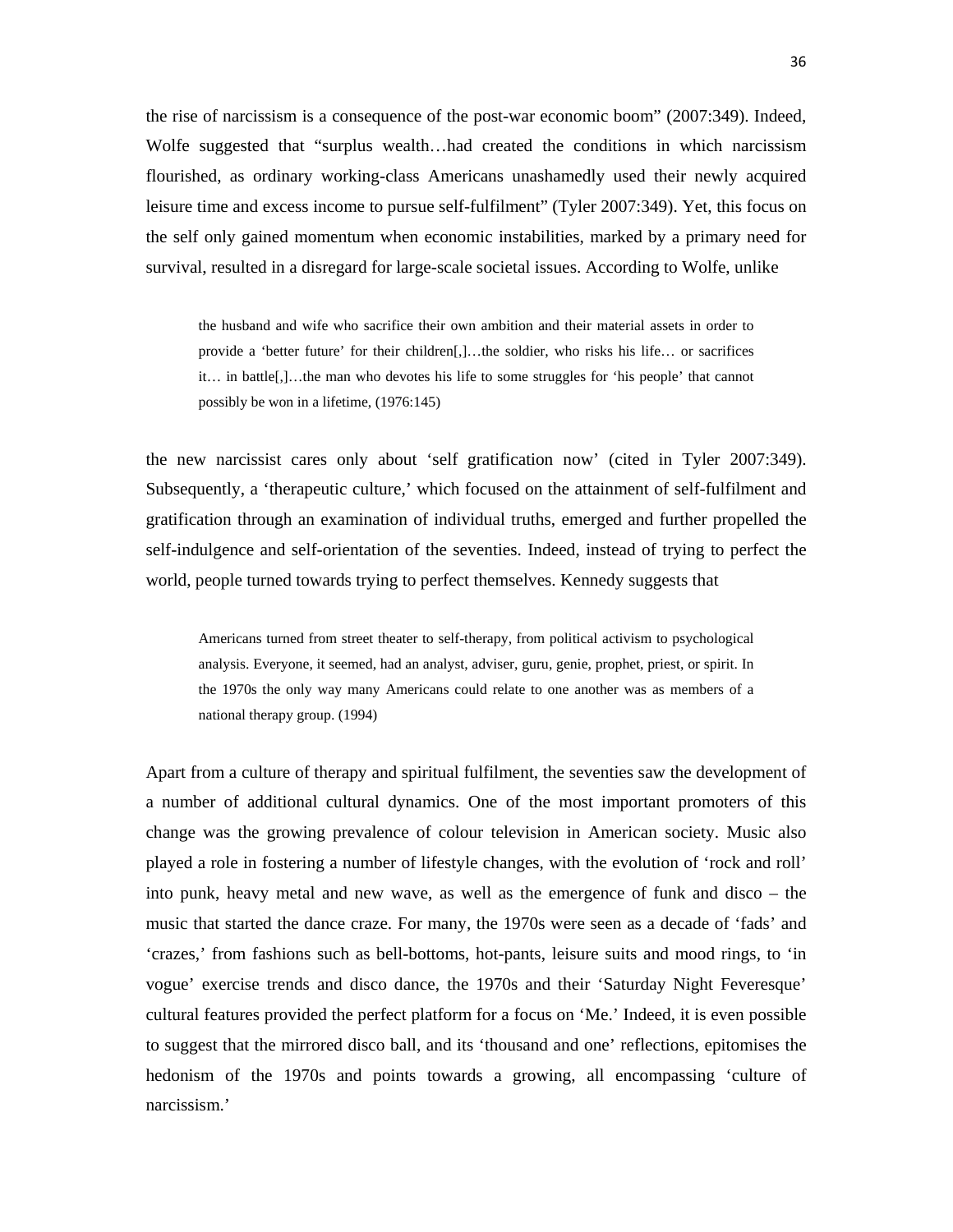the rise of narcissism is a consequence of the post-war economic boom" (2007:349). Indeed, Wolfe suggested that "surplus wealth…had created the conditions in which narcissism flourished, as ordinary working-class Americans unashamedly used their newly acquired leisure time and excess income to pursue self-fulfilment" (Tyler 2007:349). Yet, this focus on the self only gained momentum when economic instabilities, marked by a primary need for survival, resulted in a disregard for large-scale societal issues. According to Wolfe, unlike

> the husband and wife who sacrifice their own ambition and their material assets in order to provide a 'better future' for their children[,]…the soldier, who risks his life… or sacrifices it… in battle[,]…the man who devotes his life to some struggles for 'his people' that cannot possibly be won in a lifetime, (1976:145)

the new narcissist cares only about 'self gratification now' (cited in Tyler 2007:349). Subsequently, a 'therapeutic culture,' which focused on the attainment of self-fulfilment and gratification through an examination of individual truths, emerged and further propelled the self-indulgence and self-orientation of the seventies. Indeed, instead of trying to perfect the world, people turned towards trying to perfect themselves. Kennedy suggests that

> Americans turned from street theater to self-therapy, from political activism to psychological analysis. Everyone, it seemed, had an analyst, adviser, guru, genie, prophet, priest, or spirit. In the 1970s the only way many Americans could relate to one another was as members of a national therapy group. (1994)

Apart from a culture of therapy and spiritual fulfilment, the seventies saw the development of a number of additional cultural dynamics. One of the most important promoters of this change was the growing prevalence of colour television in American society. Music also played a role in fostering a number of lifestyle changes, with the evolution of 'rock and roll' into punk, heavy metal and new wave, as well as the emergence of funk and disco – the music that started the dance craze. For many, the 1970s were seen as a decade of 'fads' and 'crazes,' from fashions such as bell-bottoms, hot-pants, leisure suits and mood rings, to 'in vogue' exercise trends and disco dance, the 1970s and their 'Saturday Night Feveresque' cultural features provided the perfect platform for a focus on 'Me.' Indeed, it is even possible to suggest that the mirrored disco ball, and its 'thousand and one' reflections, epitomises the hedonism of the 1970s and points towards a growing, all encompassing 'culture of narcissism.'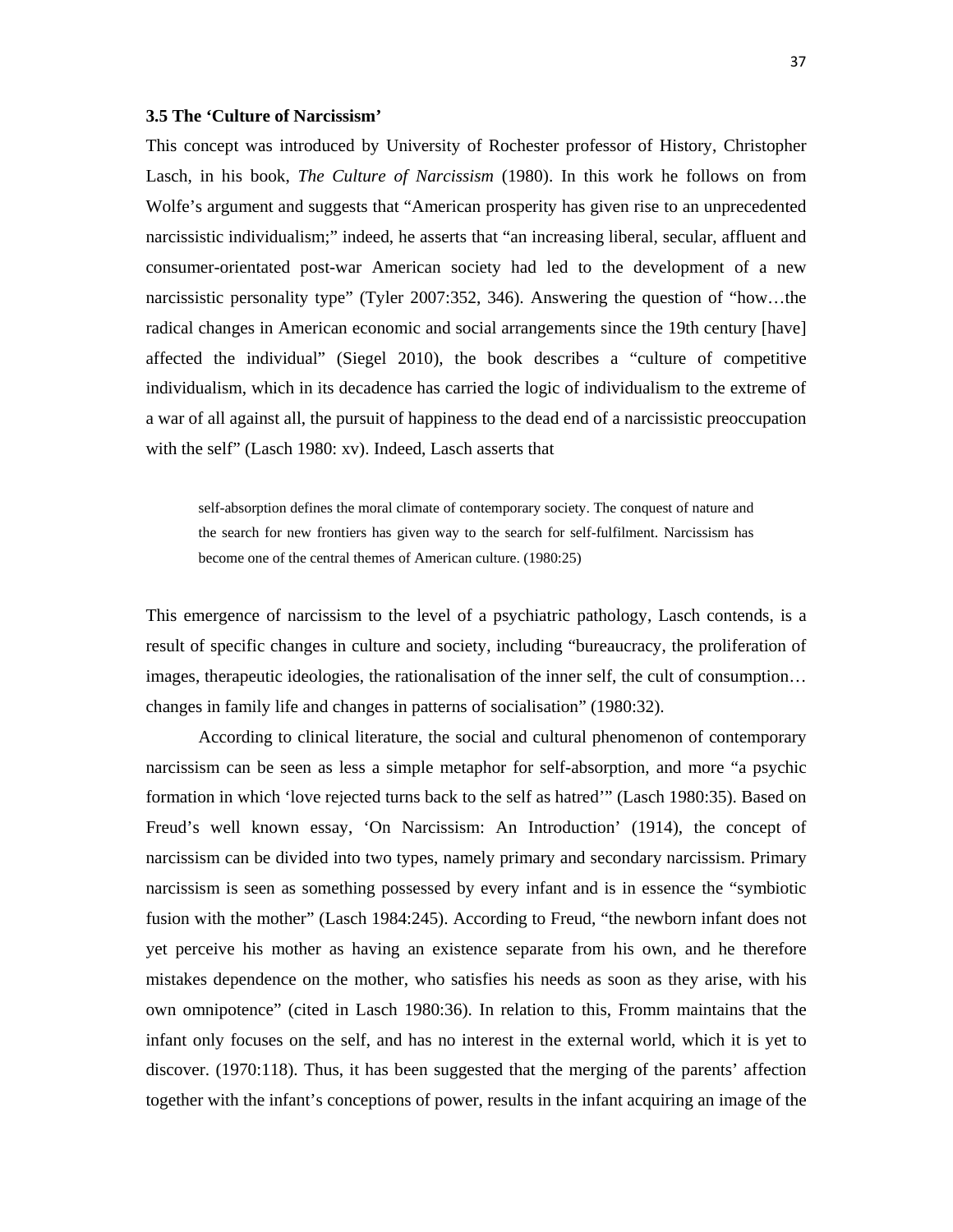### 3.5 The 'Culture of Narcissism'

This concept was introduced by University of Rochester professor of History, Christopher Lasch, in his book, *The Culture of Narcissism* (1980). In this work he follows on from Wolfe's argument and suggests that "American prosperity has given rise to an unprecedented narcissistic individualism;" indeed, he asserts that "an increasing liberal, secular, affluent and consumer-orientated post-war American society had led to the development of a new narcissistic personality type" (Tyler 2007:352, 346). Answering the question of "how…the radical changes in American economic and social arrangements since the 19th century [have] affected the individual" (Siegel 2010), the book describes a "culture of competitive individualism, which in its decadence has carried the logic of individualism to the extreme of a war of all against all, the pursuit of happiness to the dead end of a narcissistic preoccupation with the self" (Lasch 1980: xv). Indeed, Lasch asserts that

> self-absorption defines the moral climate of contemporary society. The conquest of nature and the search for new frontiers has given way to the search for self-fulfilment. Narcissism has become one of the central themes of American culture. (1980:25)

This emergence of narcissism to the level of a psychiatric pathology, Lasch contends, is a result of specific changes in culture and society, including "bureaucracy, the proliferation of images, therapeutic ideologies, the rationalisation of the inner self, the cult of consumption… changes in family life and changes in patterns of socialisation" (1980:32).

According to clinical literature, the social and cultural phenomenon of contemporary narcissism can be seen as less a simple metaphor for self-absorption, and more "a psychic formation in which 'love rejected turns back to the self as hatred'" (Lasch 1980:35). Based on Freud's well known essay, 'On Narcissism: An Introduction' (1914), the concept of narcissism can be divided into two types, namely primary and secondary narcissism. Primary narcissism is seen as something possessed by every infant and is in essence the "symbiotic fusion with the mother" (Lasch 1984:245). According to Freud, "the newborn infant does not yet perceive his mother as having an existence separate from his own, and he therefore mistakes dependence on the mother, who satisfies his needs as soon as they arise, with his own omnipotence" (cited in Lasch 1980:36). In relation to this, Fromm maintains that the infant only focuses on the self, and has no interest in the external world, which it is yet to discover. (1970:118). Thus, it has been suggested that the merging of the parents' affection together with the infant's conceptions of power, results in the infant acquiring an image of the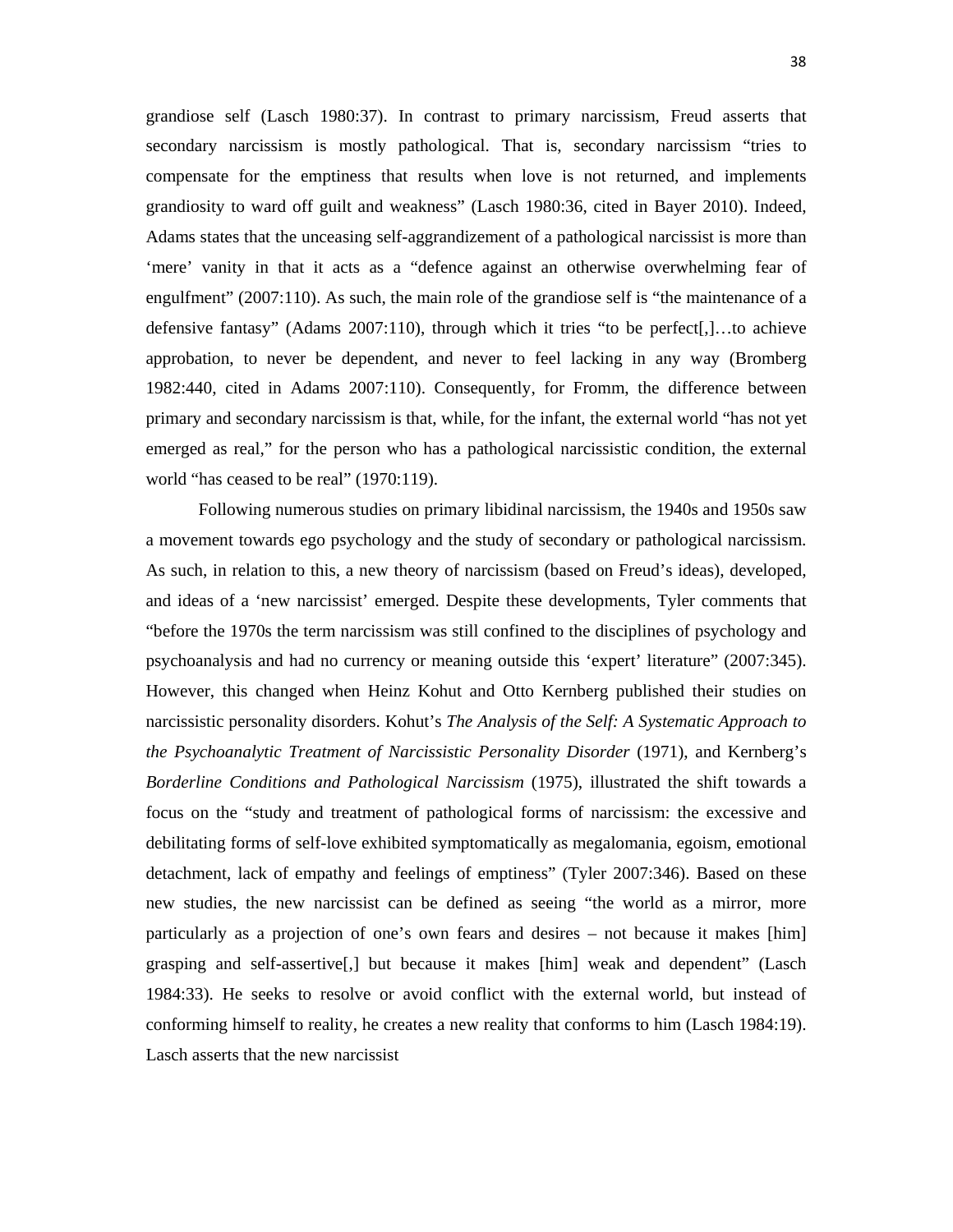grandiose self (Lasch 1980:37). In contrast to primary narcissism, Freud asserts that secondary narcissism is mostly pathological. That is, secondary narcissism "tries to compensate for the emptiness that results when love is not returned, and implements grandiosity to ward off guilt and weakness" (Lasch 1980:36, cited in Bayer 2010). Indeed, Adams states that the unceasing self-aggrandizement of a pathological narcissist is more than 'mere' vanity in that it acts as a "defence against an otherwise overwhelming fear of engulfment" (2007:110). As such, the main role of the grandiose self is "the maintenance of a defensive fantasy" (Adams 2007:110), through which it tries "to be perfect[,]…to achieve approbation, to never be dependent, and never to feel lacking in any way (Bromberg 1982:440, cited in Adams 2007:110). Consequently, for Fromm, the difference between primary and secondary narcissism is that, while, for the infant, the external world "has not yet emerged as real," for the person who has a pathological narcissistic condition, the external world "has ceased to be real" (1970:119).

Following numerous studies on primary libidinal narcissism, the 1940s and 1950s saw a movement towards ego psychology and the study of secondary or pathological narcissism. As such, in relation to this, a new theory of narcissism (based on Freud's ideas), developed, and ideas of a 'new narcissist' emerged. Despite these developments, Tyler comments that "before the 1970s the term narcissism was still confined to the disciplines of psychology and psychoanalysis and had no currency or meaning outside this 'expert' literature" (2007:345). However, this changed when Heinz Kohut and Otto Kernberg published their studies on narcissistic personality disorders. Kohut's *The Analysis of the Self: A Systematic Approach to the Psychoanalytic Treatment of Narcissistic Personality Disorder* (1971), and Kernberg's *Borderline Conditions and Pathological Narcissism* (1975), illustrated the shift towards a focus on the "study and treatment of pathological forms of narcissism: the excessive and debilitating forms of self-love exhibited symptomatically as megalomania, egoism, emotional detachment, lack of empathy and feelings of emptiness" (Tyler 2007:346). Based on these new studies, the new narcissist can be defined as seeing "the world as a mirror, more particularly as a projection of one's own fears and desires – not because it makes [him] grasping and self-assertive[,] but because it makes [him] weak and dependent" (Lasch 1984:33). He seeks to resolve or avoid conflict with the external world, but instead of conforming himself to reality, he creates a new reality that conforms to him (Lasch 1984:19). Lasch asserts that the new narcissist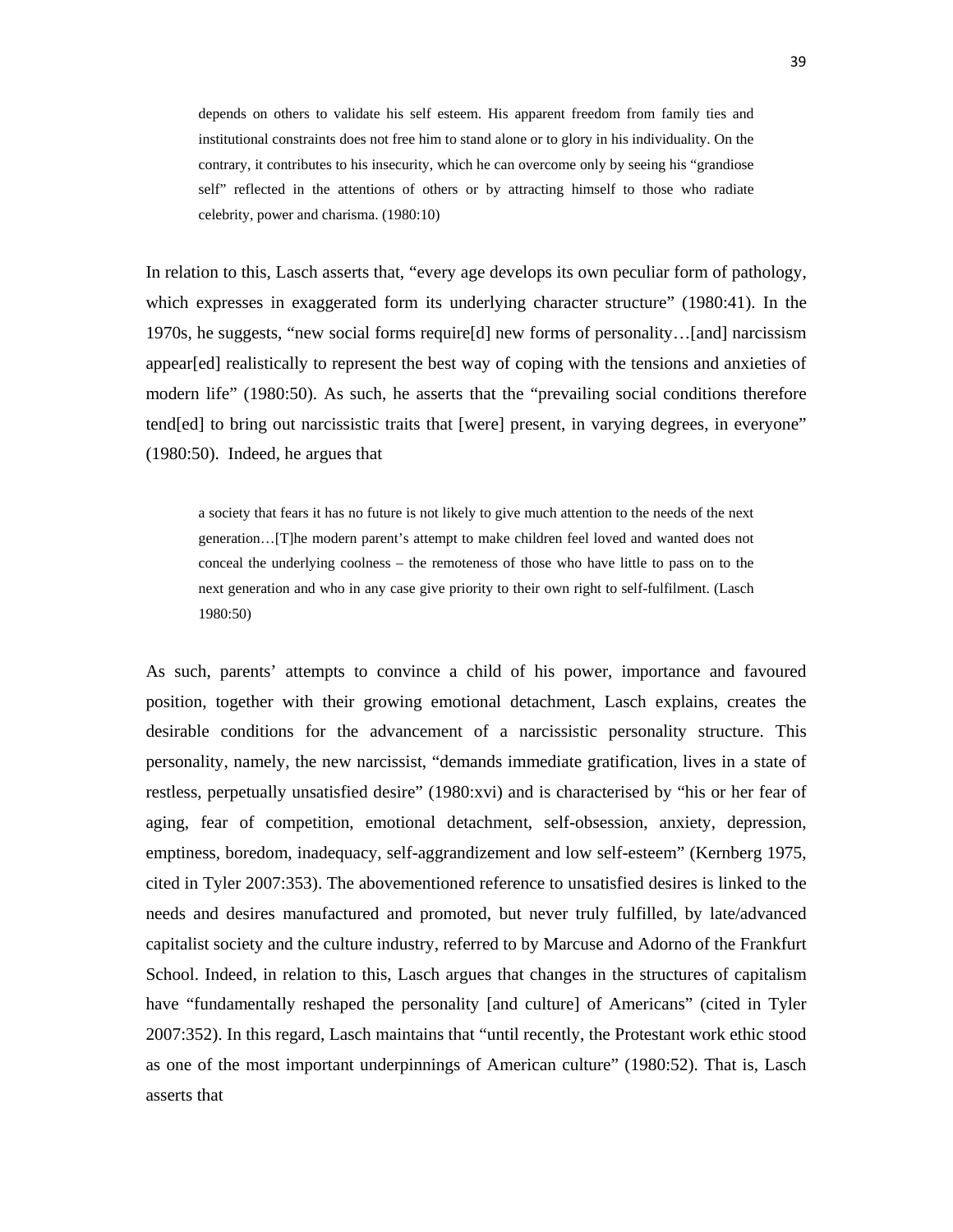> depends on others to validate his self esteem. His apparent freedom from family ties and institutional constraints does not free him to stand alone or to glory in his individuality. On the contrary, it contributes to his insecurity, which he can overcome only by seeing his "grandiose self" reflected in the attentions of others or by attracting himself to those who radiate celebrity, power and charisma. (1980:10)

In relation to this, Lasch asserts that, "every age develops its own peculiar form of pathology, which expresses in exaggerated form its underlying character structure" (1980:41). In the 1970s, he suggests, "new social forms require[d] new forms of personality…[and] narcissism appear[ed] realistically to represent the best way of coping with the tensions and anxieties of modern life" (1980:50). As such, he asserts that the "prevailing social conditions therefore tend[ed] to bring out narcissistic traits that [were] present, in varying degrees, in everyone" (1980:50). Indeed, he argues that

> a society that fears it has no future is not likely to give much attention to the needs of the next generation…[T]he modern parent's attempt to make children feel loved and wanted does not conceal the underlying coolness – the remoteness of those who have little to pass on to the next generation and who in any case give priority to their own right to self-fulfilment. (Lasch 1980:50)

As such, parents' attempts to convince a child of his power, importance and favoured position, together with their growing emotional detachment, Lasch explains, creates the desirable conditions for the advancement of a narcissistic personality structure. This personality, namely, the new narcissist, "demands immediate gratification, lives in a state of restless, perpetually unsatisfied desire" (1980:xvi) and is characterised by "his or her fear of aging, fear of competition, emotional detachment, self-obsession, anxiety, depression, emptiness, boredom, inadequacy, self-aggrandizement and low self-esteem" (Kernberg 1975, cited in Tyler 2007:353). The abovementioned reference to unsatisfied desires is linked to the needs and desires manufactured and promoted, but never truly fulfilled, by late/advanced capitalist society and the culture industry, referred to by Marcuse and Adorno of the Frankfurt School. Indeed, in relation to this, Lasch argues that changes in the structures of capitalism have "fundamentally reshaped the personality [and culture] of Americans" (cited in Tyler 2007:352). In this regard, Lasch maintains that "until recently, the Protestant work ethic stood as one of the most important underpinnings of American culture" (1980:52). That is, Lasch asserts that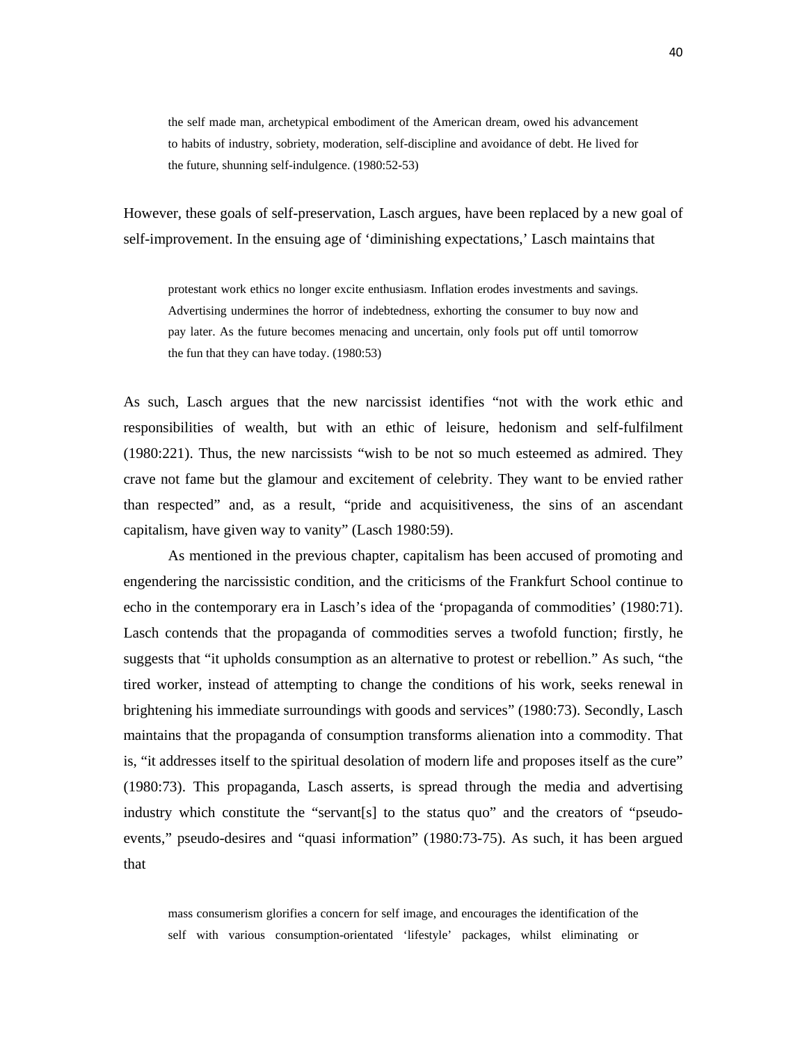> the self made man, archetypical embodiment of the American dream, owed his advancement to habits of industry, sobriety, moderation, self-discipline and avoidance of debt. He lived for the future, shunning self-indulgence. (1980:52-53)

However, these goals of self-preservation, Lasch argues, have been replaced by a new goal of self-improvement. In the ensuing age of 'diminishing expectations,' Lasch maintains that

> protestant work ethics no longer excite enthusiasm. Inflation erodes investments and savings. Advertising undermines the horror of indebtedness, exhorting the consumer to buy now and pay later. As the future becomes menacing and uncertain, only fools put off until tomorrow the fun that they can have today. (1980:53)

As such, Lasch argues that the new narcissist identifies "not with the work ethic and responsibilities of wealth, but with an ethic of leisure, hedonism and self-fulfilment (1980:221). Thus, the new narcissists "wish to be not so much esteemed as admired. They crave not fame but the glamour and excitement of celebrity. They want to be envied rather than respected" and, as a result, "pride and acquisitiveness, the sins of an ascendant capitalism, have given way to vanity" (Lasch 1980:59).

As mentioned in the previous chapter, capitalism has been accused of promoting and engendering the narcissistic condition, and the criticisms of the Frankfurt School continue to echo in the contemporary era in Lasch's idea of the 'propaganda of commodities' (1980:71). Lasch contends that the propaganda of commodities serves a twofold function; firstly, he suggests that "it upholds consumption as an alternative to protest or rebellion." As such, "the tired worker, instead of attempting to change the conditions of his work, seeks renewal in brightening his immediate surroundings with goods and services" (1980:73). Secondly, Lasch maintains that the propaganda of consumption transforms alienation into a commodity. That is, "it addresses itself to the spiritual desolation of modern life and proposes itself as the cure" (1980:73). This propaganda, Lasch asserts, is spread through the media and advertising industry which constitute the "servant[s] to the status quo" and the creators of "pseudo-events," pseudo-desires and "quasi information" (1980:73-75). As such, it has been argued that

> mass consumerism glorifies a concern for self image, and encourages the identification of the self with various consumption-orientated 'lifestyle' packages, whilst eliminating or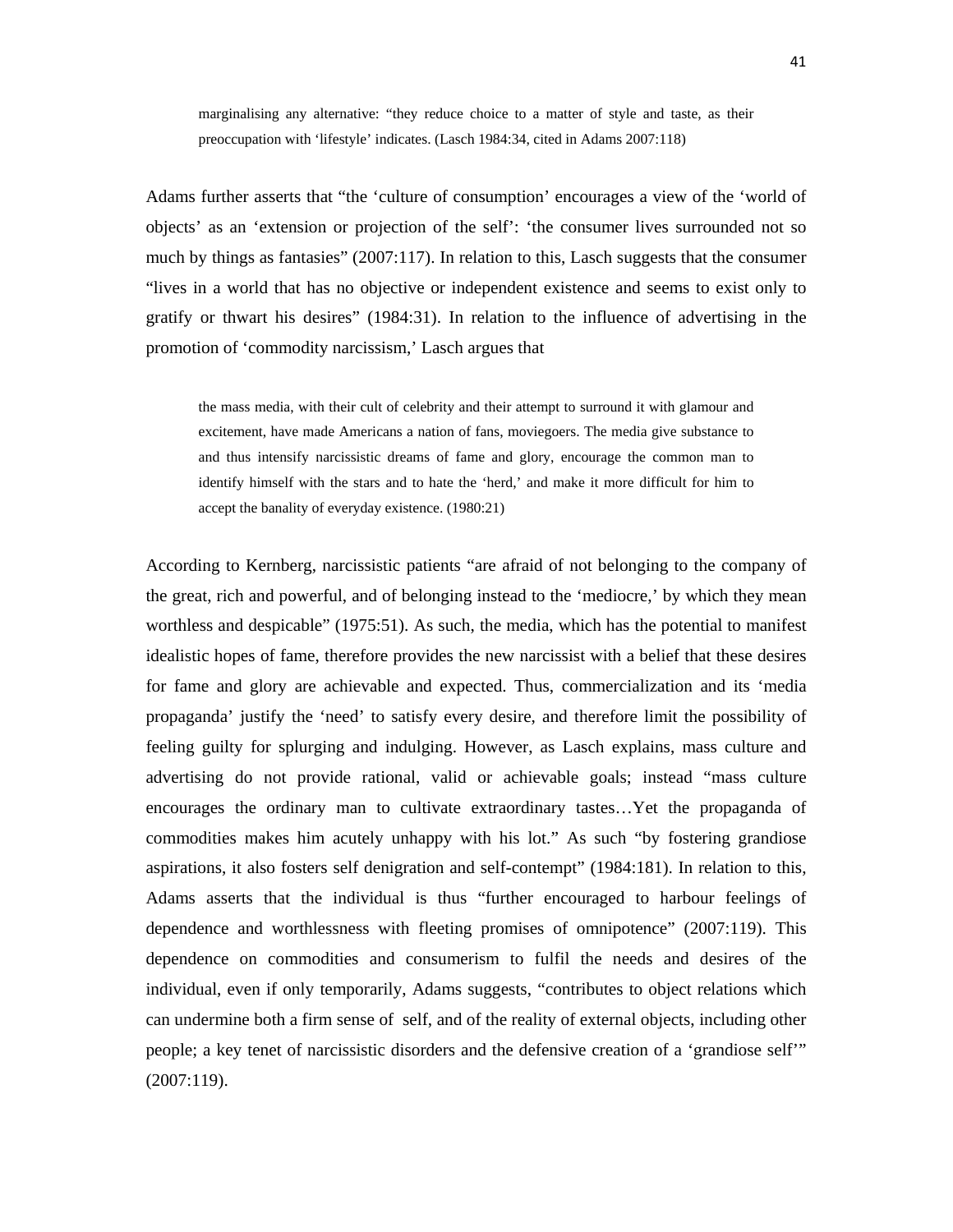> marginalising any alternative: "they reduce choice to a matter of style and taste, as their preoccupation with 'lifestyle' indicates. (Lasch 1984:34, cited in Adams 2007:118)

Adams further asserts that "the 'culture of consumption' encourages a view of the 'world of objects' as an 'extension or projection of the self': 'the consumer lives surrounded not so much by things as fantasies" (2007:117). In relation to this, Lasch suggests that the consumer "lives in a world that has no objective or independent existence and seems to exist only to gratify or thwart his desires" (1984:31). In relation to the influence of advertising in the promotion of 'commodity narcissism,' Lasch argues that

> the mass media, with their cult of celebrity and their attempt to surround it with glamour and excitement, have made Americans a nation of fans, moviegoers. The media give substance to and thus intensify narcissistic dreams of fame and glory, encourage the common man to identify himself with the stars and to hate the 'herd,' and make it more difficult for him to accept the banality of everyday existence. (1980:21)

According to Kernberg, narcissistic patients "are afraid of not belonging to the company of the great, rich and powerful, and of belonging instead to the 'mediocre,' by which they mean worthless and despicable" (1975:51). As such, the media, which has the potential to manifest idealistic hopes of fame, therefore provides the new narcissist with a belief that these desires for fame and glory are achievable and expected. Thus, commercialization and its 'media propaganda' justify the 'need' to satisfy every desire, and therefore limit the possibility of feeling guilty for splurging and indulging. However, as Lasch explains, mass culture and advertising do not provide rational, valid or achievable goals; instead "mass culture encourages the ordinary man to cultivate extraordinary tastes…Yet the propaganda of commodities makes him acutely unhappy with his lot." As such "by fostering grandiose aspirations, it also fosters self denigration and self-contempt" (1984:181). In relation to this, Adams asserts that the individual is thus "further encouraged to harbour feelings of dependence and worthlessness with fleeting promises of omnipotence" (2007:119). This dependence on commodities and consumerism to fulfil the needs and desires of the individual, even if only temporarily, Adams suggests, "contributes to object relations which can undermine both a firm sense of self, and of the reality of external objects, including other people; a key tenet of narcissistic disorders and the defensive creation of a 'grandiose self'" (2007:119).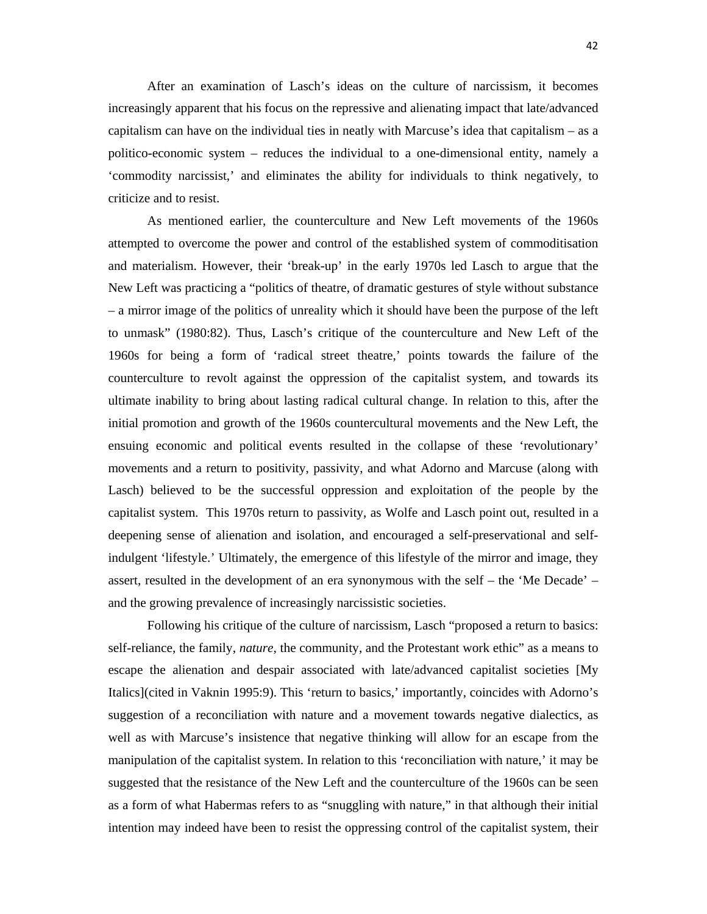After an examination of Lasch's ideas on the culture of narcissism, it becomes increasingly apparent that his focus on the repressive and alienating impact that late/advanced capitalism can have on the individual ties in neatly with Marcuse's idea that capitalism – as a politico-economic system – reduces the individual to a one-dimensional entity, namely a 'commodity narcissist,' and eliminates the ability for individuals to think negatively, to criticize and to resist.

As mentioned earlier, the counterculture and New Left movements of the 1960s attempted to overcome the power and control of the established system of commoditisation and materialism. However, their 'break-up' in the early 1970s led Lasch to argue that the New Left was practicing a "politics of theatre, of dramatic gestures of style without substance – a mirror image of the politics of unreality which it should have been the purpose of the left to unmask" (1980:82). Thus, Lasch's critique of the counterculture and New Left of the 1960s for being a form of 'radical street theatre,' points towards the failure of the counterculture to revolt against the oppression of the capitalist system, and towards its ultimate inability to bring about lasting radical cultural change. In relation to this, after the initial promotion and growth of the 1960s countercultural movements and the New Left, the ensuing economic and political events resulted in the collapse of these 'revolutionary' movements and a return to positivity, passivity, and what Adorno and Marcuse (along with Lasch) believed to be the successful oppression and exploitation of the people by the capitalist system. This 1970s return to passivity, as Wolfe and Lasch point out, resulted in a deepening sense of alienation and isolation, and encouraged a self-preservational and self-indulgent 'lifestyle.' Ultimately, the emergence of this lifestyle of the mirror and image, they assert, resulted in the development of an era synonymous with the self – the 'Me Decade' – and the growing prevalence of increasingly narcissistic societies.

Following his critique of the culture of narcissism, Lasch "proposed a return to basics: self-reliance, the family, *nature*, the community, and the Protestant work ethic" as a means to escape the alienation and despair associated with late/advanced capitalist societies [My Italics](cited in Vaknin 1995:9). This 'return to basics,' importantly, coincides with Adorno's suggestion of a reconciliation with nature and a movement towards negative dialectics, as well as with Marcuse's insistence that negative thinking will allow for an escape from the manipulation of the capitalist system. In relation to this 'reconciliation with nature,' it may be suggested that the resistance of the New Left and the counterculture of the 1960s can be seen as a form of what Habermas refers to as "snuggling with nature," in that although their initial intention may indeed have been to resist the oppressing control of the capitalist system, their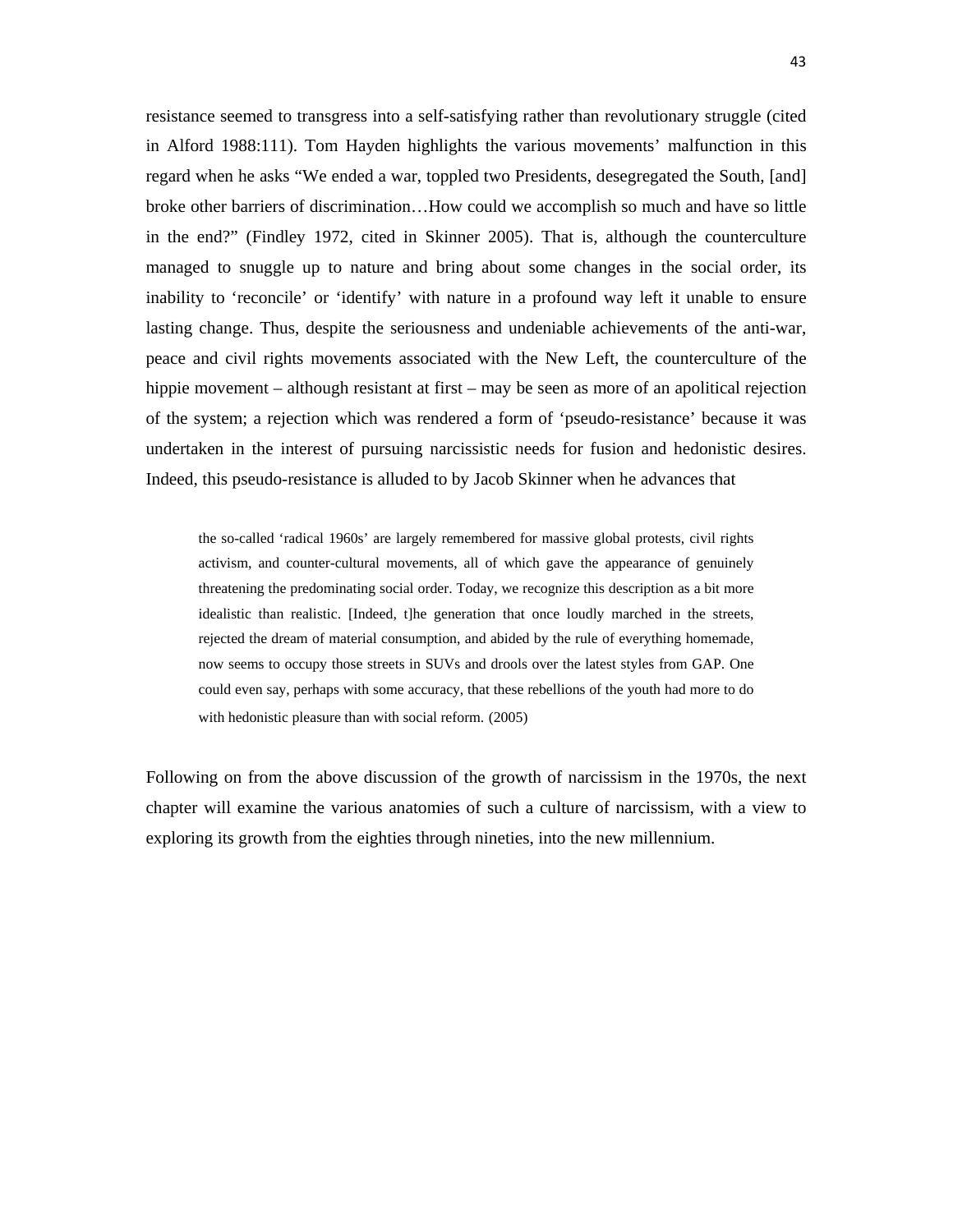resistance seemed to transgress into a self-satisfying rather than revolutionary struggle (cited in Alford 1988:111). Tom Hayden highlights the various movements' malfunction in this regard when he asks "We ended a war, toppled two Presidents, desegregated the South, [and] broke other barriers of discrimination…How could we accomplish so much and have so little in the end?" (Findley 1972, cited in Skinner 2005). That is, although the counterculture managed to snuggle up to nature and bring about some changes in the social order, its inability to 'reconcile' or 'identify' with nature in a profound way left it unable to ensure lasting change. Thus, despite the seriousness and undeniable achievements of the anti-war, peace and civil rights movements associated with the New Left, the counterculture of the hippie movement – although resistant at first – may be seen as more of an apolitical rejection of the system; a rejection which was rendered a form of 'pseudo-resistance' because it was undertaken in the interest of pursuing narcissistic needs for fusion and hedonistic desires. Indeed, this pseudo-resistance is alluded to by Jacob Skinner when he advances that

> the so-called 'radical 1960s' are largely remembered for massive global protests, civil rights activism, and counter-cultural movements, all of which gave the appearance of genuinely threatening the predominating social order. Today, we recognize this description as a bit more idealistic than realistic. [Indeed, t]he generation that once loudly marched in the streets, rejected the dream of material consumption, and abided by the rule of everything homemade, now seems to occupy those streets in SUVs and drools over the latest styles from GAP. One could even say, perhaps with some accuracy, that these rebellions of the youth had more to do with hedonistic pleasure than with social reform. (2005)

Following on from the above discussion of the growth of narcissism in the 1970s, the next chapter will examine the various anatomies of such a culture of narcissism, with a view to exploring its growth from the eighties through nineties, into the new millennium.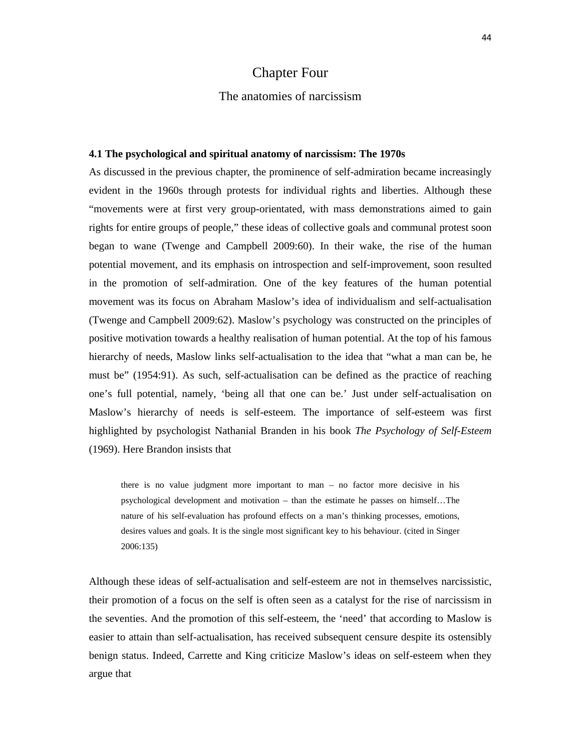# Chapter Four

## The anatomies of narcissism

### 4.1 The psychological and spiritual anatomy of narcissism: The 1970s

As discussed in the previous chapter, the prominence of self-admiration became increasingly evident in the 1960s through protests for individual rights and liberties. Although these "movements were at first very group-orientated, with mass demonstrations aimed to gain rights for entire groups of people," these ideas of collective goals and communal protest soon began to wane (Twenge and Campbell 2009:60). In their wake, the rise of the human potential movement, and its emphasis on introspection and self-improvement, soon resulted in the promotion of self-admiration. One of the key features of the human potential movement was its focus on Abraham Maslow's idea of individualism and self-actualisation (Twenge and Campbell 2009:62). Maslow's psychology was constructed on the principles of positive motivation towards a healthy realisation of human potential. At the top of his famous hierarchy of needs, Maslow links self-actualisation to the idea that "what a man can be, he must be" (1954:91). As such, self-actualisation can be defined as the practice of reaching one's full potential, namely, 'being all that one can be.' Just under self-actualisation on Maslow's hierarchy of needs is self-esteem. The importance of self-esteem was first highlighted by psychologist Nathanial Branden in his book *The Psychology of Self-Esteem* (1969). Here Brandon insists that

> there is no value judgment more important to man – no factor more decisive in his psychological development and motivation – than the estimate he passes on himself…The nature of his self-evaluation has profound effects on a man's thinking processes, emotions, desires values and goals. It is the single most significant key to his behaviour. (cited in Singer 2006:135)

Although these ideas of self-actualisation and self-esteem are not in themselves narcissistic, their promotion of a focus on the self is often seen as a catalyst for the rise of narcissism in the seventies. And the promotion of this self-esteem, the 'need' that according to Maslow is easier to attain than self-actualisation, has received subsequent censure despite its ostensibly benign status. Indeed, Carrette and King criticize Maslow's ideas on self-esteem when they argue that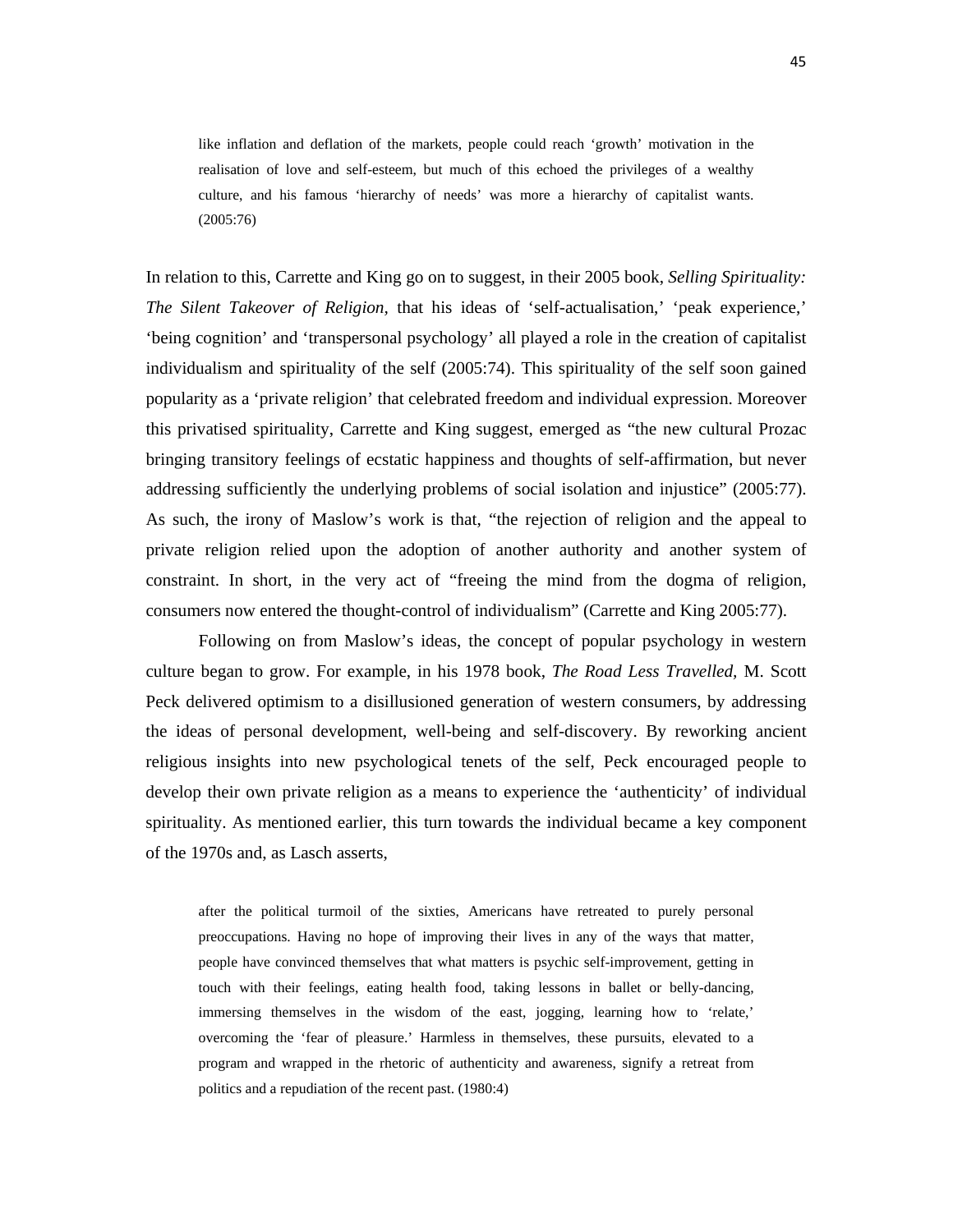> like inflation and deflation of the markets, people could reach 'growth' motivation in the realisation of love and self-esteem, but much of this echoed the privileges of a wealthy culture, and his famous 'hierarchy of needs' was more a hierarchy of capitalist wants. (2005:76)

In relation to this, Carrette and King go on to suggest, in their 2005 book, *Selling Spirituality: The Silent Takeover of Religion,* that his ideas of 'self-actualisation,' 'peak experience,' 'being cognition' and 'transpersonal psychology' all played a role in the creation of capitalist individualism and spirituality of the self (2005:74). This spirituality of the self soon gained popularity as a 'private religion' that celebrated freedom and individual expression. Moreover this privatised spirituality, Carrette and King suggest, emerged as "the new cultural Prozac bringing transitory feelings of ecstatic happiness and thoughts of self-affirmation, but never addressing sufficiently the underlying problems of social isolation and injustice" (2005:77). As such, the irony of Maslow's work is that, "the rejection of religion and the appeal to private religion relied upon the adoption of another authority and another system of constraint. In short, in the very act of "freeing the mind from the dogma of religion, consumers now entered the thought-control of individualism" (Carrette and King 2005:77).

Following on from Maslow's ideas, the concept of popular psychology in western culture began to grow. For example, in his 1978 book, *The Road Less Travelled*, M. Scott Peck delivered optimism to a disillusioned generation of western consumers, by addressing the ideas of personal development, well-being and self-discovery. By reworking ancient religious insights into new psychological tenets of the self, Peck encouraged people to develop their own private religion as a means to experience the 'authenticity' of individual spirituality. As mentioned earlier, this turn towards the individual became a key component of the 1970s and, as Lasch asserts,

> after the political turmoil of the sixties, Americans have retreated to purely personal preoccupations. Having no hope of improving their lives in any of the ways that matter, people have convinced themselves that what matters is psychic self-improvement, getting in touch with their feelings, eating health food, taking lessons in ballet or belly-dancing, immersing themselves in the wisdom of the east, jogging, learning how to 'relate,' overcoming the 'fear of pleasure.' Harmless in themselves, these pursuits, elevated to a program and wrapped in the rhetoric of authenticity and awareness, signify a retreat from politics and a repudiation of the recent past. (1980:4)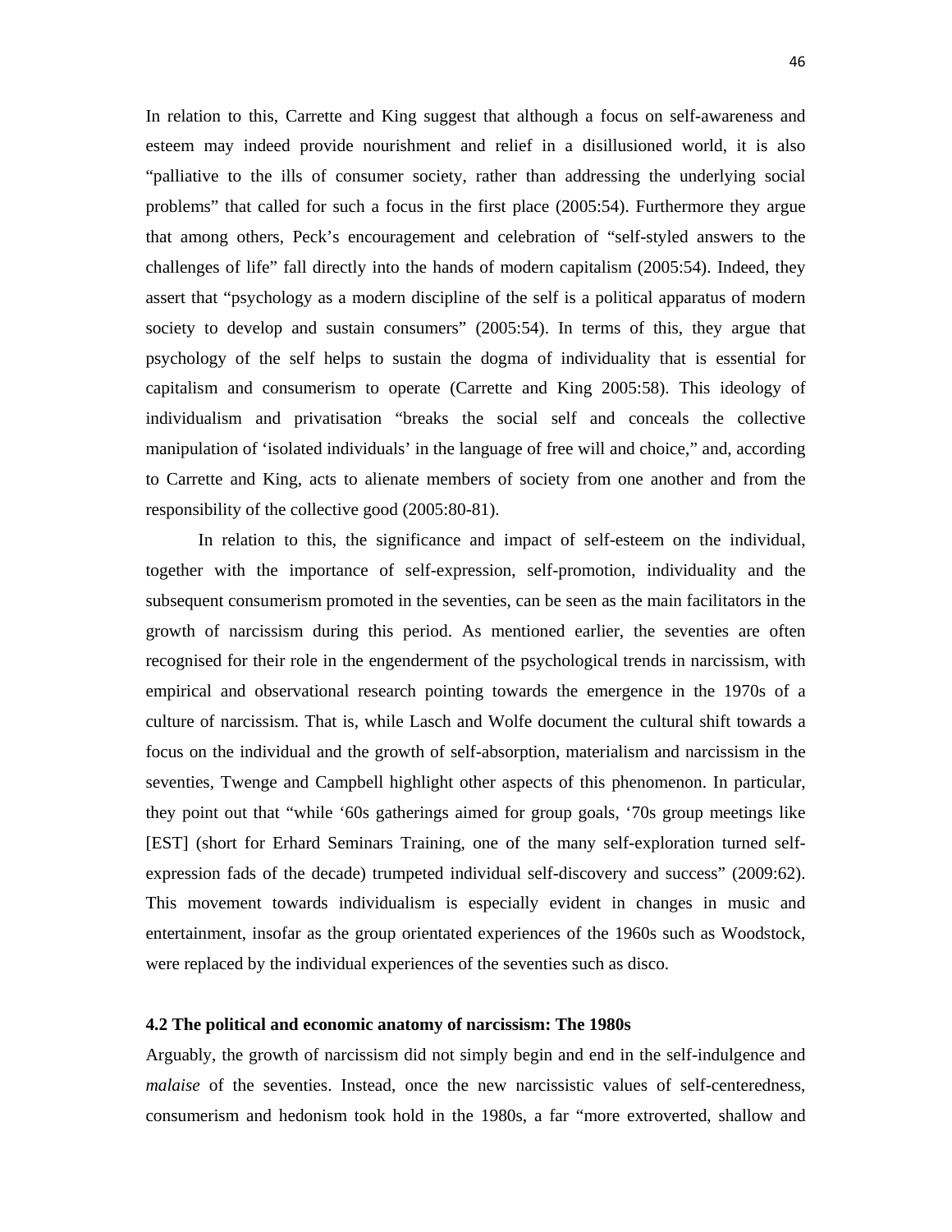In relation to this, Carrette and King suggest that although a focus on self-awareness and esteem may indeed provide nourishment and relief in a disillusioned world, it is also "palliative to the ills of consumer society, rather than addressing the underlying social problems" that called for such a focus in the first place (2005:54). Furthermore they argue that among others, Peck's encouragement and celebration of "self-styled answers to the challenges of life" fall directly into the hands of modern capitalism (2005:54). Indeed, they assert that "psychology as a modern discipline of the self is a political apparatus of modern society to develop and sustain consumers" (2005:54). In terms of this, they argue that psychology of the self helps to sustain the dogma of individuality that is essential for capitalism and consumerism to operate (Carrette and King 2005:58). This ideology of individualism and privatisation "breaks the social self and conceals the collective manipulation of 'isolated individuals' in the language of free will and choice," and, according to Carrette and King, acts to alienate members of society from one another and from the responsibility of the collective good (2005:80-81).

In relation to this, the significance and impact of self-esteem on the individual, together with the importance of self-expression, self-promotion, individuality and the subsequent consumerism promoted in the seventies, can be seen as the main facilitators in the growth of narcissism during this period. As mentioned earlier, the seventies are often recognised for their role in the engenderment of the psychological trends in narcissism, with empirical and observational research pointing towards the emergence in the 1970s of a culture of narcissism. That is, while Lasch and Wolfe document the cultural shift towards a focus on the individual and the growth of self-absorption, materialism and narcissism in the seventies, Twenge and Campbell highlight other aspects of this phenomenon. In particular, they point out that "while '60s gatherings aimed for group goals, '70s group meetings like [EST] (short for Erhard Seminars Training, one of the many self-exploration turned self-expression fads of the decade) trumpeted individual self-discovery and success" (2009:62). This movement towards individualism is especially evident in changes in music and entertainment, insofar as the group orientated experiences of the 1960s such as Woodstock, were replaced by the individual experiences of the seventies such as disco.

### 4.2 The political and economic anatomy of narcissism: The 1980s

Arguably, the growth of narcissism did not simply begin and end in the self-indulgence and *malaise* of the seventies. Instead, once the new narcissistic values of self-centeredness, consumerism and hedonism took hold in the 1980s, a far "more extroverted, shallow and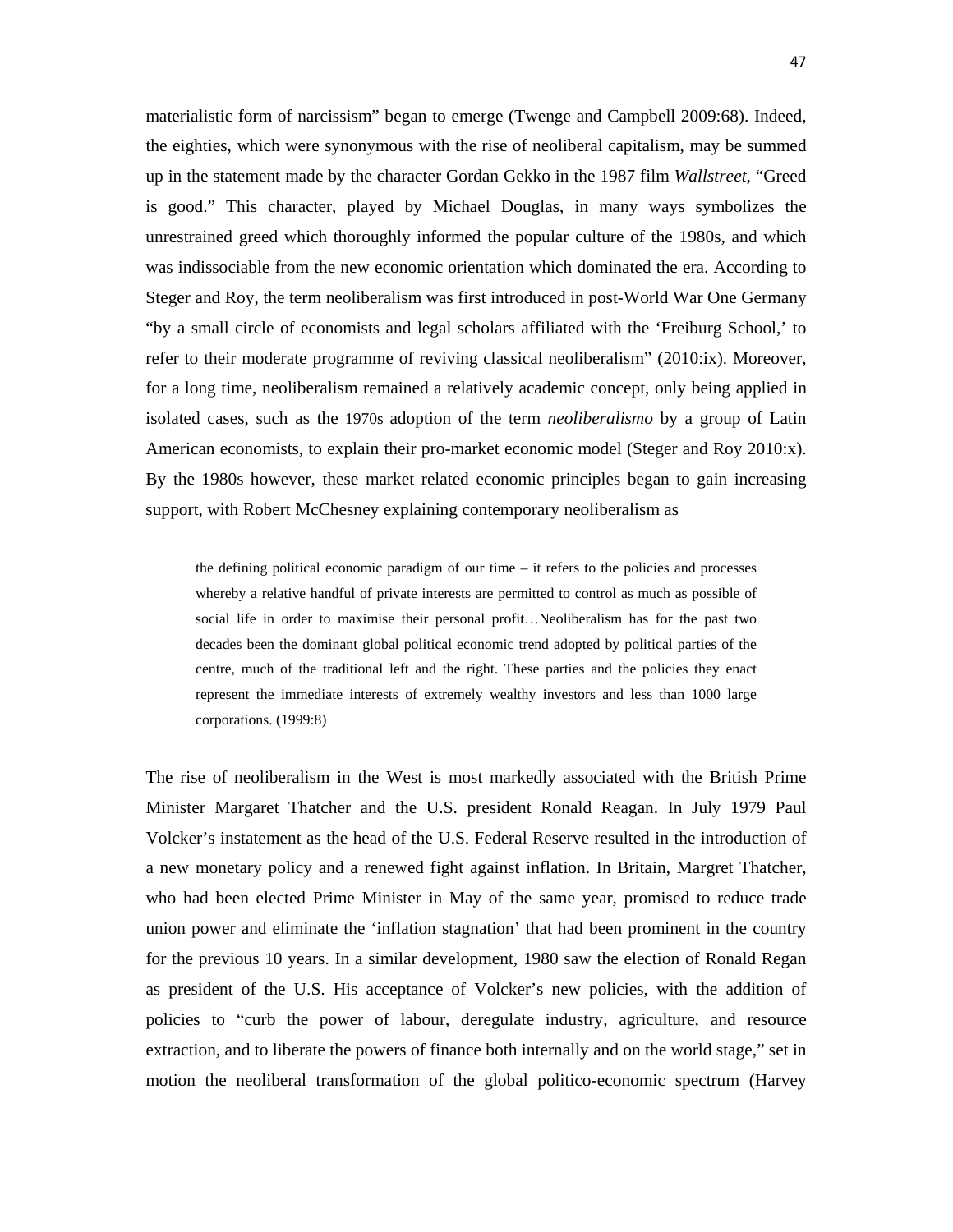materialistic form of narcissism" began to emerge (Twenge and Campbell 2009:68). Indeed, the eighties, which were synonymous with the rise of neoliberal capitalism, may be summed up in the statement made by the character Gordan Gekko in the 1987 film *Wallstreet*, "Greed is good." This character, played by Michael Douglas, in many ways symbolizes the unrestrained greed which thoroughly informed the popular culture of the 1980s, and which was indissociable from the new economic orientation which dominated the era. According to Steger and Roy, the term neoliberalism was first introduced in post-World War One Germany "by a small circle of economists and legal scholars affiliated with the 'Freiburg School,' to refer to their moderate programme of reviving classical neoliberalism" (2010:ix). Moreover, for a long time, neoliberalism remained a relatively academic concept, only being applied in isolated cases, such as the 1970s adoption of the term *neoliberalismo* by a group of Latin American economists, to explain their pro-market economic model (Steger and Roy 2010:x). By the 1980s however, these market related economic principles began to gain increasing support, with Robert McChesney explaining contemporary neoliberalism as

> the defining political economic paradigm of our time – it refers to the policies and processes whereby a relative handful of private interests are permitted to control as much as possible of social life in order to maximise their personal profit…Neoliberalism has for the past two decades been the dominant global political economic trend adopted by political parties of the centre, much of the traditional left and the right. These parties and the policies they enact represent the immediate interests of extremely wealthy investors and less than 1000 large corporations. (1999:8)

The rise of neoliberalism in the West is most markedly associated with the British Prime Minister Margaret Thatcher and the U.S. president Ronald Reagan. In July 1979 Paul Volcker's instatement as the head of the U.S. Federal Reserve resulted in the introduction of a new monetary policy and a renewed fight against inflation. In Britain, Margret Thatcher, who had been elected Prime Minister in May of the same year, promised to reduce trade union power and eliminate the 'inflation stagnation' that had been prominent in the country for the previous 10 years. In a similar development, 1980 saw the election of Ronald Regan as president of the U.S. His acceptance of Volcker's new policies, with the addition of policies to "curb the power of labour, deregulate industry, agriculture, and resource extraction, and to liberate the powers of finance both internally and on the world stage," set in motion the neoliberal transformation of the global politico-economic spectrum (Harvey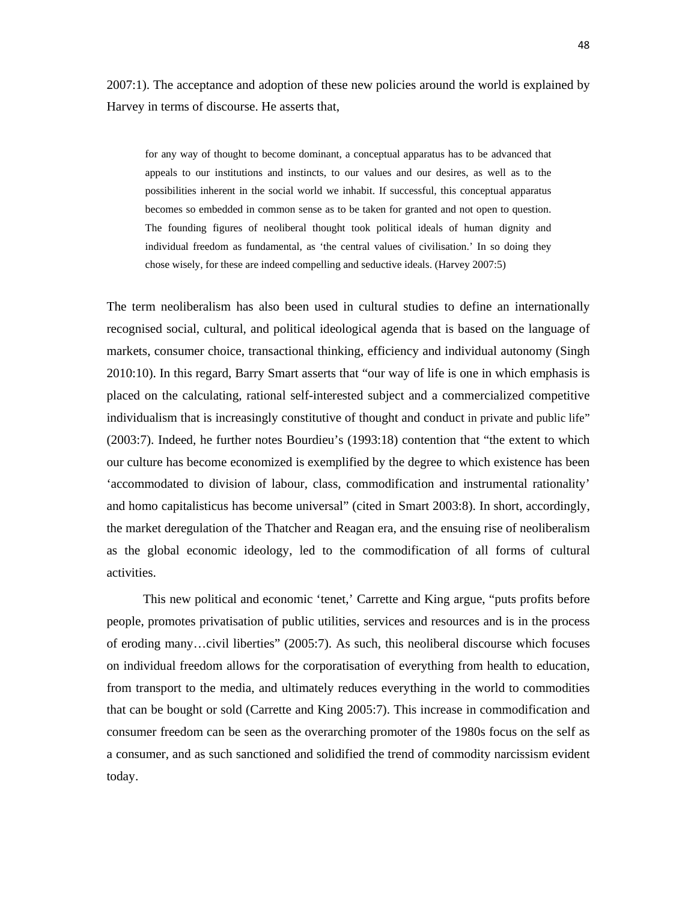2007:1). The acceptance and adoption of these new policies around the world is explained by Harvey in terms of discourse. He asserts that,

> for any way of thought to become dominant, a conceptual apparatus has to be advanced that appeals to our institutions and instincts, to our values and our desires, as well as to the possibilities inherent in the social world we inhabit. If successful, this conceptual apparatus becomes so embedded in common sense as to be taken for granted and not open to question. The founding figures of neoliberal thought took political ideals of human dignity and individual freedom as fundamental, as 'the central values of civilisation.' In so doing they chose wisely, for these are indeed compelling and seductive ideals. (Harvey 2007:5)

The term neoliberalism has also been used in cultural studies to define an internationally recognised social, cultural, and political ideological agenda that is based on the language of markets, consumer choice, transactional thinking, efficiency and individual autonomy (Singh 2010:10). In this regard, Barry Smart asserts that "our way of life is one in which emphasis is placed on the calculating, rational self-interested subject and a commercialized competitive individualism that is increasingly constitutive of thought and conduct in private and public life" (2003:7). Indeed, he further notes Bourdieu's (1993:18) contention that "the extent to which our culture has become economized is exemplified by the degree to which existence has been 'accommodated to division of labour, class, commodification and instrumental rationality' and homo capitalisticus has become universal" (cited in Smart 2003:8). In short, accordingly, the market deregulation of the Thatcher and Reagan era, and the ensuing rise of neoliberalism as the global economic ideology, led to the commodification of all forms of cultural activities.

This new political and economic 'tenet,' Carrette and King argue, "puts profits before people, promotes privatisation of public utilities, services and resources and is in the process of eroding many…civil liberties" (2005:7). As such, this neoliberal discourse which focuses on individual freedom allows for the corporatisation of everything from health to education, from transport to the media, and ultimately reduces everything in the world to commodities that can be bought or sold (Carrette and King 2005:7). This increase in commodification and consumer freedom can be seen as the overarching promoter of the 1980s focus on the self as a consumer, and as such sanctioned and solidified the trend of commodity narcissism evident today.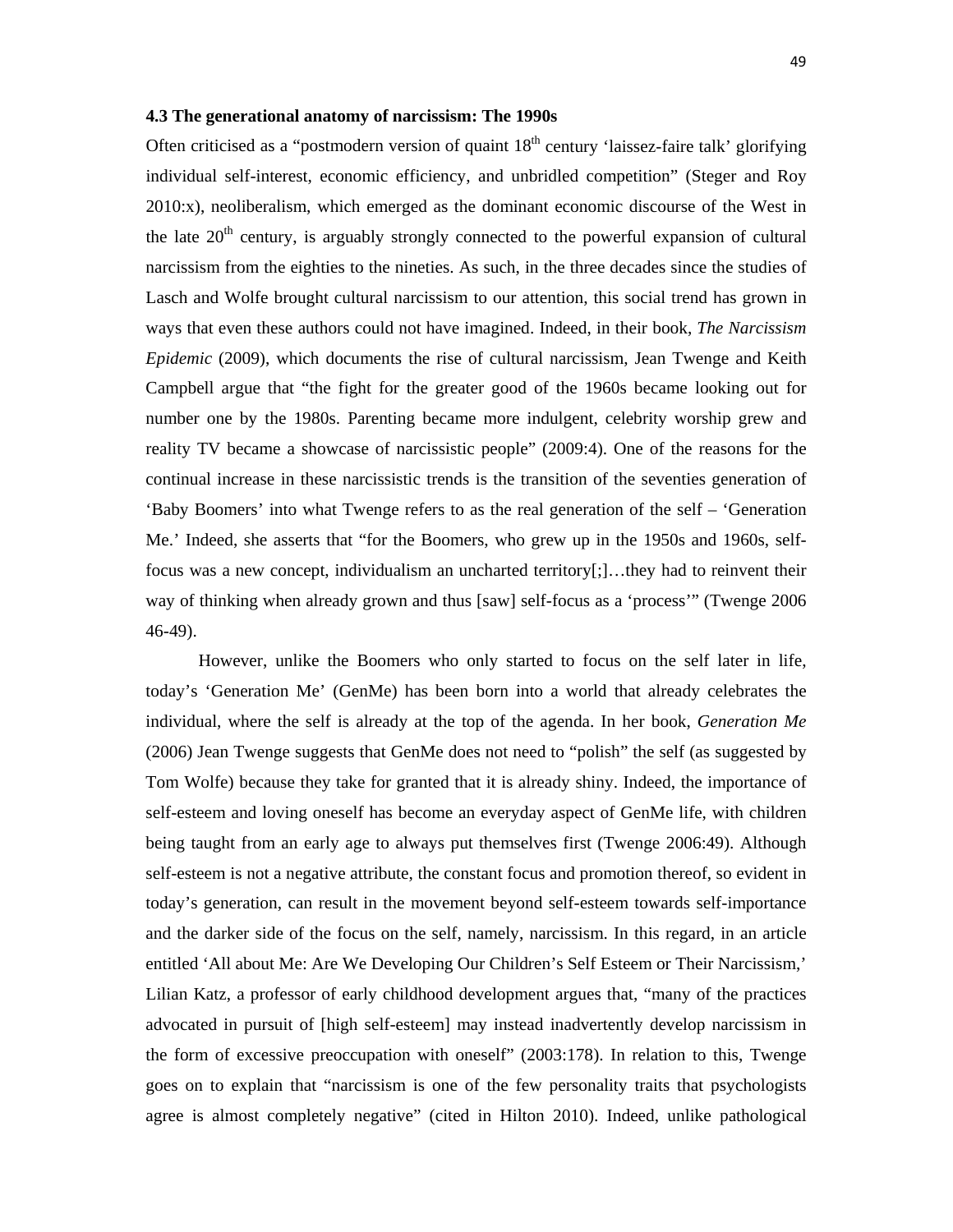### 4.3 The generational anatomy of narcissism: The 1990s

Often criticised as a "postmodern version of quaint 18th century 'laissez-faire talk' glorifying individual self-interest, economic efficiency, and unbridled competition" (Steger and Roy 2010:x), neoliberalism, which emerged as the dominant economic discourse of the West in the late 20th century, is arguably strongly connected to the powerful expansion of cultural narcissism from the eighties to the nineties. As such, in the three decades since the studies of Lasch and Wolfe brought cultural narcissism to our attention, this social trend has grown in ways that even these authors could not have imagined. Indeed, in their book, *The Narcissism Epidemic* (2009), which documents the rise of cultural narcissism, Jean Twenge and Keith Campbell argue that "the fight for the greater good of the 1960s became looking out for number one by the 1980s. Parenting became more indulgent, celebrity worship grew and reality TV became a showcase of narcissistic people" (2009:4). One of the reasons for the continual increase in these narcissistic trends is the transition of the seventies generation of 'Baby Boomers' into what Twenge refers to as the real generation of the self – 'Generation Me.' Indeed, she asserts that "for the Boomers, who grew up in the 1950s and 1960s, self-focus was a new concept, individualism an uncharted territory[;]…they had to reinvent their way of thinking when already grown and thus [saw] self-focus as a 'process'" (Twenge 2006 46-49).

However, unlike the Boomers who only started to focus on the self later in life, today's 'Generation Me' (GenMe) has been born into a world that already celebrates the individual, where the self is already at the top of the agenda. In her book, *Generation Me* (2006) Jean Twenge suggests that GenMe does not need to "polish" the self (as suggested by Tom Wolfe) because they take for granted that it is already shiny. Indeed, the importance of self-esteem and loving oneself has become an everyday aspect of GenMe life, with children being taught from an early age to always put themselves first (Twenge 2006:49). Although self-esteem is not a negative attribute, the constant focus and promotion thereof, so evident in today's generation, can result in the movement beyond self-esteem towards self-importance and the darker side of the focus on the self, namely, narcissism. In this regard, in an article entitled 'All about Me: Are We Developing Our Children's Self Esteem or Their Narcissism,' Lilian Katz, a professor of early childhood development argues that, "many of the practices advocated in pursuit of [high self-esteem] may instead inadvertently develop narcissism in the form of excessive preoccupation with oneself" (2003:178). In relation to this, Twenge goes on to explain that "narcissism is one of the few personality traits that psychologists agree is almost completely negative" (cited in Hilton 2010). Indeed, unlike pathological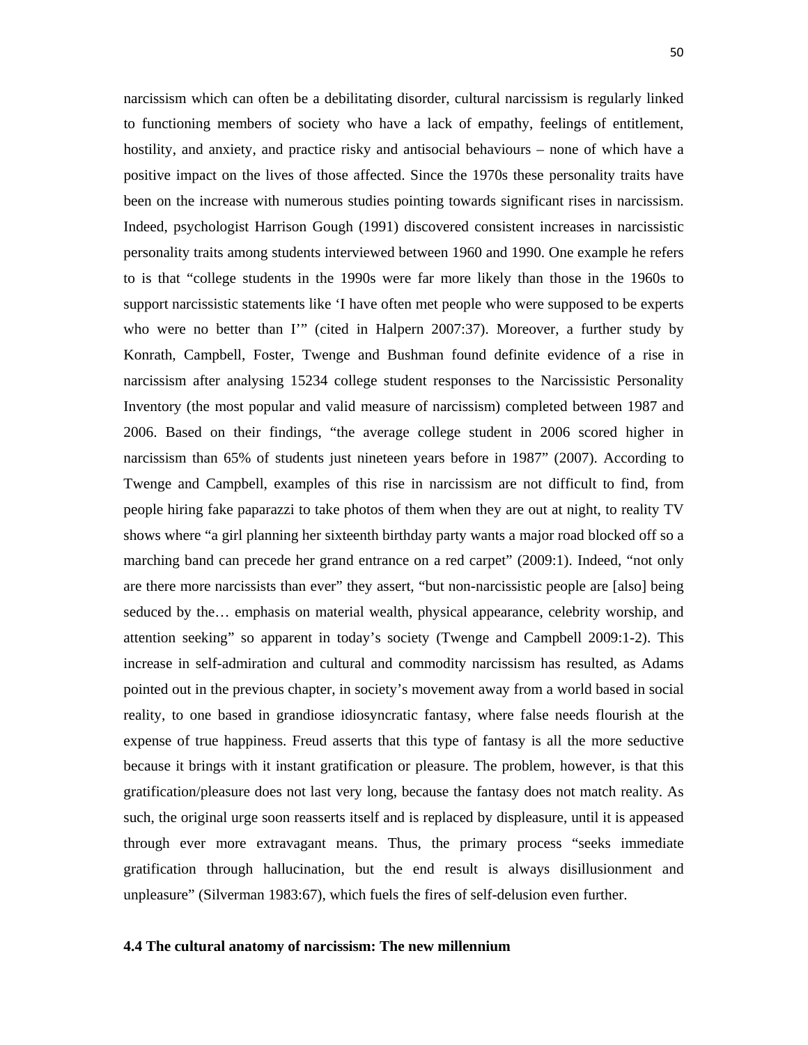narcissism which can often be a debilitating disorder, cultural narcissism is regularly linked to functioning members of society who have a lack of empathy, feelings of entitlement, hostility, and anxiety, and practice risky and antisocial behaviours – none of which have a positive impact on the lives of those affected. Since the 1970s these personality traits have been on the increase with numerous studies pointing towards significant rises in narcissism. Indeed, psychologist Harrison Gough (1991) discovered consistent increases in narcissistic personality traits among students interviewed between 1960 and 1990. One example he refers to is that "college students in the 1990s were far more likely than those in the 1960s to support narcissistic statements like 'I have often met people who were supposed to be experts who were no better than I'" (cited in Halpern 2007:37). Moreover, a further study by Konrath, Campbell, Foster, Twenge and Bushman found definite evidence of a rise in narcissism after analysing 15234 college student responses to the Narcissistic Personality Inventory (the most popular and valid measure of narcissism) completed between 1987 and 2006. Based on their findings, "the average college student in 2006 scored higher in narcissism than 65% of students just nineteen years before in 1987" (2007). According to Twenge and Campbell, examples of this rise in narcissism are not difficult to find, from people hiring fake paparazzi to take photos of them when they are out at night, to reality TV shows where "a girl planning her sixteenth birthday party wants a major road blocked off so a marching band can precede her grand entrance on a red carpet" (2009:1). Indeed, "not only are there more narcissists than ever" they assert, "but non-narcissistic people are [also] being seduced by the… emphasis on material wealth, physical appearance, celebrity worship, and attention seeking" so apparent in today's society (Twenge and Campbell 2009:1-2). This increase in self-admiration and cultural and commodity narcissism has resulted, as Adams pointed out in the previous chapter, in society's movement away from a world based in social reality, to one based in grandiose idiosyncratic fantasy, where false needs flourish at the expense of true happiness. Freud asserts that this type of fantasy is all the more seductive because it brings with it instant gratification or pleasure. The problem, however, is that this gratification/pleasure does not last very long, because the fantasy does not match reality. As such, the original urge soon reasserts itself and is replaced by displeasure, until it is appeased through ever more extravagant means. Thus, the primary process "seeks immediate gratification through hallucination, but the end result is always disillusionment and unpleasure" (Silverman 1983:67), which fuels the fires of self-delusion even further.

### 4.4 The cultural anatomy of narcissism: The new millennium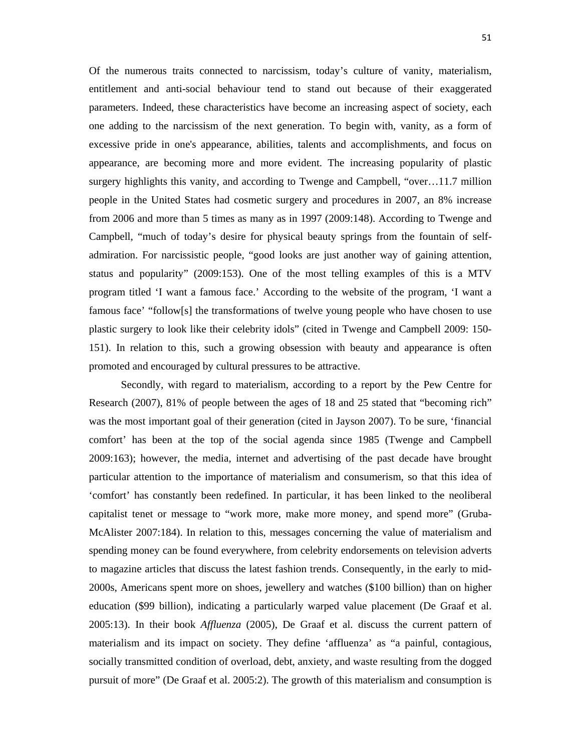Of the numerous traits connected to narcissism, today's culture of vanity, materialism, entitlement and anti-social behaviour tend to stand out because of their exaggerated parameters. Indeed, these characteristics have become an increasing aspect of society, each one adding to the narcissism of the next generation. To begin with, vanity, as a form of excessive pride in one's appearance, abilities, talents and accomplishments, and focus on appearance, are becoming more and more evident. The increasing popularity of plastic surgery highlights this vanity, and according to Twenge and Campbell, "over…11.7 million people in the United States had cosmetic surgery and procedures in 2007, an 8% increase from 2006 and more than 5 times as many as in 1997 (2009:148). According to Twenge and Campbell, "much of today's desire for physical beauty springs from the fountain of self-admiration. For narcissistic people, "good looks are just another way of gaining attention, status and popularity" (2009:153). One of the most telling examples of this is a MTV program titled 'I want a famous face.' According to the website of the program, 'I want a famous face' "follow[s] the transformations of twelve young people who have chosen to use plastic surgery to look like their celebrity idols" (cited in Twenge and Campbell 2009: 150-151). In relation to this, such a growing obsession with beauty and appearance is often promoted and encouraged by cultural pressures to be attractive.

Secondly, with regard to materialism, according to a report by the Pew Centre for Research (2007), 81% of people between the ages of 18 and 25 stated that "becoming rich" was the most important goal of their generation (cited in Jayson 2007). To be sure, 'financial comfort' has been at the top of the social agenda since 1985 (Twenge and Campbell 2009:163); however, the media, internet and advertising of the past decade have brought particular attention to the importance of materialism and consumerism, so that this idea of 'comfort' has constantly been redefined. In particular, it has been linked to the neoliberal capitalist tenet or message to "work more, make more money, and spend more" (Gruba-McAlister 2007:184). In relation to this, messages concerning the value of materialism and spending money can be found everywhere, from celebrity endorsements on television adverts to magazine articles that discuss the latest fashion trends. Consequently, in the early to mid-2000s, Americans spent more on shoes, jewellery and watches ($100 billion) than on higher education ($99 billion), indicating a particularly warped value placement (De Graaf et al. 2005:13). In their book *Affluenza* (2005), De Graaf et al. discuss the current pattern of materialism and its impact on society. They define 'affluenza' as "a painful, contagious, socially transmitted condition of overload, debt, anxiety, and waste resulting from the dogged pursuit of more" (De Graaf et al. 2005:2). The growth of this materialism and consumption is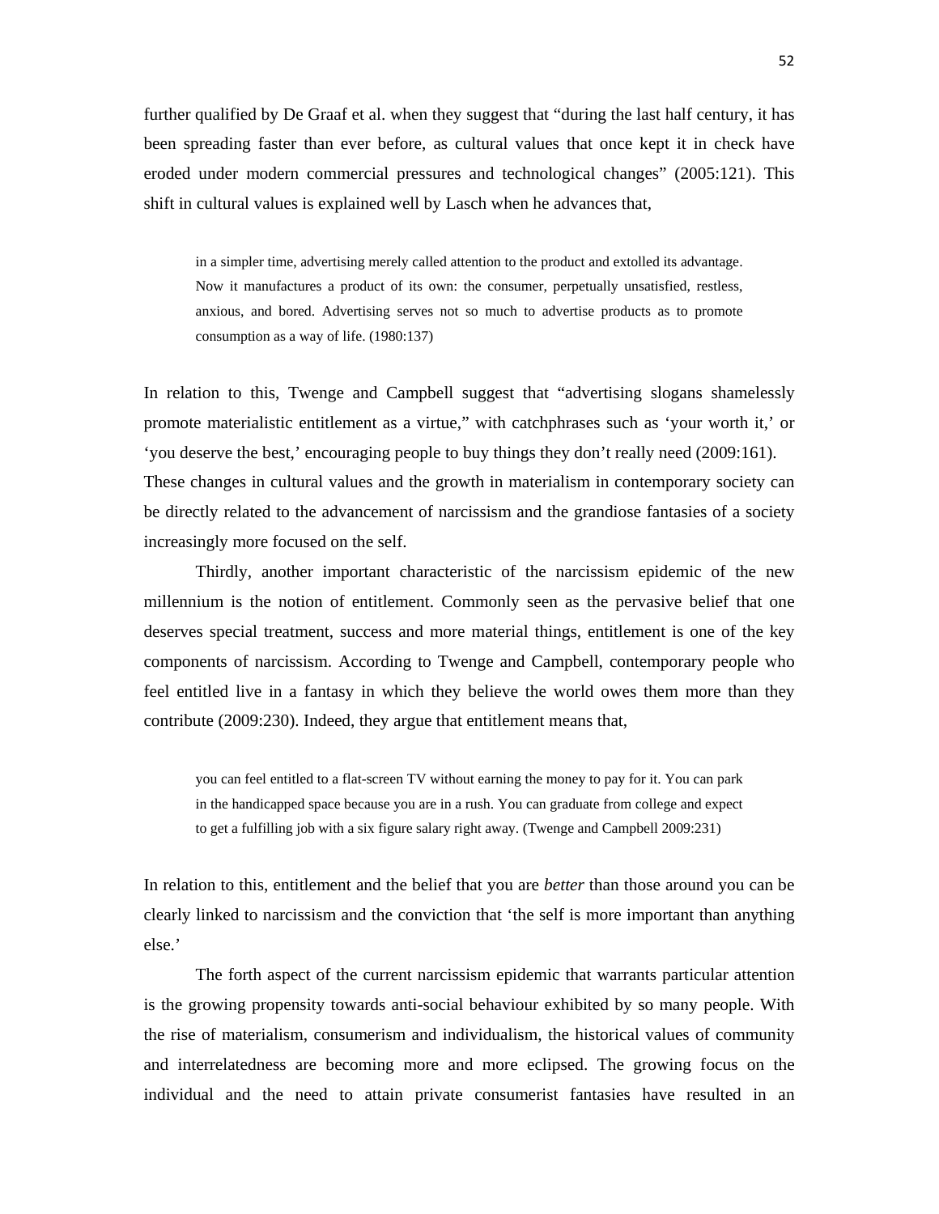further qualified by De Graaf et al. when they suggest that "during the last half century, it has been spreading faster than ever before, as cultural values that once kept it in check have eroded under modern commercial pressures and technological changes" (2005:121). This shift in cultural values is explained well by Lasch when he advances that,

> in a simpler time, advertising merely called attention to the product and extolled its advantage. Now it manufactures a product of its own: the consumer, perpetually unsatisfied, restless, anxious, and bored. Advertising serves not so much to advertise products as to promote consumption as a way of life. (1980:137)

In relation to this, Twenge and Campbell suggest that "advertising slogans shamelessly promote materialistic entitlement as a virtue," with catchphrases such as 'your worth it,' or 'you deserve the best,' encouraging people to buy things they don't really need (2009:161). These changes in cultural values and the growth in materialism in contemporary society can be directly related to the advancement of narcissism and the grandiose fantasies of a society increasingly more focused on the self.

Thirdly, another important characteristic of the narcissism epidemic of the new millennium is the notion of entitlement. Commonly seen as the pervasive belief that one deserves special treatment, success and more material things, entitlement is one of the key components of narcissism. According to Twenge and Campbell, contemporary people who feel entitled live in a fantasy in which they believe the world owes them more than they contribute (2009:230). Indeed, they argue that entitlement means that,

> you can feel entitled to a flat-screen TV without earning the money to pay for it. You can park in the handicapped space because you are in a rush. You can graduate from college and expect to get a fulfilling job with a six figure salary right away. (Twenge and Campbell 2009:231)

In relation to this, entitlement and the belief that you are *better* than those around you can be clearly linked to narcissism and the conviction that 'the self is more important than anything else.'

The forth aspect of the current narcissism epidemic that warrants particular attention is the growing propensity towards anti-social behaviour exhibited by so many people. With the rise of materialism, consumerism and individualism, the historical values of community and interrelatedness are becoming more and more eclipsed. The growing focus on the individual and the need to attain private consumerist fantasies have resulted in an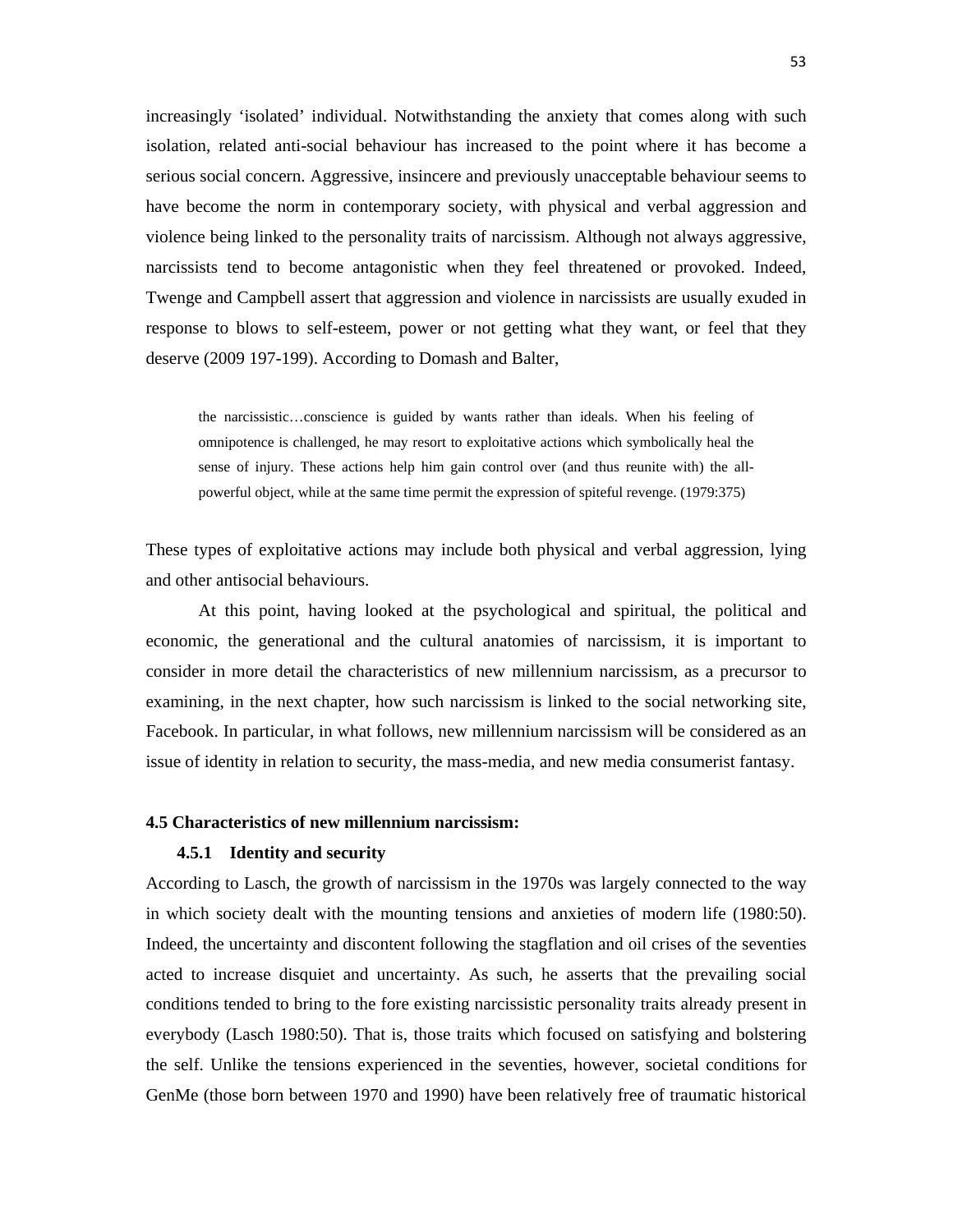increasingly 'isolated' individual. Notwithstanding the anxiety that comes along with such isolation, related anti-social behaviour has increased to the point where it has become a serious social concern. Aggressive, insincere and previously unacceptable behaviour seems to have become the norm in contemporary society, with physical and verbal aggression and violence being linked to the personality traits of narcissism. Although not always aggressive, narcissists tend to become antagonistic when they feel threatened or provoked. Indeed, Twenge and Campbell assert that aggression and violence in narcissists are usually exuded in response to blows to self-esteem, power or not getting what they want, or feel that they deserve (2009 197-199). According to Domash and Balter,

> the narcissistic…conscience is guided by wants rather than ideals. When his feeling of omnipotence is challenged, he may resort to exploitative actions which symbolically heal the sense of injury. These actions help him gain control over (and thus reunite with) the all-powerful object, while at the same time permit the expression of spiteful revenge. (1979:375)

These types of exploitative actions may include both physical and verbal aggression, lying and other antisocial behaviours.

At this point, having looked at the psychological and spiritual, the political and economic, the generational and the cultural anatomies of narcissism, it is important to consider in more detail the characteristics of new millennium narcissism, as a precursor to examining, in the next chapter, how such narcissism is linked to the social networking site, Facebook. In particular, in what follows, new millennium narcissism will be considered as an issue of identity in relation to security, the mass-media, and new media consumerist fantasy.

## 4.5 Characteristics of new millennium narcissism:

### 4.5.1 Identity and security

According to Lasch, the growth of narcissism in the 1970s was largely connected to the way in which society dealt with the mounting tensions and anxieties of modern life (1980:50). Indeed, the uncertainty and discontent following the stagflation and oil crises of the seventies acted to increase disquiet and uncertainty. As such, he asserts that the prevailing social conditions tended to bring to the fore existing narcissistic personality traits already present in everybody (Lasch 1980:50). That is, those traits which focused on satisfying and bolstering the self. Unlike the tensions experienced in the seventies, however, societal conditions for GenMe (those born between 1970 and 1990) have been relatively free of traumatic historical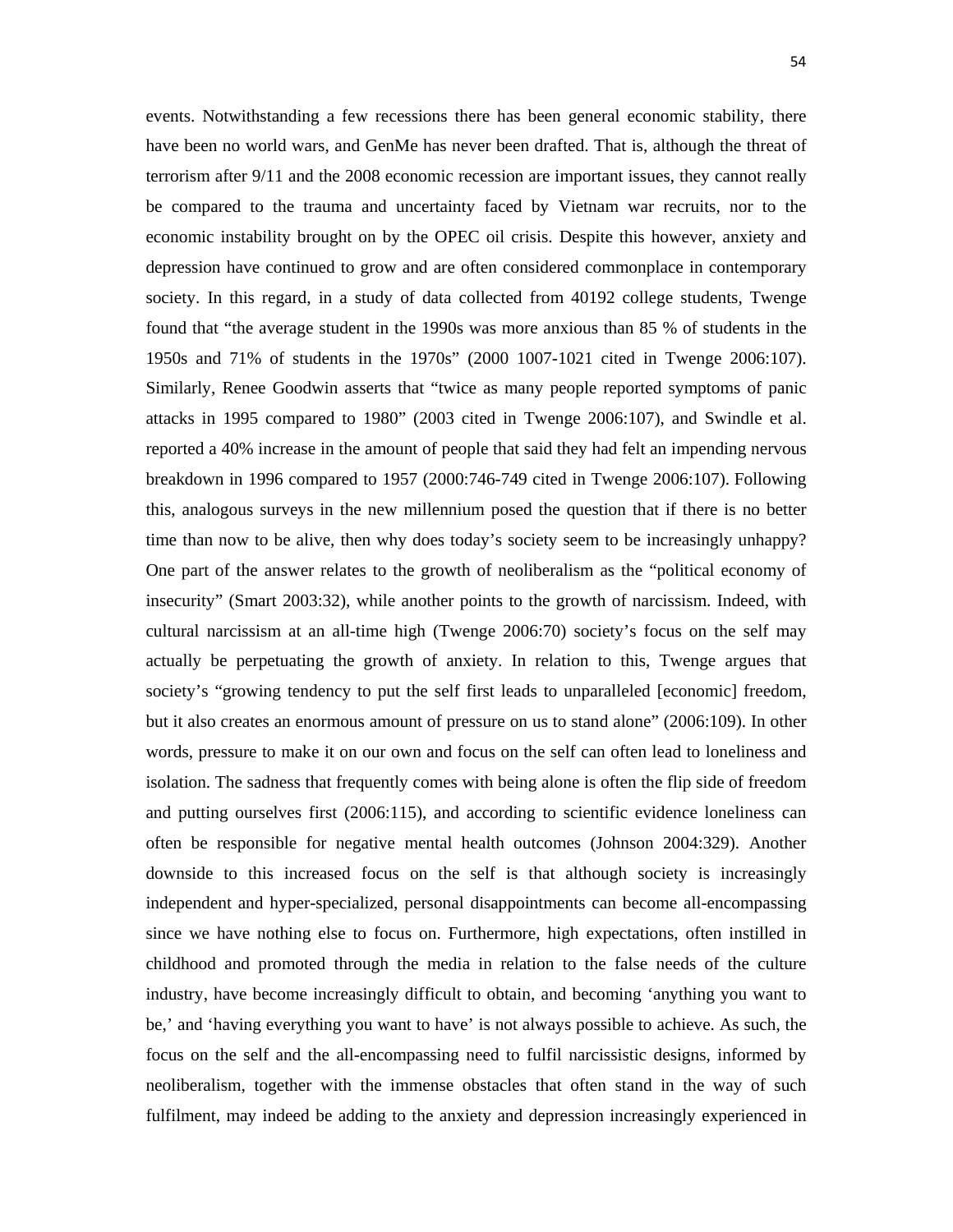events. Notwithstanding a few recessions there has been general economic stability, there have been no world wars, and GenMe has never been drafted. That is, although the threat of terrorism after 9/11 and the 2008 economic recession are important issues, they cannot really be compared to the trauma and uncertainty faced by Vietnam war recruits, nor to the economic instability brought on by the OPEC oil crisis. Despite this however, anxiety and depression have continued to grow and are often considered commonplace in contemporary society. In this regard, in a study of data collected from 40192 college students, Twenge found that "the average student in the 1990s was more anxious than 85 % of students in the 1950s and 71% of students in the 1970s" (2000 1007-1021 cited in Twenge 2006:107). Similarly, Renee Goodwin asserts that "twice as many people reported symptoms of panic attacks in 1995 compared to 1980" (2003 cited in Twenge 2006:107), and Swindle et al. reported a 40% increase in the amount of people that said they had felt an impending nervous breakdown in 1996 compared to 1957 (2000:746-749 cited in Twenge 2006:107). Following this, analogous surveys in the new millennium posed the question that if there is no better time than now to be alive, then why does today's society seem to be increasingly unhappy? One part of the answer relates to the growth of neoliberalism as the "political economy of insecurity" (Smart 2003:32), while another points to the growth of narcissism. Indeed, with cultural narcissism at an all-time high (Twenge 2006:70) society's focus on the self may actually be perpetuating the growth of anxiety. In relation to this, Twenge argues that society's "growing tendency to put the self first leads to unparalleled [economic] freedom, but it also creates an enormous amount of pressure on us to stand alone" (2006:109). In other words, pressure to make it on our own and focus on the self can often lead to loneliness and isolation. The sadness that frequently comes with being alone is often the flip side of freedom and putting ourselves first (2006:115), and according to scientific evidence loneliness can often be responsible for negative mental health outcomes (Johnson 2004:329). Another downside to this increased focus on the self is that although society is increasingly independent and hyper-specialized, personal disappointments can become all-encompassing since we have nothing else to focus on. Furthermore, high expectations, often instilled in childhood and promoted through the media in relation to the false needs of the culture industry, have become increasingly difficult to obtain, and becoming 'anything you want to be,' and 'having everything you want to have' is not always possible to achieve. As such, the focus on the self and the all-encompassing need to fulfil narcissistic designs, informed by neoliberalism, together with the immense obstacles that often stand in the way of such fulfilment, may indeed be adding to the anxiety and depression increasingly experienced in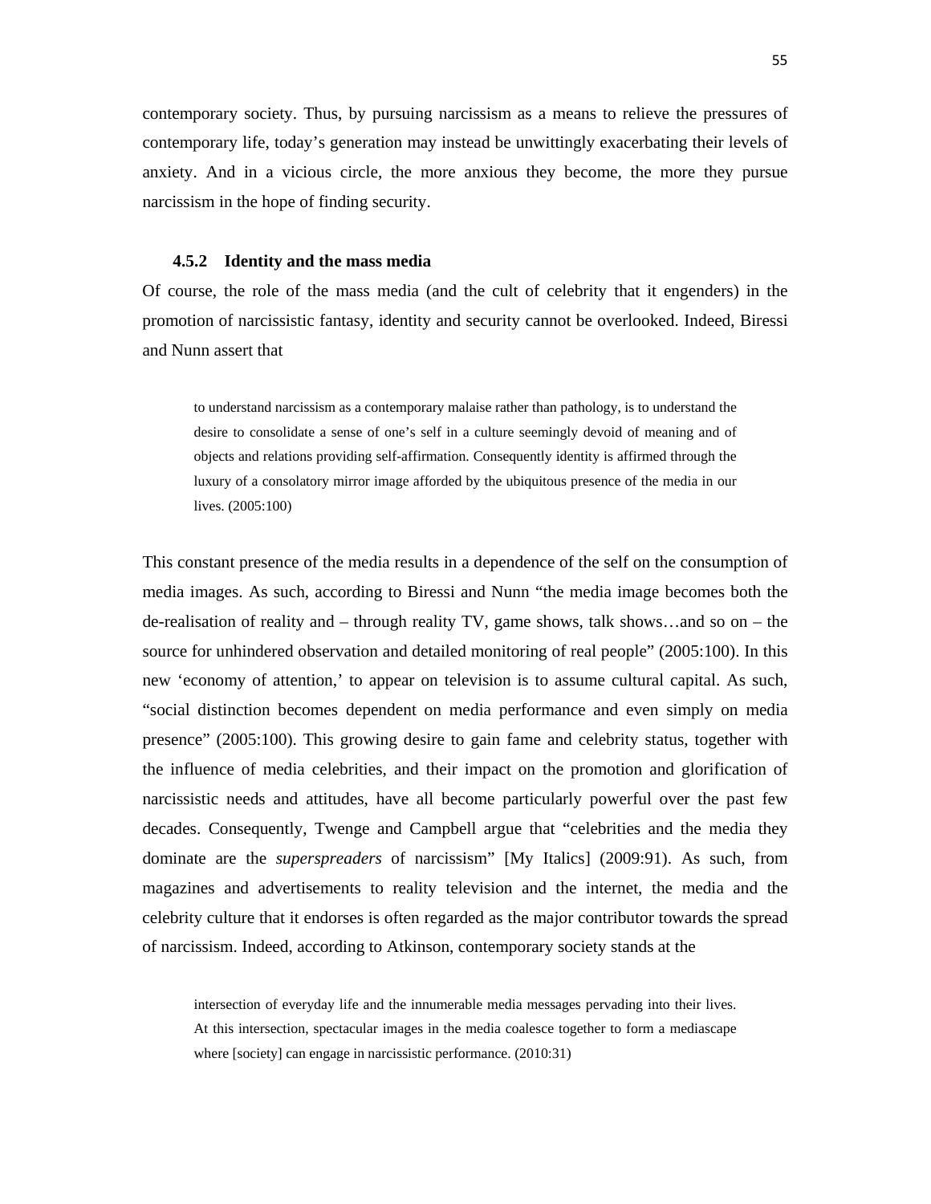contemporary society. Thus, by pursuing narcissism as a means to relieve the pressures of contemporary life, today's generation may instead be unwittingly exacerbating their levels of anxiety. And in a vicious circle, the more anxious they become, the more they pursue narcissism in the hope of finding security.

### 4.5.2 Identity and the mass media

Of course, the role of the mass media (and the cult of celebrity that it engenders) in the promotion of narcissistic fantasy, identity and security cannot be overlooked. Indeed, Biressi and Nunn assert that

> to understand narcissism as a contemporary malaise rather than pathology, is to understand the desire to consolidate a sense of one's self in a culture seemingly devoid of meaning and of objects and relations providing self-affirmation. Consequently identity is affirmed through the luxury of a consolatory mirror image afforded by the ubiquitous presence of the media in our lives. (2005:100)

This constant presence of the media results in a dependence of the self on the consumption of media images. As such, according to Biressi and Nunn "the media image becomes both the de-realisation of reality and – through reality TV, game shows, talk shows…and so on – the source for unhindered observation and detailed monitoring of real people" (2005:100). In this new 'economy of attention,' to appear on television is to assume cultural capital. As such, "social distinction becomes dependent on media performance and even simply on media presence" (2005:100). This growing desire to gain fame and celebrity status, together with the influence of media celebrities, and their impact on the promotion and glorification of narcissistic needs and attitudes, have all become particularly powerful over the past few decades. Consequently, Twenge and Campbell argue that "celebrities and the media they dominate are the *superspreaders* of narcissism" [My Italics] (2009:91). As such, from magazines and advertisements to reality television and the internet, the media and the celebrity culture that it endorses is often regarded as the major contributor towards the spread of narcissism. Indeed, according to Atkinson, contemporary society stands at the

> intersection of everyday life and the innumerable media messages pervading into their lives. At this intersection, spectacular images in the media coalesce together to form a mediascape where [society] can engage in narcissistic performance. (2010:31)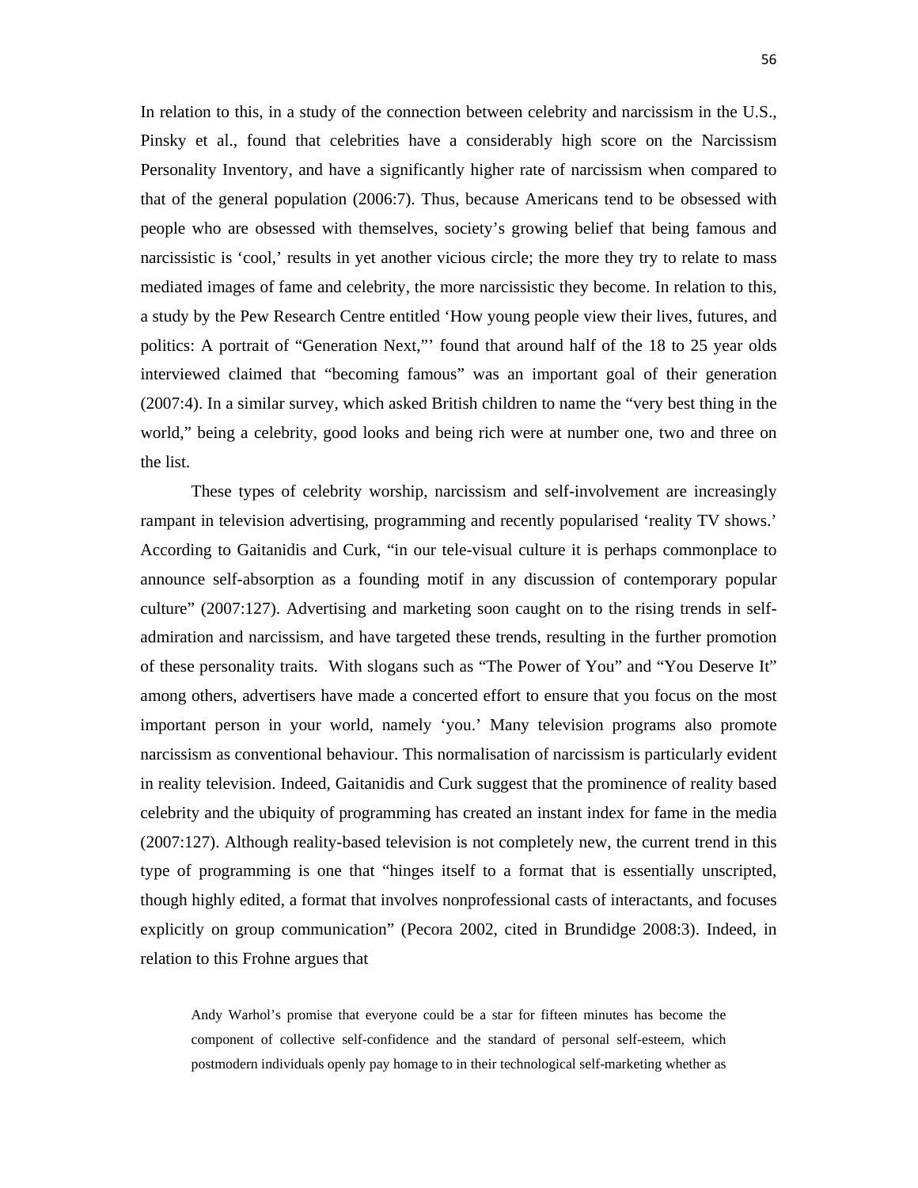In relation to this, in a study of the connection between celebrity and narcissism in the U.S., Pinsky et al., found that celebrities have a considerably high score on the Narcissism Personality Inventory, and have a significantly higher rate of narcissism when compared to that of the general population (2006:7). Thus, because Americans tend to be obsessed with people who are obsessed with themselves, society's growing belief that being famous and narcissistic is 'cool,' results in yet another vicious circle; the more they try to relate to mass mediated images of fame and celebrity, the more narcissistic they become. In relation to this, a study by the Pew Research Centre entitled 'How young people view their lives, futures, and politics: A portrait of "Generation Next,"' found that around half of the 18 to 25 year olds interviewed claimed that "becoming famous" was an important goal of their generation (2007:4). In a similar survey, which asked British children to name the "very best thing in the world," being a celebrity, good looks and being rich were at number one, two and three on the list.

These types of celebrity worship, narcissism and self-involvement are increasingly rampant in television advertising, programming and recently popularised 'reality TV shows.' According to Gaitanidis and Curk, "in our tele-visual culture it is perhaps commonplace to announce self-absorption as a founding motif in any discussion of contemporary popular culture" (2007:127). Advertising and marketing soon caught on to the rising trends in self-admiration and narcissism, and have targeted these trends, resulting in the further promotion of these personality traits. With slogans such as "The Power of You" and "You Deserve It" among others, advertisers have made a concerted effort to ensure that you focus on the most important person in your world, namely 'you.' Many television programs also promote narcissism as conventional behaviour. This normalisation of narcissism is particularly evident in reality television. Indeed, Gaitanidis and Curk suggest that the prominence of reality based celebrity and the ubiquity of programming has created an instant index for fame in the media (2007:127). Although reality-based television is not completely new, the current trend in this type of programming is one that "hinges itself to a format that is essentially unscripted, though highly edited, a format that involves nonprofessional casts of interactants, and focuses explicitly on group communication" (Pecora 2002, cited in Brundidge 2008:3). Indeed, in relation to this Frohne argues that

> Andy Warhol's promise that everyone could be a star for fifteen minutes has become the component of collective self-confidence and the standard of personal self-esteem, which postmodern individuals openly pay homage to in their technological self-marketing whether as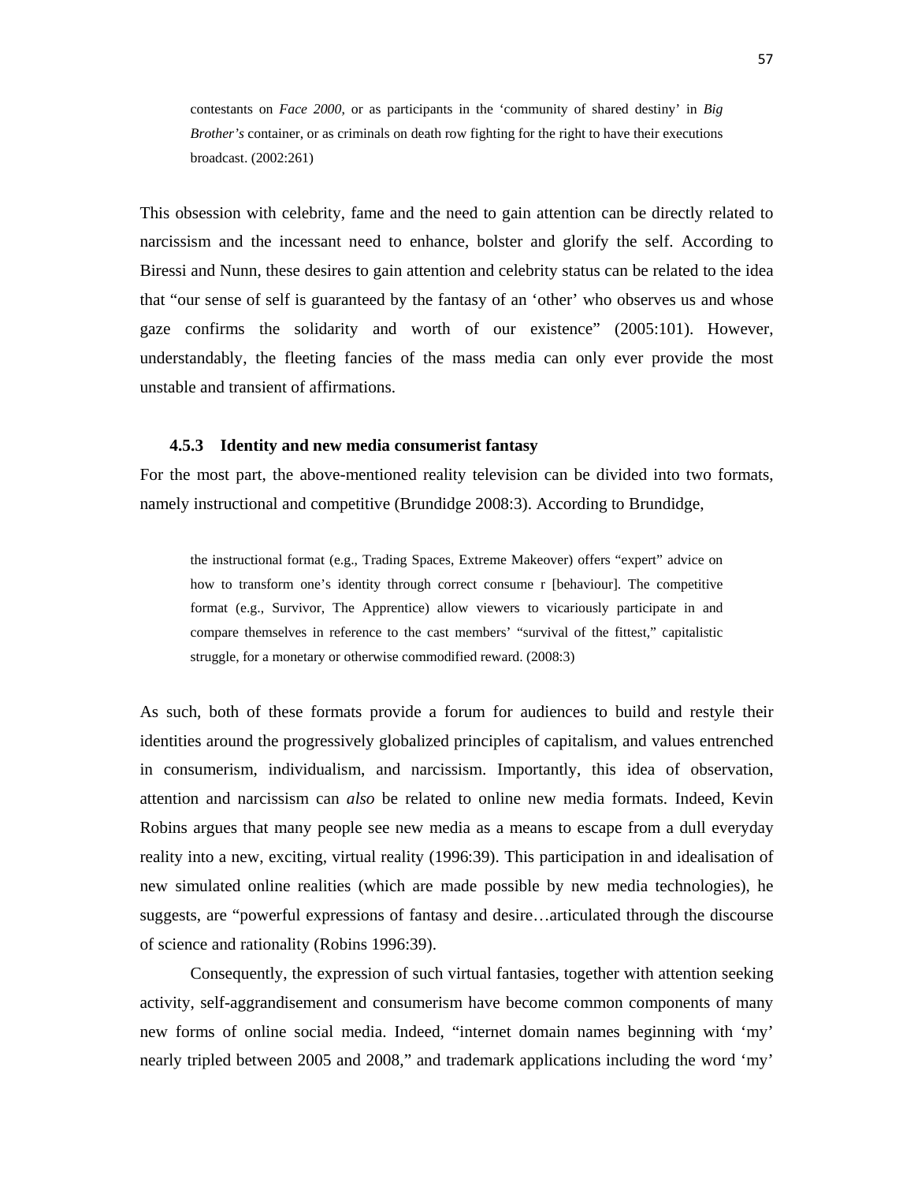> contestants on *Face 2000*, or as participants in the 'community of shared destiny' in *Big Brother's* container, or as criminals on death row fighting for the right to have their executions broadcast. (2002:261)

This obsession with celebrity, fame and the need to gain attention can be directly related to narcissism and the incessant need to enhance, bolster and glorify the self. According to Biressi and Nunn, these desires to gain attention and celebrity status can be related to the idea that "our sense of self is guaranteed by the fantasy of an 'other' who observes us and whose gaze confirms the solidarity and worth of our existence" (2005:101). However, understandably, the fleeting fancies of the mass media can only ever provide the most unstable and transient of affirmations.

### 4.5.3 Identity and new media consumerist fantasy

For the most part, the above-mentioned reality television can be divided into two formats, namely instructional and competitive (Brundidge 2008:3). According to Brundidge,

> the instructional format (e.g., Trading Spaces, Extreme Makeover) offers "expert" advice on how to transform one's identity through correct consume r [behaviour]. The competitive format (e.g., Survivor, The Apprentice) allow viewers to vicariously participate in and compare themselves in reference to the cast members' "survival of the fittest," capitalistic struggle, for a monetary or otherwise commodified reward. (2008:3)

As such, both of these formats provide a forum for audiences to build and restyle their identities around the progressively globalized principles of capitalism, and values entrenched in consumerism, individualism, and narcissism. Importantly, this idea of observation, attention and narcissism can *also* be related to online new media formats. Indeed, Kevin Robins argues that many people see new media as a means to escape from a dull everyday reality into a new, exciting, virtual reality (1996:39). This participation in and idealisation of new simulated online realities (which are made possible by new media technologies), he suggests, are "powerful expressions of fantasy and desire…articulated through the discourse of science and rationality (Robins 1996:39).

Consequently, the expression of such virtual fantasies, together with attention seeking activity, self-aggrandisement and consumerism have become common components of many new forms of online social media. Indeed, "internet domain names beginning with 'my' nearly tripled between 2005 and 2008," and trademark applications including the word 'my'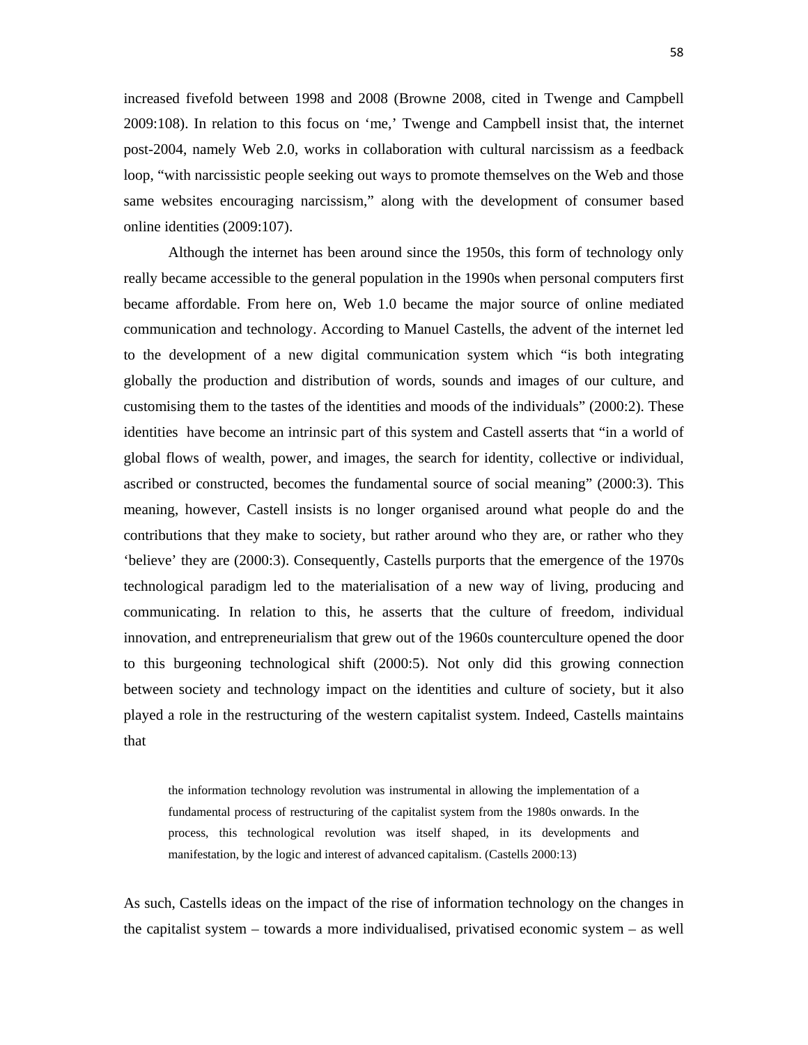increased fivefold between 1998 and 2008 (Browne 2008, cited in Twenge and Campbell 2009:108). In relation to this focus on 'me,' Twenge and Campbell insist that, the internet post-2004, namely Web 2.0, works in collaboration with cultural narcissism as a feedback loop, "with narcissistic people seeking out ways to promote themselves on the Web and those same websites encouraging narcissism," along with the development of consumer based online identities (2009:107).

Although the internet has been around since the 1950s, this form of technology only really became accessible to the general population in the 1990s when personal computers first became affordable. From here on, Web 1.0 became the major source of online mediated communication and technology. According to Manuel Castells, the advent of the internet led to the development of a new digital communication system which "is both integrating globally the production and distribution of words, sounds and images of our culture, and customising them to the tastes of the identities and moods of the individuals" (2000:2). These identities have become an intrinsic part of this system and Castell asserts that "in a world of global flows of wealth, power, and images, the search for identity, collective or individual, ascribed or constructed, becomes the fundamental source of social meaning" (2000:3). This meaning, however, Castell insists is no longer organised around what people do and the contributions that they make to society, but rather around who they are, or rather who they 'believe' they are (2000:3). Consequently, Castells purports that the emergence of the 1970s technological paradigm led to the materialisation of a new way of living, producing and communicating. In relation to this, he asserts that the culture of freedom, individual innovation, and entrepreneurialism that grew out of the 1960s counterculture opened the door to this burgeoning technological shift (2000:5). Not only did this growing connection between society and technology impact on the identities and culture of society, but it also played a role in the restructuring of the western capitalist system. Indeed, Castells maintains that

> the information technology revolution was instrumental in allowing the implementation of a fundamental process of restructuring of the capitalist system from the 1980s onwards. In the process, this technological revolution was itself shaped, in its developments and manifestation, by the logic and interest of advanced capitalism. (Castells 2000:13)

As such, Castells ideas on the impact of the rise of information technology on the changes in the capitalist system – towards a more individualised, privatised economic system – as well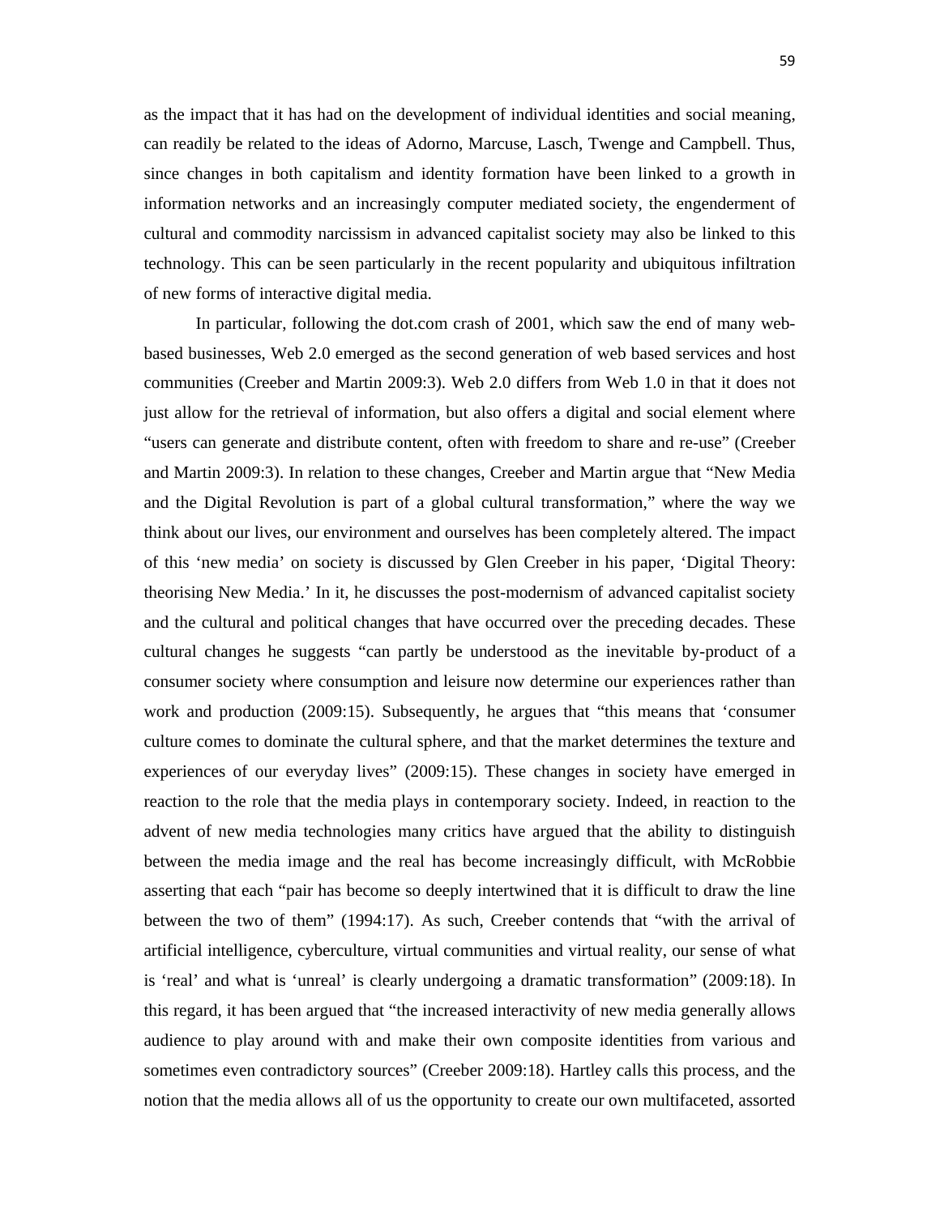as the impact that it has had on the development of individual identities and social meaning, can readily be related to the ideas of Adorno, Marcuse, Lasch, Twenge and Campbell. Thus, since changes in both capitalism and identity formation have been linked to a growth in information networks and an increasingly computer mediated society, the engenderment of cultural and commodity narcissism in advanced capitalist society may also be linked to this technology. This can be seen particularly in the recent popularity and ubiquitous infiltration of new forms of interactive digital media.

In particular, following the dot.com crash of 2001, which saw the end of many web-based businesses, Web 2.0 emerged as the second generation of web based services and host communities (Creeber and Martin 2009:3). Web 2.0 differs from Web 1.0 in that it does not just allow for the retrieval of information, but also offers a digital and social element where "users can generate and distribute content, often with freedom to share and re-use" (Creeber and Martin 2009:3). In relation to these changes, Creeber and Martin argue that "New Media and the Digital Revolution is part of a global cultural transformation," where the way we think about our lives, our environment and ourselves has been completely altered. The impact of this 'new media' on society is discussed by Glen Creeber in his paper, 'Digital Theory: theorising New Media.' In it, he discusses the post-modernism of advanced capitalist society and the cultural and political changes that have occurred over the preceding decades. These cultural changes he suggests "can partly be understood as the inevitable by-product of a consumer society where consumption and leisure now determine our experiences rather than work and production (2009:15). Subsequently, he argues that "this means that 'consumer culture comes to dominate the cultural sphere, and that the market determines the texture and experiences of our everyday lives" (2009:15). These changes in society have emerged in reaction to the role that the media plays in contemporary society. Indeed, in reaction to the advent of new media technologies many critics have argued that the ability to distinguish between the media image and the real has become increasingly difficult, with McRobbie asserting that each "pair has become so deeply intertwined that it is difficult to draw the line between the two of them" (1994:17). As such, Creeber contends that "with the arrival of artificial intelligence, cyberculture, virtual communities and virtual reality, our sense of what is 'real' and what is 'unreal' is clearly undergoing a dramatic transformation" (2009:18). In this regard, it has been argued that "the increased interactivity of new media generally allows audience to play around with and make their own composite identities from various and sometimes even contradictory sources" (Creeber 2009:18). Hartley calls this process, and the notion that the media allows all of us the opportunity to create our own multifaceted, assorted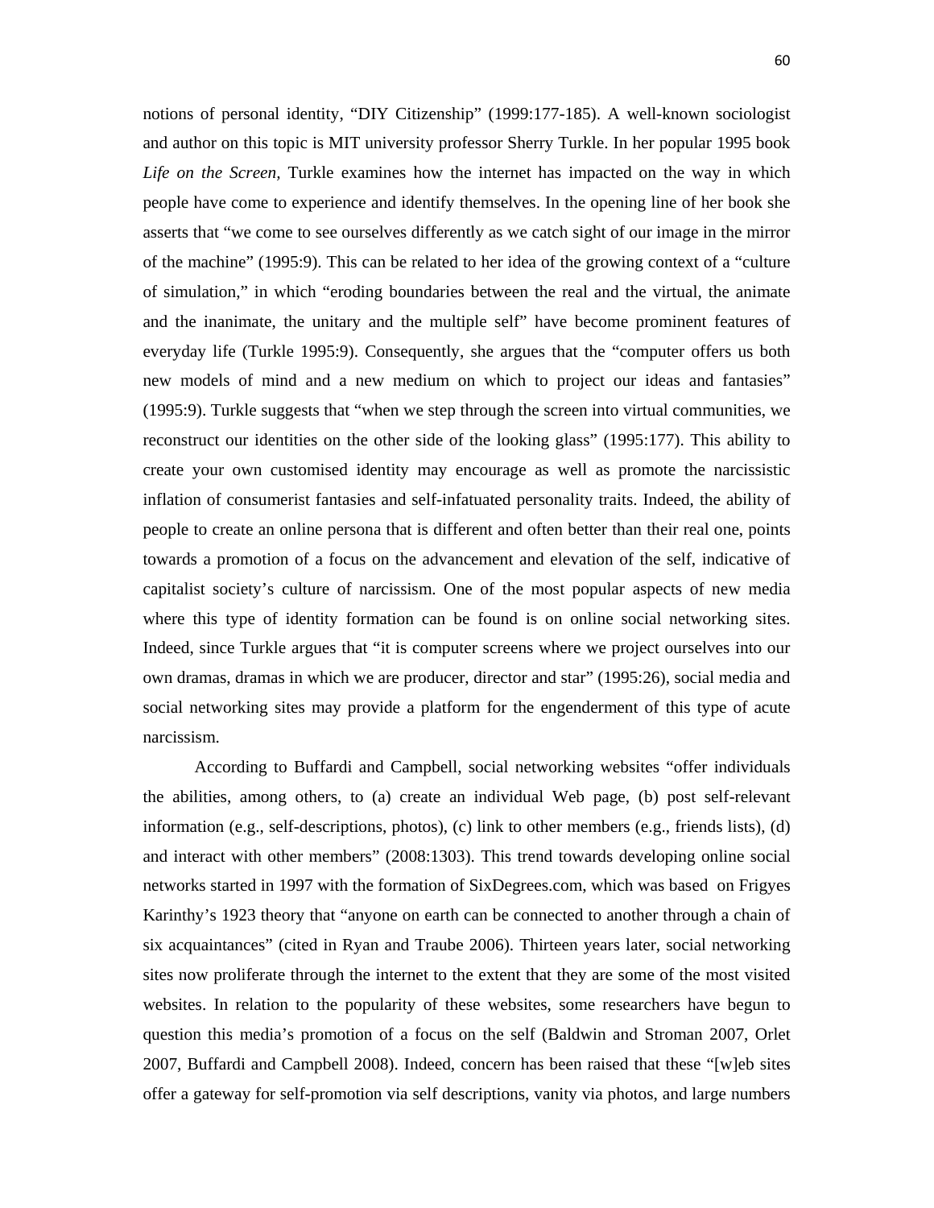notions of personal identity, "DIY Citizenship" (1999:177-185). A well-known sociologist and author on this topic is MIT university professor Sherry Turkle. In her popular 1995 book *Life on the Screen,* Turkle examines how the internet has impacted on the way in which people have come to experience and identify themselves. In the opening line of her book she asserts that "we come to see ourselves differently as we catch sight of our image in the mirror of the machine" (1995:9). This can be related to her idea of the growing context of a "culture of simulation," in which "eroding boundaries between the real and the virtual, the animate and the inanimate, the unitary and the multiple self" have become prominent features of everyday life (Turkle 1995:9). Consequently, she argues that the "computer offers us both new models of mind and a new medium on which to project our ideas and fantasies" (1995:9). Turkle suggests that "when we step through the screen into virtual communities, we reconstruct our identities on the other side of the looking glass" (1995:177). This ability to create your own customised identity may encourage as well as promote the narcissistic inflation of consumerist fantasies and self-infatuated personality traits. Indeed, the ability of people to create an online persona that is different and often better than their real one, points towards a promotion of a focus on the advancement and elevation of the self, indicative of capitalist society's culture of narcissism. One of the most popular aspects of new media where this type of identity formation can be found is on online social networking sites. Indeed, since Turkle argues that "it is computer screens where we project ourselves into our own dramas, dramas in which we are producer, director and star" (1995:26), social media and social networking sites may provide a platform for the engenderment of this type of acute narcissism.

According to Buffardi and Campbell, social networking websites "offer individuals the abilities, among others, to (a) create an individual Web page, (b) post self-relevant information (e.g., self-descriptions, photos), (c) link to other members (e.g., friends lists), (d) and interact with other members" (2008:1303). This trend towards developing online social networks started in 1997 with the formation of SixDegrees.com, which was based on Frigyes Karinthy's 1923 theory that "anyone on earth can be connected to another through a chain of six acquaintances" (cited in Ryan and Traube 2006). Thirteen years later, social networking sites now proliferate through the internet to the extent that they are some of the most visited websites. In relation to the popularity of these websites, some researchers have begun to question this media's promotion of a focus on the self (Baldwin and Stroman 2007, Orlet 2007, Buffardi and Campbell 2008). Indeed, concern has been raised that these "[w]eb sites offer a gateway for self-promotion via self descriptions, vanity via photos, and large numbers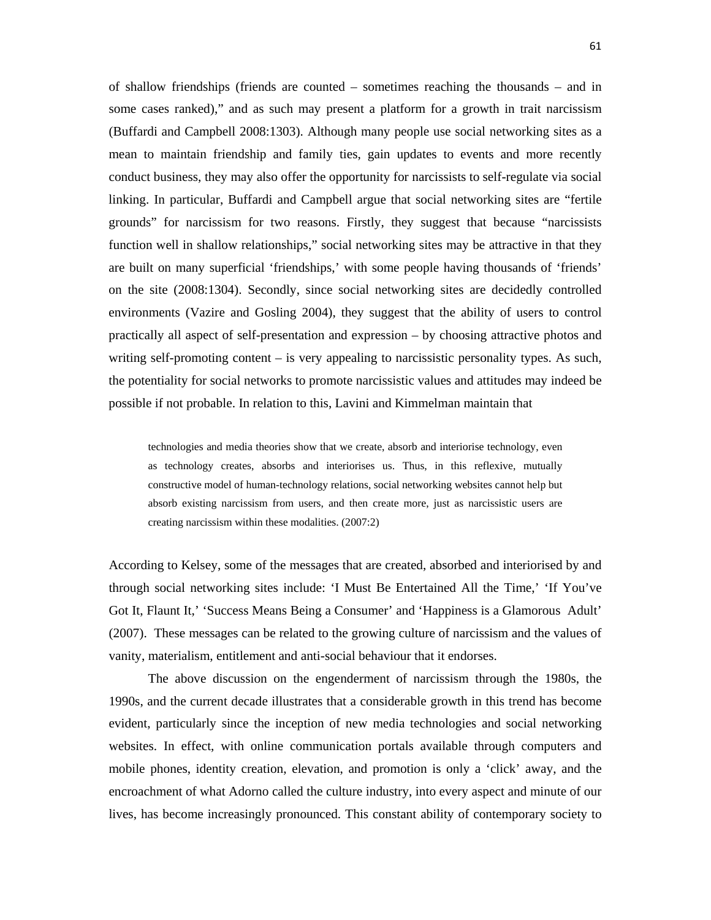of shallow friendships (friends are counted – sometimes reaching the thousands – and in some cases ranked)," and as such may present a platform for a growth in trait narcissism (Buffardi and Campbell 2008:1303). Although many people use social networking sites as a mean to maintain friendship and family ties, gain updates to events and more recently conduct business, they may also offer the opportunity for narcissists to self-regulate via social linking. In particular, Buffardi and Campbell argue that social networking sites are "fertile grounds" for narcissism for two reasons. Firstly, they suggest that because "narcissists function well in shallow relationships," social networking sites may be attractive in that they are built on many superficial 'friendships,' with some people having thousands of 'friends' on the site (2008:1304). Secondly, since social networking sites are decidedly controlled environments (Vazire and Gosling 2004), they suggest that the ability of users to control practically all aspect of self-presentation and expression – by choosing attractive photos and writing self-promoting content – is very appealing to narcissistic personality types. As such, the potentiality for social networks to promote narcissistic values and attitudes may indeed be possible if not probable. In relation to this, Lavini and Kimmelman maintain that

> technologies and media theories show that we create, absorb and interiorise technology, even as technology creates, absorbs and interiorises us. Thus, in this reflexive, mutually constructive model of human-technology relations, social networking websites cannot help but absorb existing narcissism from users, and then create more, just as narcissistic users are creating narcissism within these modalities. (2007:2)

According to Kelsey, some of the messages that are created, absorbed and interiorised by and through social networking sites include: 'I Must Be Entertained All the Time,' 'If You've Got It, Flaunt It,' 'Success Means Being a Consumer' and 'Happiness is a Glamorous Adult' (2007). These messages can be related to the growing culture of narcissism and the values of vanity, materialism, entitlement and anti-social behaviour that it endorses.

The above discussion on the engenderment of narcissism through the 1980s, the 1990s, and the current decade illustrates that a considerable growth in this trend has become evident, particularly since the inception of new media technologies and social networking websites. In effect, with online communication portals available through computers and mobile phones, identity creation, elevation, and promotion is only a 'click' away, and the encroachment of what Adorno called the culture industry, into every aspect and minute of our lives, has become increasingly pronounced. This constant ability of contemporary society to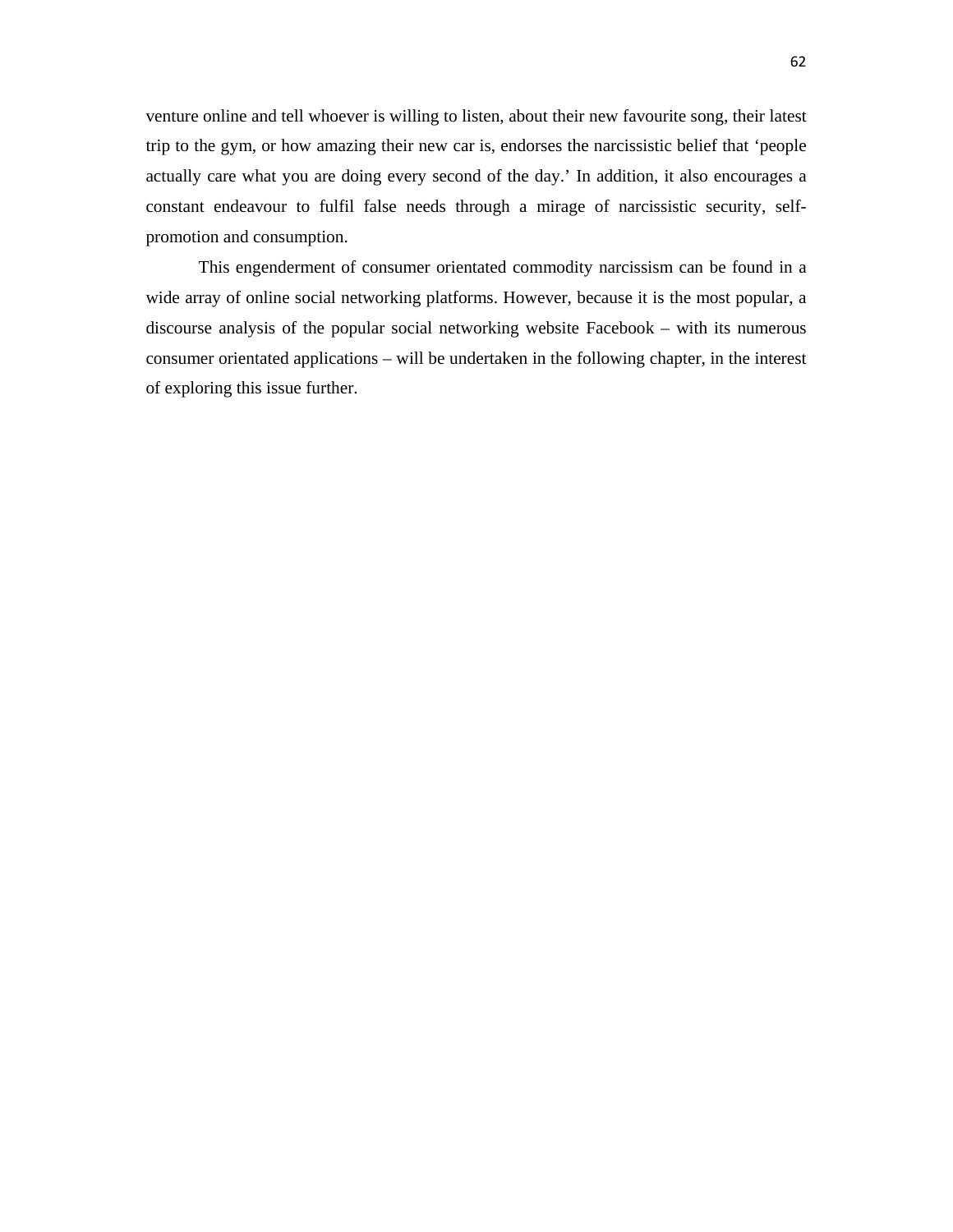venture online and tell whoever is willing to listen, about their new favourite song, their latest trip to the gym, or how amazing their new car is, endorses the narcissistic belief that 'people actually care what you are doing every second of the day.' In addition, it also encourages a constant endeavour to fulfil false needs through a mirage of narcissistic security, self-promotion and consumption.

This engenderment of consumer orientated commodity narcissism can be found in a wide array of online social networking platforms. However, because it is the most popular, a discourse analysis of the popular social networking website Facebook – with its numerous consumer orientated applications – will be undertaken in the following chapter, in the interest of exploring this issue further.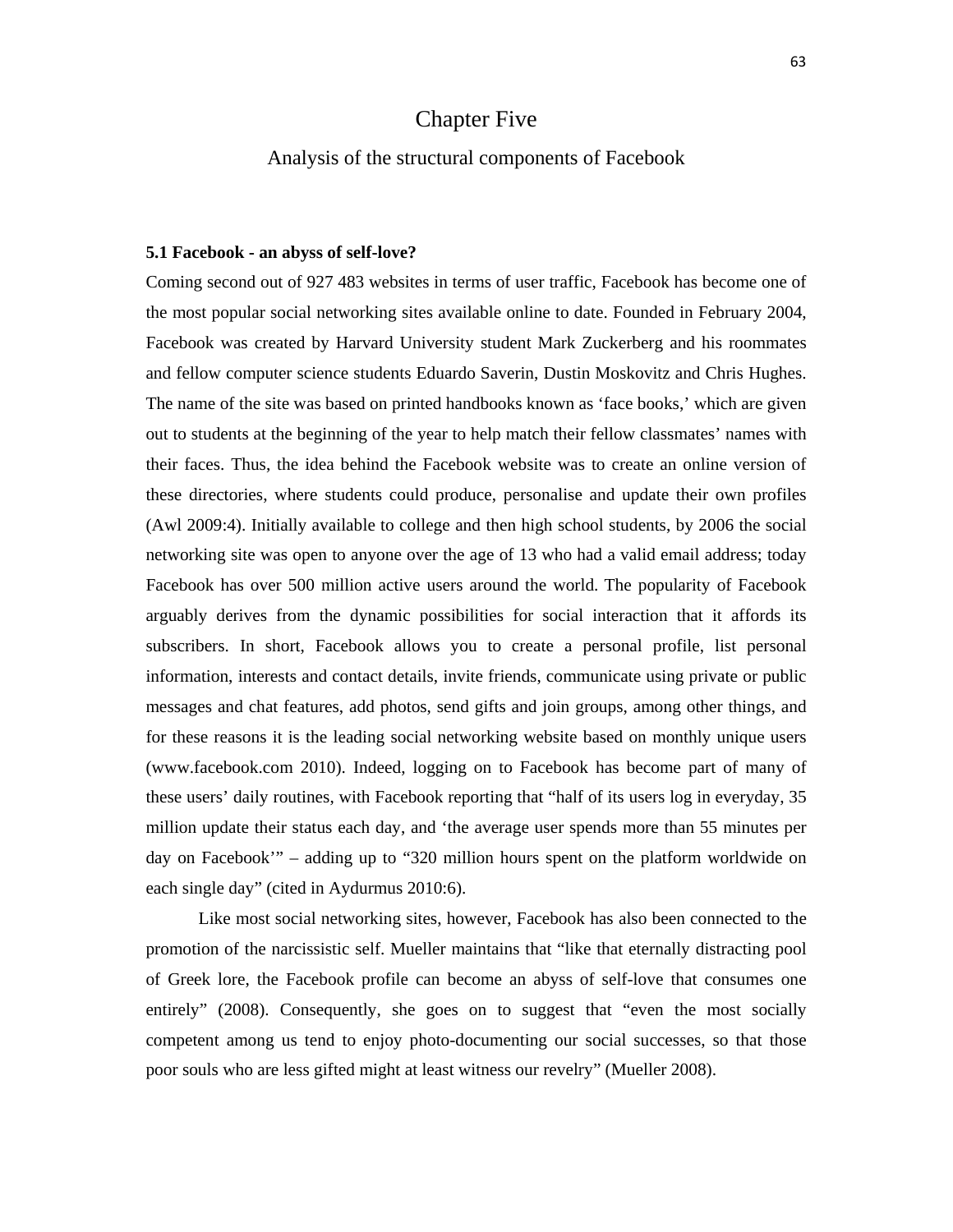# Chapter Five

## Analysis of the structural components of Facebook

### 5.1 Facebook - an abyss of self-love?

Coming second out of 927 483 websites in terms of user traffic, Facebook has become one of the most popular social networking sites available online to date. Founded in February 2004, Facebook was created by Harvard University student Mark Zuckerberg and his roommates and fellow computer science students Eduardo Saverin, Dustin Moskovitz and Chris Hughes. The name of the site was based on printed handbooks known as 'face books,' which are given out to students at the beginning of the year to help match their fellow classmates' names with their faces. Thus, the idea behind the Facebook website was to create an online version of these directories, where students could produce, personalise and update their own profiles (Awl 2009:4). Initially available to college and then high school students, by 2006 the social networking site was open to anyone over the age of 13 who had a valid email address; today Facebook has over 500 million active users around the world. The popularity of Facebook arguably derives from the dynamic possibilities for social interaction that it affords its subscribers. In short, Facebook allows you to create a personal profile, list personal information, interests and contact details, invite friends, communicate using private or public messages and chat features, add photos, send gifts and join groups, among other things, and for these reasons it is the leading social networking website based on monthly unique users (www.facebook.com 2010). Indeed, logging on to Facebook has become part of many of these users' daily routines, with Facebook reporting that "half of its users log in everyday, 35 million update their status each day, and 'the average user spends more than 55 minutes per day on Facebook'" – adding up to "320 million hours spent on the platform worldwide on each single day" (cited in Aydurmus 2010:6).

Like most social networking sites, however, Facebook has also been connected to the promotion of the narcissistic self. Mueller maintains that "like that eternally distracting pool of Greek lore, the Facebook profile can become an abyss of self-love that consumes one entirely" (2008). Consequently, she goes on to suggest that "even the most socially competent among us tend to enjoy photo-documenting our social successes, so that those poor souls who are less gifted might at least witness our revelry" (Mueller 2008).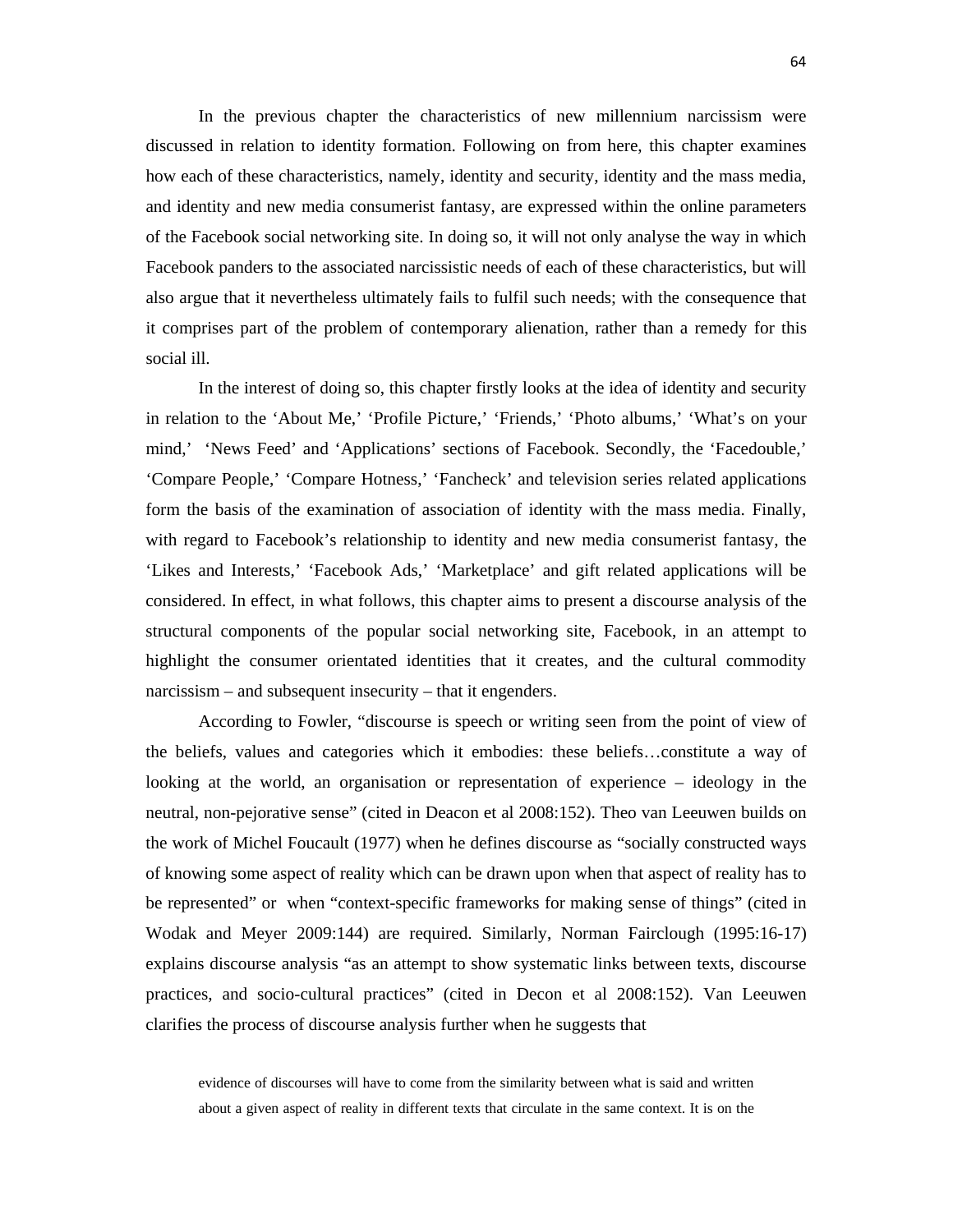In the previous chapter the characteristics of new millennium narcissism were discussed in relation to identity formation. Following on from here, this chapter examines how each of these characteristics, namely, identity and security, identity and the mass media, and identity and new media consumerist fantasy, are expressed within the online parameters of the Facebook social networking site. In doing so, it will not only analyse the way in which Facebook panders to the associated narcissistic needs of each of these characteristics, but will also argue that it nevertheless ultimately fails to fulfil such needs; with the consequence that it comprises part of the problem of contemporary alienation, rather than a remedy for this social ill.

In the interest of doing so, this chapter firstly looks at the idea of identity and security in relation to the 'About Me,' 'Profile Picture,' 'Friends,' 'Photo albums,' 'What's on your mind,' 'News Feed' and 'Applications' sections of Facebook. Secondly, the 'Facedouble,' 'Compare People,' 'Compare Hotness,' 'Fancheck' and television series related applications form the basis of the examination of association of identity with the mass media. Finally, with regard to Facebook's relationship to identity and new media consumerist fantasy, the 'Likes and Interests,' 'Facebook Ads,' 'Marketplace' and gift related applications will be considered. In effect, in what follows, this chapter aims to present a discourse analysis of the structural components of the popular social networking site, Facebook, in an attempt to highlight the consumer orientated identities that it creates, and the cultural commodity narcissism – and subsequent insecurity – that it engenders.

According to Fowler, "discourse is speech or writing seen from the point of view of the beliefs, values and categories which it embodies: these beliefs…constitute a way of looking at the world, an organisation or representation of experience – ideology in the neutral, non-pejorative sense" (cited in Deacon et al 2008:152). Theo van Leeuwen builds on the work of Michel Foucault (1977) when he defines discourse as "socially constructed ways of knowing some aspect of reality which can be drawn upon when that aspect of reality has to be represented" or when "context-specific frameworks for making sense of things" (cited in Wodak and Meyer 2009:144) are required. Similarly, Norman Fairclough (1995:16-17) explains discourse analysis "as an attempt to show systematic links between texts, discourse practices, and socio-cultural practices" (cited in Decon et al 2008:152). Van Leeuwen clarifies the process of discourse analysis further when he suggests that

> evidence of discourses will have to come from the similarity between what is said and written about a given aspect of reality in different texts that circulate in the same context. It is on the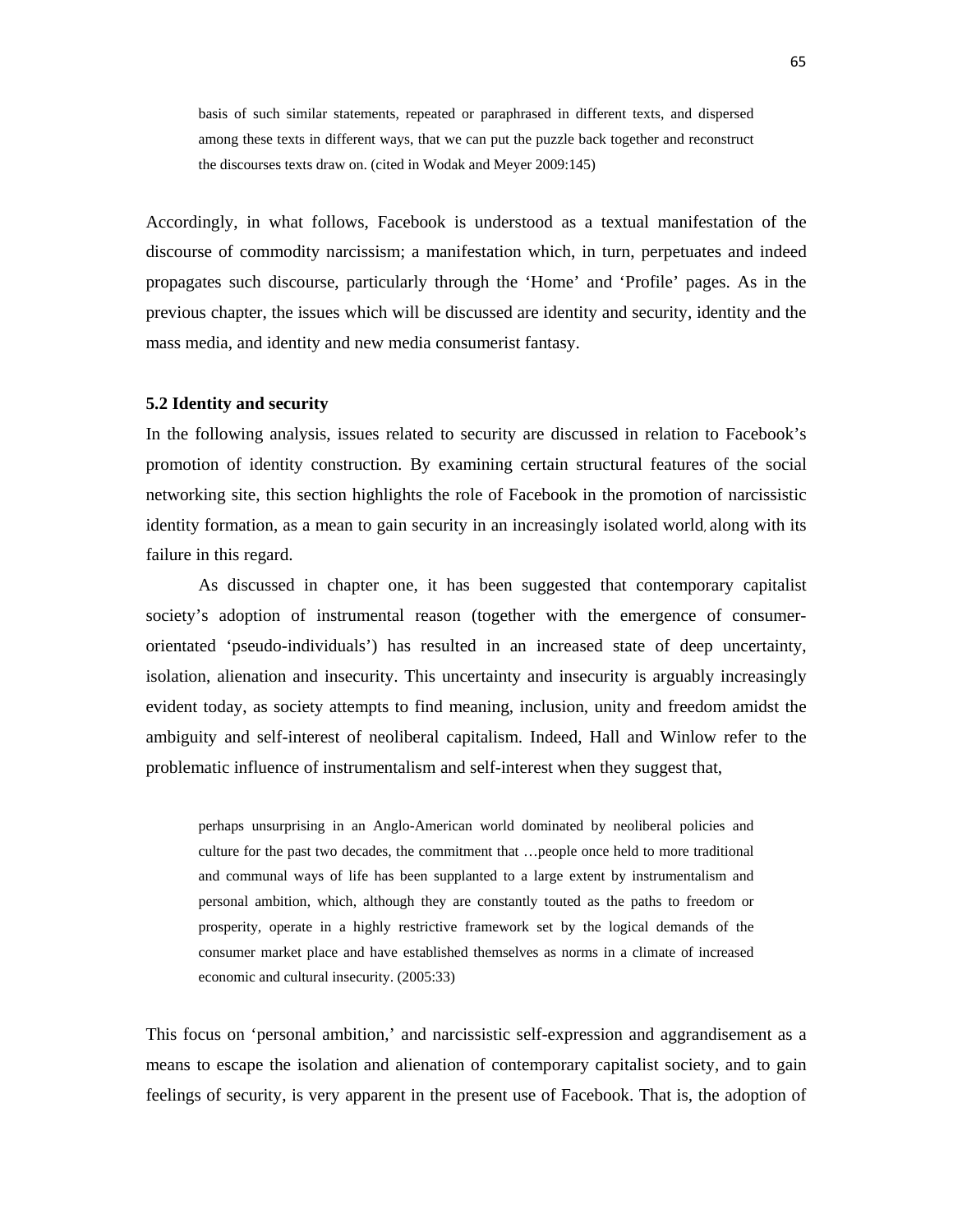> basis of such similar statements, repeated or paraphrased in different texts, and dispersed among these texts in different ways, that we can put the puzzle back together and reconstruct the discourses texts draw on. (cited in Wodak and Meyer 2009:145)

Accordingly, in what follows, Facebook is understood as a textual manifestation of the discourse of commodity narcissism; a manifestation which, in turn, perpetuates and indeed propagates such discourse, particularly through the 'Home' and 'Profile' pages. As in the previous chapter, the issues which will be discussed are identity and security, identity and the mass media, and identity and new media consumerist fantasy.

### 5.2 Identity and security

In the following analysis, issues related to security are discussed in relation to Facebook's promotion of identity construction. By examining certain structural features of the social networking site, this section highlights the role of Facebook in the promotion of narcissistic identity formation, as a mean to gain security in an increasingly isolated world, along with its failure in this regard.

As discussed in chapter one, it has been suggested that contemporary capitalist society's adoption of instrumental reason (together with the emergence of consumer-orientated 'pseudo-individuals') has resulted in an increased state of deep uncertainty, isolation, alienation and insecurity. This uncertainty and insecurity is arguably increasingly evident today, as society attempts to find meaning, inclusion, unity and freedom amidst the ambiguity and self-interest of neoliberal capitalism. Indeed, Hall and Winlow refer to the problematic influence of instrumentalism and self-interest when they suggest that,

> perhaps unsurprising in an Anglo-American world dominated by neoliberal policies and culture for the past two decades, the commitment that …people once held to more traditional and communal ways of life has been supplanted to a large extent by instrumentalism and personal ambition, which, although they are constantly touted as the paths to freedom or prosperity, operate in a highly restrictive framework set by the logical demands of the consumer market place and have established themselves as norms in a climate of increased economic and cultural insecurity. (2005:33)

This focus on 'personal ambition,' and narcissistic self-expression and aggrandisement as a means to escape the isolation and alienation of contemporary capitalist society, and to gain feelings of security, is very apparent in the present use of Facebook. That is, the adoption of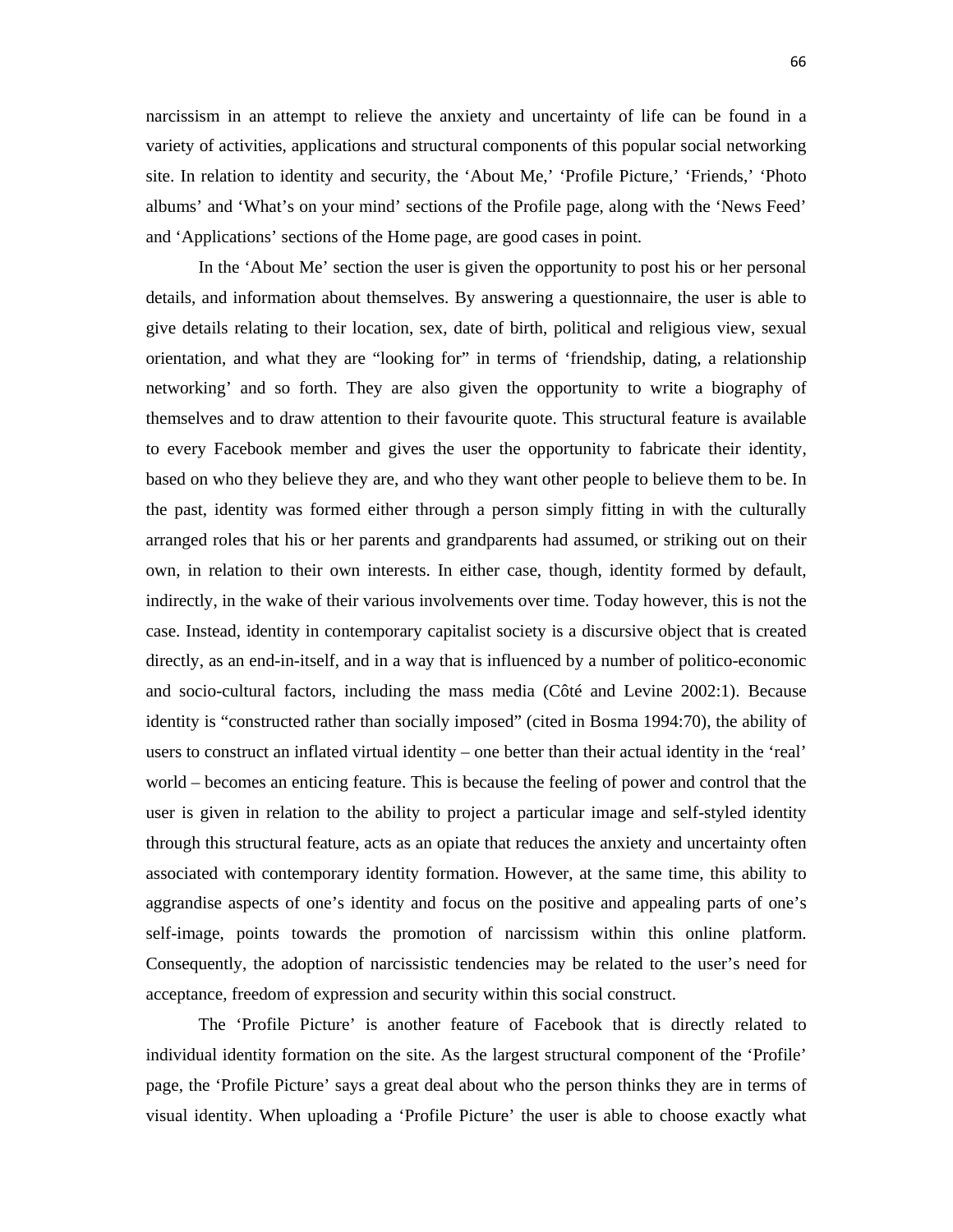narcissism in an attempt to relieve the anxiety and uncertainty of life can be found in a variety of activities, applications and structural components of this popular social networking site. In relation to identity and security, the 'About Me,' 'Profile Picture,' 'Friends,' 'Photo albums' and 'What's on your mind' sections of the Profile page, along with the 'News Feed' and 'Applications' sections of the Home page, are good cases in point.

In the 'About Me' section the user is given the opportunity to post his or her personal details, and information about themselves. By answering a questionnaire, the user is able to give details relating to their location, sex, date of birth, political and religious view, sexual orientation, and what they are "looking for" in terms of 'friendship, dating, a relationship networking' and so forth. They are also given the opportunity to write a biography of themselves and to draw attention to their favourite quote. This structural feature is available to every Facebook member and gives the user the opportunity to fabricate their identity, based on who they believe they are, and who they want other people to believe them to be. In the past, identity was formed either through a person simply fitting in with the culturally arranged roles that his or her parents and grandparents had assumed, or striking out on their own, in relation to their own interests. In either case, though, identity formed by default, indirectly, in the wake of their various involvements over time. Today however, this is not the case. Instead, identity in contemporary capitalist society is a discursive object that is created directly, as an end-in-itself, and in a way that is influenced by a number of politico-economic and socio-cultural factors, including the mass media (Côté and Levine 2002:1). Because identity is "constructed rather than socially imposed" (cited in Bosma 1994:70), the ability of users to construct an inflated virtual identity – one better than their actual identity in the 'real' world – becomes an enticing feature. This is because the feeling of power and control that the user is given in relation to the ability to project a particular image and self-styled identity through this structural feature, acts as an opiate that reduces the anxiety and uncertainty often associated with contemporary identity formation. However, at the same time, this ability to aggrandise aspects of one's identity and focus on the positive and appealing parts of one's self-image, points towards the promotion of narcissism within this online platform. Consequently, the adoption of narcissistic tendencies may be related to the user's need for acceptance, freedom of expression and security within this social construct.

The 'Profile Picture' is another feature of Facebook that is directly related to individual identity formation on the site. As the largest structural component of the 'Profile' page, the 'Profile Picture' says a great deal about who the person thinks they are in terms of visual identity. When uploading a 'Profile Picture' the user is able to choose exactly what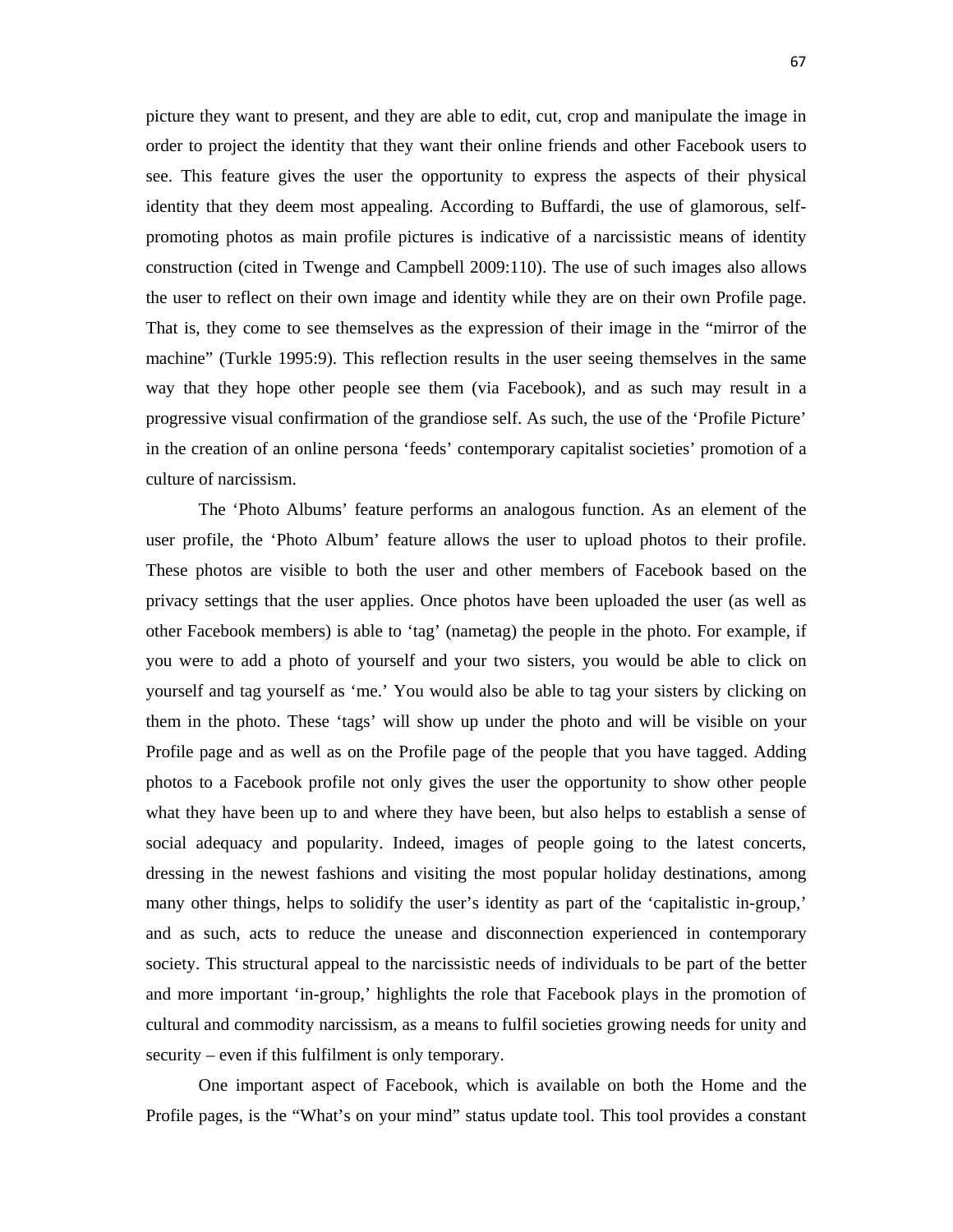picture they want to present, and they are able to edit, cut, crop and manipulate the image in order to project the identity that they want their online friends and other Facebook users to see. This feature gives the user the opportunity to express the aspects of their physical identity that they deem most appealing. According to Buffardi, the use of glamorous, self-promoting photos as main profile pictures is indicative of a narcissistic means of identity construction (cited in Twenge and Campbell 2009:110). The use of such images also allows the user to reflect on their own image and identity while they are on their own Profile page. That is, they come to see themselves as the expression of their image in the "mirror of the machine" (Turkle 1995:9). This reflection results in the user seeing themselves in the same way that they hope other people see them (via Facebook), and as such may result in a progressive visual confirmation of the grandiose self. As such, the use of the 'Profile Picture' in the creation of an online persona 'feeds' contemporary capitalist societies' promotion of a culture of narcissism.

The 'Photo Albums' feature performs an analogous function. As an element of the user profile, the 'Photo Album' feature allows the user to upload photos to their profile. These photos are visible to both the user and other members of Facebook based on the privacy settings that the user applies. Once photos have been uploaded the user (as well as other Facebook members) is able to 'tag' (nametag) the people in the photo. For example, if you were to add a photo of yourself and your two sisters, you would be able to click on yourself and tag yourself as 'me.' You would also be able to tag your sisters by clicking on them in the photo. These 'tags' will show up under the photo and will be visible on your Profile page and as well as on the Profile page of the people that you have tagged. Adding photos to a Facebook profile not only gives the user the opportunity to show other people what they have been up to and where they have been, but also helps to establish a sense of social adequacy and popularity. Indeed, images of people going to the latest concerts, dressing in the newest fashions and visiting the most popular holiday destinations, among many other things, helps to solidify the user's identity as part of the 'capitalistic in-group,' and as such, acts to reduce the unease and disconnection experienced in contemporary society. This structural appeal to the narcissistic needs of individuals to be part of the better and more important 'in-group,' highlights the role that Facebook plays in the promotion of cultural and commodity narcissism, as a means to fulfil societies growing needs for unity and security – even if this fulfilment is only temporary.

One important aspect of Facebook, which is available on both the Home and the Profile pages, is the "What's on your mind" status update tool. This tool provides a constant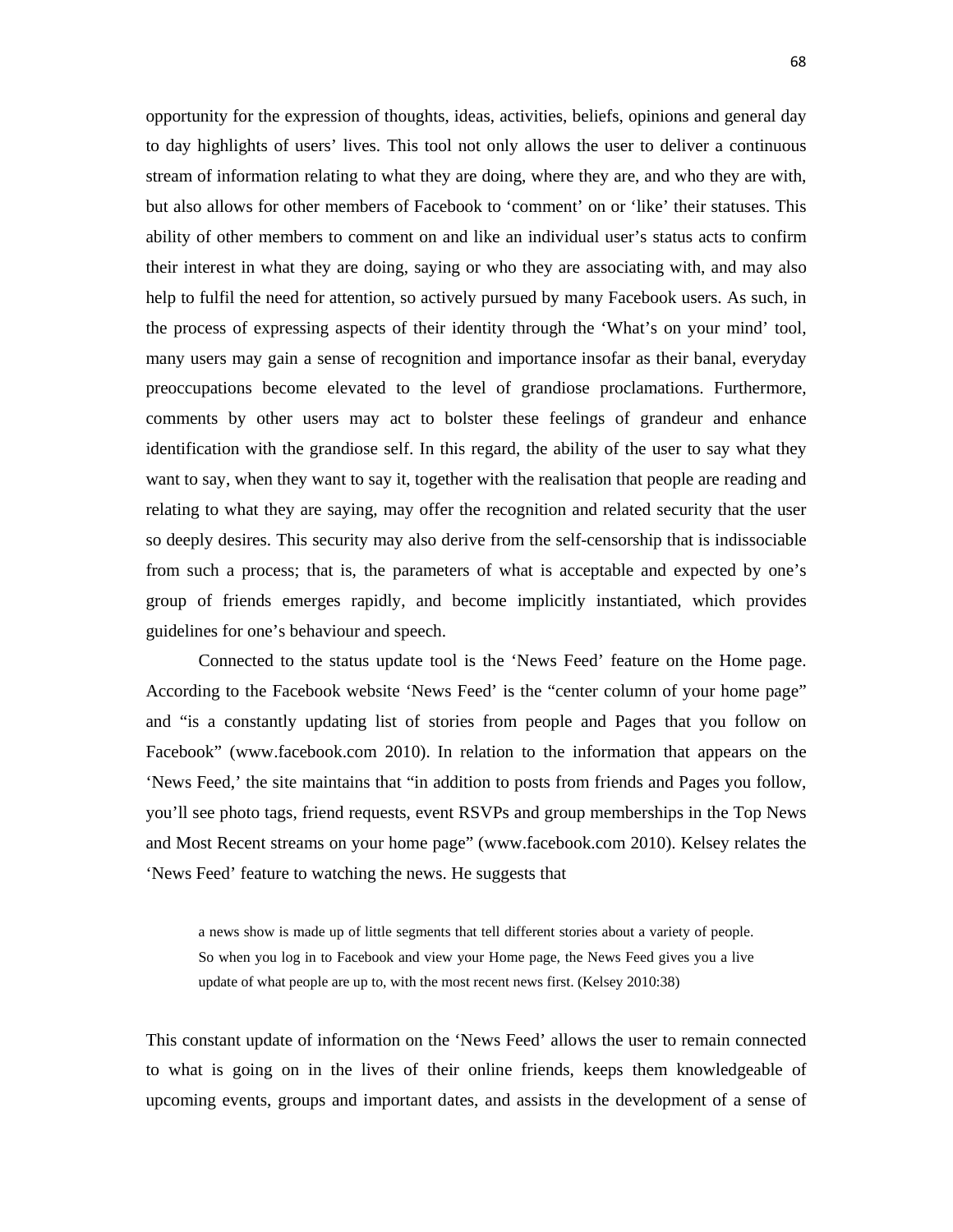opportunity for the expression of thoughts, ideas, activities, beliefs, opinions and general day to day highlights of users' lives. This tool not only allows the user to deliver a continuous stream of information relating to what they are doing, where they are, and who they are with, but also allows for other members of Facebook to 'comment' on or 'like' their statuses. This ability of other members to comment on and like an individual user's status acts to confirm their interest in what they are doing, saying or who they are associating with, and may also help to fulfil the need for attention, so actively pursued by many Facebook users. As such, in the process of expressing aspects of their identity through the 'What's on your mind' tool, many users may gain a sense of recognition and importance insofar as their banal, everyday preoccupations become elevated to the level of grandiose proclamations. Furthermore, comments by other users may act to bolster these feelings of grandeur and enhance identification with the grandiose self. In this regard, the ability of the user to say what they want to say, when they want to say it, together with the realisation that people are reading and relating to what they are saying, may offer the recognition and related security that the user so deeply desires. This security may also derive from the self-censorship that is indissociable from such a process; that is, the parameters of what is acceptable and expected by one's group of friends emerges rapidly, and become implicitly instantiated, which provides guidelines for one's behaviour and speech.

Connected to the status update tool is the 'News Feed' feature on the Home page. According to the Facebook website 'News Feed' is the "center column of your home page" and "is a constantly updating list of stories from people and Pages that you follow on Facebook" (www.facebook.com 2010). In relation to the information that appears on the 'News Feed,' the site maintains that "in addition to posts from friends and Pages you follow, you'll see photo tags, friend requests, event RSVPs and group memberships in the Top News and Most Recent streams on your home page" (www.facebook.com 2010). Kelsey relates the 'News Feed' feature to watching the news. He suggests that

> a news show is made up of little segments that tell different stories about a variety of people. So when you log in to Facebook and view your Home page, the News Feed gives you a live update of what people are up to, with the most recent news first. (Kelsey 2010:38)

This constant update of information on the 'News Feed' allows the user to remain connected to what is going on in the lives of their online friends, keeps them knowledgeable of upcoming events, groups and important dates, and assists in the development of a sense of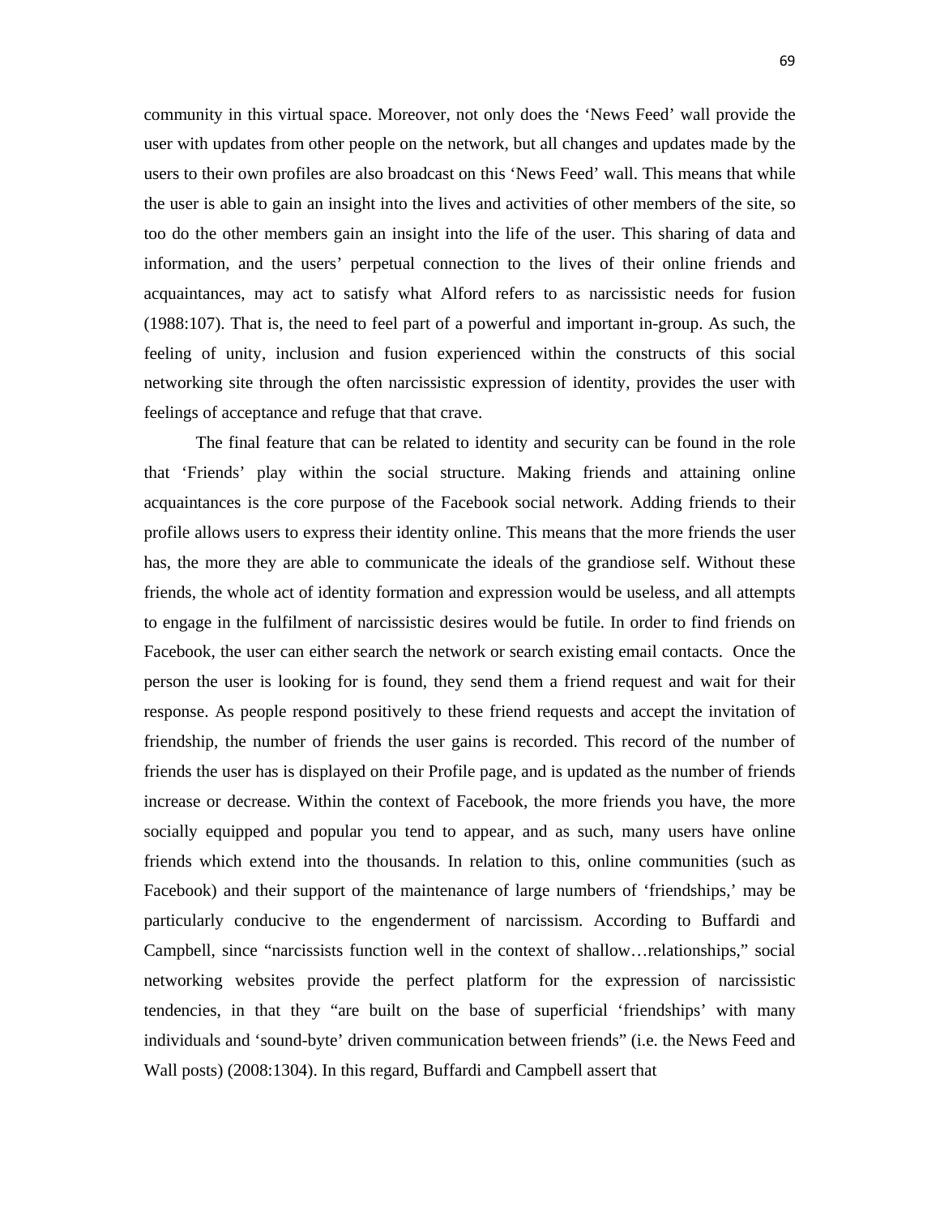community in this virtual space. Moreover, not only does the 'News Feed' wall provide the user with updates from other people on the network, but all changes and updates made by the users to their own profiles are also broadcast on this 'News Feed' wall. This means that while the user is able to gain an insight into the lives and activities of other members of the site, so too do the other members gain an insight into the life of the user. This sharing of data and information, and the users' perpetual connection to the lives of their online friends and acquaintances, may act to satisfy what Alford refers to as narcissistic needs for fusion (1988:107). That is, the need to feel part of a powerful and important in-group. As such, the feeling of unity, inclusion and fusion experienced within the constructs of this social networking site through the often narcissistic expression of identity, provides the user with feelings of acceptance and refuge that that crave.

The final feature that can be related to identity and security can be found in the role that 'Friends' play within the social structure. Making friends and attaining online acquaintances is the core purpose of the Facebook social network. Adding friends to their profile allows users to express their identity online. This means that the more friends the user has, the more they are able to communicate the ideals of the grandiose self. Without these friends, the whole act of identity formation and expression would be useless, and all attempts to engage in the fulfilment of narcissistic desires would be futile. In order to find friends on Facebook, the user can either search the network or search existing email contacts. Once the person the user is looking for is found, they send them a friend request and wait for their response. As people respond positively to these friend requests and accept the invitation of friendship, the number of friends the user gains is recorded. This record of the number of friends the user has is displayed on their Profile page, and is updated as the number of friends increase or decrease. Within the context of Facebook, the more friends you have, the more socially equipped and popular you tend to appear, and as such, many users have online friends which extend into the thousands. In relation to this, online communities (such as Facebook) and their support of the maintenance of large numbers of 'friendships,' may be particularly conducive to the engenderment of narcissism. According to Buffardi and Campbell, since "narcissists function well in the context of shallow…relationships," social networking websites provide the perfect platform for the expression of narcissistic tendencies, in that they "are built on the base of superficial 'friendships' with many individuals and 'sound-byte' driven communication between friends" (i.e. the News Feed and Wall posts) (2008:1304). In this regard, Buffardi and Campbell assert that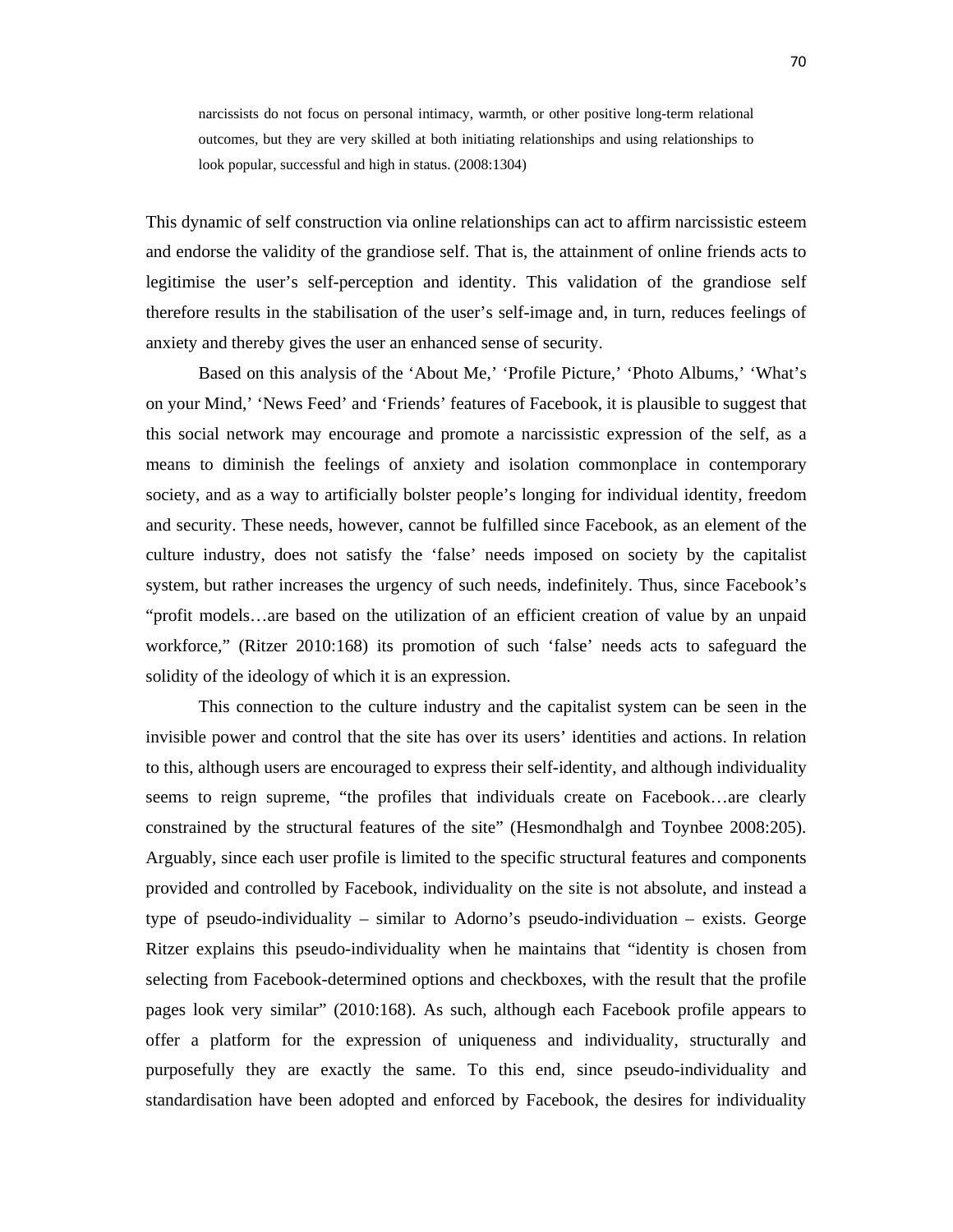> narcissists do not focus on personal intimacy, warmth, or other positive long-term relational outcomes, but they are very skilled at both initiating relationships and using relationships to look popular, successful and high in status. (2008:1304)

This dynamic of self construction via online relationships can act to affirm narcissistic esteem and endorse the validity of the grandiose self. That is, the attainment of online friends acts to legitimise the user's self-perception and identity. This validation of the grandiose self therefore results in the stabilisation of the user's self-image and, in turn, reduces feelings of anxiety and thereby gives the user an enhanced sense of security.

Based on this analysis of the 'About Me,' 'Profile Picture,' 'Photo Albums,' 'What's on your Mind,' 'News Feed' and 'Friends' features of Facebook, it is plausible to suggest that this social network may encourage and promote a narcissistic expression of the self, as a means to diminish the feelings of anxiety and isolation commonplace in contemporary society, and as a way to artificially bolster people's longing for individual identity, freedom and security. These needs, however, cannot be fulfilled since Facebook, as an element of the culture industry, does not satisfy the 'false' needs imposed on society by the capitalist system, but rather increases the urgency of such needs, indefinitely. Thus, since Facebook's "profit models…are based on the utilization of an efficient creation of value by an unpaid workforce," (Ritzer 2010:168) its promotion of such 'false' needs acts to safeguard the solidity of the ideology of which it is an expression.

This connection to the culture industry and the capitalist system can be seen in the invisible power and control that the site has over its users' identities and actions. In relation to this, although users are encouraged to express their self-identity, and although individuality seems to reign supreme, "the profiles that individuals create on Facebook…are clearly constrained by the structural features of the site" (Hesmondhalgh and Toynbee 2008:205). Arguably, since each user profile is limited to the specific structural features and components provided and controlled by Facebook, individuality on the site is not absolute, and instead a type of pseudo-individuality – similar to Adorno's pseudo-individuation – exists. George Ritzer explains this pseudo-individuality when he maintains that "identity is chosen from selecting from Facebook-determined options and checkboxes, with the result that the profile pages look very similar" (2010:168). As such, although each Facebook profile appears to offer a platform for the expression of uniqueness and individuality, structurally and purposefully they are exactly the same. To this end, since pseudo-individuality and standardisation have been adopted and enforced by Facebook, the desires for individuality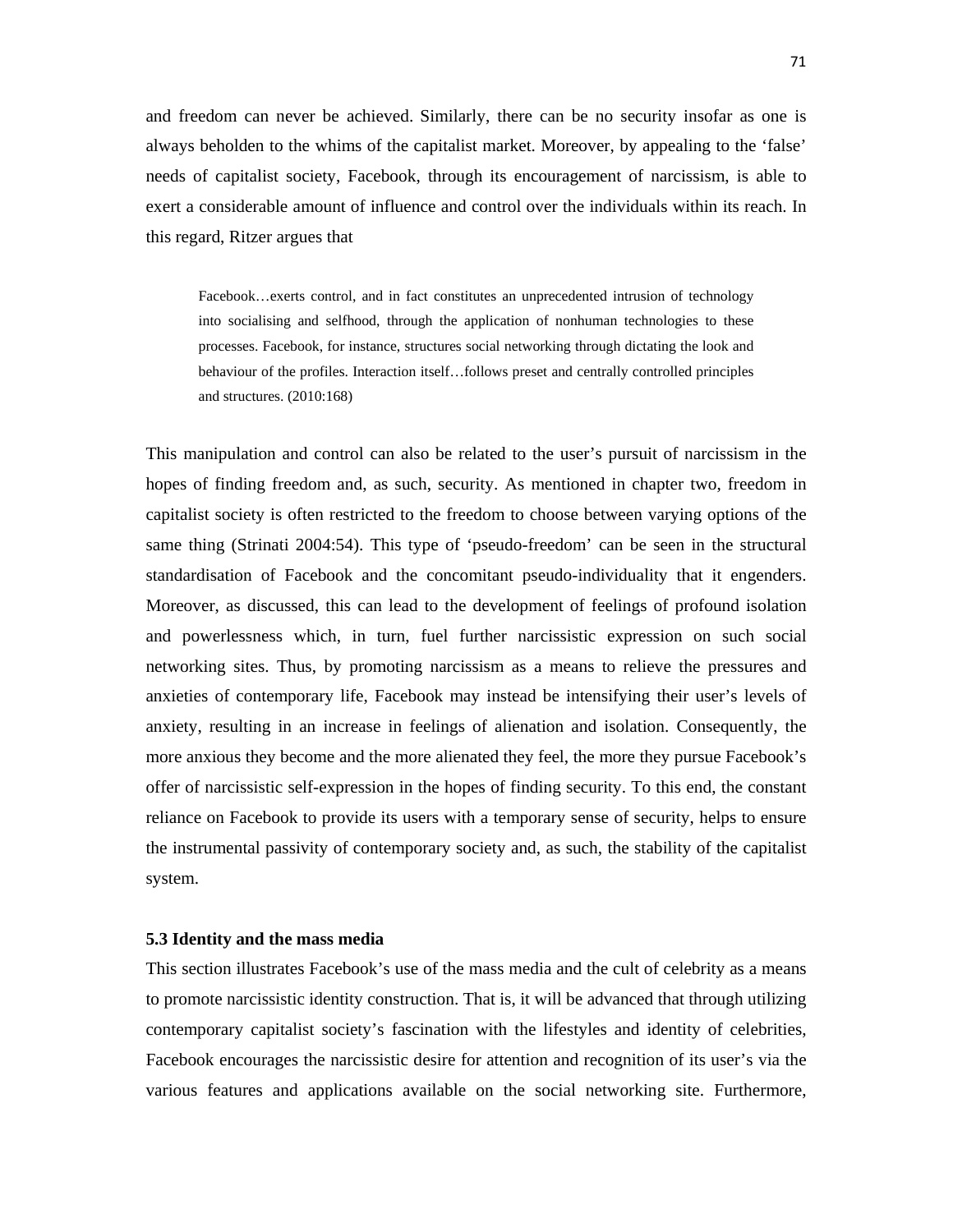and freedom can never be achieved. Similarly, there can be no security insofar as one is always beholden to the whims of the capitalist market. Moreover, by appealing to the 'false' needs of capitalist society, Facebook, through its encouragement of narcissism, is able to exert a considerable amount of influence and control over the individuals within its reach. In this regard, Ritzer argues that

> Facebook…exerts control, and in fact constitutes an unprecedented intrusion of technology into socialising and selfhood, through the application of nonhuman technologies to these processes. Facebook, for instance, structures social networking through dictating the look and behaviour of the profiles. Interaction itself…follows preset and centrally controlled principles and structures. (2010:168)

This manipulation and control can also be related to the user's pursuit of narcissism in the hopes of finding freedom and, as such, security. As mentioned in chapter two, freedom in capitalist society is often restricted to the freedom to choose between varying options of the same thing (Strinati 2004:54). This type of 'pseudo-freedom' can be seen in the structural standardisation of Facebook and the concomitant pseudo-individuality that it engenders. Moreover, as discussed, this can lead to the development of feelings of profound isolation and powerlessness which, in turn, fuel further narcissistic expression on such social networking sites. Thus, by promoting narcissism as a means to relieve the pressures and anxieties of contemporary life, Facebook may instead be intensifying their user's levels of anxiety, resulting in an increase in feelings of alienation and isolation. Consequently, the more anxious they become and the more alienated they feel, the more they pursue Facebook's offer of narcissistic self-expression in the hopes of finding security. To this end, the constant reliance on Facebook to provide its users with a temporary sense of security, helps to ensure the instrumental passivity of contemporary society and, as such, the stability of the capitalist system.

### 5.3 Identity and the mass media

This section illustrates Facebook's use of the mass media and the cult of celebrity as a means to promote narcissistic identity construction. That is, it will be advanced that through utilizing contemporary capitalist society's fascination with the lifestyles and identity of celebrities, Facebook encourages the narcissistic desire for attention and recognition of its user's via the various features and applications available on the social networking site. Furthermore,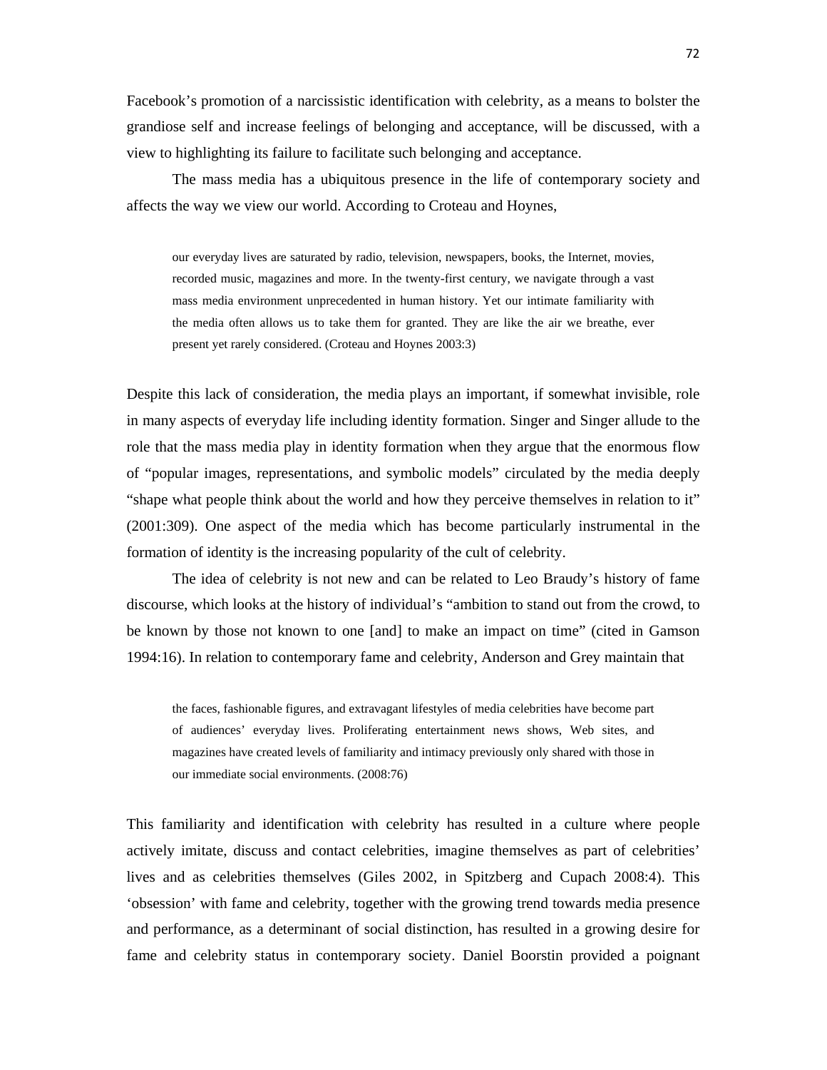Facebook's promotion of a narcissistic identification with celebrity, as a means to bolster the grandiose self and increase feelings of belonging and acceptance, will be discussed, with a view to highlighting its failure to facilitate such belonging and acceptance.

The mass media has a ubiquitous presence in the life of contemporary society and affects the way we view our world. According to Croteau and Hoynes,

> our everyday lives are saturated by radio, television, newspapers, books, the Internet, movies, recorded music, magazines and more. In the twenty-first century, we navigate through a vast mass media environment unprecedented in human history. Yet our intimate familiarity with the media often allows us to take them for granted. They are like the air we breathe, ever present yet rarely considered. (Croteau and Hoynes 2003:3)

Despite this lack of consideration, the media plays an important, if somewhat invisible, role in many aspects of everyday life including identity formation. Singer and Singer allude to the role that the mass media play in identity formation when they argue that the enormous flow of "popular images, representations, and symbolic models" circulated by the media deeply "shape what people think about the world and how they perceive themselves in relation to it" (2001:309). One aspect of the media which has become particularly instrumental in the formation of identity is the increasing popularity of the cult of celebrity.

The idea of celebrity is not new and can be related to Leo Braudy's history of fame discourse, which looks at the history of individual's "ambition to stand out from the crowd, to be known by those not known to one [and] to make an impact on time" (cited in Gamson 1994:16). In relation to contemporary fame and celebrity, Anderson and Grey maintain that

> the faces, fashionable figures, and extravagant lifestyles of media celebrities have become part of audiences' everyday lives. Proliferating entertainment news shows, Web sites, and magazines have created levels of familiarity and intimacy previously only shared with those in our immediate social environments. (2008:76)

This familiarity and identification with celebrity has resulted in a culture where people actively imitate, discuss and contact celebrities, imagine themselves as part of celebrities' lives and as celebrities themselves (Giles 2002, in Spitzberg and Cupach 2008:4). This 'obsession' with fame and celebrity, together with the growing trend towards media presence and performance, as a determinant of social distinction, has resulted in a growing desire for fame and celebrity status in contemporary society. Daniel Boorstin provided a poignant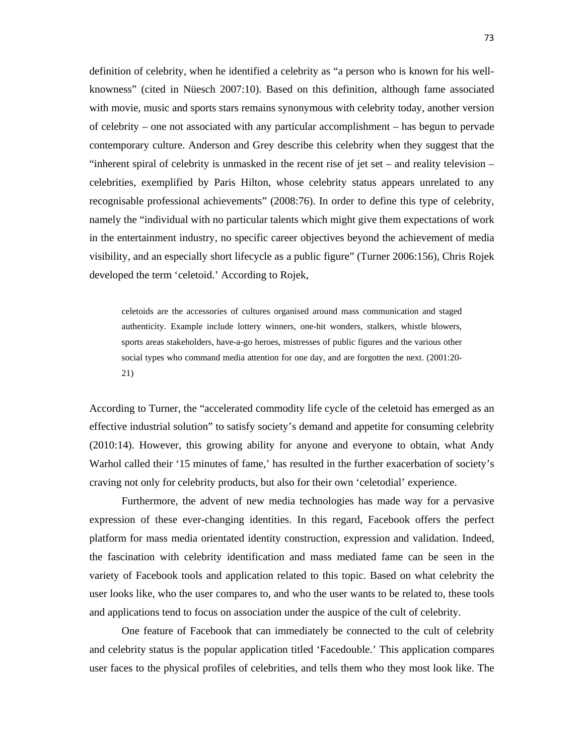definition of celebrity, when he identified a celebrity as "a person who is known for his well-knowness" (cited in Nüesch 2007:10). Based on this definition, although fame associated with movie, music and sports stars remains synonymous with celebrity today, another version of celebrity – one not associated with any particular accomplishment – has begun to pervade contemporary culture. Anderson and Grey describe this celebrity when they suggest that the "inherent spiral of celebrity is unmasked in the recent rise of jet set – and reality television – celebrities, exemplified by Paris Hilton, whose celebrity status appears unrelated to any recognisable professional achievements" (2008:76). In order to define this type of celebrity, namely the "individual with no particular talents which might give them expectations of work in the entertainment industry, no specific career objectives beyond the achievement of media visibility, and an especially short lifecycle as a public figure" (Turner 2006:156), Chris Rojek developed the term 'celetoid.' According to Rojek,

> celetoids are the accessories of cultures organised around mass communication and staged authenticity. Example include lottery winners, one-hit wonders, stalkers, whistle blowers, sports areas stakeholders, have-a-go heroes, mistresses of public figures and the various other social types who command media attention for one day, and are forgotten the next. (2001:20-21)

According to Turner, the "accelerated commodity life cycle of the celetoid has emerged as an effective industrial solution" to satisfy society's demand and appetite for consuming celebrity (2010:14). However, this growing ability for anyone and everyone to obtain, what Andy Warhol called their '15 minutes of fame,' has resulted in the further exacerbation of society's craving not only for celebrity products, but also for their own 'celetodial' experience.

Furthermore, the advent of new media technologies has made way for a pervasive expression of these ever-changing identities. In this regard, Facebook offers the perfect platform for mass media orientated identity construction, expression and validation. Indeed, the fascination with celebrity identification and mass mediated fame can be seen in the variety of Facebook tools and application related to this topic. Based on what celebrity the user looks like, who the user compares to, and who the user wants to be related to, these tools and applications tend to focus on association under the auspice of the cult of celebrity.

One feature of Facebook that can immediately be connected to the cult of celebrity and celebrity status is the popular application titled 'Facedouble.' This application compares user faces to the physical profiles of celebrities, and tells them who they most look like. The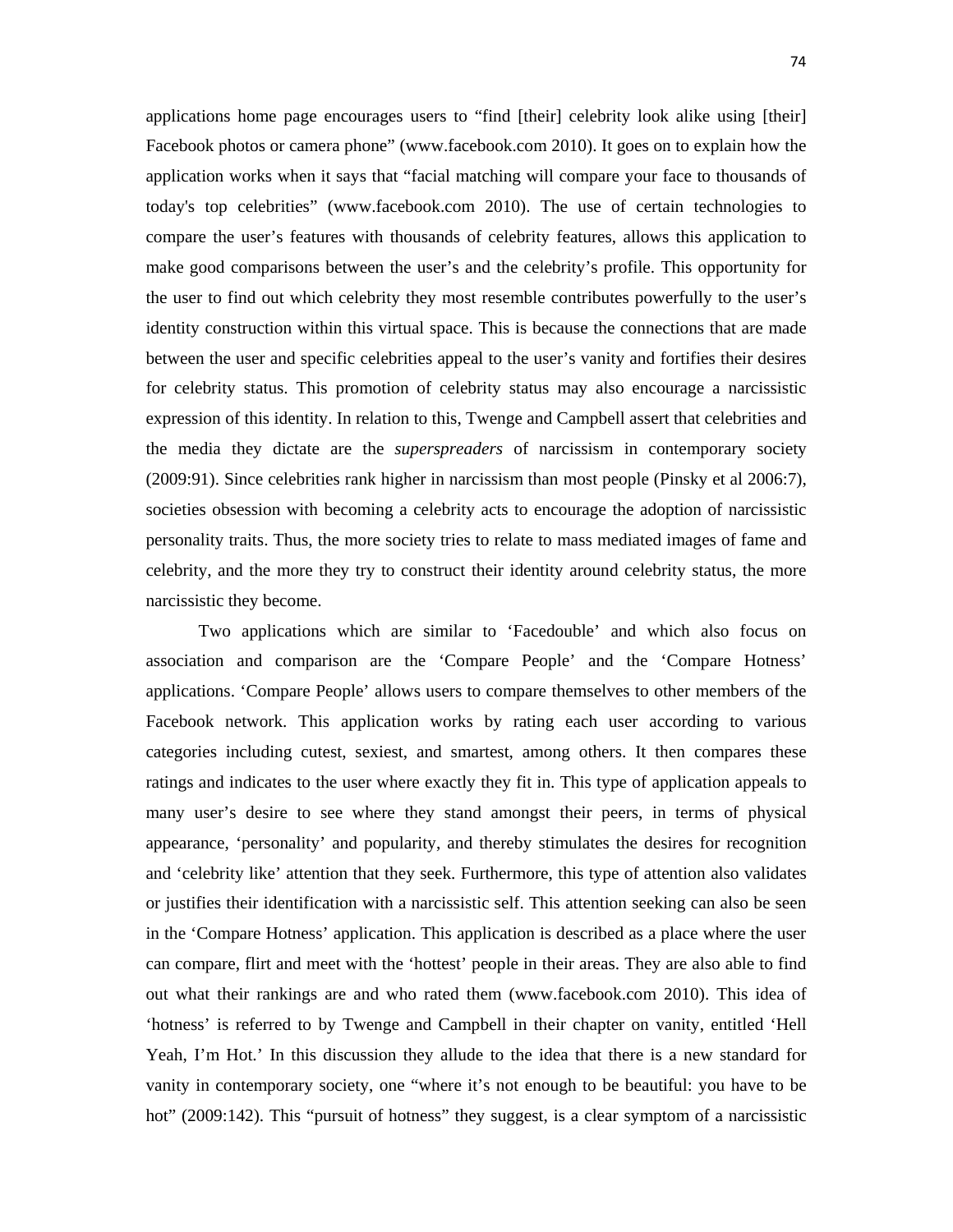applications home page encourages users to "find [their] celebrity look alike using [their] Facebook photos or camera phone" (www.facebook.com 2010). It goes on to explain how the application works when it says that "facial matching will compare your face to thousands of today's top celebrities" (www.facebook.com 2010). The use of certain technologies to compare the user's features with thousands of celebrity features, allows this application to make good comparisons between the user's and the celebrity's profile. This opportunity for the user to find out which celebrity they most resemble contributes powerfully to the user's identity construction within this virtual space. This is because the connections that are made between the user and specific celebrities appeal to the user's vanity and fortifies their desires for celebrity status. This promotion of celebrity status may also encourage a narcissistic expression of this identity. In relation to this, Twenge and Campbell assert that celebrities and the media they dictate are the *superspreaders* of narcissism in contemporary society (2009:91). Since celebrities rank higher in narcissism than most people (Pinsky et al 2006:7), societies obsession with becoming a celebrity acts to encourage the adoption of narcissistic personality traits. Thus, the more society tries to relate to mass mediated images of fame and celebrity, and the more they try to construct their identity around celebrity status, the more narcissistic they become.

Two applications which are similar to 'Facedouble' and which also focus on association and comparison are the 'Compare People' and the 'Compare Hotness' applications. 'Compare People' allows users to compare themselves to other members of the Facebook network. This application works by rating each user according to various categories including cutest, sexiest, and smartest, among others. It then compares these ratings and indicates to the user where exactly they fit in. This type of application appeals to many user's desire to see where they stand amongst their peers, in terms of physical appearance, 'personality' and popularity, and thereby stimulates the desires for recognition and 'celebrity like' attention that they seek. Furthermore, this type of attention also validates or justifies their identification with a narcissistic self. This attention seeking can also be seen in the 'Compare Hotness' application. This application is described as a place where the user can compare, flirt and meet with the 'hottest' people in their areas. They are also able to find out what their rankings are and who rated them (www.facebook.com 2010). This idea of 'hotness' is referred to by Twenge and Campbell in their chapter on vanity, entitled 'Hell Yeah, I'm Hot.' In this discussion they allude to the idea that there is a new standard for vanity in contemporary society, one "where it's not enough to be beautiful: you have to be hot" (2009:142). This "pursuit of hotness" they suggest, is a clear symptom of a narcissistic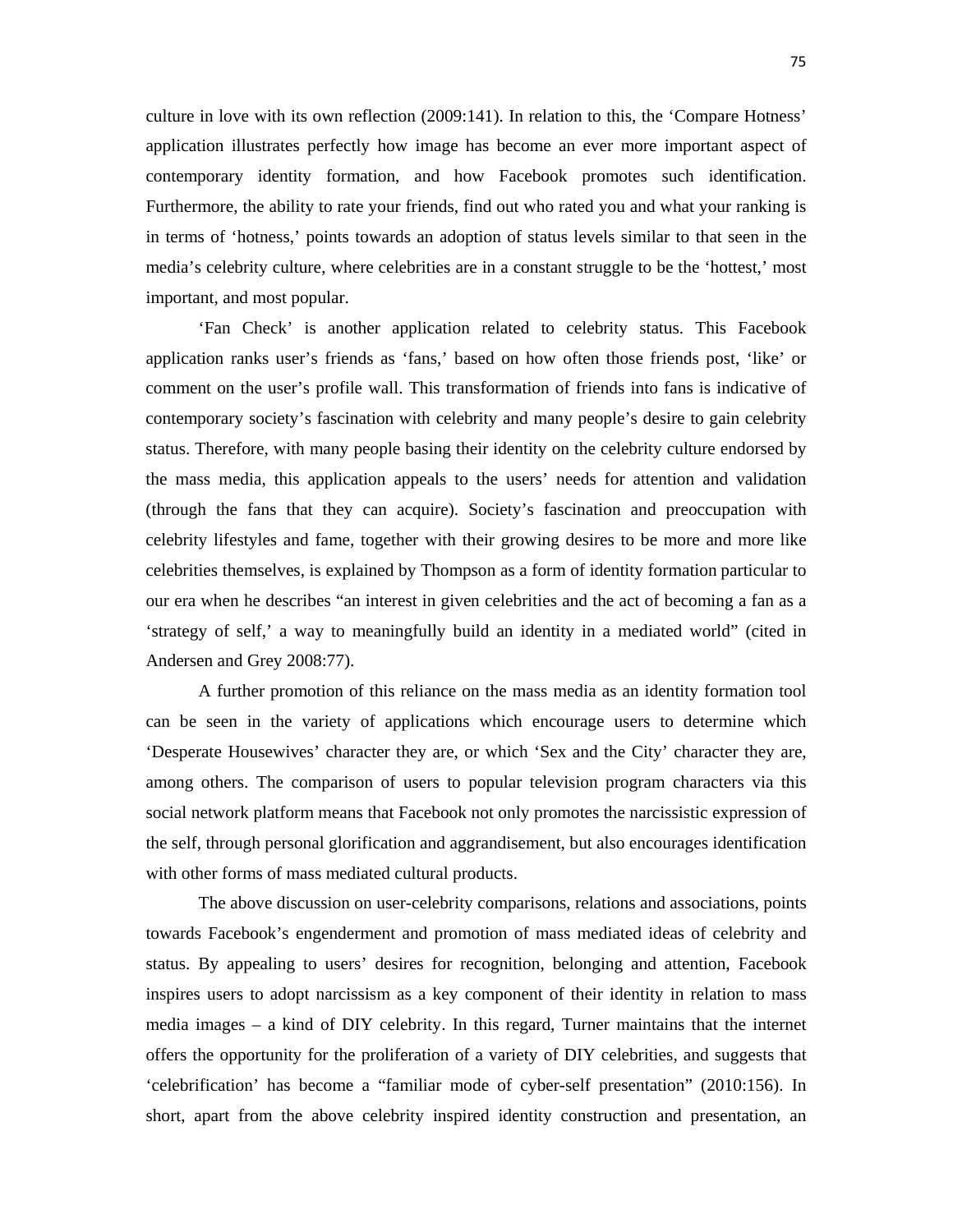culture in love with its own reflection (2009:141). In relation to this, the 'Compare Hotness' application illustrates perfectly how image has become an ever more important aspect of contemporary identity formation, and how Facebook promotes such identification. Furthermore, the ability to rate your friends, find out who rated you and what your ranking is in terms of 'hotness,' points towards an adoption of status levels similar to that seen in the media's celebrity culture, where celebrities are in a constant struggle to be the 'hottest,' most important, and most popular.

'Fan Check' is another application related to celebrity status. This Facebook application ranks user's friends as 'fans,' based on how often those friends post, 'like' or comment on the user's profile wall. This transformation of friends into fans is indicative of contemporary society's fascination with celebrity and many people's desire to gain celebrity status. Therefore, with many people basing their identity on the celebrity culture endorsed by the mass media, this application appeals to the users' needs for attention and validation (through the fans that they can acquire). Society's fascination and preoccupation with celebrity lifestyles and fame, together with their growing desires to be more and more like celebrities themselves, is explained by Thompson as a form of identity formation particular to our era when he describes "an interest in given celebrities and the act of becoming a fan as a 'strategy of self,' a way to meaningfully build an identity in a mediated world" (cited in Andersen and Grey 2008:77).

A further promotion of this reliance on the mass media as an identity formation tool can be seen in the variety of applications which encourage users to determine which 'Desperate Housewives' character they are, or which 'Sex and the City' character they are, among others. The comparison of users to popular television program characters via this social network platform means that Facebook not only promotes the narcissistic expression of the self, through personal glorification and aggrandisement, but also encourages identification with other forms of mass mediated cultural products.

The above discussion on user-celebrity comparisons, relations and associations, points towards Facebook's engenderment and promotion of mass mediated ideas of celebrity and status. By appealing to users' desires for recognition, belonging and attention, Facebook inspires users to adopt narcissism as a key component of their identity in relation to mass media images – a kind of DIY celebrity. In this regard, Turner maintains that the internet offers the opportunity for the proliferation of a variety of DIY celebrities, and suggests that 'celebrification' has become a "familiar mode of cyber-self presentation" (2010:156). In short, apart from the above celebrity inspired identity construction and presentation, an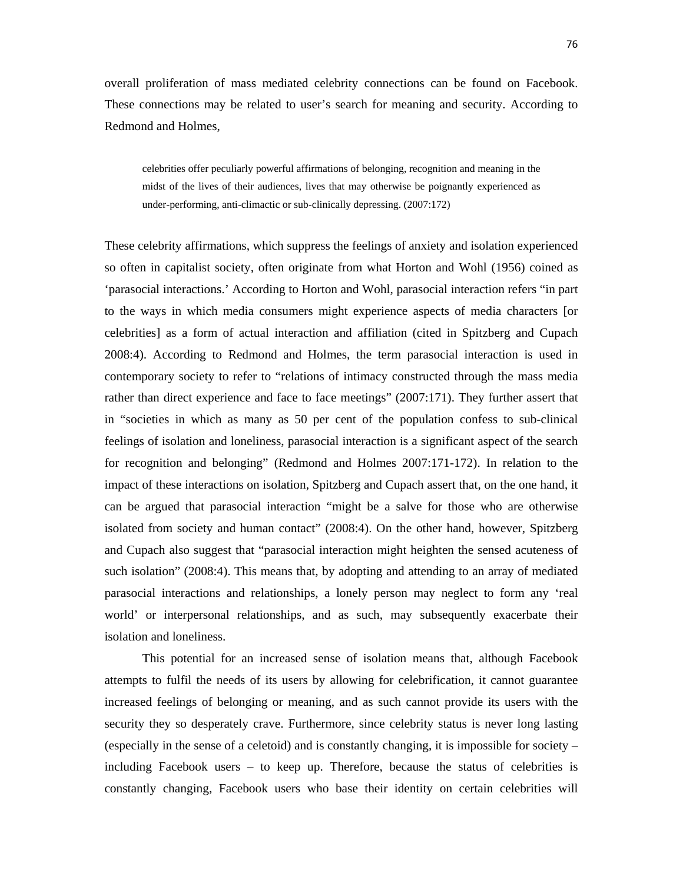overall proliferation of mass mediated celebrity connections can be found on Facebook. These connections may be related to user's search for meaning and security. According to Redmond and Holmes,

> celebrities offer peculiarly powerful affirmations of belonging, recognition and meaning in the midst of the lives of their audiences, lives that may otherwise be poignantly experienced as under-performing, anti-climactic or sub-clinically depressing. (2007:172)

These celebrity affirmations, which suppress the feelings of anxiety and isolation experienced so often in capitalist society, often originate from what Horton and Wohl (1956) coined as 'parasocial interactions.' According to Horton and Wohl, parasocial interaction refers "in part to the ways in which media consumers might experience aspects of media characters [or celebrities] as a form of actual interaction and affiliation (cited in Spitzberg and Cupach 2008:4). According to Redmond and Holmes, the term parasocial interaction is used in contemporary society to refer to "relations of intimacy constructed through the mass media rather than direct experience and face to face meetings" (2007:171). They further assert that in "societies in which as many as 50 per cent of the population confess to sub-clinical feelings of isolation and loneliness, parasocial interaction is a significant aspect of the search for recognition and belonging" (Redmond and Holmes 2007:171-172). In relation to the impact of these interactions on isolation, Spitzberg and Cupach assert that, on the one hand, it can be argued that parasocial interaction "might be a salve for those who are otherwise isolated from society and human contact" (2008:4). On the other hand, however, Spitzberg and Cupach also suggest that "parasocial interaction might heighten the sensed acuteness of such isolation" (2008:4). This means that, by adopting and attending to an array of mediated parasocial interactions and relationships, a lonely person may neglect to form any 'real world' or interpersonal relationships, and as such, may subsequently exacerbate their isolation and loneliness.

This potential for an increased sense of isolation means that, although Facebook attempts to fulfil the needs of its users by allowing for celebrification, it cannot guarantee increased feelings of belonging or meaning, and as such cannot provide its users with the security they so desperately crave. Furthermore, since celebrity status is never long lasting (especially in the sense of a celetoid) and is constantly changing, it is impossible for society – including Facebook users – to keep up. Therefore, because the status of celebrities is constantly changing, Facebook users who base their identity on certain celebrities will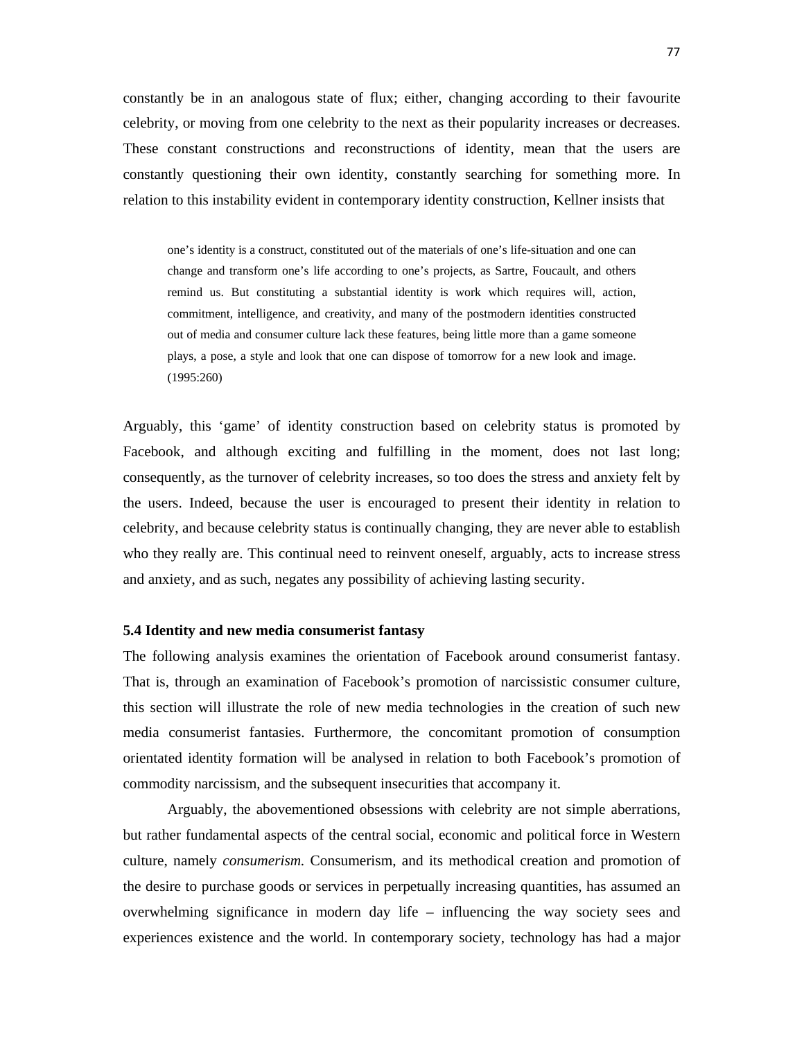constantly be in an analogous state of flux; either, changing according to their favourite celebrity, or moving from one celebrity to the next as their popularity increases or decreases. These constant constructions and reconstructions of identity, mean that the users are constantly questioning their own identity, constantly searching for something more. In relation to this instability evident in contemporary identity construction, Kellner insists that

> one's identity is a construct, constituted out of the materials of one's life-situation and one can change and transform one's life according to one's projects, as Sartre, Foucault, and others remind us. But constituting a substantial identity is work which requires will, action, commitment, intelligence, and creativity, and many of the postmodern identities constructed out of media and consumer culture lack these features, being little more than a game someone plays, a pose, a style and look that one can dispose of tomorrow for a new look and image. (1995:260)

Arguably, this 'game' of identity construction based on celebrity status is promoted by Facebook, and although exciting and fulfilling in the moment, does not last long; consequently, as the turnover of celebrity increases, so too does the stress and anxiety felt by the users. Indeed, because the user is encouraged to present their identity in relation to celebrity, and because celebrity status is continually changing, they are never able to establish who they really are. This continual need to reinvent oneself, arguably, acts to increase stress and anxiety, and as such, negates any possibility of achieving lasting security.

### 5.4 Identity and new media consumerist fantasy

The following analysis examines the orientation of Facebook around consumerist fantasy. That is, through an examination of Facebook's promotion of narcissistic consumer culture, this section will illustrate the role of new media technologies in the creation of such new media consumerist fantasies. Furthermore, the concomitant promotion of consumption orientated identity formation will be analysed in relation to both Facebook's promotion of commodity narcissism, and the subsequent insecurities that accompany it.

Arguably, the abovementioned obsessions with celebrity are not simple aberrations, but rather fundamental aspects of the central social, economic and political force in Western culture, namely *consumerism.* Consumerism, and its methodical creation and promotion of the desire to purchase goods or services in perpetually increasing quantities, has assumed an overwhelming significance in modern day life – influencing the way society sees and experiences existence and the world. In contemporary society, technology has had a major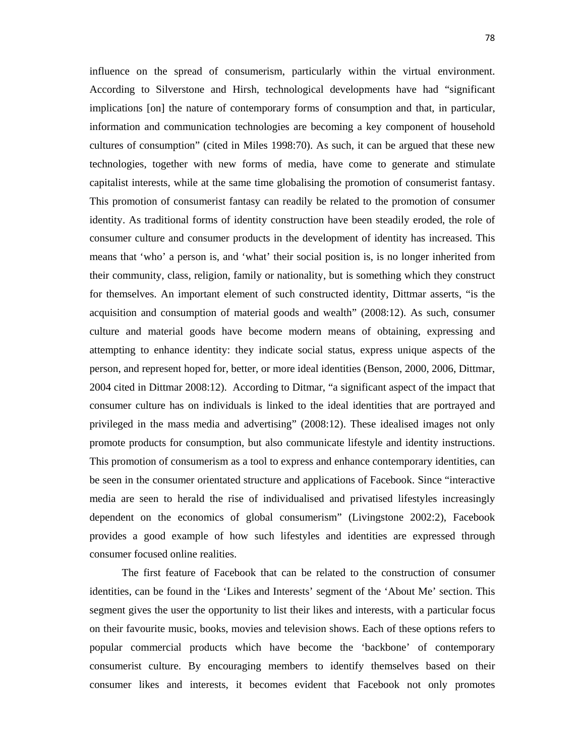influence on the spread of consumerism, particularly within the virtual environment. According to Silverstone and Hirsh, technological developments have had "significant implications [on] the nature of contemporary forms of consumption and that, in particular, information and communication technologies are becoming a key component of household cultures of consumption" (cited in Miles 1998:70). As such, it can be argued that these new technologies, together with new forms of media, have come to generate and stimulate capitalist interests, while at the same time globalising the promotion of consumerist fantasy. This promotion of consumerist fantasy can readily be related to the promotion of consumer identity. As traditional forms of identity construction have been steadily eroded, the role of consumer culture and consumer products in the development of identity has increased. This means that 'who' a person is, and 'what' their social position is, is no longer inherited from their community, class, religion, family or nationality, but is something which they construct for themselves. An important element of such constructed identity, Dittmar asserts, "is the acquisition and consumption of material goods and wealth" (2008:12). As such, consumer culture and material goods have become modern means of obtaining, expressing and attempting to enhance identity: they indicate social status, express unique aspects of the person, and represent hoped for, better, or more ideal identities (Benson, 2000, 2006, Dittmar, 2004 cited in Dittmar 2008:12). According to Ditmar, "a significant aspect of the impact that consumer culture has on individuals is linked to the ideal identities that are portrayed and privileged in the mass media and advertising" (2008:12). These idealised images not only promote products for consumption, but also communicate lifestyle and identity instructions. This promotion of consumerism as a tool to express and enhance contemporary identities, can be seen in the consumer orientated structure and applications of Facebook. Since "interactive media are seen to herald the rise of individualised and privatised lifestyles increasingly dependent on the economics of global consumerism" (Livingstone 2002:2), Facebook provides a good example of how such lifestyles and identities are expressed through consumer focused online realities.

The first feature of Facebook that can be related to the construction of consumer identities, can be found in the 'Likes and Interests' segment of the 'About Me' section. This segment gives the user the opportunity to list their likes and interests, with a particular focus on their favourite music, books, movies and television shows. Each of these options refers to popular commercial products which have become the 'backbone' of contemporary consumerist culture. By encouraging members to identify themselves based on their consumer likes and interests, it becomes evident that Facebook not only promotes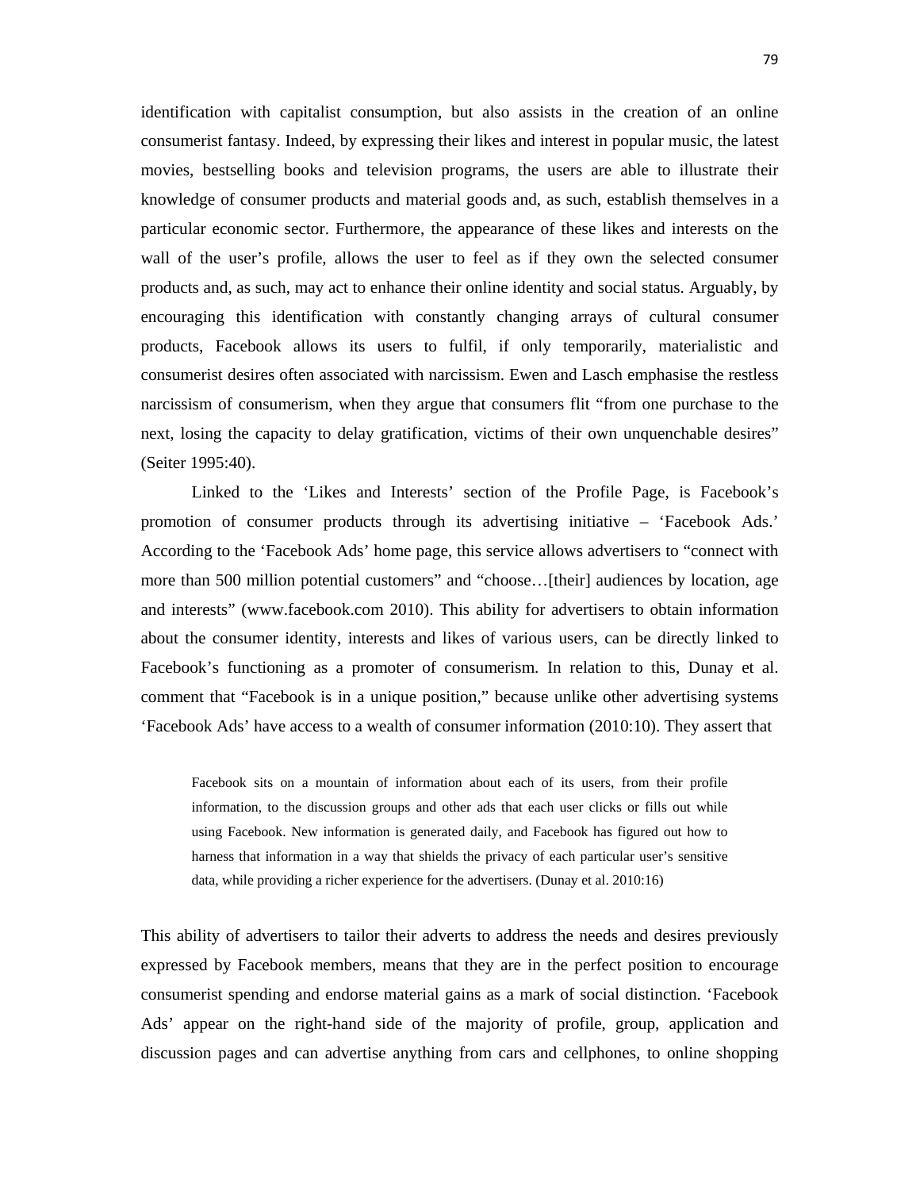identification with capitalist consumption, but also assists in the creation of an online consumerist fantasy. Indeed, by expressing their likes and interest in popular music, the latest movies, bestselling books and television programs, the users are able to illustrate their knowledge of consumer products and material goods and, as such, establish themselves in a particular economic sector. Furthermore, the appearance of these likes and interests on the wall of the user's profile, allows the user to feel as if they own the selected consumer products and, as such, may act to enhance their online identity and social status. Arguably, by encouraging this identification with constantly changing arrays of cultural consumer products, Facebook allows its users to fulfil, if only temporarily, materialistic and consumerist desires often associated with narcissism. Ewen and Lasch emphasise the restless narcissism of consumerism, when they argue that consumers flit "from one purchase to the next, losing the capacity to delay gratification, victims of their own unquenchable desires" (Seiter 1995:40).

Linked to the 'Likes and Interests' section of the Profile Page, is Facebook's promotion of consumer products through its advertising initiative – 'Facebook Ads.' According to the 'Facebook Ads' home page, this service allows advertisers to "connect with more than 500 million potential customers" and "choose…[their] audiences by location, age and interests" (www.facebook.com 2010). This ability for advertisers to obtain information about the consumer identity, interests and likes of various users, can be directly linked to Facebook's functioning as a promoter of consumerism. In relation to this, Dunay et al. comment that "Facebook is in a unique position," because unlike other advertising systems 'Facebook Ads' have access to a wealth of consumer information (2010:10). They assert that

> Facebook sits on a mountain of information about each of its users, from their profile information, to the discussion groups and other ads that each user clicks or fills out while using Facebook. New information is generated daily, and Facebook has figured out how to harness that information in a way that shields the privacy of each particular user's sensitive data, while providing a richer experience for the advertisers. (Dunay et al. 2010:16)

This ability of advertisers to tailor their adverts to address the needs and desires previously expressed by Facebook members, means that they are in the perfect position to encourage consumerist spending and endorse material gains as a mark of social distinction. 'Facebook Ads' appear on the right-hand side of the majority of profile, group, application and discussion pages and can advertise anything from cars and cellphones, to online shopping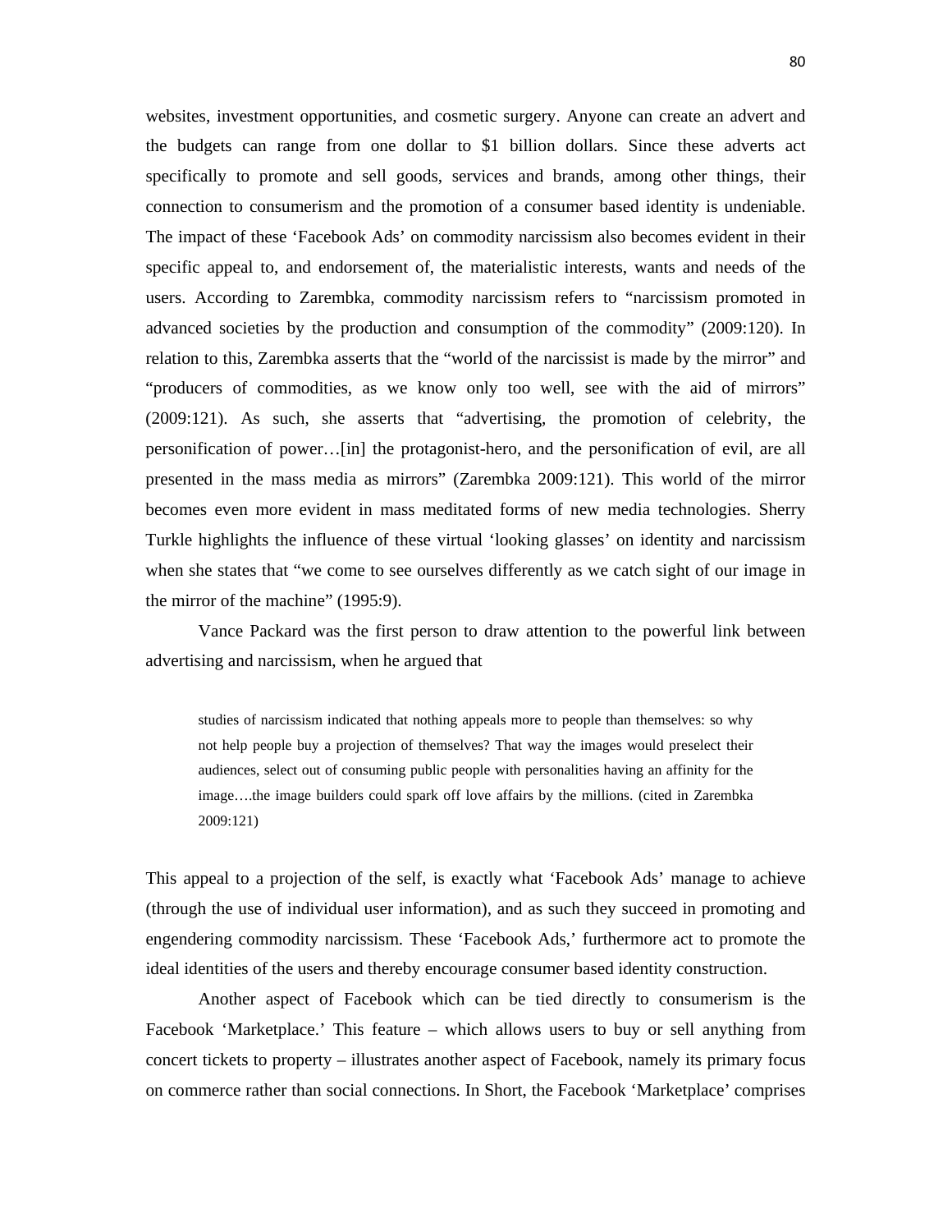websites, investment opportunities, and cosmetic surgery. Anyone can create an advert and the budgets can range from one dollar to $1 billion dollars. Since these adverts act specifically to promote and sell goods, services and brands, among other things, their connection to consumerism and the promotion of a consumer based identity is undeniable. The impact of these 'Facebook Ads' on commodity narcissism also becomes evident in their specific appeal to, and endorsement of, the materialistic interests, wants and needs of the users. According to Zarembka, commodity narcissism refers to "narcissism promoted in advanced societies by the production and consumption of the commodity" (2009:120). In relation to this, Zarembka asserts that the "world of the narcissist is made by the mirror" and "producers of commodities, as we know only too well, see with the aid of mirrors" (2009:121). As such, she asserts that "advertising, the promotion of celebrity, the personification of power…[in] the protagonist-hero, and the personification of evil, are all presented in the mass media as mirrors" (Zarembka 2009:121). This world of the mirror becomes even more evident in mass meditated forms of new media technologies. Sherry Turkle highlights the influence of these virtual 'looking glasses' on identity and narcissism when she states that "we come to see ourselves differently as we catch sight of our image in the mirror of the machine" (1995:9).

Vance Packard was the first person to draw attention to the powerful link between advertising and narcissism, when he argued that

> studies of narcissism indicated that nothing appeals more to people than themselves: so why not help people buy a projection of themselves? That way the images would preselect their audiences, select out of consuming public people with personalities having an affinity for the image….the image builders could spark off love affairs by the millions. (cited in Zarembka 2009:121)

This appeal to a projection of the self, is exactly what 'Facebook Ads' manage to achieve (through the use of individual user information), and as such they succeed in promoting and engendering commodity narcissism. These 'Facebook Ads,' furthermore act to promote the ideal identities of the users and thereby encourage consumer based identity construction.

Another aspect of Facebook which can be tied directly to consumerism is the Facebook 'Marketplace.' This feature – which allows users to buy or sell anything from concert tickets to property – illustrates another aspect of Facebook, namely its primary focus on commerce rather than social connections. In Short, the Facebook 'Marketplace' comprises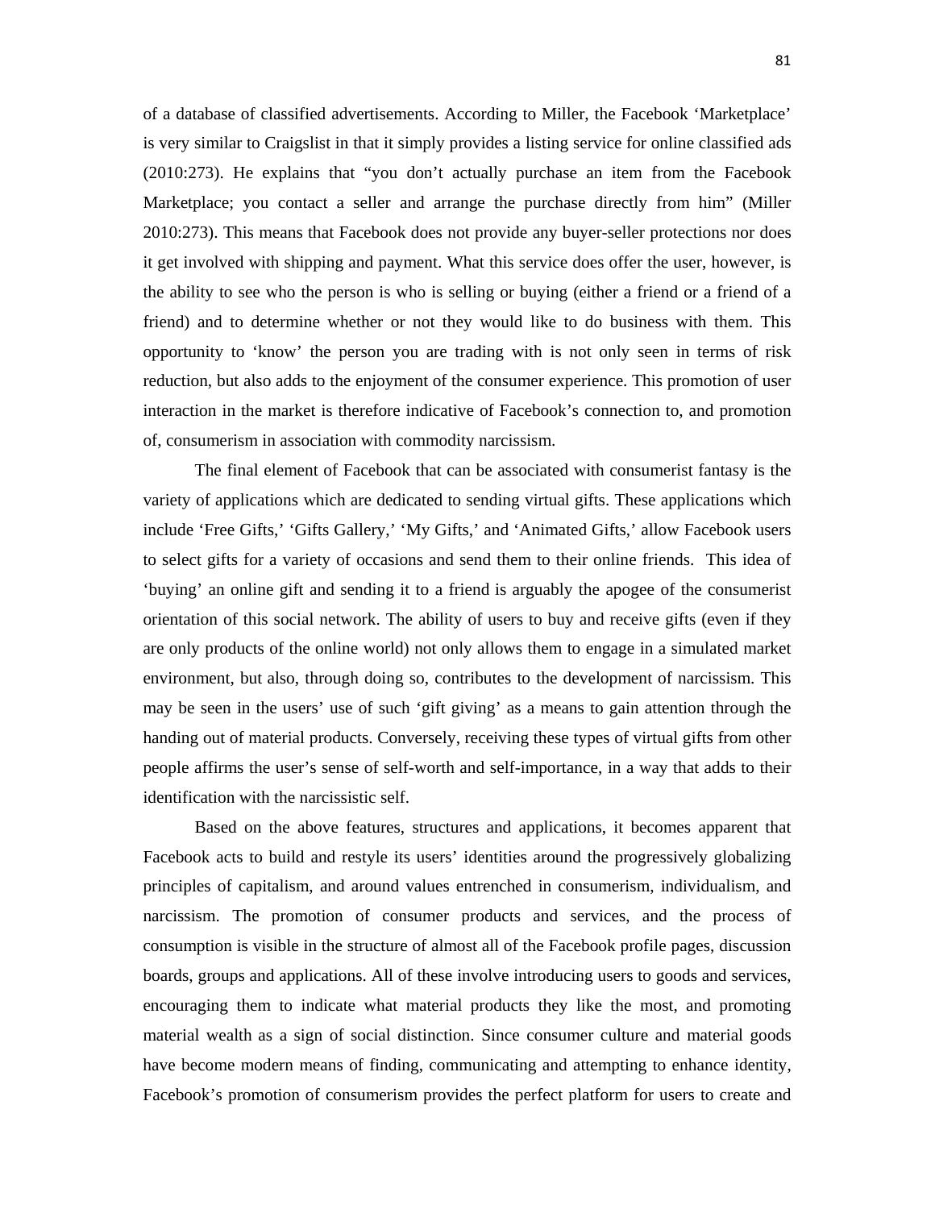of a database of classified advertisements. According to Miller, the Facebook 'Marketplace' is very similar to Craigslist in that it simply provides a listing service for online classified ads (2010:273). He explains that "you don't actually purchase an item from the Facebook Marketplace; you contact a seller and arrange the purchase directly from him" (Miller 2010:273). This means that Facebook does not provide any buyer-seller protections nor does it get involved with shipping and payment. What this service does offer the user, however, is the ability to see who the person is who is selling or buying (either a friend or a friend of a friend) and to determine whether or not they would like to do business with them. This opportunity to 'know' the person you are trading with is not only seen in terms of risk reduction, but also adds to the enjoyment of the consumer experience. This promotion of user interaction in the market is therefore indicative of Facebook's connection to, and promotion of, consumerism in association with commodity narcissism.

The final element of Facebook that can be associated with consumerist fantasy is the variety of applications which are dedicated to sending virtual gifts. These applications which include 'Free Gifts,' 'Gifts Gallery,' 'My Gifts,' and 'Animated Gifts,' allow Facebook users to select gifts for a variety of occasions and send them to their online friends. This idea of 'buying' an online gift and sending it to a friend is arguably the apogee of the consumerist orientation of this social network. The ability of users to buy and receive gifts (even if they are only products of the online world) not only allows them to engage in a simulated market environment, but also, through doing so, contributes to the development of narcissism. This may be seen in the users' use of such 'gift giving' as a means to gain attention through the handing out of material products. Conversely, receiving these types of virtual gifts from other people affirms the user's sense of self-worth and self-importance, in a way that adds to their identification with the narcissistic self.

Based on the above features, structures and applications, it becomes apparent that Facebook acts to build and restyle its users' identities around the progressively globalizing principles of capitalism, and around values entrenched in consumerism, individualism, and narcissism. The promotion of consumer products and services, and the process of consumption is visible in the structure of almost all of the Facebook profile pages, discussion boards, groups and applications. All of these involve introducing users to goods and services, encouraging them to indicate what material products they like the most, and promoting material wealth as a sign of social distinction. Since consumer culture and material goods have become modern means of finding, communicating and attempting to enhance identity, Facebook's promotion of consumerism provides the perfect platform for users to create and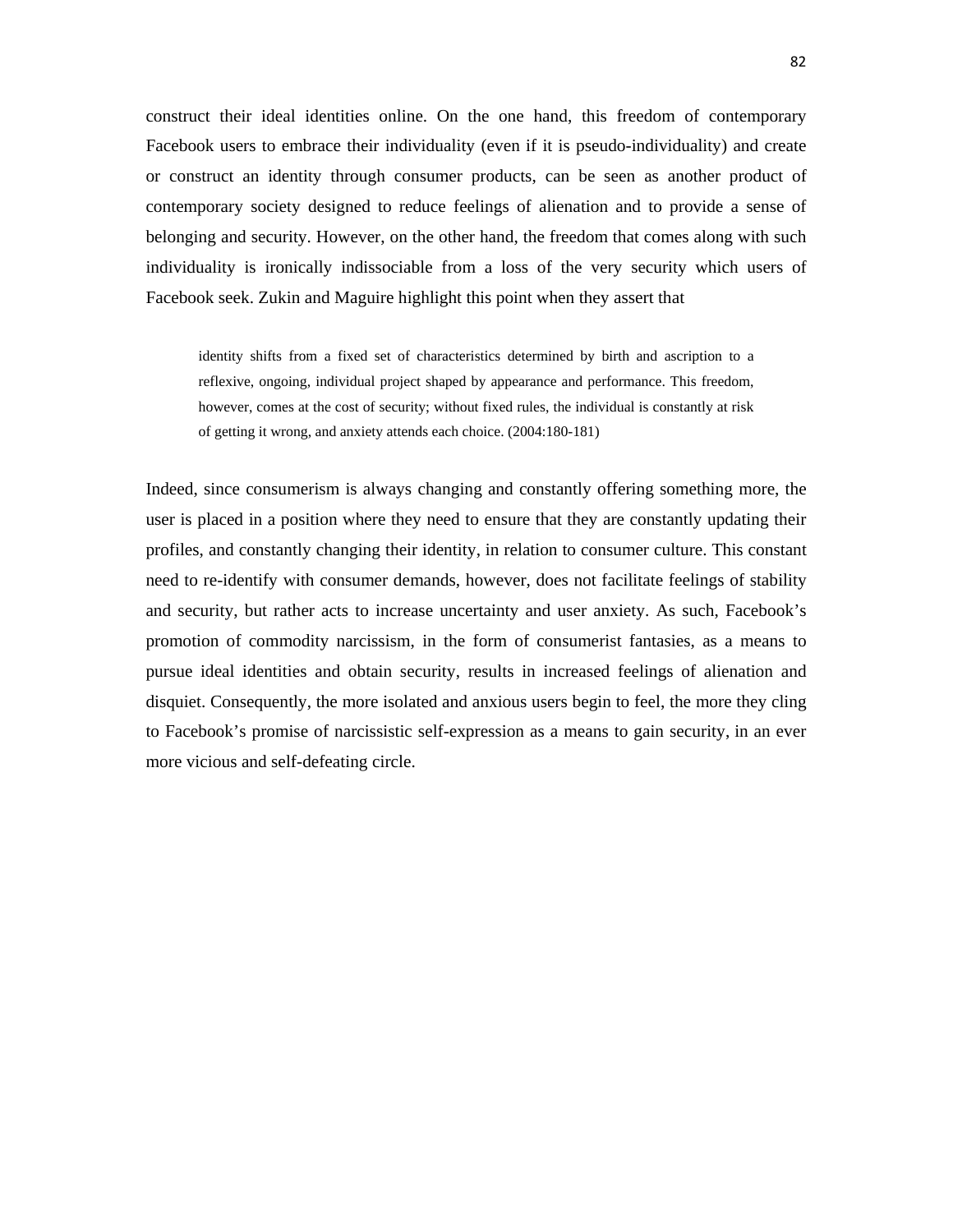construct their ideal identities online. On the one hand, this freedom of contemporary Facebook users to embrace their individuality (even if it is pseudo-individuality) and create or construct an identity through consumer products, can be seen as another product of contemporary society designed to reduce feelings of alienation and to provide a sense of belonging and security. However, on the other hand, the freedom that comes along with such individuality is ironically indissociable from a loss of the very security which users of Facebook seek. Zukin and Maguire highlight this point when they assert that

> identity shifts from a fixed set of characteristics determined by birth and ascription to a reflexive, ongoing, individual project shaped by appearance and performance. This freedom, however, comes at the cost of security; without fixed rules, the individual is constantly at risk of getting it wrong, and anxiety attends each choice. (2004:180-181)

Indeed, since consumerism is always changing and constantly offering something more, the user is placed in a position where they need to ensure that they are constantly updating their profiles, and constantly changing their identity, in relation to consumer culture. This constant need to re-identify with consumer demands, however, does not facilitate feelings of stability and security, but rather acts to increase uncertainty and user anxiety. As such, Facebook's promotion of commodity narcissism, in the form of consumerist fantasies, as a means to pursue ideal identities and obtain security, results in increased feelings of alienation and disquiet. Consequently, the more isolated and anxious users begin to feel, the more they cling to Facebook's promise of narcissistic self-expression as a means to gain security, in an ever more vicious and self-defeating circle.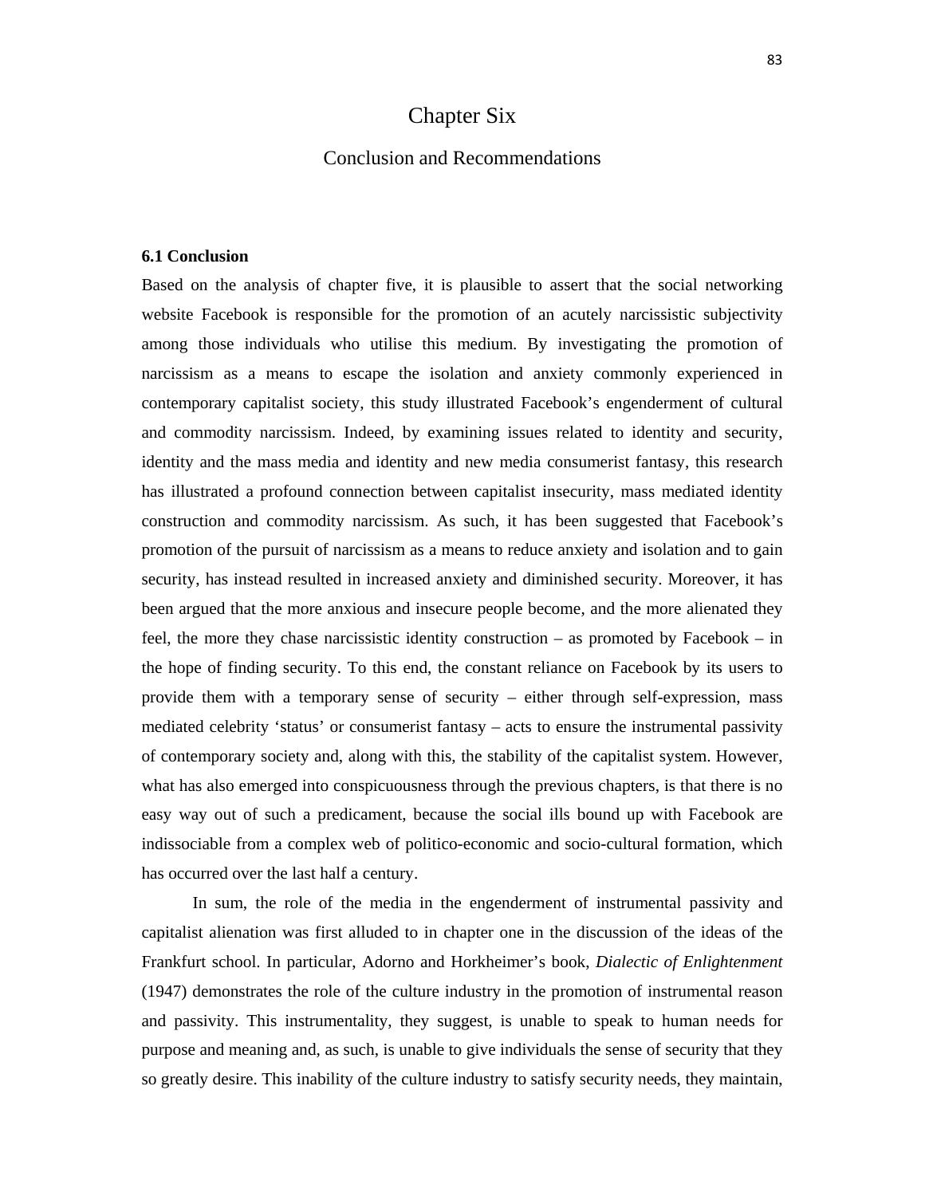# Chapter Six

## Conclusion and Recommendations

### 6.1 Conclusion

Based on the analysis of chapter five, it is plausible to assert that the social networking website Facebook is responsible for the promotion of an acutely narcissistic subjectivity among those individuals who utilise this medium. By investigating the promotion of narcissism as a means to escape the isolation and anxiety commonly experienced in contemporary capitalist society, this study illustrated Facebook's engenderment of cultural and commodity narcissism. Indeed, by examining issues related to identity and security, identity and the mass media and identity and new media consumerist fantasy, this research has illustrated a profound connection between capitalist insecurity, mass mediated identity construction and commodity narcissism. As such, it has been suggested that Facebook's promotion of the pursuit of narcissism as a means to reduce anxiety and isolation and to gain security, has instead resulted in increased anxiety and diminished security. Moreover, it has been argued that the more anxious and insecure people become, and the more alienated they feel, the more they chase narcissistic identity construction – as promoted by Facebook – in the hope of finding security. To this end, the constant reliance on Facebook by its users to provide them with a temporary sense of security – either through self-expression, mass mediated celebrity 'status' or consumerist fantasy – acts to ensure the instrumental passivity of contemporary society and, along with this, the stability of the capitalist system. However, what has also emerged into conspicuousness through the previous chapters, is that there is no easy way out of such a predicament, because the social ills bound up with Facebook are indissociable from a complex web of politico-economic and socio-cultural formation, which has occurred over the last half a century.

In sum, the role of the media in the engenderment of instrumental passivity and capitalist alienation was first alluded to in chapter one in the discussion of the ideas of the Frankfurt school. In particular, Adorno and Horkheimer's book, *Dialectic of Enlightenment* (1947) demonstrates the role of the culture industry in the promotion of instrumental reason and passivity. This instrumentality, they suggest, is unable to speak to human needs for purpose and meaning and, as such, is unable to give individuals the sense of security that they so greatly desire. This inability of the culture industry to satisfy security needs, they maintain,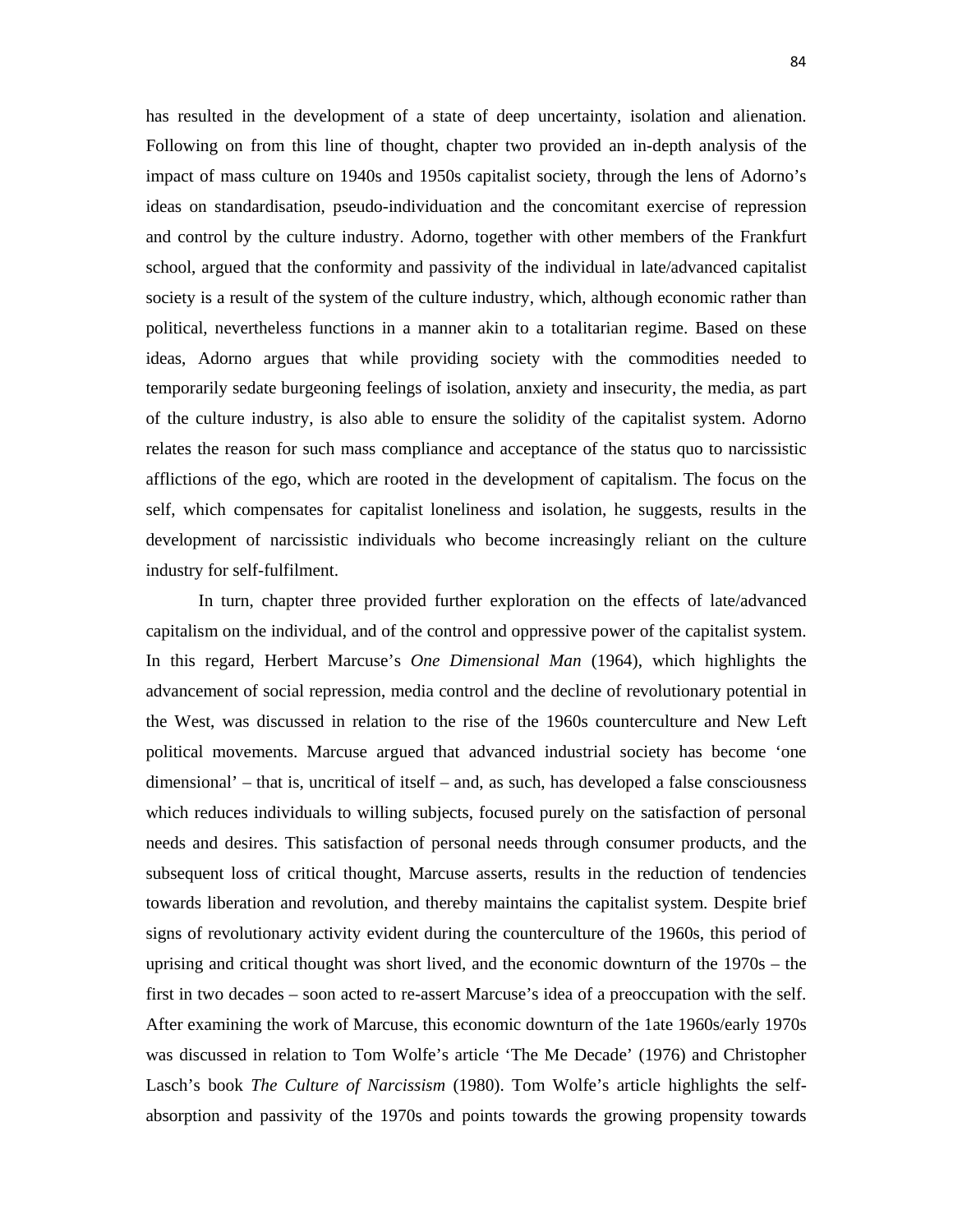has resulted in the development of a state of deep uncertainty, isolation and alienation. Following on from this line of thought, chapter two provided an in-depth analysis of the impact of mass culture on 1940s and 1950s capitalist society, through the lens of Adorno's ideas on standardisation, pseudo-individuation and the concomitant exercise of repression and control by the culture industry. Adorno, together with other members of the Frankfurt school, argued that the conformity and passivity of the individual in late/advanced capitalist society is a result of the system of the culture industry, which, although economic rather than political, nevertheless functions in a manner akin to a totalitarian regime. Based on these ideas, Adorno argues that while providing society with the commodities needed to temporarily sedate burgeoning feelings of isolation, anxiety and insecurity, the media, as part of the culture industry, is also able to ensure the solidity of the capitalist system. Adorno relates the reason for such mass compliance and acceptance of the status quo to narcissistic afflictions of the ego, which are rooted in the development of capitalism. The focus on the self, which compensates for capitalist loneliness and isolation, he suggests, results in the development of narcissistic individuals who become increasingly reliant on the culture industry for self-fulfilment.

In turn, chapter three provided further exploration on the effects of late/advanced capitalism on the individual, and of the control and oppressive power of the capitalist system. In this regard, Herbert Marcuse's *One Dimensional Man* (1964), which highlights the advancement of social repression, media control and the decline of revolutionary potential in the West, was discussed in relation to the rise of the 1960s counterculture and New Left political movements. Marcuse argued that advanced industrial society has become 'one dimensional' – that is, uncritical of itself – and, as such, has developed a false consciousness which reduces individuals to willing subjects, focused purely on the satisfaction of personal needs and desires. This satisfaction of personal needs through consumer products, and the subsequent loss of critical thought, Marcuse asserts, results in the reduction of tendencies towards liberation and revolution, and thereby maintains the capitalist system. Despite brief signs of revolutionary activity evident during the counterculture of the 1960s, this period of uprising and critical thought was short lived, and the economic downturn of the 1970s – the first in two decades – soon acted to re-assert Marcuse's idea of a preoccupation with the self. After examining the work of Marcuse, this economic downturn of the 1ate 1960s/early 1970s was discussed in relation to Tom Wolfe's article 'The Me Decade' (1976) and Christopher Lasch's book *The Culture of Narcissism* (1980). Tom Wolfe's article highlights the self-absorption and passivity of the 1970s and points towards the growing propensity towards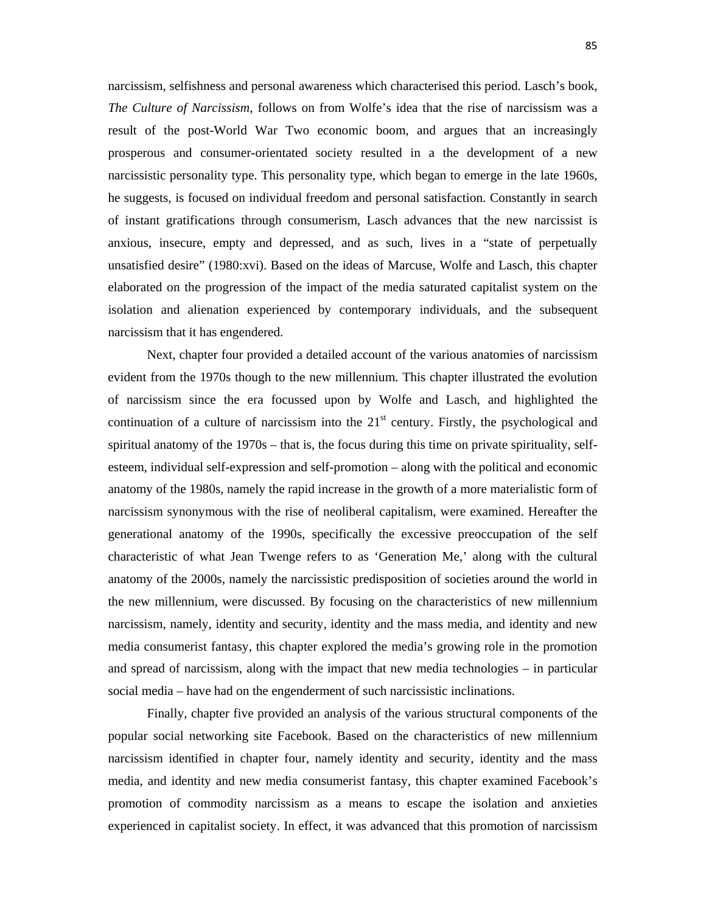narcissism, selfishness and personal awareness which characterised this period. Lasch's book, *The Culture of Narcissism*, follows on from Wolfe's idea that the rise of narcissism was a result of the post-World War Two economic boom, and argues that an increasingly prosperous and consumer-orientated society resulted in a the development of a new narcissistic personality type. This personality type, which began to emerge in the late 1960s, he suggests, is focused on individual freedom and personal satisfaction. Constantly in search of instant gratifications through consumerism, Lasch advances that the new narcissist is anxious, insecure, empty and depressed, and as such, lives in a "state of perpetually unsatisfied desire" (1980:xvi). Based on the ideas of Marcuse, Wolfe and Lasch, this chapter elaborated on the progression of the impact of the media saturated capitalist system on the isolation and alienation experienced by contemporary individuals, and the subsequent narcissism that it has engendered.

Next, chapter four provided a detailed account of the various anatomies of narcissism evident from the 1970s though to the new millennium. This chapter illustrated the evolution of narcissism since the era focussed upon by Wolfe and Lasch, and highlighted the continuation of a culture of narcissism into the 21st century. Firstly, the psychological and spiritual anatomy of the 1970s – that is, the focus during this time on private spirituality, self-esteem, individual self-expression and self-promotion – along with the political and economic anatomy of the 1980s, namely the rapid increase in the growth of a more materialistic form of narcissism synonymous with the rise of neoliberal capitalism, were examined. Hereafter the generational anatomy of the 1990s, specifically the excessive preoccupation of the self characteristic of what Jean Twenge refers to as 'Generation Me,' along with the cultural anatomy of the 2000s, namely the narcissistic predisposition of societies around the world in the new millennium, were discussed. By focusing on the characteristics of new millennium narcissism, namely, identity and security, identity and the mass media, and identity and new media consumerist fantasy, this chapter explored the media's growing role in the promotion and spread of narcissism, along with the impact that new media technologies – in particular social media – have had on the engenderment of such narcissistic inclinations.

Finally, chapter five provided an analysis of the various structural components of the popular social networking site Facebook. Based on the characteristics of new millennium narcissism identified in chapter four, namely identity and security, identity and the mass media, and identity and new media consumerist fantasy, this chapter examined Facebook's promotion of commodity narcissism as a means to escape the isolation and anxieties experienced in capitalist society. In effect, it was advanced that this promotion of narcissism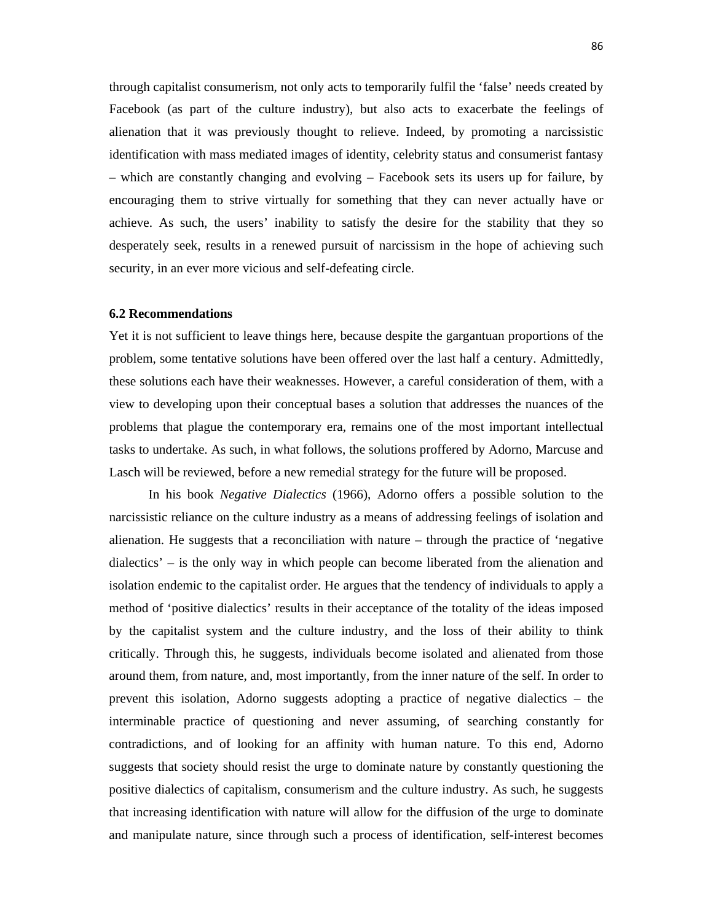through capitalist consumerism, not only acts to temporarily fulfil the 'false' needs created by Facebook (as part of the culture industry), but also acts to exacerbate the feelings of alienation that it was previously thought to relieve. Indeed, by promoting a narcissistic identification with mass mediated images of identity, celebrity status and consumerist fantasy – which are constantly changing and evolving – Facebook sets its users up for failure, by encouraging them to strive virtually for something that they can never actually have or achieve. As such, the users' inability to satisfy the desire for the stability that they so desperately seek, results in a renewed pursuit of narcissism in the hope of achieving such security, in an ever more vicious and self-defeating circle.

### 6.2 Recommendations

Yet it is not sufficient to leave things here, because despite the gargantuan proportions of the problem, some tentative solutions have been offered over the last half a century. Admittedly, these solutions each have their weaknesses. However, a careful consideration of them, with a view to developing upon their conceptual bases a solution that addresses the nuances of the problems that plague the contemporary era, remains one of the most important intellectual tasks to undertake. As such, in what follows, the solutions proffered by Adorno, Marcuse and Lasch will be reviewed, before a new remedial strategy for the future will be proposed.

In his book *Negative Dialectics* (1966), Adorno offers a possible solution to the narcissistic reliance on the culture industry as a means of addressing feelings of isolation and alienation. He suggests that a reconciliation with nature – through the practice of 'negative dialectics' – is the only way in which people can become liberated from the alienation and isolation endemic to the capitalist order. He argues that the tendency of individuals to apply a method of 'positive dialectics' results in their acceptance of the totality of the ideas imposed by the capitalist system and the culture industry, and the loss of their ability to think critically. Through this, he suggests, individuals become isolated and alienated from those around them, from nature, and, most importantly, from the inner nature of the self. In order to prevent this isolation, Adorno suggests adopting a practice of negative dialectics – the interminable practice of questioning and never assuming, of searching constantly for contradictions, and of looking for an affinity with human nature. To this end, Adorno suggests that society should resist the urge to dominate nature by constantly questioning the positive dialectics of capitalism, consumerism and the culture industry. As such, he suggests that increasing identification with nature will allow for the diffusion of the urge to dominate and manipulate nature, since through such a process of identification, self-interest becomes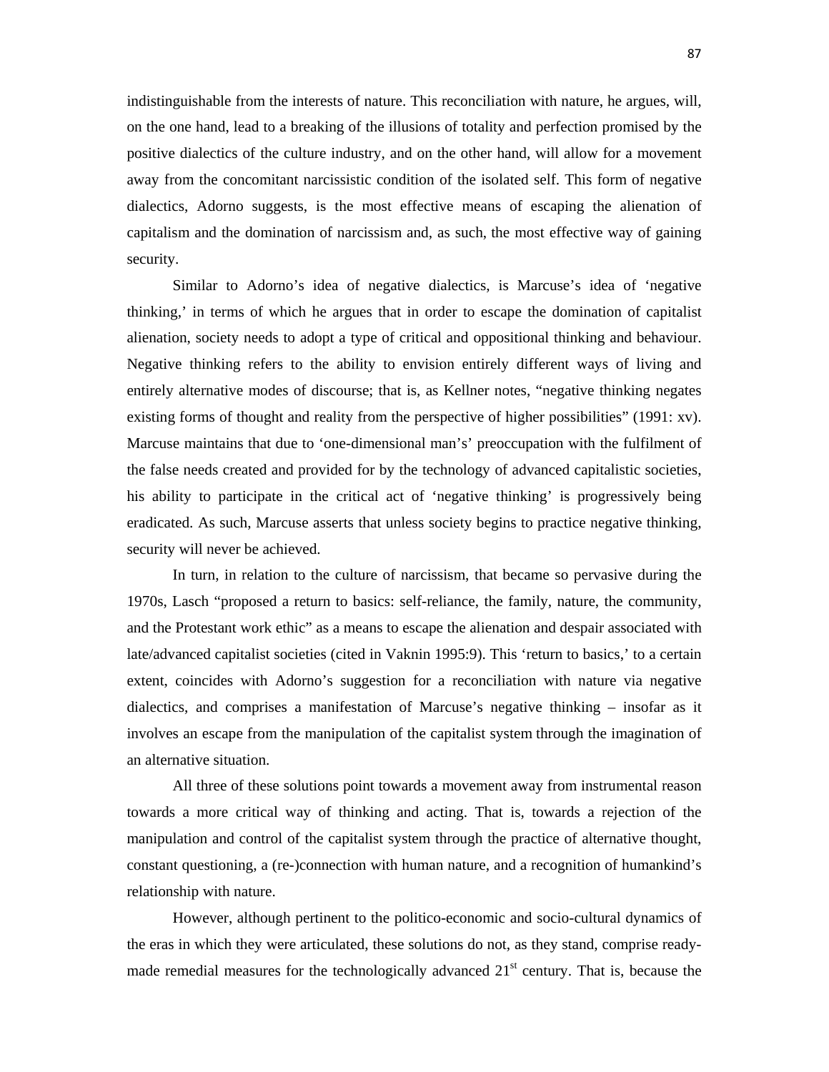indistinguishable from the interests of nature. This reconciliation with nature, he argues, will, on the one hand, lead to a breaking of the illusions of totality and perfection promised by the positive dialectics of the culture industry, and on the other hand, will allow for a movement away from the concomitant narcissistic condition of the isolated self. This form of negative dialectics, Adorno suggests, is the most effective means of escaping the alienation of capitalism and the domination of narcissism and, as such, the most effective way of gaining security.

Similar to Adorno's idea of negative dialectics, is Marcuse's idea of 'negative thinking,' in terms of which he argues that in order to escape the domination of capitalist alienation, society needs to adopt a type of critical and oppositional thinking and behaviour. Negative thinking refers to the ability to envision entirely different ways of living and entirely alternative modes of discourse; that is, as Kellner notes, "negative thinking negates existing forms of thought and reality from the perspective of higher possibilities" (1991: xv). Marcuse maintains that due to 'one-dimensional man's' preoccupation with the fulfilment of the false needs created and provided for by the technology of advanced capitalistic societies, his ability to participate in the critical act of 'negative thinking' is progressively being eradicated. As such, Marcuse asserts that unless society begins to practice negative thinking, security will never be achieved.

In turn, in relation to the culture of narcissism, that became so pervasive during the 1970s, Lasch "proposed a return to basics: self-reliance, the family, nature, the community, and the Protestant work ethic" as a means to escape the alienation and despair associated with late/advanced capitalist societies (cited in Vaknin 1995:9). This 'return to basics,' to a certain extent, coincides with Adorno's suggestion for a reconciliation with nature via negative dialectics, and comprises a manifestation of Marcuse's negative thinking – insofar as it involves an escape from the manipulation of the capitalist system through the imagination of an alternative situation.

All three of these solutions point towards a movement away from instrumental reason towards a more critical way of thinking and acting. That is, towards a rejection of the manipulation and control of the capitalist system through the practice of alternative thought, constant questioning, a (re-)connection with human nature, and a recognition of humankind's relationship with nature.

However, although pertinent to the politico-economic and socio-cultural dynamics of the eras in which they were articulated, these solutions do not, as they stand, comprise ready-made remedial measures for the technologically advanced 21st century. That is, because the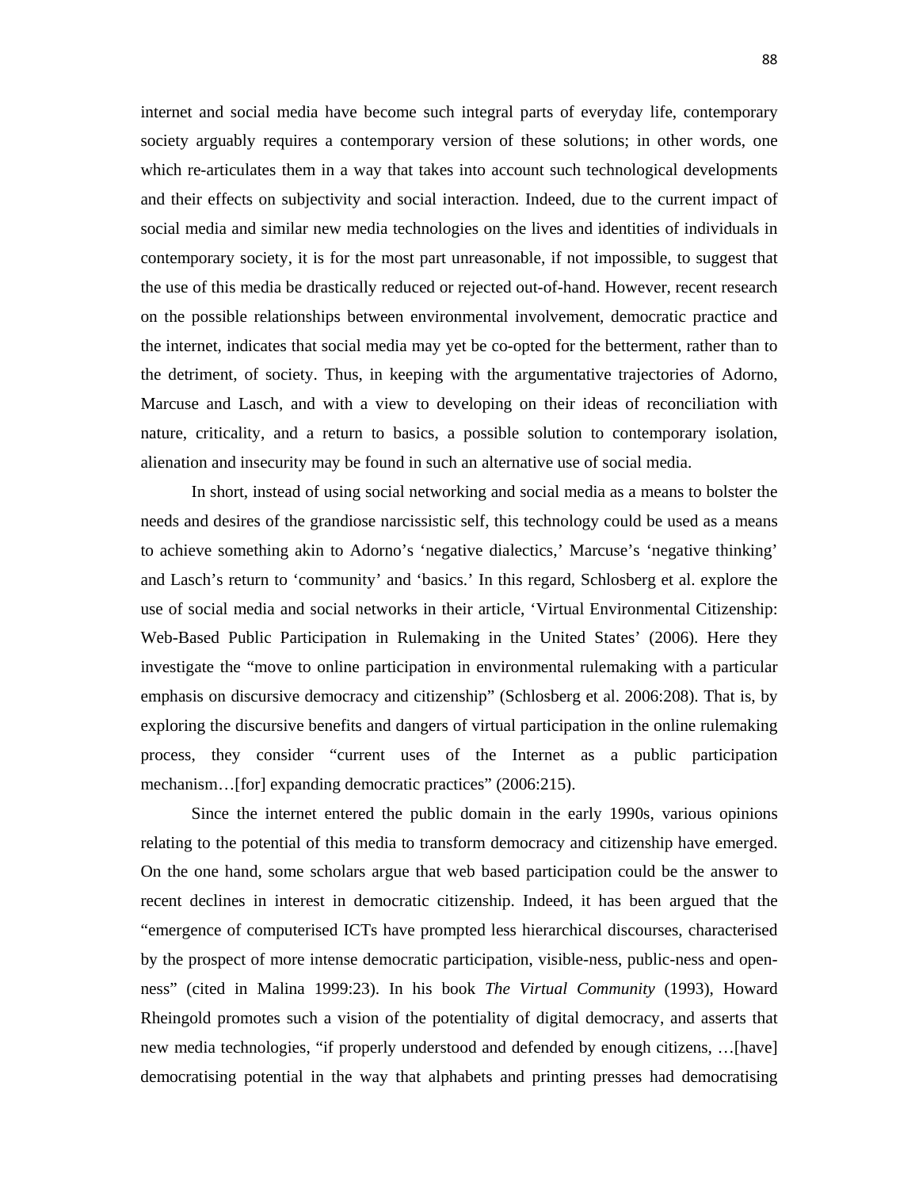internet and social media have become such integral parts of everyday life, contemporary society arguably requires a contemporary version of these solutions; in other words, one which re-articulates them in a way that takes into account such technological developments and their effects on subjectivity and social interaction. Indeed, due to the current impact of social media and similar new media technologies on the lives and identities of individuals in contemporary society, it is for the most part unreasonable, if not impossible, to suggest that the use of this media be drastically reduced or rejected out-of-hand. However, recent research on the possible relationships between environmental involvement, democratic practice and the internet, indicates that social media may yet be co-opted for the betterment, rather than to the detriment, of society. Thus, in keeping with the argumentative trajectories of Adorno, Marcuse and Lasch, and with a view to developing on their ideas of reconciliation with nature, criticality, and a return to basics, a possible solution to contemporary isolation, alienation and insecurity may be found in such an alternative use of social media.

In short, instead of using social networking and social media as a means to bolster the needs and desires of the grandiose narcissistic self, this technology could be used as a means to achieve something akin to Adorno's 'negative dialectics,' Marcuse's 'negative thinking' and Lasch's return to 'community' and 'basics.' In this regard, Schlosberg et al. explore the use of social media and social networks in their article, 'Virtual Environmental Citizenship: Web-Based Public Participation in Rulemaking in the United States' (2006). Here they investigate the "move to online participation in environmental rulemaking with a particular emphasis on discursive democracy and citizenship" (Schlosberg et al. 2006:208). That is, by exploring the discursive benefits and dangers of virtual participation in the online rulemaking process, they consider "current uses of the Internet as a public participation mechanism…[for] expanding democratic practices" (2006:215).

Since the internet entered the public domain in the early 1990s, various opinions relating to the potential of this media to transform democracy and citizenship have emerged. On the one hand, some scholars argue that web based participation could be the answer to recent declines in interest in democratic citizenship. Indeed, it has been argued that the "emergence of computerised ICTs have prompted less hierarchical discourses, characterised by the prospect of more intense democratic participation, visible-ness, public-ness and open-ness" (cited in Malina 1999:23). In his book *The Virtual Community* (1993), Howard Rheingold promotes such a vision of the potentiality of digital democracy, and asserts that new media technologies, "if properly understood and defended by enough citizens, …[have] democratising potential in the way that alphabets and printing presses had democratising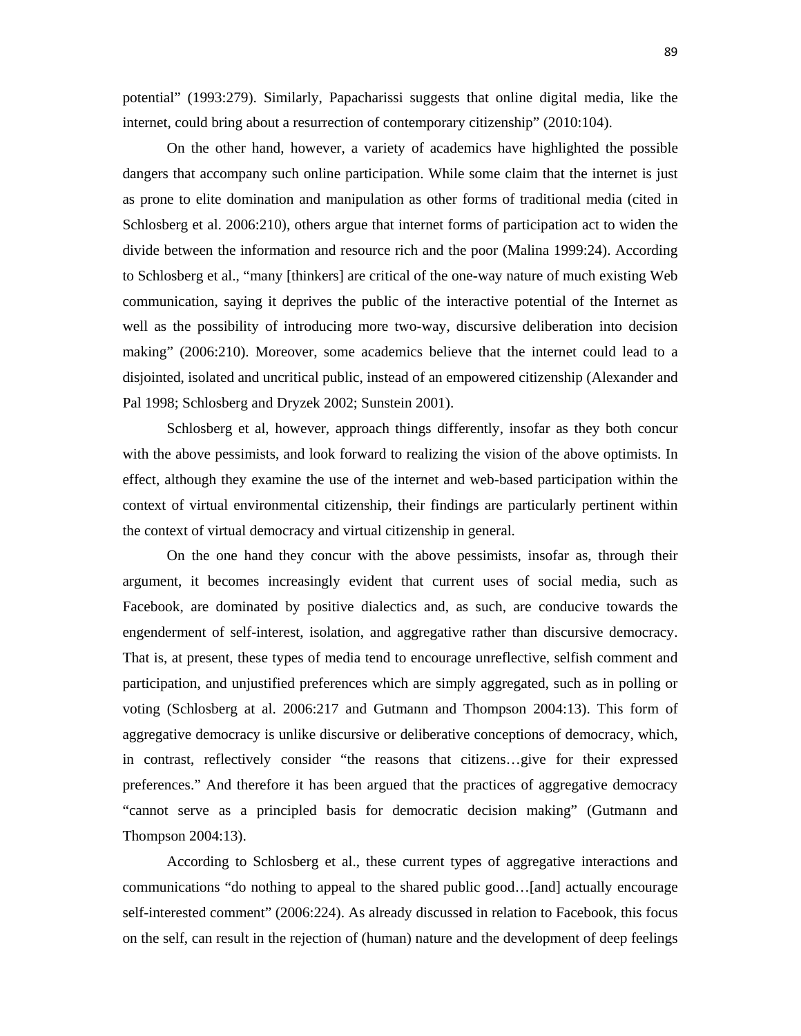potential" (1993:279). Similarly, Papacharissi suggests that online digital media, like the internet, could bring about a resurrection of contemporary citizenship" (2010:104).

On the other hand, however, a variety of academics have highlighted the possible dangers that accompany such online participation. While some claim that the internet is just as prone to elite domination and manipulation as other forms of traditional media (cited in Schlosberg et al. 2006:210), others argue that internet forms of participation act to widen the divide between the information and resource rich and the poor (Malina 1999:24). According to Schlosberg et al., "many [thinkers] are critical of the one-way nature of much existing Web communication, saying it deprives the public of the interactive potential of the Internet as well as the possibility of introducing more two-way, discursive deliberation into decision making" (2006:210). Moreover, some academics believe that the internet could lead to a disjointed, isolated and uncritical public, instead of an empowered citizenship (Alexander and Pal 1998; Schlosberg and Dryzek 2002; Sunstein 2001).

Schlosberg et al, however, approach things differently, insofar as they both concur with the above pessimists, and look forward to realizing the vision of the above optimists. In effect, although they examine the use of the internet and web-based participation within the context of virtual environmental citizenship, their findings are particularly pertinent within the context of virtual democracy and virtual citizenship in general.

On the one hand they concur with the above pessimists, insofar as, through their argument, it becomes increasingly evident that current uses of social media, such as Facebook, are dominated by positive dialectics and, as such, are conducive towards the engenderment of self-interest, isolation, and aggregative rather than discursive democracy. That is, at present, these types of media tend to encourage unreflective, selfish comment and participation, and unjustified preferences which are simply aggregated, such as in polling or voting (Schlosberg at al. 2006:217 and Gutmann and Thompson 2004:13). This form of aggregative democracy is unlike discursive or deliberative conceptions of democracy, which, in contrast, reflectively consider "the reasons that citizens…give for their expressed preferences." And therefore it has been argued that the practices of aggregative democracy "cannot serve as a principled basis for democratic decision making" (Gutmann and Thompson 2004:13).

According to Schlosberg et al., these current types of aggregative interactions and communications "do nothing to appeal to the shared public good…[and] actually encourage self-interested comment" (2006:224). As already discussed in relation to Facebook, this focus on the self, can result in the rejection of (human) nature and the development of deep feelings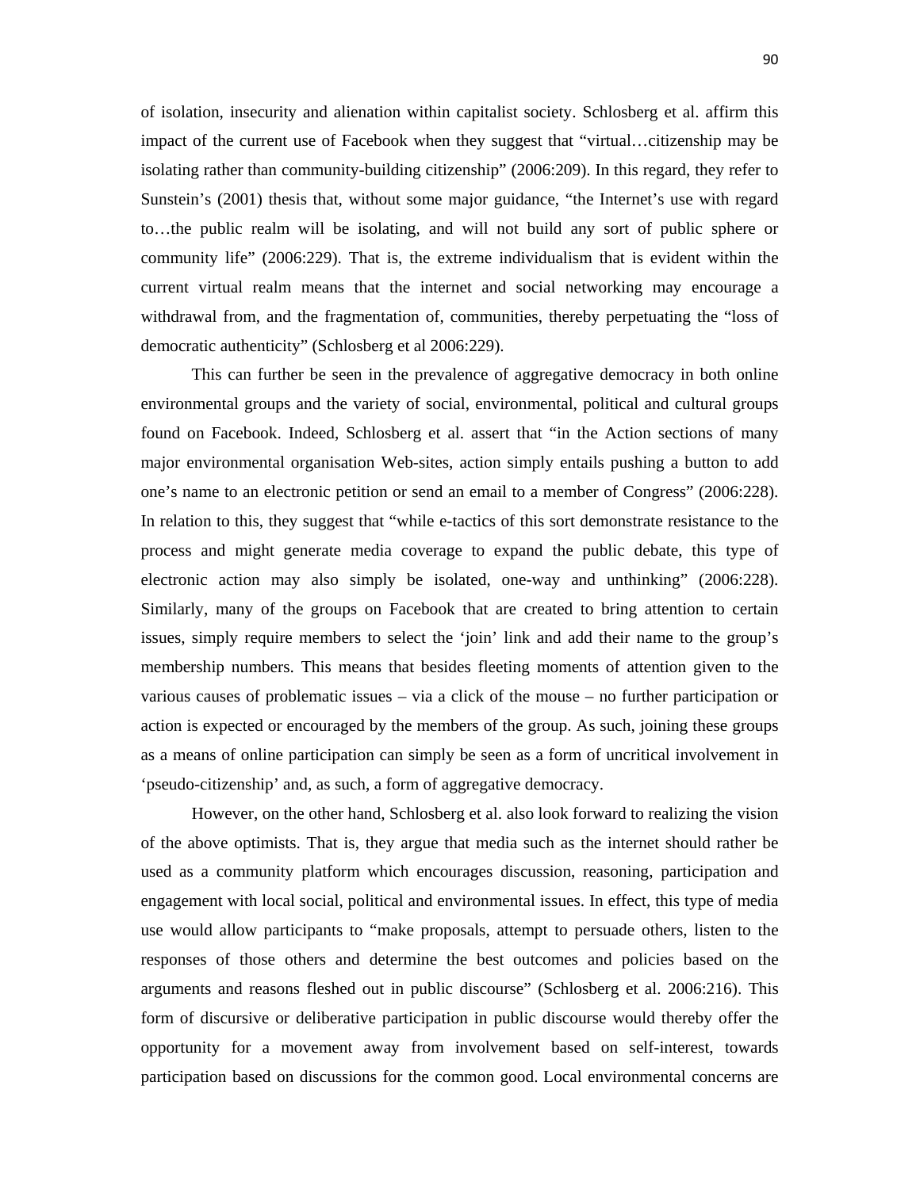of isolation, insecurity and alienation within capitalist society. Schlosberg et al. affirm this impact of the current use of Facebook when they suggest that "virtual…citizenship may be isolating rather than community-building citizenship" (2006:209). In this regard, they refer to Sunstein's (2001) thesis that, without some major guidance, "the Internet's use with regard to…the public realm will be isolating, and will not build any sort of public sphere or community life" (2006:229). That is, the extreme individualism that is evident within the current virtual realm means that the internet and social networking may encourage a withdrawal from, and the fragmentation of, communities, thereby perpetuating the "loss of democratic authenticity" (Schlosberg et al 2006:229).

This can further be seen in the prevalence of aggregative democracy in both online environmental groups and the variety of social, environmental, political and cultural groups found on Facebook. Indeed, Schlosberg et al. assert that "in the Action sections of many major environmental organisation Web-sites, action simply entails pushing a button to add one's name to an electronic petition or send an email to a member of Congress" (2006:228). In relation to this, they suggest that "while e-tactics of this sort demonstrate resistance to the process and might generate media coverage to expand the public debate, this type of electronic action may also simply be isolated, one-way and unthinking" (2006:228). Similarly, many of the groups on Facebook that are created to bring attention to certain issues, simply require members to select the 'join' link and add their name to the group's membership numbers. This means that besides fleeting moments of attention given to the various causes of problematic issues – via a click of the mouse – no further participation or action is expected or encouraged by the members of the group. As such, joining these groups as a means of online participation can simply be seen as a form of uncritical involvement in 'pseudo-citizenship' and, as such, a form of aggregative democracy.

However, on the other hand, Schlosberg et al. also look forward to realizing the vision of the above optimists. That is, they argue that media such as the internet should rather be used as a community platform which encourages discussion, reasoning, participation and engagement with local social, political and environmental issues. In effect, this type of media use would allow participants to "make proposals, attempt to persuade others, listen to the responses of those others and determine the best outcomes and policies based on the arguments and reasons fleshed out in public discourse" (Schlosberg et al. 2006:216). This form of discursive or deliberative participation in public discourse would thereby offer the opportunity for a movement away from involvement based on self-interest, towards participation based on discussions for the common good. Local environmental concerns are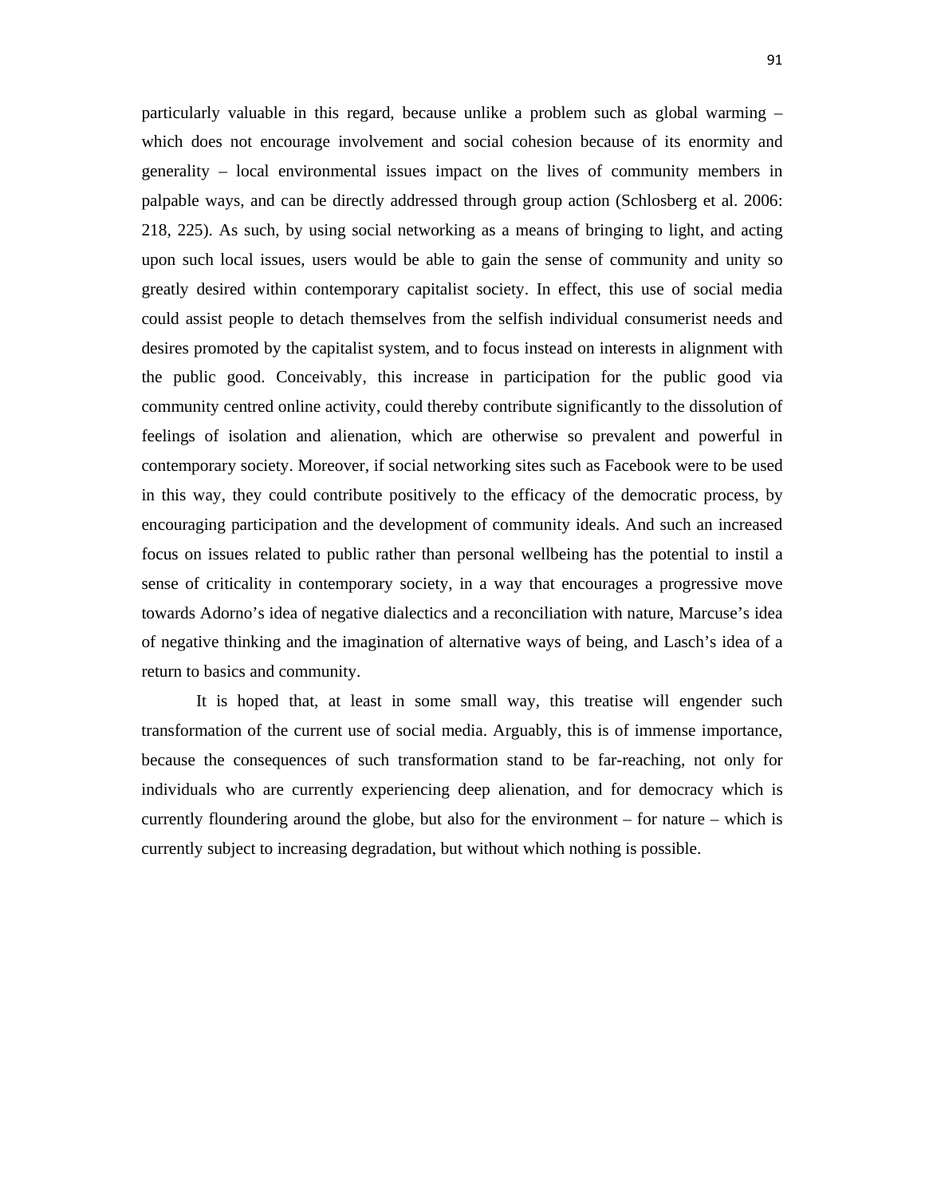particularly valuable in this regard, because unlike a problem such as global warming – which does not encourage involvement and social cohesion because of its enormity and generality – local environmental issues impact on the lives of community members in palpable ways, and can be directly addressed through group action (Schlosberg et al. 2006: 218, 225). As such, by using social networking as a means of bringing to light, and acting upon such local issues, users would be able to gain the sense of community and unity so greatly desired within contemporary capitalist society. In effect, this use of social media could assist people to detach themselves from the selfish individual consumerist needs and desires promoted by the capitalist system, and to focus instead on interests in alignment with the public good. Conceivably, this increase in participation for the public good via community centred online activity, could thereby contribute significantly to the dissolution of feelings of isolation and alienation, which are otherwise so prevalent and powerful in contemporary society. Moreover, if social networking sites such as Facebook were to be used in this way, they could contribute positively to the efficacy of the democratic process, by encouraging participation and the development of community ideals. And such an increased focus on issues related to public rather than personal wellbeing has the potential to instil a sense of criticality in contemporary society, in a way that encourages a progressive move towards Adorno's idea of negative dialectics and a reconciliation with nature, Marcuse's idea of negative thinking and the imagination of alternative ways of being, and Lasch's idea of a return to basics and community.

It is hoped that, at least in some small way, this treatise will engender such transformation of the current use of social media. Arguably, this is of immense importance, because the consequences of such transformation stand to be far-reaching, not only for individuals who are currently experiencing deep alienation, and for democracy which is currently floundering around the globe, but also for the environment – for nature – which is currently subject to increasing degradation, but without which nothing is possible.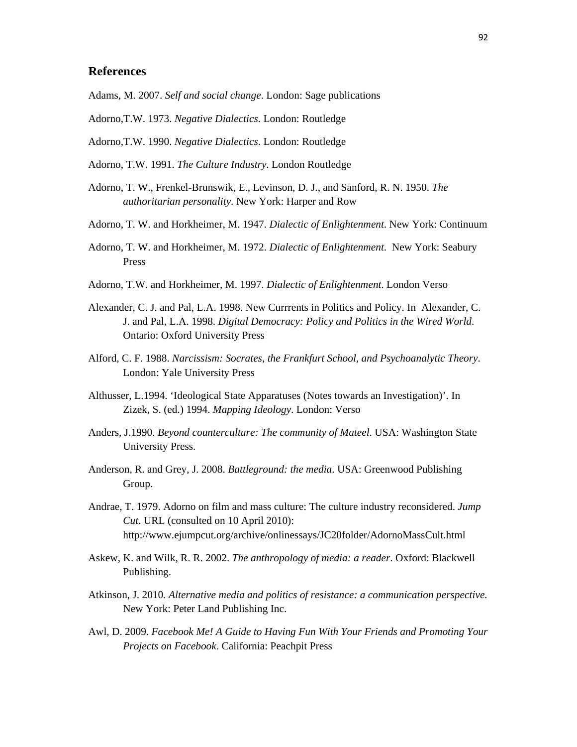## References

Adams, M. 2007. *Self and social change*. London: Sage publications

Adorno,T.W. 1973. *Negative Dialectics*. London: Routledge

Adorno,T.W. 1990. *Negative Dialectics*. London: Routledge

Adorno, T.W. 1991. *The Culture Industry*. London Routledge

Adorno, T. W., Frenkel-Brunswik, E., Levinson, D. J., and Sanford, R. N. 1950. *The authoritarian personality*. New York: Harper and Row

Adorno, T. W. and Horkheimer, M. 1947. *Dialectic of Enlightenment*. New York: Continuum

Adorno, T. W. and Horkheimer, M. 1972. *Dialectic of Enlightenment.* New York: Seabury Press

Adorno, T.W. and Horkheimer, M. 1997. *Dialectic of Enlightenment*. London Verso

Alexander, C. J. and Pal, L.A. 1998. New Currrents in Politics and Policy. In Alexander, C. J. and Pal, L.A. 1998. *Digital Democracy: Policy and Politics in the Wired World*. Ontario: Oxford University Press

Alford, C. F. 1988. *Narcissism: Socrates, the Frankfurt School, and Psychoanalytic Theory*. London: Yale University Press

Althusser, L.1994. 'Ideological State Apparatuses (Notes towards an Investigation)'. In Zizek, S. (ed.) 1994. *Mapping Ideology*. London: Verso

Anders, J.1990. *Beyond counterculture: The community of Mateel*. USA: Washington State University Press.

Anderson, R. and Grey, J. 2008. *Battleground: the media*. USA: Greenwood Publishing Group.

Andrae, T. 1979. Adorno on film and mass culture: The culture industry reconsidered. *Jump Cut*. URL (consulted on 10 April 2010): http://www.ejumpcut.org/archive/onlinessays/JC20folder/AdornoMassCult.html

Askew, K. and Wilk, R. R. 2002. *The anthropology of media: a reader*. Oxford: Blackwell Publishing.

Atkinson, J. 2010. *Alternative media and politics of resistance: a communication perspective.* New York: Peter Land Publishing Inc.

Awl, D. 2009. *Facebook Me! A Guide to Having Fun With Your Friends and Promoting Your Projects on Facebook*. California: Peachpit Press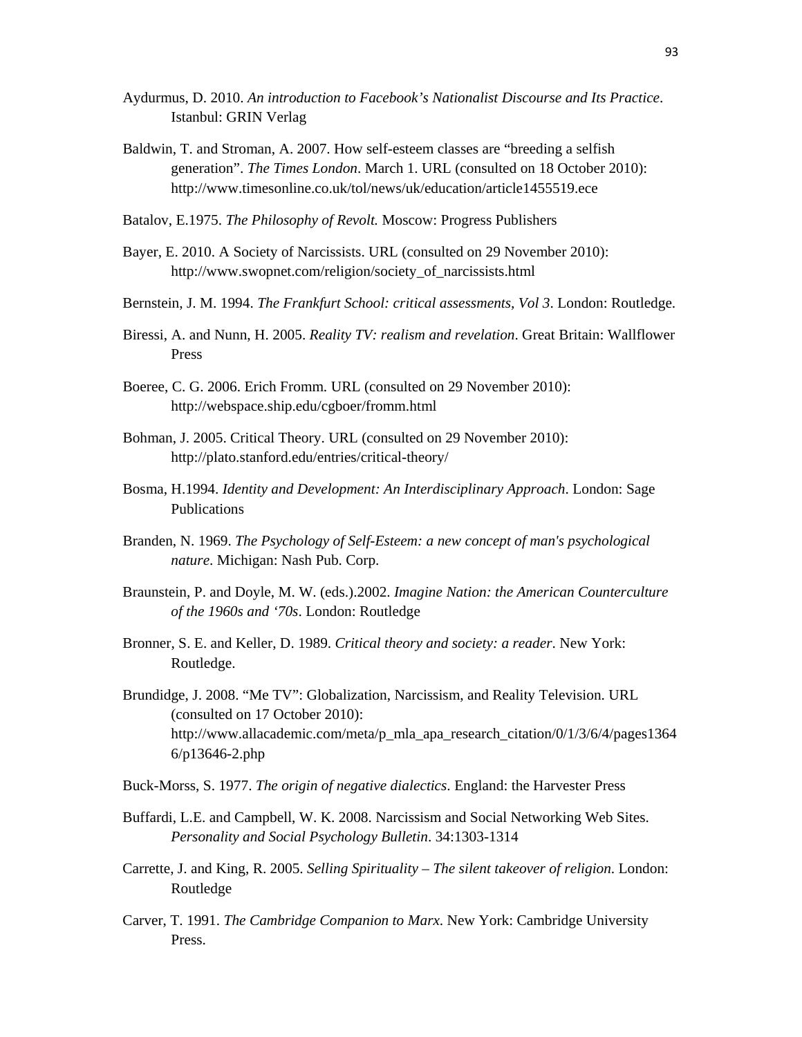Aydurmus, D. 2010. *An introduction to Facebook's Nationalist Discourse and Its Practice*. Istanbul: GRIN Verlag

Baldwin, T. and Stroman, A. 2007. How self-esteem classes are "breeding a selfish generation". *The Times London*. March 1. URL (consulted on 18 October 2010): http://www.timesonline.co.uk/tol/news/uk/education/article1455519.ece

Batalov, E.1975. *The Philosophy of Revolt.* Moscow: Progress Publishers

Bayer, E. 2010. A Society of Narcissists. URL (consulted on 29 November 2010): http://www.swopnet.com/religion/society_of_narcissists.html

Bernstein, J. M. 1994. *The Frankfurt School: critical assessments, Vol 3*. London: Routledge.

Biressi, A. and Nunn, H. 2005. *Reality TV: realism and revelation*. Great Britain: Wallflower Press

Boeree, C. G. 2006. Erich Fromm. URL (consulted on 29 November 2010): http://webspace.ship.edu/cgboer/fromm.html

Bohman, J. 2005. Critical Theory. URL (consulted on 29 November 2010): http://plato.stanford.edu/entries/critical-theory/

Bosma, H.1994. *Identity and Development: An Interdisciplinary Approach*. London: Sage Publications

Branden, N. 1969. *The Psychology of Self-Esteem: a new concept of man's psychological nature*. Michigan: Nash Pub. Corp.

Braunstein, P. and Doyle, M. W. (eds.).2002. *Imagine Nation: the American Counterculture of the 1960s and '70s*. London: Routledge

Bronner, S. E. and Keller, D. 1989. *Critical theory and society: a reader*. New York: Routledge.

Brundidge, J. 2008. "Me TV": Globalization, Narcissism, and Reality Television. URL (consulted on 17 October 2010): http://www.allacademic.com/meta/p_mla_apa_research_citation/0/1/3/6/4/pages13646/p13646-2.php

Buck-Morss, S. 1977. *The origin of negative dialectics*. England: the Harvester Press

Buffardi, L.E. and Campbell, W. K. 2008. Narcissism and Social Networking Web Sites. *Personality and Social Psychology Bulletin*. 34:1303-1314

Carrette, J. and King, R. 2005. *Selling Spirituality – The silent takeover of religion*. London: Routledge

Carver, T. 1991. *The Cambridge Companion to Marx*. New York: Cambridge University Press.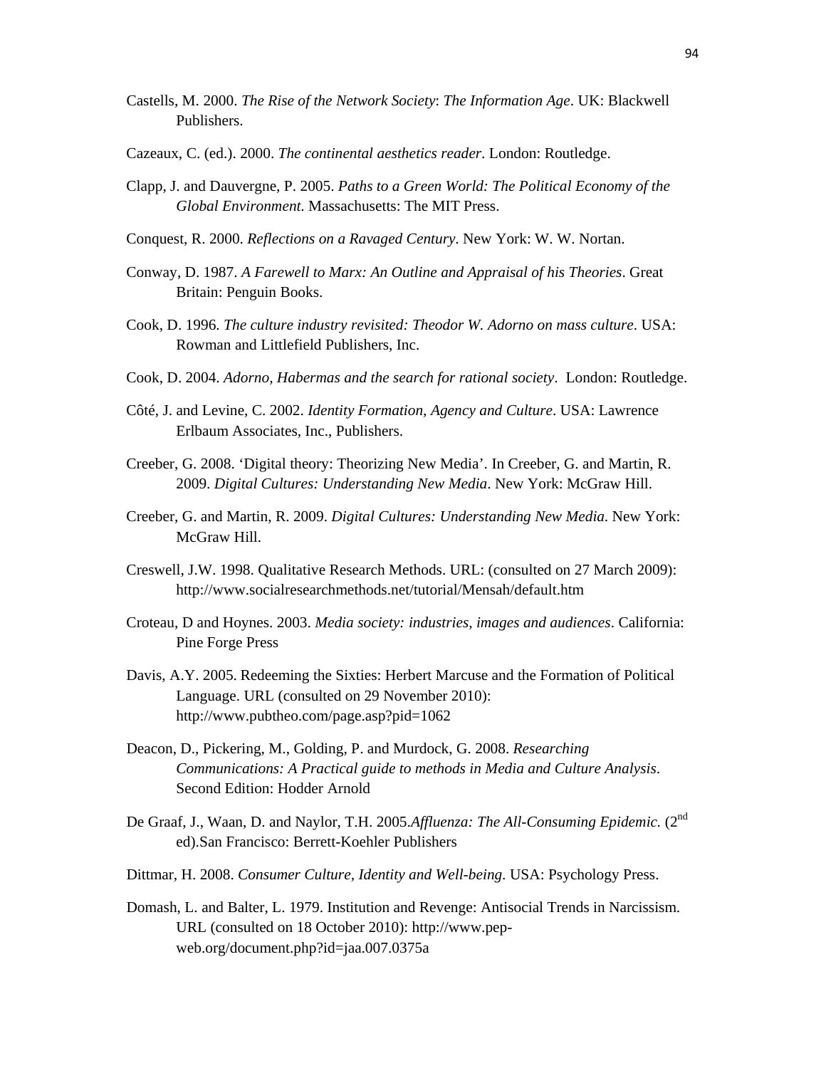Castells, M. 2000. *The Rise of the Network Society*: *The Information Age*. UK: Blackwell Publishers.

Cazeaux, C. (ed.). 2000. *The continental aesthetics reader*. London: Routledge.

Clapp, J. and Dauvergne, P. 2005. *Paths to a Green World: The Political Economy of the Global Environment*. Massachusetts: The MIT Press.

Conquest, R. 2000. *Reflections on a Ravaged Century*. New York: W. W. Nortan.

Conway, D. 1987. *A Farewell to Marx: An Outline and Appraisal of his Theories*. Great Britain: Penguin Books.

Cook, D. 1996. *The culture industry revisited: Theodor W. Adorno on mass culture*. USA: Rowman and Littlefield Publishers, Inc.

Cook, D. 2004. *Adorno, Habermas and the search for rational society*. London: Routledge.

Côté, J. and Levine, C. 2002. *Identity Formation, Agency and Culture*. USA: Lawrence Erlbaum Associates, Inc., Publishers.

Creeber, G. 2008. 'Digital theory: Theorizing New Media'. In Creeber, G. and Martin, R. 2009. *Digital Cultures: Understanding New Media*. New York: McGraw Hill.

Creeber, G. and Martin, R. 2009. *Digital Cultures: Understanding New Media*. New York: McGraw Hill.

Creswell, J.W. 1998. Qualitative Research Methods. URL: (consulted on 27 March 2009): http://www.socialresearchmethods.net/tutorial/Mensah/default.htm

Croteau, D and Hoynes. 2003. *Media society: industries, images and audiences*. California: Pine Forge Press

Davis, A.Y. 2005. Redeeming the Sixties: Herbert Marcuse and the Formation of Political Language. URL (consulted on 29 November 2010): http://www.pubtheo.com/page.asp?pid=1062

Deacon, D., Pickering, M., Golding, P. and Murdock, G. 2008. *Researching Communications: A Practical guide to methods in Media and Culture Analysis*. Second Edition: Hodder Arnold

De Graaf, J., Waan, D. and Naylor, T.H. 2005.*Affluenza: The All-Consuming Epidemic.* (2nd ed).San Francisco: Berrett-Koehler Publishers

Dittmar, H. 2008. *Consumer Culture, Identity and Well-being*. USA: Psychology Press.

Domash, L. and Balter, L. 1979. Institution and Revenge: Antisocial Trends in Narcissism. URL (consulted on 18 October 2010): http://www.pep-web.org/document.php?id=jaa.007.0375a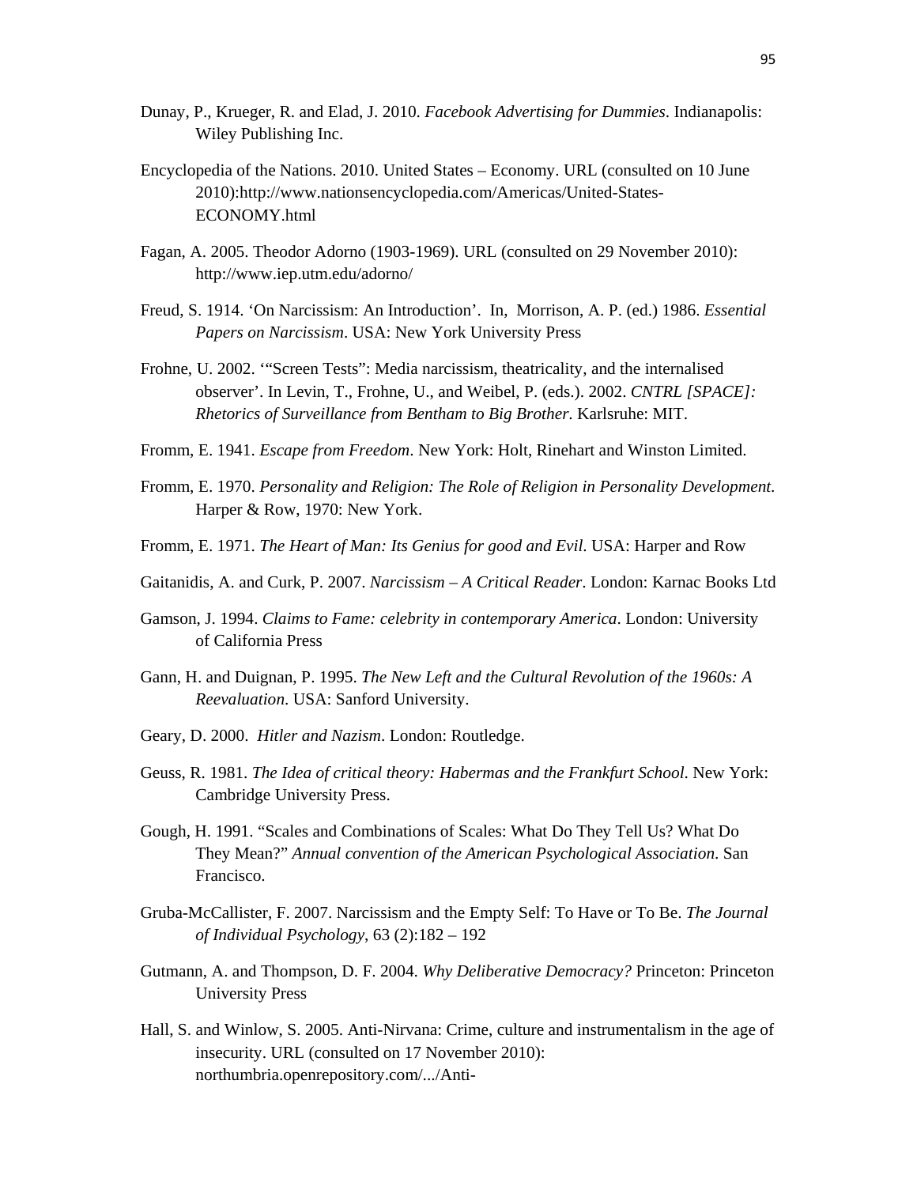Dunay, P., Krueger, R. and Elad, J. 2010. *Facebook Advertising for Dummies*. Indianapolis: Wiley Publishing Inc.

Encyclopedia of the Nations. 2010. United States – Economy. URL (consulted on 10 June 2010):http://www.nationsencyclopedia.com/Americas/United-States-ECONOMY.html

Fagan, A. 2005. Theodor Adorno (1903-1969). URL (consulted on 29 November 2010): http://www.iep.utm.edu/adorno/

Freud, S. 1914. 'On Narcissism: An Introduction'. In, Morrison, A. P. (ed.) 1986. *Essential Papers on Narcissism*. USA: New York University Press

Frohne, U. 2002. '"Screen Tests": Media narcissism, theatricality, and the internalised observer'. In Levin, T., Frohne, U., and Weibel, P. (eds.). 2002. *CNTRL [SPACE]: Rhetorics of Surveillance from Bentham to Big Brother*. Karlsruhe: MIT.

Fromm, E. 1941. *Escape from Freedom*. New York: Holt, Rinehart and Winston Limited.

Fromm, E. 1970. *Personality and Religion: The Role of Religion in Personality Development*. Harper & Row, 1970: New York.

Fromm, E. 1971. *The Heart of Man: Its Genius for good and Evil*. USA: Harper and Row

Gaitanidis, A. and Curk, P. 2007. *Narcissism – A Critical Reader*. London: Karnac Books Ltd

Gamson, J. 1994. *Claims to Fame: celebrity in contemporary America*. London: University of California Press

Gann, H. and Duignan, P. 1995. *The New Left and the Cultural Revolution of the 1960s: A Reevaluation*. USA: Sanford University.

Geary, D. 2000. *Hitler and Nazism*. London: Routledge.

Geuss, R. 1981. *The Idea of critical theory: Habermas and the Frankfurt School*. New York: Cambridge University Press.

Gough, H. 1991. "Scales and Combinations of Scales: What Do They Tell Us? What Do They Mean?" *Annual convention of the American Psychological Association*. San Francisco.

Gruba-McCallister, F. 2007. Narcissism and the Empty Self: To Have or To Be. *The Journal of Individual Psychology*, 63 (2):182 – 192

Gutmann, A. and Thompson, D. F. 2004. *Why Deliberative Democracy?* Princeton: Princeton University Press

Hall, S. and Winlow, S. 2005. Anti-Nirvana: Crime, culture and instrumentalism in the age of insecurity. URL (consulted on 17 November 2010): northumbria.openrepository.com/.../Anti-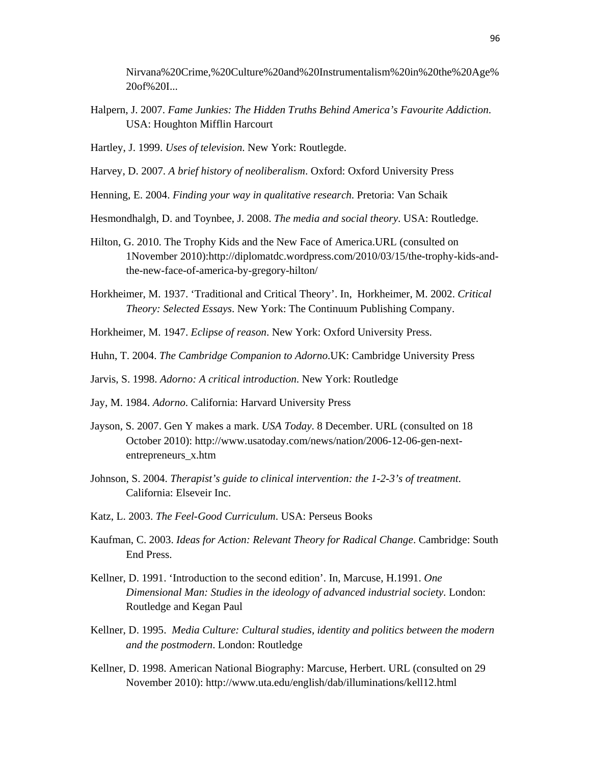Nirvana%20Crime,%20Culture%20and%20Instrumentalism%20in%20the%20Age%20of%20I...

Halpern, J. 2007. *Fame Junkies: The Hidden Truths Behind America's Favourite Addiction*. USA: Houghton Mifflin Harcourt

Hartley, J. 1999. *Uses of television*. New York: Routlegde.

Harvey, D. 2007. *A brief history of neoliberalism*. Oxford: Oxford University Press

Henning, E. 2004. *Finding your way in qualitative research.* Pretoria: Van Schaik

Hesmondhalgh, D. and Toynbee, J. 2008. *The media and social theory*. USA: Routledge.

Hilton, G. 2010. The Trophy Kids and the New Face of America.URL (consulted on 1November 2010):http://diplomatdc.wordpress.com/2010/03/15/the-trophy-kids-and-the-new-face-of-america-by-gregory-hilton/

Horkheimer, M. 1937. 'Traditional and Critical Theory'. In, Horkheimer, M. 2002. *Critical Theory: Selected Essays*. New York: The Continuum Publishing Company.

Horkheimer, M. 1947. *Eclipse of reason*. New York: Oxford University Press.

Huhn, T. 2004. *The Cambridge Companion to Adorno*.UK: Cambridge University Press

Jarvis, S. 1998. *Adorno: A critical introduction*. New York: Routledge

Jay, M. 1984. *Adorno*. California: Harvard University Press

Jayson, S. 2007. Gen Y makes a mark. *USA Today*. 8 December. URL (consulted on 18 October 2010): http://www.usatoday.com/news/nation/2006-12-06-gen-next-entrepreneurs_x.htm

Johnson, S. 2004. *Therapist's guide to clinical intervention: the 1-2-3's of treatment*. California: Elseveir Inc.

Katz, L. 2003. *The Feel-Good Curriculum*. USA: Perseus Books

Kaufman, C. 2003. *Ideas for Action: Relevant Theory for Radical Change*. Cambridge: South End Press.

Kellner, D. 1991. 'Introduction to the second edition'. In, Marcuse, H.1991. *One Dimensional Man: Studies in the ideology of advanced industrial society*. London: Routledge and Kegan Paul

Kellner, D. 1995. *Media Culture: Cultural studies, identity and politics between the modern and the postmodern*. London: Routledge

Kellner, D. 1998. American National Biography: Marcuse, Herbert. URL (consulted on 29 November 2010): http://www.uta.edu/english/dab/illuminations/kell12.html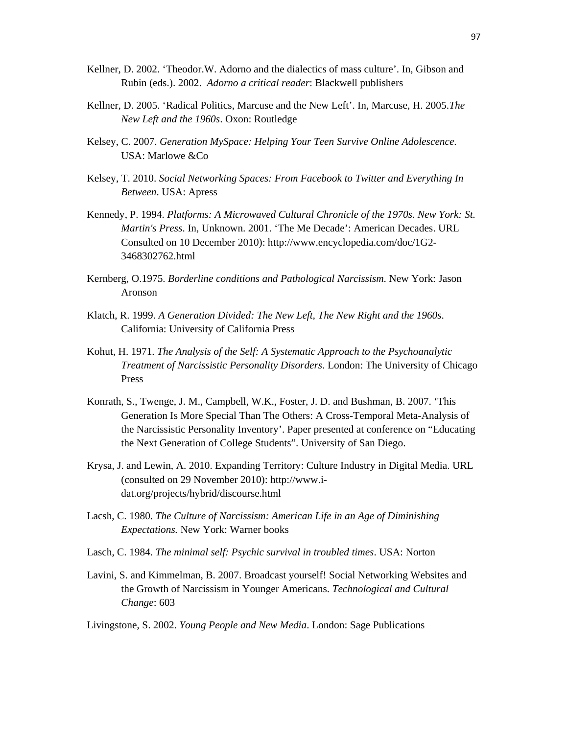Kellner, D. 2002. ‘Theodor.W. Adorno and the dialectics of mass culture’. In, Gibson and Rubin (eds.). 2002. *Adorno a critical reader*: Blackwell publishers

Kellner, D. 2005. ‘Radical Politics, Marcuse and the New Left’. In, Marcuse, H. 2005.*The New Left and the 1960s*. Oxon: Routledge

Kelsey, C. 2007. *Generation MySpace: Helping Your Teen Survive Online Adolescence*. USA: Marlowe &Co

Kelsey, T. 2010. *Social Networking Spaces: From Facebook to Twitter and Everything In Between*. USA: Apress

Kennedy, P. 1994. *Platforms: A Microwaved Cultural Chronicle of the 1970s. New York: St. Martin's Press*. In, Unknown. 2001. ‘The Me Decade’: American Decades. URL Consulted on 10 December 2010): http://www.encyclopedia.com/doc/1G2-3468302762.html

Kernberg, O.1975. *Borderline conditions and Pathological Narcissism*. New York: Jason Aronson

Klatch, R. 1999. *A Generation Divided: The New Left, The New Right and the 1960s*. California: University of California Press

Kohut, H. 1971. *The Analysis of the Self: A Systematic Approach to the Psychoanalytic Treatment of Narcissistic Personality Disorders*. London: The University of Chicago Press

Konrath, S., Twenge, J. M., Campbell, W.K., Foster, J. D. and Bushman, B. 2007. ‘This Generation Is More Special Than The Others: A Cross-Temporal Meta-Analysis of the Narcissistic Personality Inventory’. Paper presented at conference on “Educating the Next Generation of College Students”. University of San Diego.

Krysa, J. and Lewin, A. 2010. Expanding Territory: Culture Industry in Digital Media. URL (consulted on 29 November 2010): http://www.i-dat.org/projects/hybrid/discourse.html

Lacsh, C. 1980. *The Culture of Narcissism: American Life in an Age of Diminishing Expectations.* New York: Warner books

Lasch, C. 1984. *The minimal self: Psychic survival in troubled times*. USA: Norton

Lavini, S. and Kimmelman, B. 2007. Broadcast yourself! Social Networking Websites and the Growth of Narcissism in Younger Americans. *Technological and Cultural Change*: 603

Livingstone, S. 2002. *Young People and New Media*. London: Sage Publications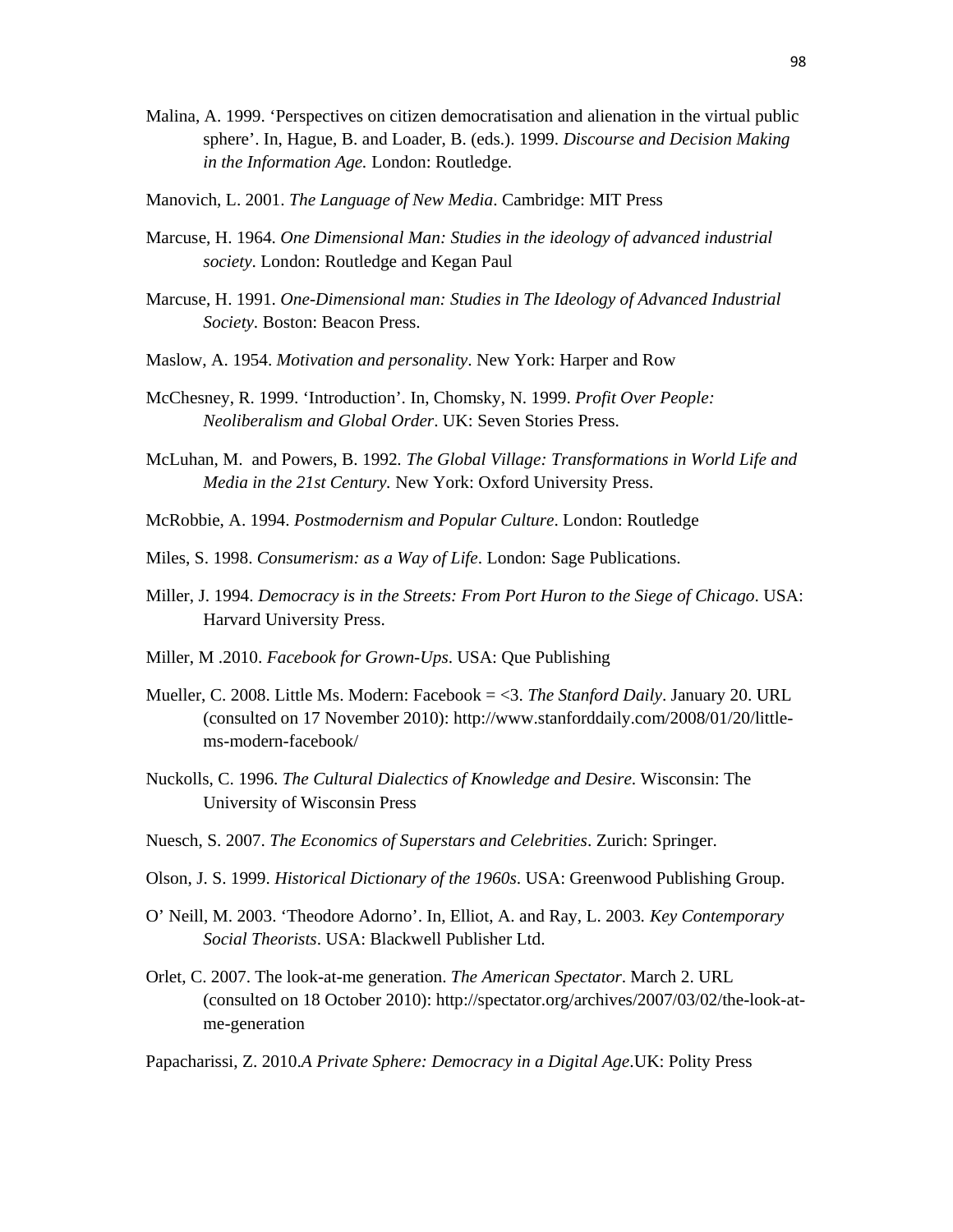Malina, A. 1999. ‘Perspectives on citizen democratisation and alienation in the virtual public sphere’. In, Hague, B. and Loader, B. (eds.). 1999. *Discourse and Decision Making in the Information Age.* London: Routledge.

Manovich, L. 2001. *The Language of New Media*. Cambridge: MIT Press

Marcuse, H. 1964. *One Dimensional Man: Studies in the ideology of advanced industrial society*. London: Routledge and Kegan Paul

Marcuse, H. 1991. *One-Dimensional man: Studies in The Ideology of Advanced Industrial Society.* Boston: Beacon Press.

Maslow, A. 1954. *Motivation and personality*. New York: Harper and Row

McChesney, R. 1999. ‘Introduction’. In, Chomsky, N. 1999. *Profit Over People: Neoliberalism and Global Order*. UK: Seven Stories Press.

McLuhan, M. and Powers, B. 1992. *The Global Village: Transformations in World Life and Media in the 21st Century.* New York: Oxford University Press.

McRobbie, A. 1994. *Postmodernism and Popular Culture*. London: Routledge

Miles, S. 1998. *Consumerism: as a Way of Life*. London: Sage Publications.

Miller, J. 1994. *Democracy is in the Streets: From Port Huron to the Siege of Chicago*. USA: Harvard University Press.

Miller, M .2010. *Facebook for Grown-Ups*. USA: Que Publishing

Mueller, C. 2008. Little Ms. Modern: Facebook = <3. *The Stanford Daily*. January 20. URL (consulted on 17 November 2010): http://www.stanforddaily.com/2008/01/20/little-ms-modern-facebook/

Nuckolls, C. 1996. *The Cultural Dialectics of Knowledge and Desire*. Wisconsin: The University of Wisconsin Press

Nuesch, S. 2007. *The Economics of Superstars and Celebrities*. Zurich: Springer.

Olson, J. S. 1999. *Historical Dictionary of the 1960s*. USA: Greenwood Publishing Group.

O’ Neill, M. 2003. ‘Theodore Adorno’. In, Elliot, A. and Ray, L. 2003. *Key Contemporary Social Theorists*. USA: Blackwell Publisher Ltd.

Orlet, C. 2007. The look-at-me generation. *The American Spectator*. March 2. URL (consulted on 18 October 2010): http://spectator.org/archives/2007/03/02/the-look-at-me-generation

Papacharissi, Z. 2010.*A Private Sphere: Democracy in a Digital Age*.UK: Polity Press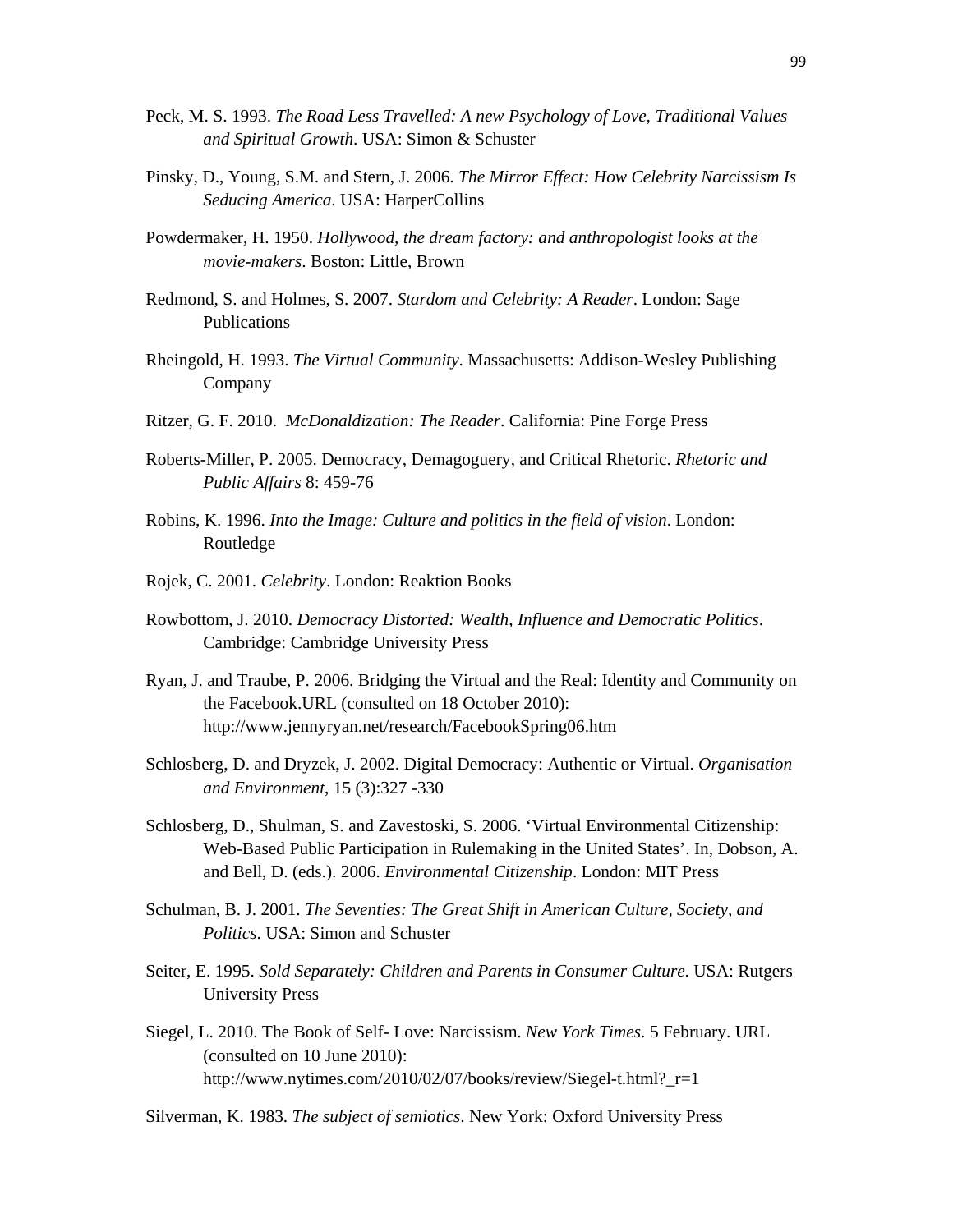Peck, M. S. 1993. *The Road Less Travelled: A new Psychology of Love, Traditional Values and Spiritual Growth*. USA: Simon & Schuster

Pinsky, D., Young, S.M. and Stern, J. 2006. *The Mirror Effect: How Celebrity Narcissism Is Seducing America*. USA: HarperCollins

Powdermaker, H. 1950. *Hollywood, the dream factory: and anthropologist looks at the movie-makers*. Boston: Little, Brown

Redmond, S. and Holmes, S. 2007. *Stardom and Celebrity: A Reader*. London: Sage Publications

Rheingold, H. 1993. *The Virtual Community*. Massachusetts: Addison-Wesley Publishing Company

Ritzer, G. F. 2010. *McDonaldization: The Reader*. California: Pine Forge Press

Roberts-Miller, P. 2005. Democracy, Demagoguery, and Critical Rhetoric. *Rhetoric and Public Affairs* 8: 459-76

Robins, K. 1996. *Into the Image: Culture and politics in the field of vision*. London: Routledge

Rojek, C. 2001. *Celebrity*. London: Reaktion Books

Rowbottom, J. 2010. *Democracy Distorted: Wealth, Influence and Democratic Politics*. Cambridge: Cambridge University Press

Ryan, J. and Traube, P. 2006. Bridging the Virtual and the Real: Identity and Community on the Facebook.URL (consulted on 18 October 2010): http://www.jennyryan.net/research/FacebookSpring06.htm

Schlosberg, D. and Dryzek, J. 2002. Digital Democracy: Authentic or Virtual. *Organisation and Environment*, 15 (3):327 -330

Schlosberg, D., Shulman, S. and Zavestoski, S. 2006. 'Virtual Environmental Citizenship: Web-Based Public Participation in Rulemaking in the United States'. In, Dobson, A. and Bell, D. (eds.). 2006. *Environmental Citizenship*. London: MIT Press

Schulman, B. J. 2001. *The Seventies: The Great Shift in American Culture, Society, and Politics*. USA: Simon and Schuster

Seiter, E. 1995. *Sold Separately: Children and Parents in Consumer Culture*. USA: Rutgers University Press

Siegel, L. 2010. The Book of Self- Love: Narcissism. *New York Times*. 5 February. URL (consulted on 10 June 2010): http://www.nytimes.com/2010/02/07/books/review/Siegel-t.html?_r=1

Silverman, K. 1983. *The subject of semiotics*. New York: Oxford University Press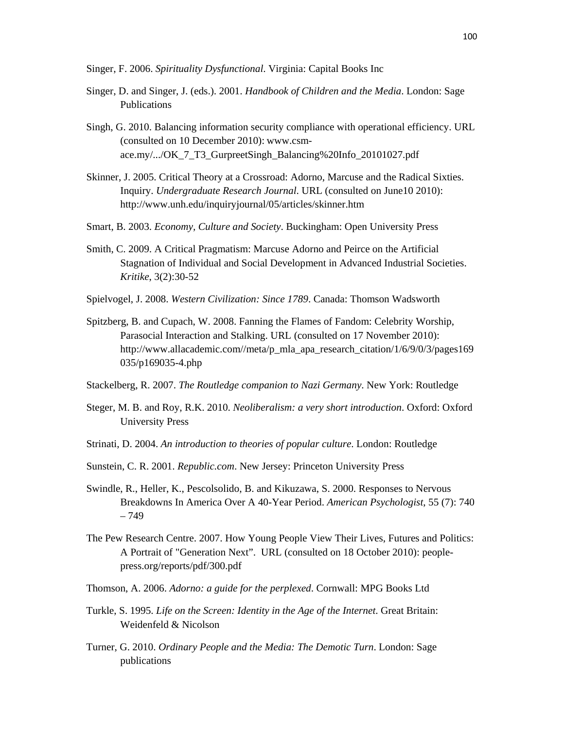Singer, F. 2006. *Spirituality Dysfunctional*. Virginia: Capital Books Inc

Singer, D. and Singer, J. (eds.). 2001. *Handbook of Children and the Media*. London: Sage Publications

Singh, G. 2010. Balancing information security compliance with operational efficiency. URL (consulted on 10 December 2010): www.csm-ace.my/.../OK_7_T3_GurpreetSingh_Balancing%20Info_20101027.pdf

Skinner, J. 2005. Critical Theory at a Crossroad: Adorno, Marcuse and the Radical Sixties. Inquiry. *Undergraduate Research Journal*. URL (consulted on June10 2010): http://www.unh.edu/inquiryjournal/05/articles/skinner.htm

Smart, B. 2003. *Economy, Culture and Society*. Buckingham: Open University Press

Smith, C. 2009. A Critical Pragmatism: Marcuse Adorno and Peirce on the Artificial Stagnation of Individual and Social Development in Advanced Industrial Societies. *Kritike*, 3(2):30-52

Spielvogel, J. 2008. *Western Civilization: Since 1789*. Canada: Thomson Wadsworth

Spitzberg, B. and Cupach, W. 2008. Fanning the Flames of Fandom: Celebrity Worship, Parasocial Interaction and Stalking. URL (consulted on 17 November 2010): http://www.allacademic.com//meta/p_mla_apa_research_citation/1/6/9/0/3/pages169035/p169035-4.php

Stackelberg, R. 2007. *The Routledge companion to Nazi Germany*. New York: Routledge

Steger, M. B. and Roy, R.K. 2010. *Neoliberalism: a very short introduction*. Oxford: Oxford University Press

Strinati, D. 2004. *An introduction to theories of popular culture*. London: Routledge

Sunstein, C. R. 2001. *Republic.com*. New Jersey: Princeton University Press

Swindle, R., Heller, K., Pescolsolido, B. and Kikuzawa, S. 2000. Responses to Nervous Breakdowns In America Over A 40-Year Period. *American Psychologist*, 55 (7): 740 – 749

The Pew Research Centre. 2007. How Young People View Their Lives, Futures and Politics: A Portrait of "Generation Next". URL (consulted on 18 October 2010): people-press.org/reports/pdf/300.pdf

Thomson, A. 2006. *Adorno: a guide for the perplexed*. Cornwall: MPG Books Ltd

Turkle, S. 1995. *Life on the Screen: Identity in the Age of the Internet*. Great Britain: Weidenfeld & Nicolson

Turner, G. 2010. *Ordinary People and the Media: The Demotic Turn*. London: Sage publications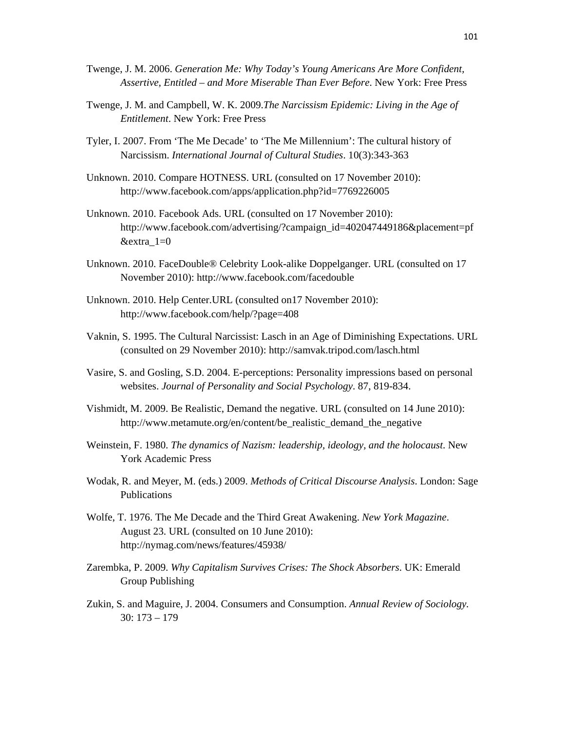Twenge, J. M. 2006. *Generation Me: Why Today's Young Americans Are More Confident, Assertive, Entitled – and More Miserable Than Ever Before*. New York: Free Press

Twenge, J. M. and Campbell, W. K. 2009.*The Narcissism Epidemic: Living in the Age of Entitlement*. New York: Free Press

Tyler, I. 2007. From 'The Me Decade' to 'The Me Millennium': The cultural history of Narcissism. *International Journal of Cultural Studies*. 10(3):343-363

Unknown. 2010. Compare HOTNESS. URL (consulted on 17 November 2010): http://www.facebook.com/apps/application.php?id=7769226005

Unknown. 2010. Facebook Ads. URL (consulted on 17 November 2010): http://www.facebook.com/advertising/?campaign_id=402047449186&placement=pf&extra_1=0

Unknown. 2010. FaceDouble® Celebrity Look-alike Doppelganger. URL (consulted on 17 November 2010): http://www.facebook.com/facedouble

Unknown. 2010. Help Center.URL (consulted on17 November 2010): http://www.facebook.com/help/?page=408

Vaknin, S. 1995. The Cultural Narcissist: Lasch in an Age of Diminishing Expectations. URL (consulted on 29 November 2010): http://samvak.tripod.com/lasch.html

Vasire, S. and Gosling, S.D. 2004. E-perceptions: Personality impressions based on personal websites. *Journal of Personality and Social Psychology*. 87, 819-834.

Vishmidt, M. 2009. Be Realistic, Demand the negative. URL (consulted on 14 June 2010): http://www.metamute.org/en/content/be_realistic_demand_the_negative

Weinstein, F. 1980. *The dynamics of Nazism: leadership, ideology, and the holocaust*. New York Academic Press

Wodak, R. and Meyer, M. (eds.) 2009. *Methods of Critical Discourse Analysis*. London: Sage Publications

Wolfe, T. 1976. The Me Decade and the Third Great Awakening. *New York Magazine*. August 23. URL (consulted on 10 June 2010): http://nymag.com/news/features/45938/

Zarembka, P. 2009. *Why Capitalism Survives Crises: The Shock Absorbers*. UK: Emerald Group Publishing

Zukin, S. and Maguire, J. 2004. Consumers and Consumption. *Annual Review of Sociology*. 30: 173 – 179